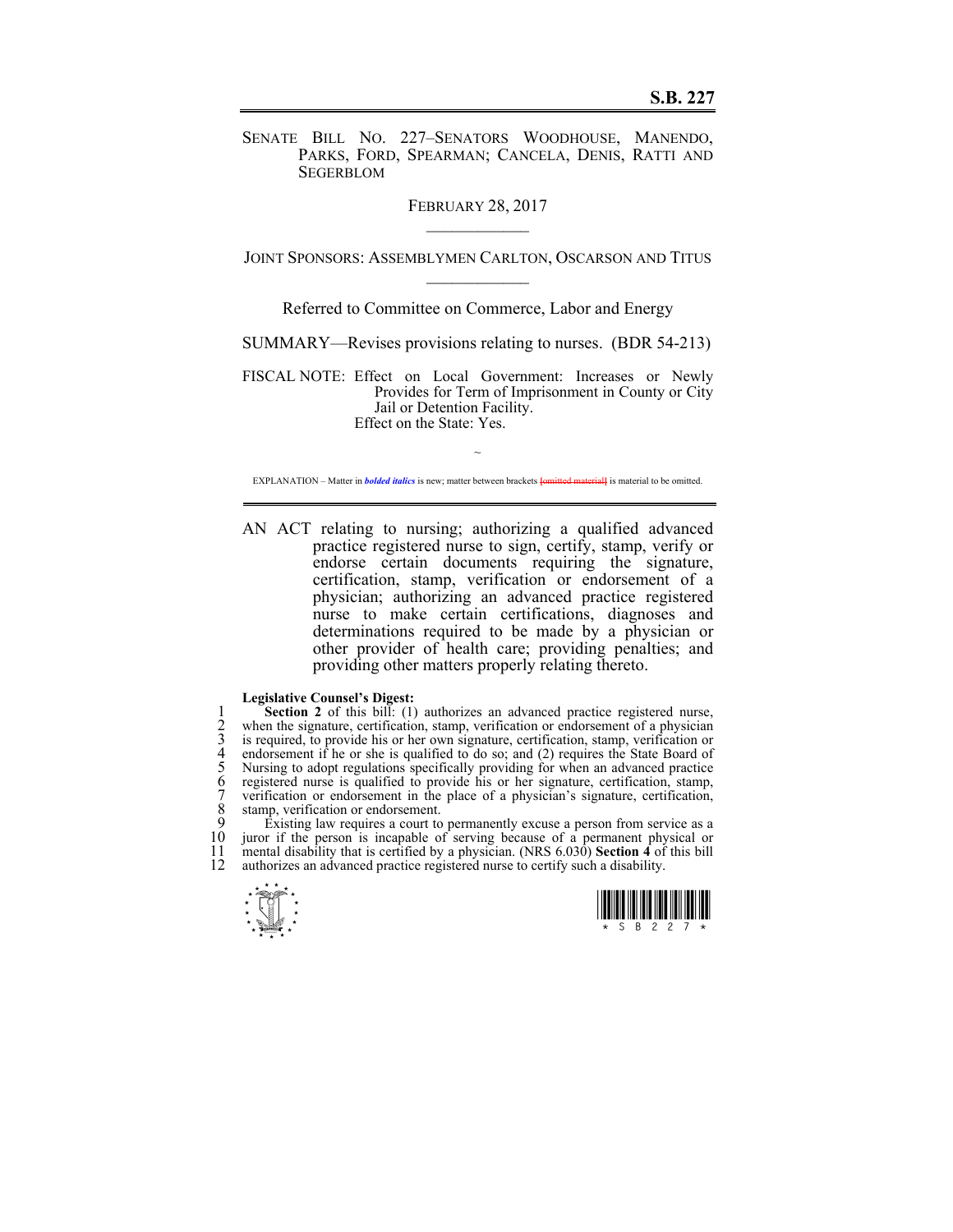# S.B. 227

SENATE BILL NO. 227–SENATORS WOODHOUSE, MANENDO, PARKS, FORD, SPEARMAN; CANCELA, DENIS, RATTI AND SEGERBLOM

FEBRUARY 28, 2017

\_\_\_\_\_\_\_\_\_\_\_\_

JOINT SPONSORS: ASSEMBLYMEN CARLTON, OSCARSON AND TITUS

\_\_\_\_\_\_\_\_\_\_\_\_

Referred to Committee on Commerce, Labor and Energy

SUMMARY—Revises provisions relating to nurses. (BDR 54-213)

FISCAL NOTE: Effect on Local Government: Increases or Newly Provides for Term of Imprisonment in County or City Jail or Detention Facility.
Effect on the State: Yes.

~

EXPLANATION – Matter in ***bolded italics*** is new; matter between brackets ~~[omitted material]~~ is material to be omitted.

AN ACT relating to nursing; authorizing a qualified advanced practice registered nurse to sign, certify, stamp, verify or endorse certain documents requiring the signature, certification, stamp, verification or endorsement of a physician; authorizing an advanced practice registered nurse to make certain certifications, diagnoses and determinations required to be made by a physician or other provider of health care; providing penalties; and providing other matters properly relating thereto.

**Legislative Counsel's Digest:**

**Section 2** of this bill: (1) authorizes an advanced practice registered nurse, when the signature, certification, stamp, verification or endorsement of a physician is required, to provide his or her own signature, certification, stamp, verification or endorsement if he or she is qualified to do so; and (2) requires the State Board of Nursing to adopt regulations specifically providing for when an advanced practice registered nurse is qualified to provide his or her signature, certification, stamp, verification or endorsement in the place of a physician's signature, certification, stamp, verification or endorsement.

Existing law requires a court to permanently excuse a person from service as a juror if the person is incapable of serving because of a permanent physical or mental disability that is certified by a physician. (NRS 6.030) **Section 4** of this bill authorizes an advanced practice registered nurse to certify such a disability.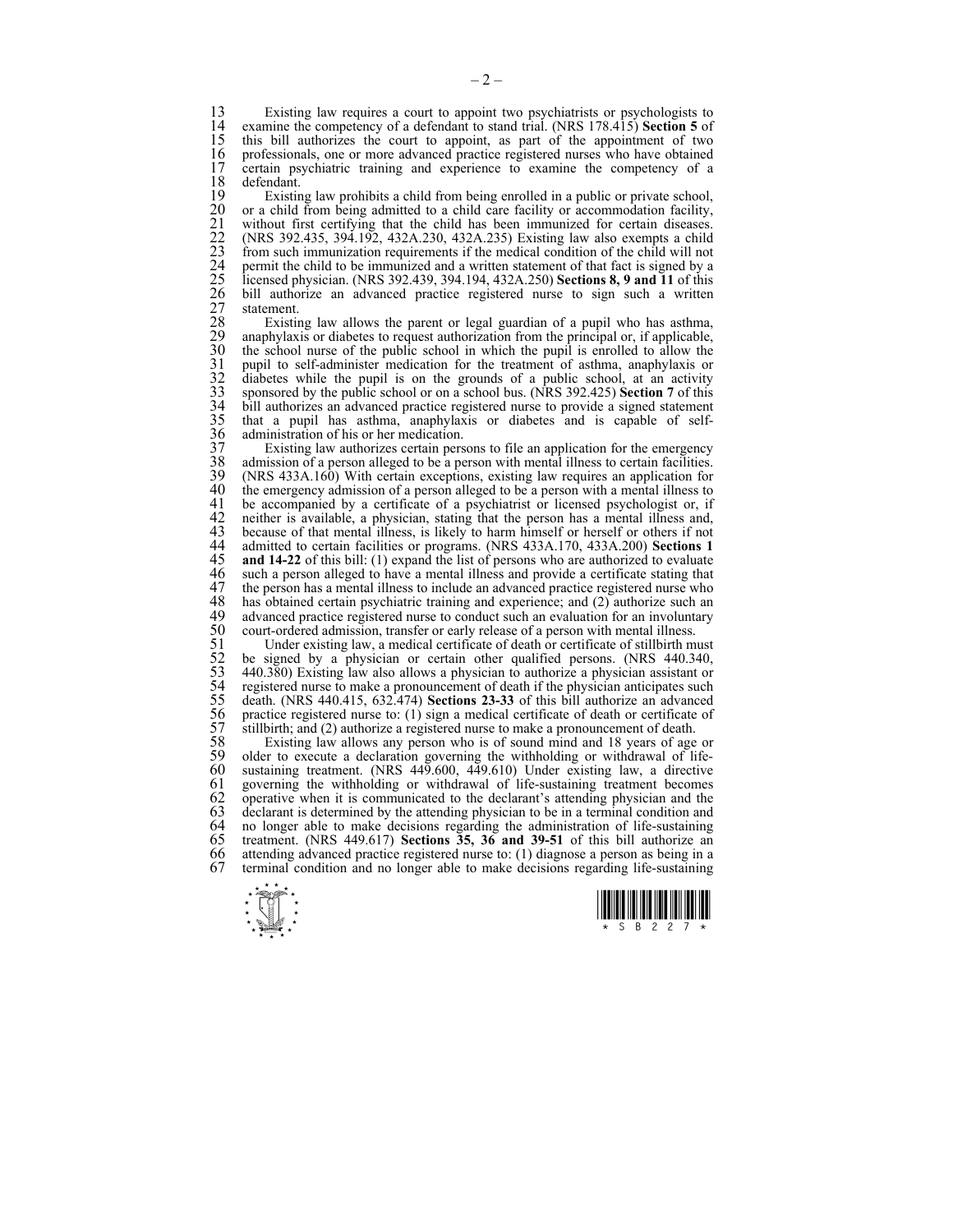Existing law requires a court to appoint two psychiatrists or psychologists to examine the competency of a defendant to stand trial. (NRS 178.415) **Section 5** of this bill authorizes the court to appoint, as part of the appointment of two professionals, one or more advanced practice registered nurses who have obtained certain psychiatric training and experience to examine the competency of a defendant.

Existing law prohibits a child from being enrolled in a public or private school, or a child from being admitted to a child care facility or accommodation facility, without first certifying that the child has been immunized for certain diseases. (NRS 392.435, 394.192, 432A.230, 432A.235) Existing law also exempts a child from such immunization requirements if the medical condition of the child will not permit the child to be immunized and a written statement of that fact is signed by a licensed physician. (NRS 392.439, 394.194, 432A.250) **Sections 8, 9 and 11** of this bill authorize an advanced practice registered nurse to sign such a written statement.

Existing law allows the parent or legal guardian of a pupil who has asthma, anaphylaxis or diabetes to request authorization from the principal or, if applicable, the school nurse of the public school in which the pupil is enrolled to allow the pupil to self-administer medication for the treatment of asthma, anaphylaxis or diabetes while the pupil is on the grounds of a public school, at an activity sponsored by the public school or on a school bus. (NRS 392.425) **Section 7** of this bill authorizes an advanced practice registered nurse to provide a signed statement that a pupil has asthma, anaphylaxis or diabetes and is capable of self-administration of his or her medication.

Existing law authorizes certain persons to file an application for the emergency admission of a person alleged to be a person with mental illness to certain facilities. (NRS 433A.160) With certain exceptions, existing law requires an application for the emergency admission of a person alleged to be a person with a mental illness to be accompanied by a certificate of a psychiatrist or licensed psychologist or, if neither is available, a physician, stating that the person has a mental illness and, because of that mental illness, is likely to harm himself or herself or others if not admitted to certain facilities or programs. (NRS 433A.170, 433A.200) **Sections 1 and 14-22** of this bill: (1) expand the list of persons who are authorized to evaluate such a person alleged to have a mental illness and provide a certificate stating that the person has a mental illness to include an advanced practice registered nurse who has obtained certain psychiatric training and experience; and (2) authorize such an advanced practice registered nurse to conduct such an evaluation for an involuntary court-ordered admission, transfer or early release of a person with mental illness.

Under existing law, a medical certificate of death or certificate of stillbirth must be signed by a physician or certain other qualified persons. (NRS 440.340, 440.380) Existing law also allows a physician to authorize a physician assistant or registered nurse to make a pronouncement of death if the physician anticipates such death. (NRS 440.415, 632.474) **Sections 23-33** of this bill authorize an advanced practice registered nurse to: (1) sign a medical certificate of death or certificate of stillbirth; and (2) authorize a registered nurse to make a pronouncement of death.

Existing law allows any person who is of sound mind and 18 years of age or older to execute a declaration governing the withholding or withdrawal of life-sustaining treatment. (NRS 449.600, 449.610) Under existing law, a directive governing the withholding or withdrawal of life-sustaining treatment becomes operative when it is communicated to the declarant's attending physician and the declarant is determined by the attending physician to be in a terminal condition and no longer able to make decisions regarding the administration of life-sustaining treatment. (NRS 449.617) **Sections 35, 36 and 39-51** of this bill authorize an attending advanced practice registered nurse to: (1) diagnose a person as being in a terminal condition and no longer able to make decisions regarding life-sustaining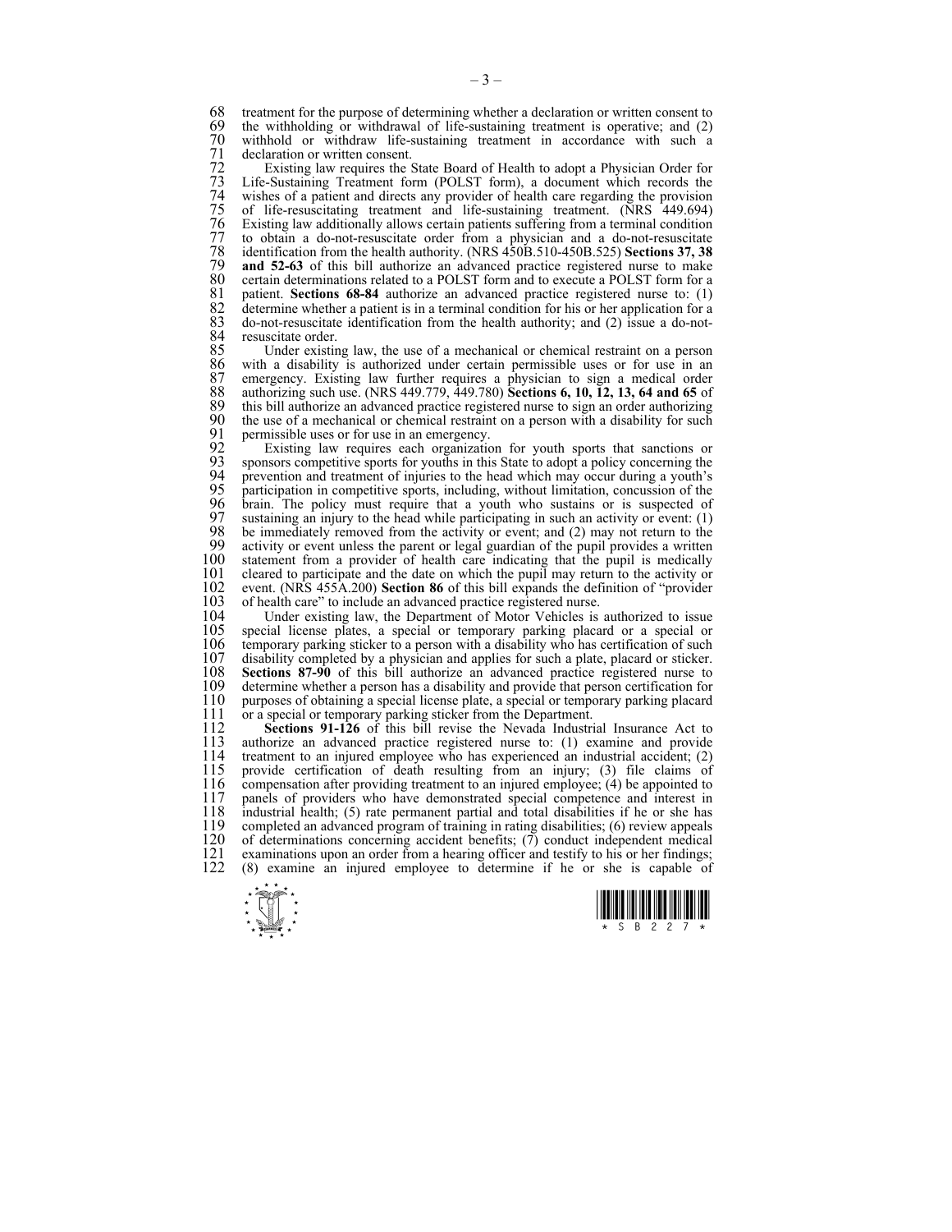treatment for the purpose of determining whether a declaration or written consent to the withholding or withdrawal of life-sustaining treatment is operative; and (2) withhold or withdraw life-sustaining treatment in accordance with such a declaration or written consent.

Existing law requires the State Board of Health to adopt a Physician Order for Life-Sustaining Treatment form (POLST form), a document which records the wishes of a patient and directs any provider of health care regarding the provision of life-resuscitating treatment and life-sustaining treatment. (NRS 449.694) Existing law additionally allows certain patients suffering from a terminal condition to obtain a do-not-resuscitate order from a physician and a do-not-resuscitate identification from the health authority. (NRS 450B.510-450B.525) **Sections 37, 38 and 52-63** of this bill authorize an advanced practice registered nurse to make certain determinations related to a POLST form and to execute a POLST form for a patient. **Sections 68-84** authorize an advanced practice registered nurse to: (1) determine whether a patient is in a terminal condition for his or her application for a do-not-resuscitate identification from the health authority; and (2) issue a do-not-resuscitate order.

Under existing law, the use of a mechanical or chemical restraint on a person with a disability is authorized under certain permissible uses or for use in an emergency. Existing law further requires a physician to sign a medical order authorizing such use. (NRS 449.779, 449.780) **Sections 6, 10, 12, 13, 64 and 65** of this bill authorize an advanced practice registered nurse to sign an order authorizing the use of a mechanical or chemical restraint on a person with a disability for such permissible uses or for use in an emergency.

Existing law requires each organization for youth sports that sanctions or sponsors competitive sports for youths in this State to adopt a policy concerning the prevention and treatment of injuries to the head which may occur during a youth's participation in competitive sports, including, without limitation, concussion of the brain. The policy must require that a youth who sustains or is suspected of sustaining an injury to the head while participating in such an activity or event: (1) be immediately removed from the activity or event; and (2) may not return to the activity or event unless the parent or legal guardian of the pupil provides a written statement from a provider of health care indicating that the pupil is medically cleared to participate and the date on which the pupil may return to the activity or event. (NRS 455A.200) **Section 86** of this bill expands the definition of "provider of health care" to include an advanced practice registered nurse.

Under existing law, the Department of Motor Vehicles is authorized to issue special license plates, a special or temporary parking placard or a special or temporary parking sticker to a person with a disability who has certification of such disability completed by a physician and applies for such a plate, placard or sticker. **Sections 87-90** of this bill authorize an advanced practice registered nurse to determine whether a person has a disability and provide that person certification for purposes of obtaining a special license plate, a special or temporary parking placard or a special or temporary parking sticker from the Department.

**Sections 91-126** of this bill revise the Nevada Industrial Insurance Act to authorize an advanced practice registered nurse to: (1) examine and provide treatment to an injured employee who has experienced an industrial accident; (2) provide certification of death resulting from an injury; (3) file claims of compensation after providing treatment to an injured employee; (4) be appointed to panels of providers who have demonstrated special competence and interest in industrial health; (5) rate permanent partial and total disabilities if he or she has completed an advanced program of training in rating disabilities; (6) review appeals of determinations concerning accident benefits; (7) conduct independent medical examinations upon an order from a hearing officer and testify to his or her findings; (8) examine an injured employee to determine if he or she is capable of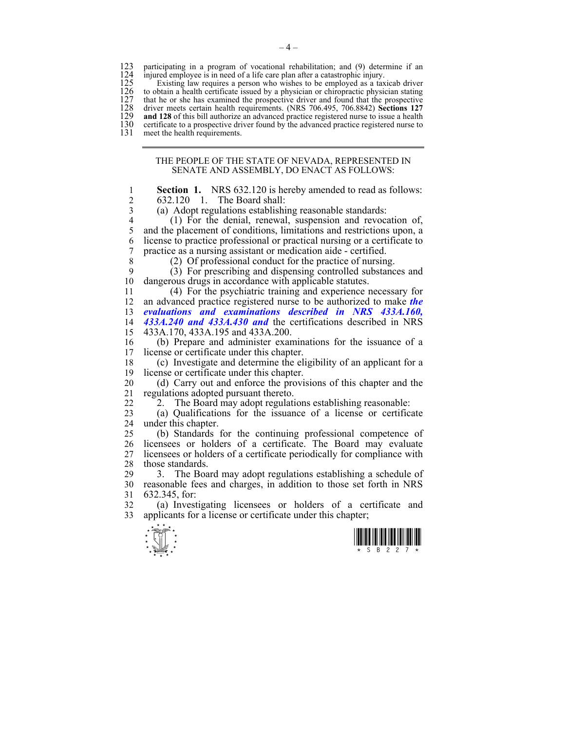participating in a program of vocational rehabilitation; and (9) determine if an injured employee is in need of a life care plan after a catastrophic injury.

Existing law requires a person who wishes to be employed as a taxicab driver to obtain a health certificate issued by a physician or chiropractic physician stating that he or she has examined the prospective driver and found that the prospective driver meets certain health requirements. (NRS 706.495, 706.8842) **Sections 127 and 128** of this bill authorize an advanced practice registered nurse to issue a health certificate to a prospective driver found by the advanced practice registered nurse to meet the health requirements.

---

THE PEOPLE OF THE STATE OF NEVADA, REPRESENTED IN SENATE AND ASSEMBLY, DO ENACT AS FOLLOWS:

**Section 1.** NRS 632.120 is hereby amended to read as follows:

632.120 1. The Board shall:

(a) Adopt regulations establishing reasonable standards:

(1) For the denial, renewal, suspension and revocation of, and the placement of conditions, limitations and restrictions upon, a license to practice professional or practical nursing or a certificate to practice as a nursing assistant or medication aide - certified.

(2) Of professional conduct for the practice of nursing.

(3) For prescribing and dispensing controlled substances and dangerous drugs in accordance with applicable statutes.

(4) For the psychiatric training and experience necessary for an advanced practice registered nurse to be authorized to make ***the evaluations and examinations described in NRS 433A.160, 433A.240 and 433A.430 and*** the certifications described in NRS 433A.170, 433A.195 and 433A.200.

(b) Prepare and administer examinations for the issuance of a license or certificate under this chapter.

(c) Investigate and determine the eligibility of an applicant for a license or certificate under this chapter.

(d) Carry out and enforce the provisions of this chapter and the regulations adopted pursuant thereto.

2. The Board may adopt regulations establishing reasonable:

(a) Qualifications for the issuance of a license or certificate under this chapter.

(b) Standards for the continuing professional competence of licensees or holders of a certificate. The Board may evaluate licensees or holders of a certificate periodically for compliance with those standards.

3. The Board may adopt regulations establishing a schedule of reasonable fees and charges, in addition to those set forth in NRS 632.345, for:

(a) Investigating licensees or holders of a certificate and applicants for a license or certificate under this chapter;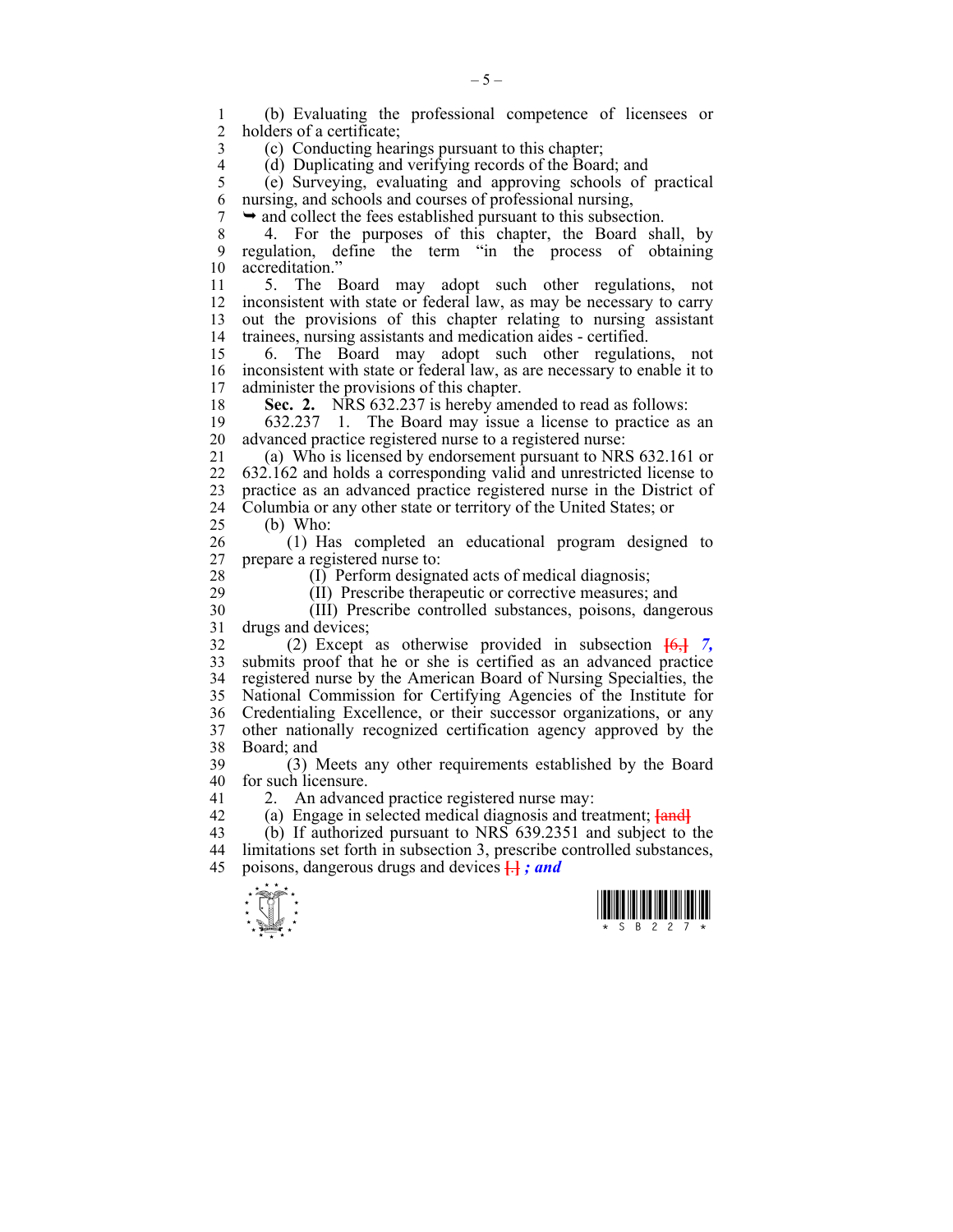(b) Evaluating the professional competence of licensees or holders of a certificate;

(c) Conducting hearings pursuant to this chapter;

(d) Duplicating and verifying records of the Board; and

(e) Surveying, evaluating and approving schools of practical nursing, and schools and courses of professional nursing,

➥ and collect the fees established pursuant to this subsection.

4. For the purposes of this chapter, the Board shall, by regulation, define the term "in the process of obtaining accreditation."

5. The Board may adopt such other regulations, not inconsistent with state or federal law, as may be necessary to carry out the provisions of this chapter relating to nursing assistant trainees, nursing assistants and medication aides - certified.

6. The Board may adopt such other regulations, not inconsistent with state or federal law, as are necessary to enable it to administer the provisions of this chapter.

**Sec. 2.** NRS 632.237 is hereby amended to read as follows:

632.237 1. The Board may issue a license to practice as an advanced practice registered nurse to a registered nurse:

(a) Who is licensed by endorsement pursuant to NRS 632.161 or 632.162 and holds a corresponding valid and unrestricted license to practice as an advanced practice registered nurse in the District of Columbia or any other state or territory of the United States; or

(b) Who:

(1) Has completed an educational program designed to prepare a registered nurse to:

(I) Perform designated acts of medical diagnosis;

(II) Prescribe therapeutic or corrective measures; and

(III) Prescribe controlled substances, poisons, dangerous drugs and devices;

(2) Except as otherwise provided in subsection [6,] *7,* submits proof that he or she is certified as an advanced practice registered nurse by the American Board of Nursing Specialties, the National Commission for Certifying Agencies of the Institute for Credentialing Excellence, or their successor organizations, or any other nationally recognized certification agency approved by the Board; and

(3) Meets any other requirements established by the Board for such licensure.

2. An advanced practice registered nurse may:

(a) Engage in selected medical diagnosis and treatment; [and]

(b) If authorized pursuant to NRS 639.2351 and subject to the limitations set forth in subsection 3, prescribe controlled substances, poisons, dangerous drugs and devices [.] ***; and***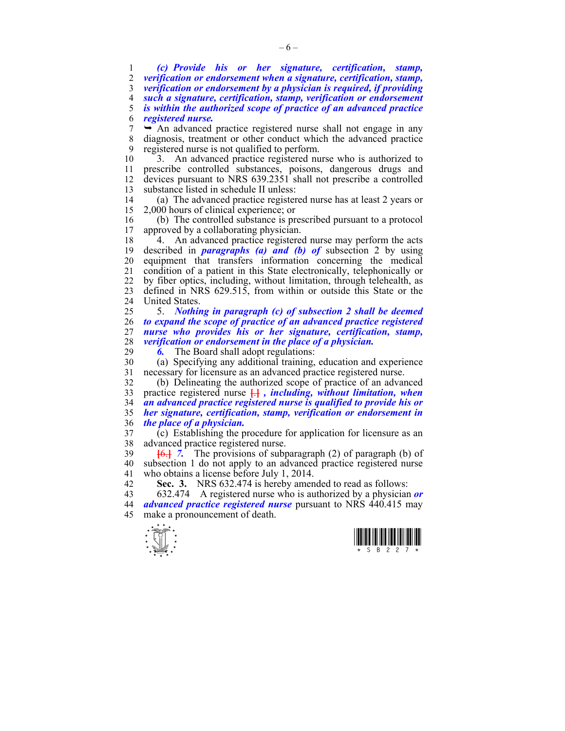***(c) Provide his or her signature, certification, stamp, verification or endorsement when a signature, certification, stamp, verification or endorsement by a physician is required, if providing such a signature, certification, stamp, verification or endorsement is within the authorized scope of practice of an advanced practice registered nurse.***

➥ An advanced practice registered nurse shall not engage in any diagnosis, treatment or other conduct which the advanced practice registered nurse is not qualified to perform.

3. An advanced practice registered nurse who is authorized to prescribe controlled substances, poisons, dangerous drugs and devices pursuant to NRS 639.2351 shall not prescribe a controlled substance listed in schedule II unless:

(a) The advanced practice registered nurse has at least 2 years or 2,000 hours of clinical experience; or

(b) The controlled substance is prescribed pursuant to a protocol approved by a collaborating physician.

4. An advanced practice registered nurse may perform the acts described in ***paragraphs (a) and (b) of*** subsection 2 by using equipment that transfers information concerning the medical condition of a patient in this State electronically, telephonically or by fiber optics, including, without limitation, through telehealth, as defined in NRS 629.515, from within or outside this State or the United States.

5. ***Nothing in paragraph (c) of subsection 2 shall be deemed to expand the scope of practice of an advanced practice registered nurse who provides his or her signature, certification, stamp, verification or endorsement in the place of a physician.***

***6.*** The Board shall adopt regulations:

(a) Specifying any additional training, education and experience necessary for licensure as an advanced practice registered nurse.

(b) Delineating the authorized scope of practice of an advanced practice registered nurse [.] ***, including, without limitation, when an advanced practice registered nurse is qualified to provide his or her signature, certification, stamp, verification or endorsement in the place of a physician.***

(c) Establishing the procedure for application for licensure as an advanced practice registered nurse.

[6.] ***7.*** The provisions of subparagraph (2) of paragraph (b) of subsection 1 do not apply to an advanced practice registered nurse who obtains a license before July 1, 2014.

**Sec. 3.** NRS 632.474 is hereby amended to read as follows:

632.474 A registered nurse who is authorized by a physician ***or advanced practice registered nurse*** pursuant to NRS 440.415 may make a pronouncement of death.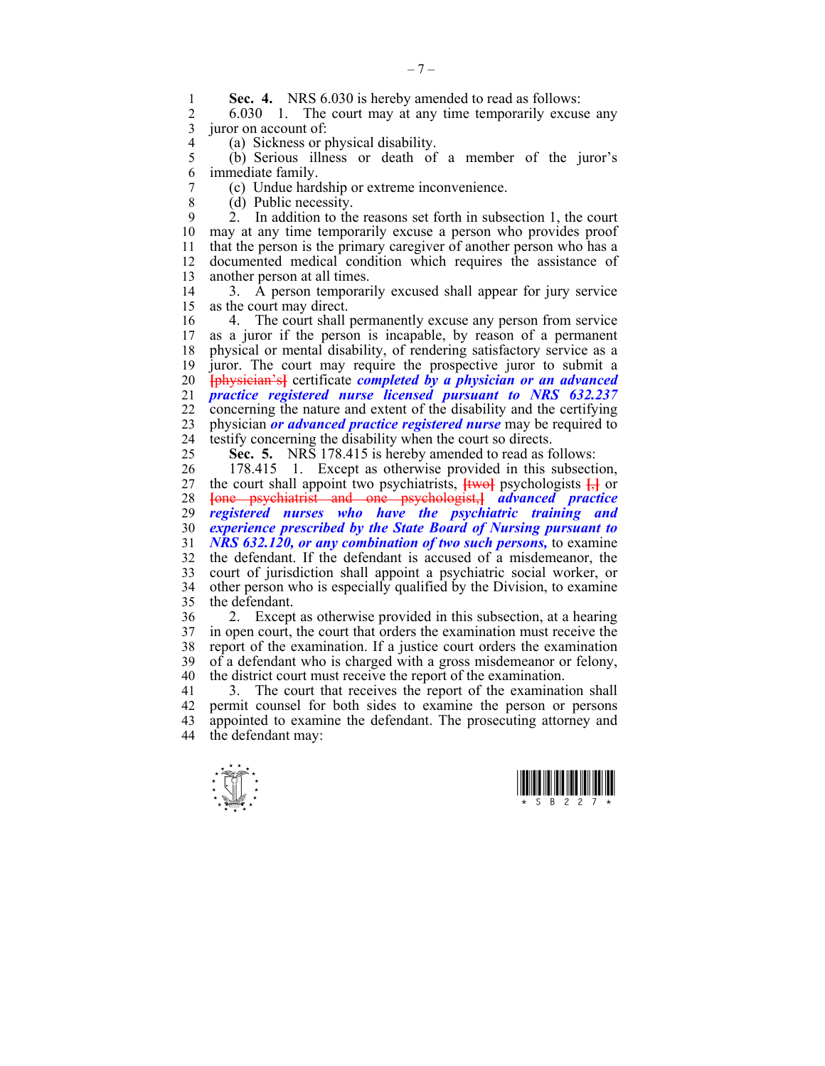**Sec. 4.** NRS 6.030 is hereby amended to read as follows:

6.030 1. The court may at any time temporarily excuse any juror on account of:

(a) Sickness or physical disability.

(b) Serious illness or death of a member of the juror's immediate family.

(c) Undue hardship or extreme inconvenience.

(d) Public necessity.

2. In addition to the reasons set forth in subsection 1, the court may at any time temporarily excuse a person who provides proof that the person is the primary caregiver of another person who has a documented medical condition which requires the assistance of another person at all times.

3. A person temporarily excused shall appear for jury service as the court may direct.

4. The court shall permanently excuse any person from service as a juror if the person is incapable, by reason of a permanent physical or mental disability, of rendering satisfactory service as a juror. The court may require the prospective juror to submit a ~~[physician's]~~ certificate ***completed by a physician or an advanced practice registered nurse licensed pursuant to NRS 632.237*** concerning the nature and extent of the disability and the certifying physician ***or advanced practice registered nurse*** may be required to testify concerning the disability when the court so directs.

**Sec. 5.** NRS 178.415 is hereby amended to read as follows:

178.415 1. Except as otherwise provided in this subsection, the court shall appoint two psychiatrists, ~~[two]~~ psychologists ~~[,]~~ or ~~[one psychiatrist and one psychologist,]~~ ***advanced practice registered nurses who have the psychiatric training and experience prescribed by the State Board of Nursing pursuant to NRS 632.120, or any combination of two such persons,*** to examine the defendant. If the defendant is accused of a misdemeanor, the court of jurisdiction shall appoint a psychiatric social worker, or other person who is especially qualified by the Division, to examine the defendant.

2. Except as otherwise provided in this subsection, at a hearing in open court, the court that orders the examination must receive the report of the examination. If a justice court orders the examination of a defendant who is charged with a gross misdemeanor or felony, the district court must receive the report of the examination.

3. The court that receives the report of the examination shall permit counsel for both sides to examine the person or persons appointed to examine the defendant. The prosecuting attorney and the defendant may: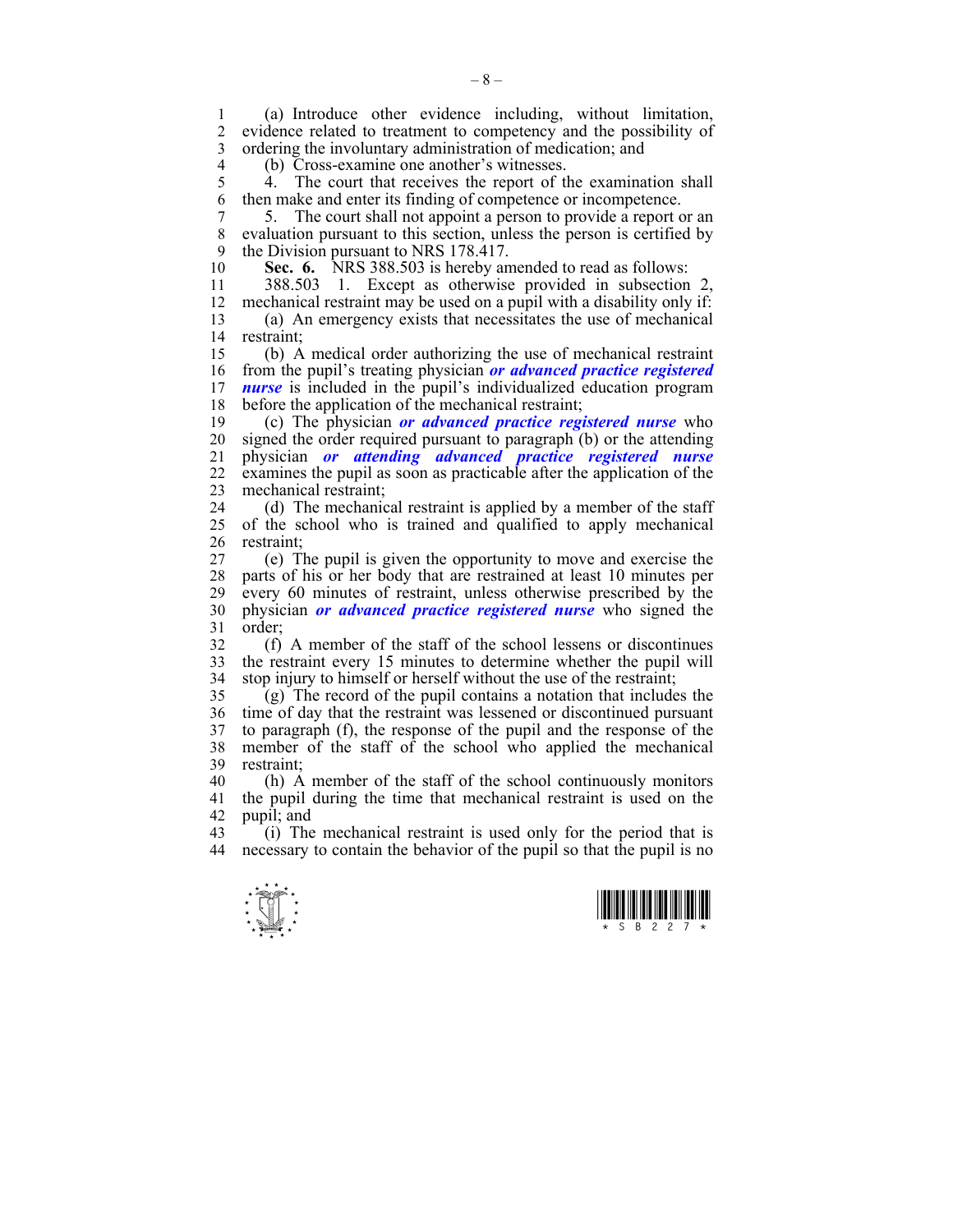(a) Introduce other evidence including, without limitation, evidence related to treatment to competency and the possibility of ordering the involuntary administration of medication; and

(b) Cross-examine one another's witnesses.

4. The court that receives the report of the examination shall then make and enter its finding of competence or incompetence.

5. The court shall not appoint a person to provide a report or an evaluation pursuant to this section, unless the person is certified by the Division pursuant to NRS 178.417.

**Sec. 6.** NRS 388.503 is hereby amended to read as follows:

388.503 1. Except as otherwise provided in subsection 2, mechanical restraint may be used on a pupil with a disability only if:

(a) An emergency exists that necessitates the use of mechanical restraint;

(b) A medical order authorizing the use of mechanical restraint from the pupil's treating physician ***or advanced practice registered nurse*** is included in the pupil's individualized education program before the application of the mechanical restraint;

(c) The physician ***or advanced practice registered nurse*** who signed the order required pursuant to paragraph (b) or the attending physician ***or attending advanced practice registered nurse*** examines the pupil as soon as practicable after the application of the mechanical restraint;

(d) The mechanical restraint is applied by a member of the staff of the school who is trained and qualified to apply mechanical restraint;

(e) The pupil is given the opportunity to move and exercise the parts of his or her body that are restrained at least 10 minutes per every 60 minutes of restraint, unless otherwise prescribed by the physician ***or advanced practice registered nurse*** who signed the order;

(f) A member of the staff of the school lessens or discontinues the restraint every 15 minutes to determine whether the pupil will stop injury to himself or herself without the use of the restraint;

(g) The record of the pupil contains a notation that includes the time of day that the restraint was lessened or discontinued pursuant to paragraph (f), the response of the pupil and the response of the member of the staff of the school who applied the mechanical restraint;

(h) A member of the staff of the school continuously monitors the pupil during the time that mechanical restraint is used on the pupil; and

(i) The mechanical restraint is used only for the period that is necessary to contain the behavior of the pupil so that the pupil is no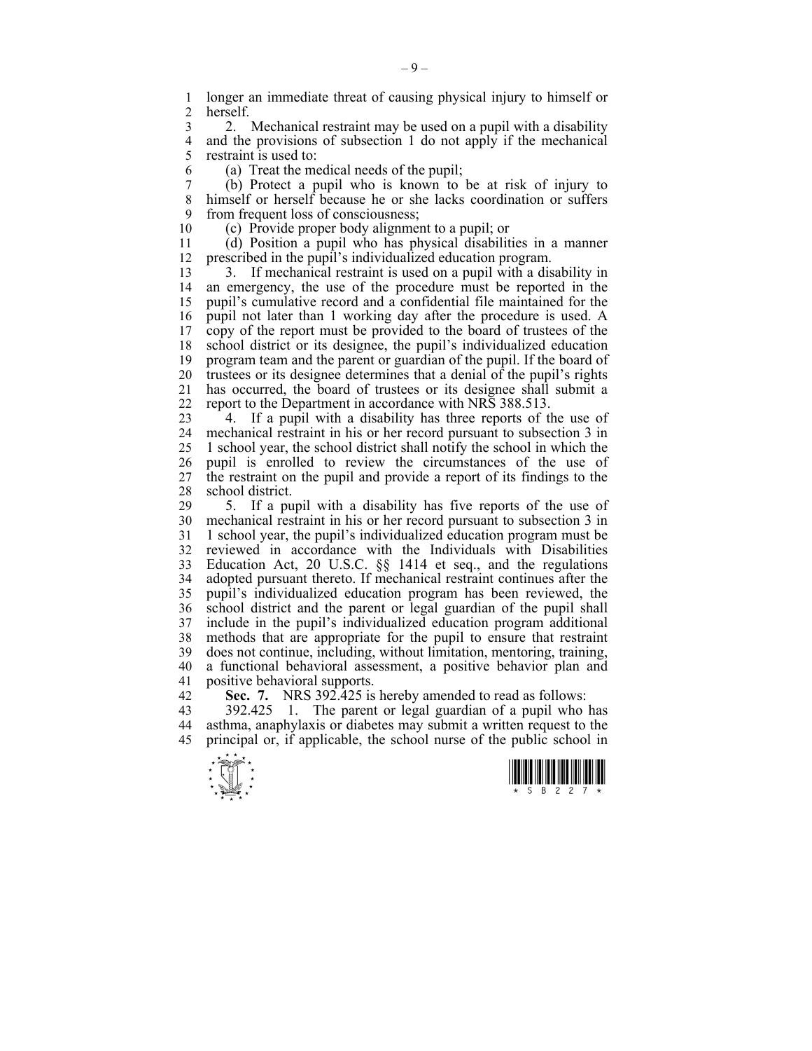longer an immediate threat of causing physical injury to himself or herself.

2. Mechanical restraint may be used on a pupil with a disability and the provisions of subsection 1 do not apply if the mechanical restraint is used to:

(a) Treat the medical needs of the pupil;

(b) Protect a pupil who is known to be at risk of injury to himself or herself because he or she lacks coordination or suffers from frequent loss of consciousness;

(c) Provide proper body alignment to a pupil; or

(d) Position a pupil who has physical disabilities in a manner prescribed in the pupil's individualized education program.

3. If mechanical restraint is used on a pupil with a disability in an emergency, the use of the procedure must be reported in the pupil's cumulative record and a confidential file maintained for the pupil not later than 1 working day after the procedure is used. A copy of the report must be provided to the board of trustees of the school district or its designee, the pupil's individualized education program team and the parent or guardian of the pupil. If the board of trustees or its designee determines that a denial of the pupil's rights has occurred, the board of trustees or its designee shall submit a report to the Department in accordance with NRS 388.513.

4. If a pupil with a disability has three reports of the use of mechanical restraint in his or her record pursuant to subsection 3 in 1 school year, the school district shall notify the school in which the pupil is enrolled to review the circumstances of the use of the restraint on the pupil and provide a report of its findings to the school district.

5. If a pupil with a disability has five reports of the use of mechanical restraint in his or her record pursuant to subsection 3 in 1 school year, the pupil's individualized education program must be reviewed in accordance with the Individuals with Disabilities Education Act, 20 U.S.C. §§ 1414 et seq., and the regulations adopted pursuant thereto. If mechanical restraint continues after the pupil's individualized education program has been reviewed, the school district and the parent or legal guardian of the pupil shall include in the pupil's individualized education program additional methods that are appropriate for the pupil to ensure that restraint does not continue, including, without limitation, mentoring, training, a functional behavioral assessment, a positive behavior plan and positive behavioral supports.

**Sec. 7.** NRS 392.425 is hereby amended to read as follows:

392.425 1. The parent or legal guardian of a pupil who has asthma, anaphylaxis or diabetes may submit a written request to the principal or, if applicable, the school nurse of the public school in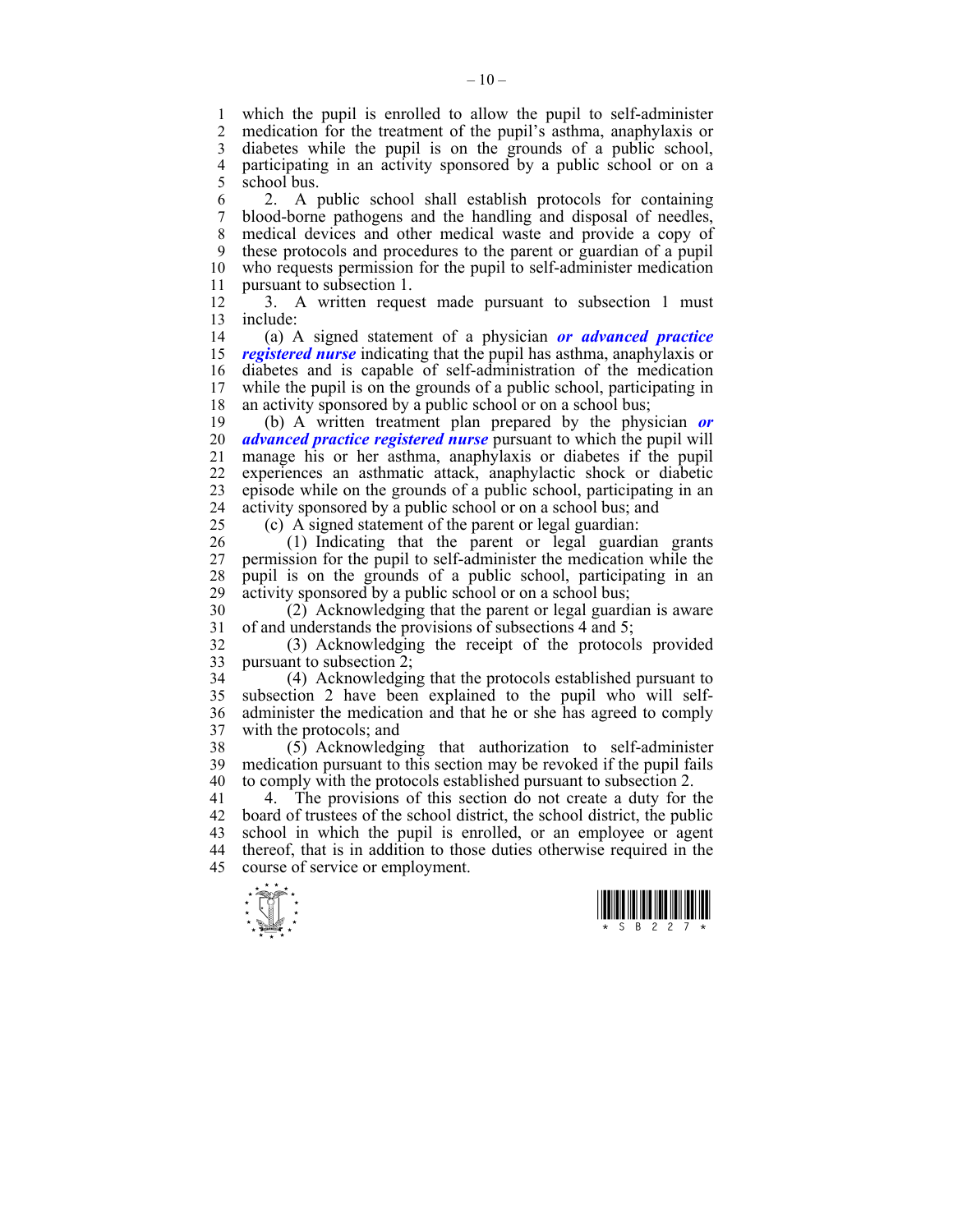which the pupil is enrolled to allow the pupil to self-administer medication for the treatment of the pupil's asthma, anaphylaxis or diabetes while the pupil is on the grounds of a public school, participating in an activity sponsored by a public school or on a school bus.

2. A public school shall establish protocols for containing blood-borne pathogens and the handling and disposal of needles, medical devices and other medical waste and provide a copy of these protocols and procedures to the parent or guardian of a pupil who requests permission for the pupil to self-administer medication pursuant to subsection 1.

3. A written request made pursuant to subsection 1 must include:

(a) A signed statement of a physician ***or advanced practice registered nurse*** indicating that the pupil has asthma, anaphylaxis or diabetes and is capable of self-administration of the medication while the pupil is on the grounds of a public school, participating in an activity sponsored by a public school or on a school bus;

(b) A written treatment plan prepared by the physician ***or advanced practice registered nurse*** pursuant to which the pupil will manage his or her asthma, anaphylaxis or diabetes if the pupil experiences an asthmatic attack, anaphylactic shock or diabetic episode while on the grounds of a public school, participating in an activity sponsored by a public school or on a school bus; and

(c) A signed statement of the parent or legal guardian:

(1) Indicating that the parent or legal guardian grants permission for the pupil to self-administer the medication while the pupil is on the grounds of a public school, participating in an activity sponsored by a public school or on a school bus;

(2) Acknowledging that the parent or legal guardian is aware of and understands the provisions of subsections 4 and 5;

(3) Acknowledging the receipt of the protocols provided pursuant to subsection 2;

(4) Acknowledging that the protocols established pursuant to subsection 2 have been explained to the pupil who will self-administer the medication and that he or she has agreed to comply with the protocols; and

(5) Acknowledging that authorization to self-administer medication pursuant to this section may be revoked if the pupil fails to comply with the protocols established pursuant to subsection 2.

4. The provisions of this section do not create a duty for the board of trustees of the school district, the school district, the public school in which the pupil is enrolled, or an employee or agent thereof, that is in addition to those duties otherwise required in the course of service or employment.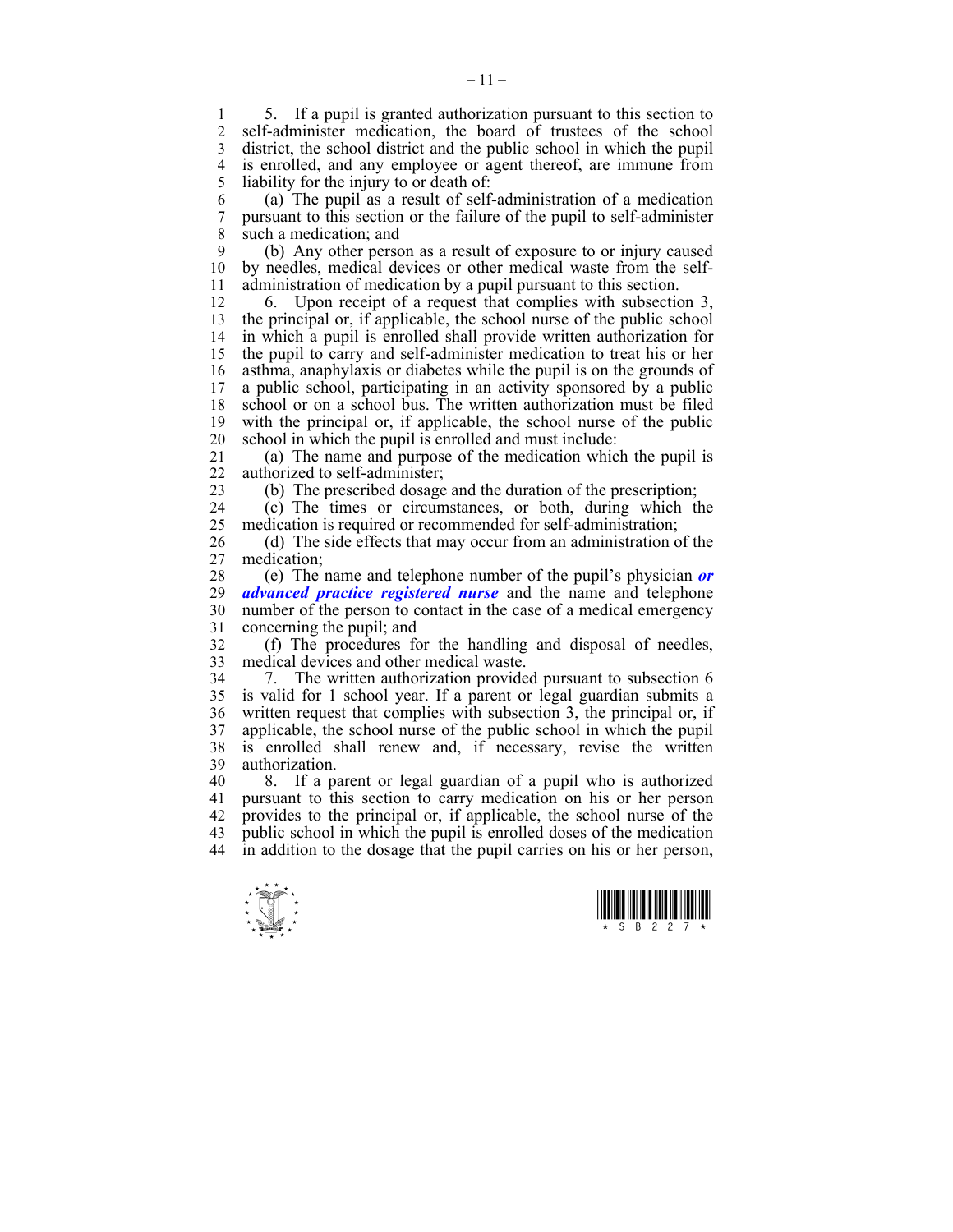5. If a pupil is granted authorization pursuant to this section to self-administer medication, the board of trustees of the school district, the school district and the public school in which the pupil is enrolled, and any employee or agent thereof, are immune from liability for the injury to or death of:

(a) The pupil as a result of self-administration of a medication pursuant to this section or the failure of the pupil to self-administer such a medication; and

(b) Any other person as a result of exposure to or injury caused by needles, medical devices or other medical waste from the self-administration of medication by a pupil pursuant to this section.

6. Upon receipt of a request that complies with subsection 3, the principal or, if applicable, the school nurse of the public school in which a pupil is enrolled shall provide written authorization for the pupil to carry and self-administer medication to treat his or her asthma, anaphylaxis or diabetes while the pupil is on the grounds of a public school, participating in an activity sponsored by a public school or on a school bus. The written authorization must be filed with the principal or, if applicable, the school nurse of the public school in which the pupil is enrolled and must include:

(a) The name and purpose of the medication which the pupil is authorized to self-administer;

(b) The prescribed dosage and the duration of the prescription;

(c) The times or circumstances, or both, during which the medication is required or recommended for self-administration;

(d) The side effects that may occur from an administration of the medication;

(e) The name and telephone number of the pupil's physician ***or advanced practice registered nurse*** and the name and telephone number of the person to contact in the case of a medical emergency concerning the pupil; and

(f) The procedures for the handling and disposal of needles, medical devices and other medical waste.

7. The written authorization provided pursuant to subsection 6 is valid for 1 school year. If a parent or legal guardian submits a written request that complies with subsection 3, the principal or, if applicable, the school nurse of the public school in which the pupil is enrolled shall renew and, if necessary, revise the written authorization.

8. If a parent or legal guardian of a pupil who is authorized pursuant to this section to carry medication on his or her person provides to the principal or, if applicable, the school nurse of the public school in which the pupil is enrolled doses of the medication in addition to the dosage that the pupil carries on his or her person,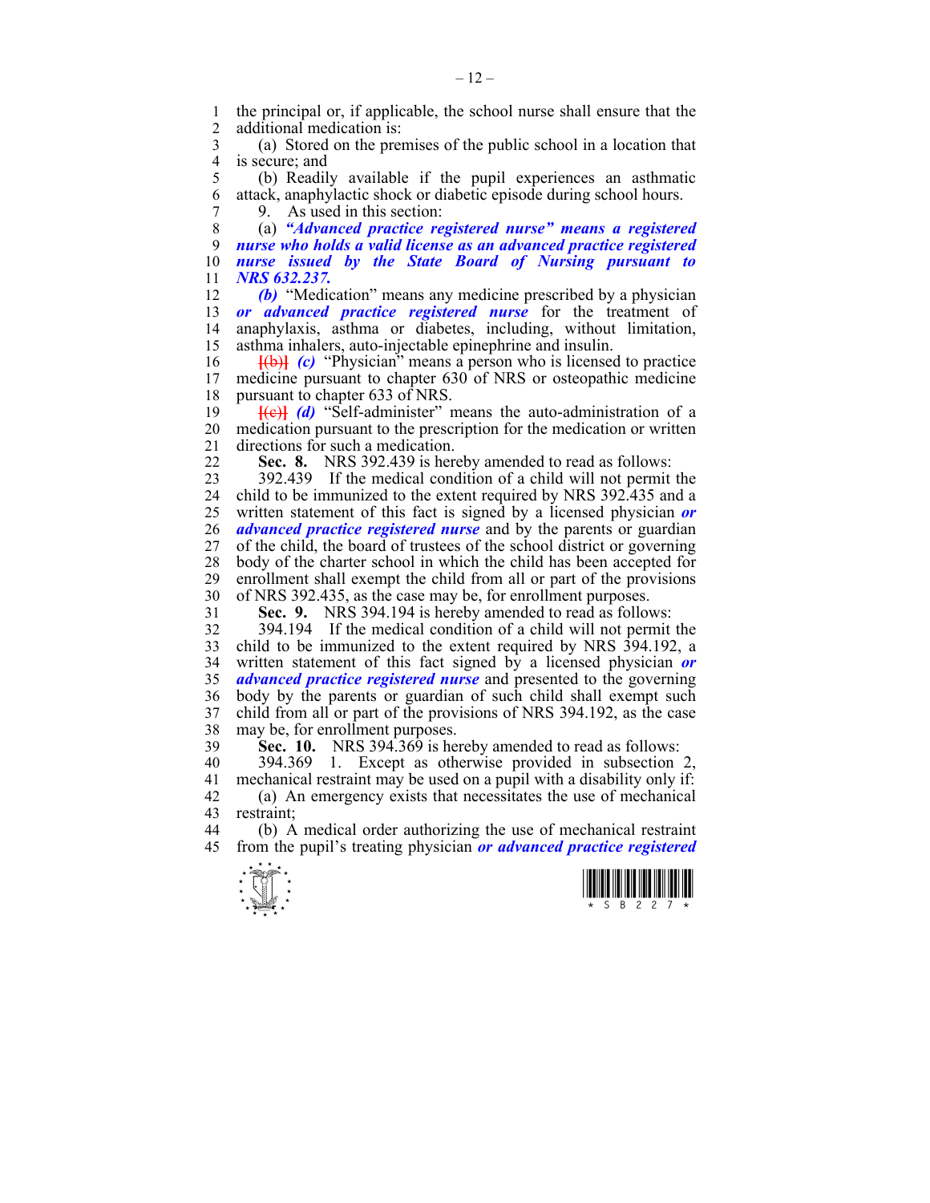the principal or, if applicable, the school nurse shall ensure that the additional medication is:

(a) Stored on the premises of the public school in a location that is secure; and

(b) Readily available if the pupil experiences an asthmatic attack, anaphylactic shock or diabetic episode during school hours.

9. As used in this section:

(a) ***"Advanced practice registered nurse" means a registered nurse who holds a valid license as an advanced practice registered nurse issued by the State Board of Nursing pursuant to NRS 632.237.***

***(b)*** "Medication" means any medicine prescribed by a physician ***or advanced practice registered nurse*** for the treatment of anaphylaxis, asthma or diabetes, including, without limitation, asthma inhalers, auto-injectable epinephrine and insulin.

~~[(b)]~~ ***(c)*** "Physician" means a person who is licensed to practice medicine pursuant to chapter 630 of NRS or osteopathic medicine pursuant to chapter 633 of NRS.

~~[(c)]~~ ***(d)*** "Self-administer" means the auto-administration of a medication pursuant to the prescription for the medication or written directions for such a medication.

**Sec. 8.** NRS 392.439 is hereby amended to read as follows:

392.439 If the medical condition of a child will not permit the child to be immunized to the extent required by NRS 392.435 and a written statement of this fact is signed by a licensed physician ***or advanced practice registered nurse*** and by the parents or guardian of the child, the board of trustees of the school district or governing body of the charter school in which the child has been accepted for enrollment shall exempt the child from all or part of the provisions of NRS 392.435, as the case may be, for enrollment purposes.

**Sec. 9.** NRS 394.194 is hereby amended to read as follows:

394.194 If the medical condition of a child will not permit the child to be immunized to the extent required by NRS 394.192, a written statement of this fact signed by a licensed physician ***or advanced practice registered nurse*** and presented to the governing body by the parents or guardian of such child shall exempt such child from all or part of the provisions of NRS 394.192, as the case may be, for enrollment purposes.

**Sec. 10.** NRS 394.369 is hereby amended to read as follows:

394.369 1. Except as otherwise provided in subsection 2, mechanical restraint may be used on a pupil with a disability only if:

(a) An emergency exists that necessitates the use of mechanical restraint;

(b) A medical order authorizing the use of mechanical restraint from the pupil's treating physician ***or advanced practice registered***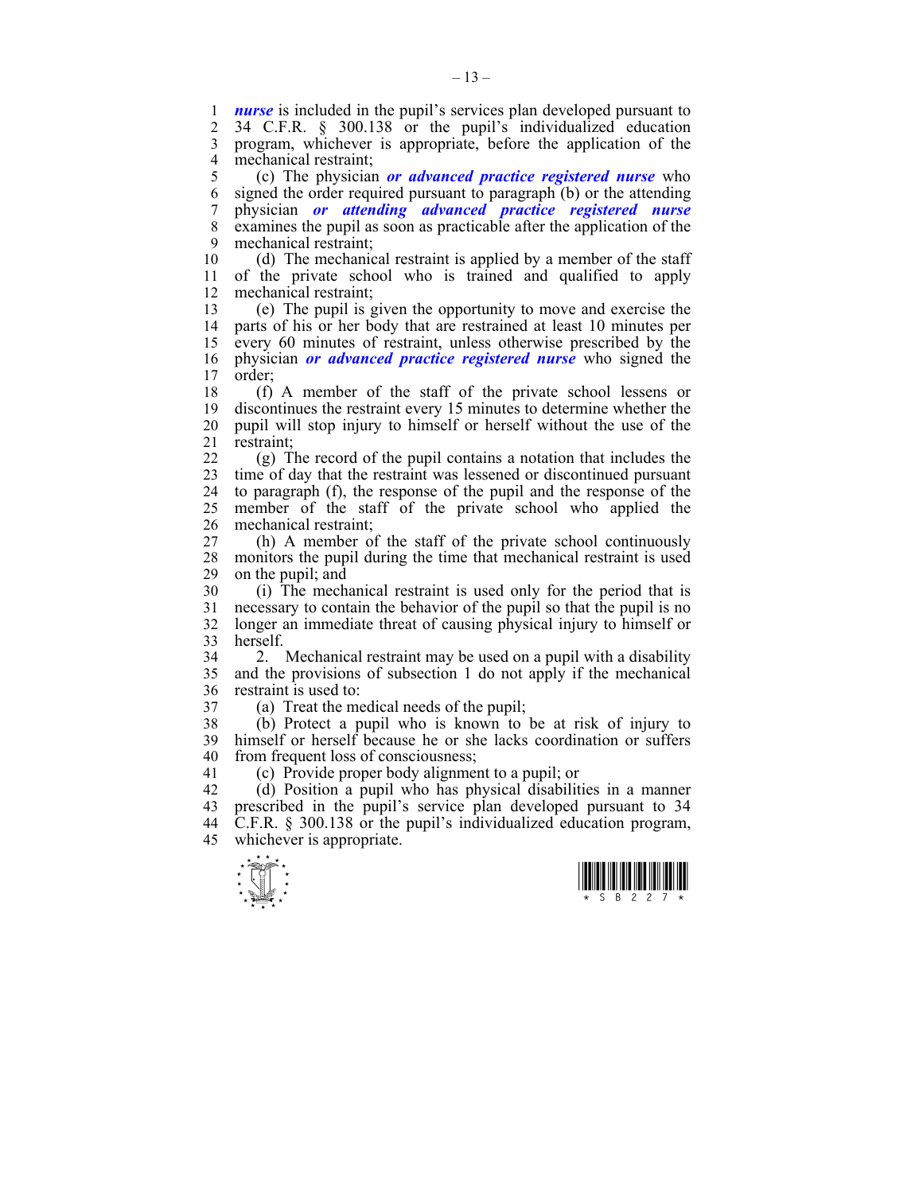***nurse*** is included in the pupil's services plan developed pursuant to 34 C.F.R. § 300.138 or the pupil's individualized education program, whichever is appropriate, before the application of the mechanical restraint;

(c) The physician ***or advanced practice registered nurse*** who signed the order required pursuant to paragraph (b) or the attending physician ***or attending advanced practice registered nurse*** examines the pupil as soon as practicable after the application of the mechanical restraint;

(d) The mechanical restraint is applied by a member of the staff of the private school who is trained and qualified to apply mechanical restraint;

(e) The pupil is given the opportunity to move and exercise the parts of his or her body that are restrained at least 10 minutes per every 60 minutes of restraint, unless otherwise prescribed by the physician ***or advanced practice registered nurse*** who signed the order;

(f) A member of the staff of the private school lessens or discontinues the restraint every 15 minutes to determine whether the pupil will stop injury to himself or herself without the use of the restraint;

(g) The record of the pupil contains a notation that includes the time of day that the restraint was lessened or discontinued pursuant to paragraph (f), the response of the pupil and the response of the member of the staff of the private school who applied the mechanical restraint;

(h) A member of the staff of the private school continuously monitors the pupil during the time that mechanical restraint is used on the pupil; and

(i) The mechanical restraint is used only for the period that is necessary to contain the behavior of the pupil so that the pupil is no longer an immediate threat of causing physical injury to himself or herself.

2. Mechanical restraint may be used on a pupil with a disability and the provisions of subsection 1 do not apply if the mechanical restraint is used to:

(a) Treat the medical needs of the pupil;

(b) Protect a pupil who is known to be at risk of injury to himself or herself because he or she lacks coordination or suffers from frequent loss of consciousness;

(c) Provide proper body alignment to a pupil; or

(d) Position a pupil who has physical disabilities in a manner prescribed in the pupil's service plan developed pursuant to 34 C.F.R. § 300.138 or the pupil's individualized education program, whichever is appropriate.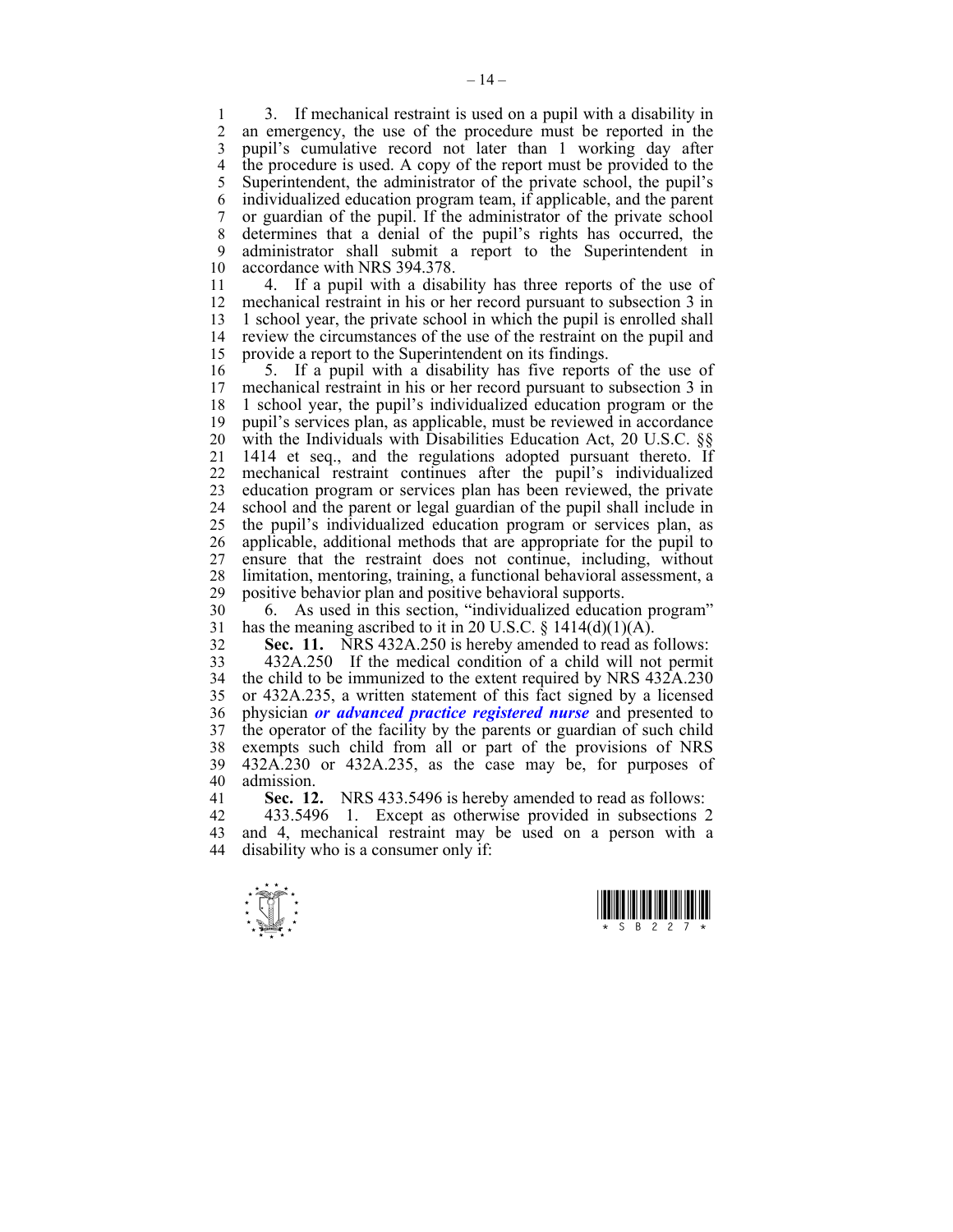3. If mechanical restraint is used on a pupil with a disability in an emergency, the use of the procedure must be reported in the pupil's cumulative record not later than 1 working day after the procedure is used. A copy of the report must be provided to the Superintendent, the administrator of the private school, the pupil's individualized education program team, if applicable, and the parent or guardian of the pupil. If the administrator of the private school determines that a denial of the pupil's rights has occurred, the administrator shall submit a report to the Superintendent in accordance with NRS 394.378.

4. If a pupil with a disability has three reports of the use of mechanical restraint in his or her record pursuant to subsection 3 in 1 school year, the private school in which the pupil is enrolled shall review the circumstances of the use of the restraint on the pupil and provide a report to the Superintendent on its findings.

5. If a pupil with a disability has five reports of the use of mechanical restraint in his or her record pursuant to subsection 3 in 1 school year, the pupil's individualized education program or the pupil's services plan, as applicable, must be reviewed in accordance with the Individuals with Disabilities Education Act, 20 U.S.C. §§ 1414 et seq., and the regulations adopted pursuant thereto. If mechanical restraint continues after the pupil's individualized education program or services plan has been reviewed, the private school and the parent or legal guardian of the pupil shall include in the pupil's individualized education program or services plan, as applicable, additional methods that are appropriate for the pupil to ensure that the restraint does not continue, including, without limitation, mentoring, training, a functional behavioral assessment, a positive behavior plan and positive behavioral supports.

6. As used in this section, "individualized education program" has the meaning ascribed to it in 20 U.S.C. § 1414(d)(1)(A).

**Sec. 11.** NRS 432A.250 is hereby amended to read as follows:

432A.250 If the medical condition of a child will not permit the child to be immunized to the extent required by NRS 432A.230 or 432A.235, a written statement of this fact signed by a licensed physician ***or advanced practice registered nurse*** and presented to the operator of the facility by the parents or guardian of such child exempts such child from all or part of the provisions of NRS 432A.230 or 432A.235, as the case may be, for purposes of admission.

**Sec. 12.** NRS 433.5496 is hereby amended to read as follows:

433.5496 1. Except as otherwise provided in subsections 2 and 4, mechanical restraint may be used on a person with a disability who is a consumer only if: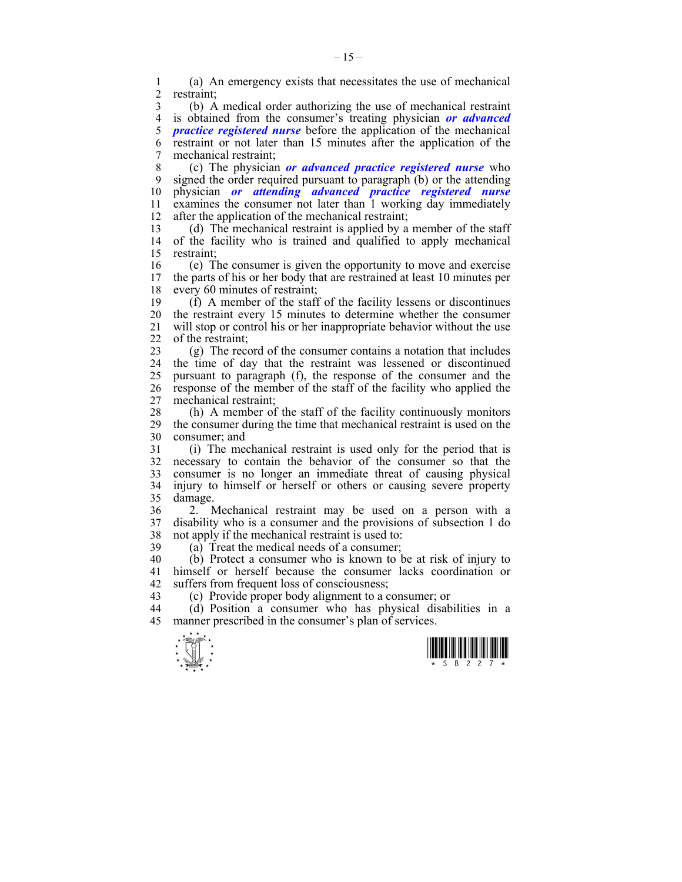(a) An emergency exists that necessitates the use of mechanical restraint;

(b) A medical order authorizing the use of mechanical restraint is obtained from the consumer's treating physician ***or advanced practice registered nurse*** before the application of the mechanical restraint or not later than 15 minutes after the application of the mechanical restraint;

(c) The physician ***or advanced practice registered nurse*** who signed the order required pursuant to paragraph (b) or the attending physician ***or attending advanced practice registered nurse*** examines the consumer not later than 1 working day immediately after the application of the mechanical restraint;

(d) The mechanical restraint is applied by a member of the staff of the facility who is trained and qualified to apply mechanical restraint;

(e) The consumer is given the opportunity to move and exercise the parts of his or her body that are restrained at least 10 minutes per every 60 minutes of restraint;

(f) A member of the staff of the facility lessens or discontinues the restraint every 15 minutes to determine whether the consumer will stop or control his or her inappropriate behavior without the use of the restraint;

(g) The record of the consumer contains a notation that includes the time of day that the restraint was lessened or discontinued pursuant to paragraph (f), the response of the consumer and the response of the member of the staff of the facility who applied the mechanical restraint;

(h) A member of the staff of the facility continuously monitors the consumer during the time that mechanical restraint is used on the consumer; and

(i) The mechanical restraint is used only for the period that is necessary to contain the behavior of the consumer so that the consumer is no longer an immediate threat of causing physical injury to himself or herself or others or causing severe property damage.

2. Mechanical restraint may be used on a person with a disability who is a consumer and the provisions of subsection 1 do not apply if the mechanical restraint is used to:

(a) Treat the medical needs of a consumer;

(b) Protect a consumer who is known to be at risk of injury to himself or herself because the consumer lacks coordination or suffers from frequent loss of consciousness;

(c) Provide proper body alignment to a consumer; or

(d) Position a consumer who has physical disabilities in a manner prescribed in the consumer's plan of services.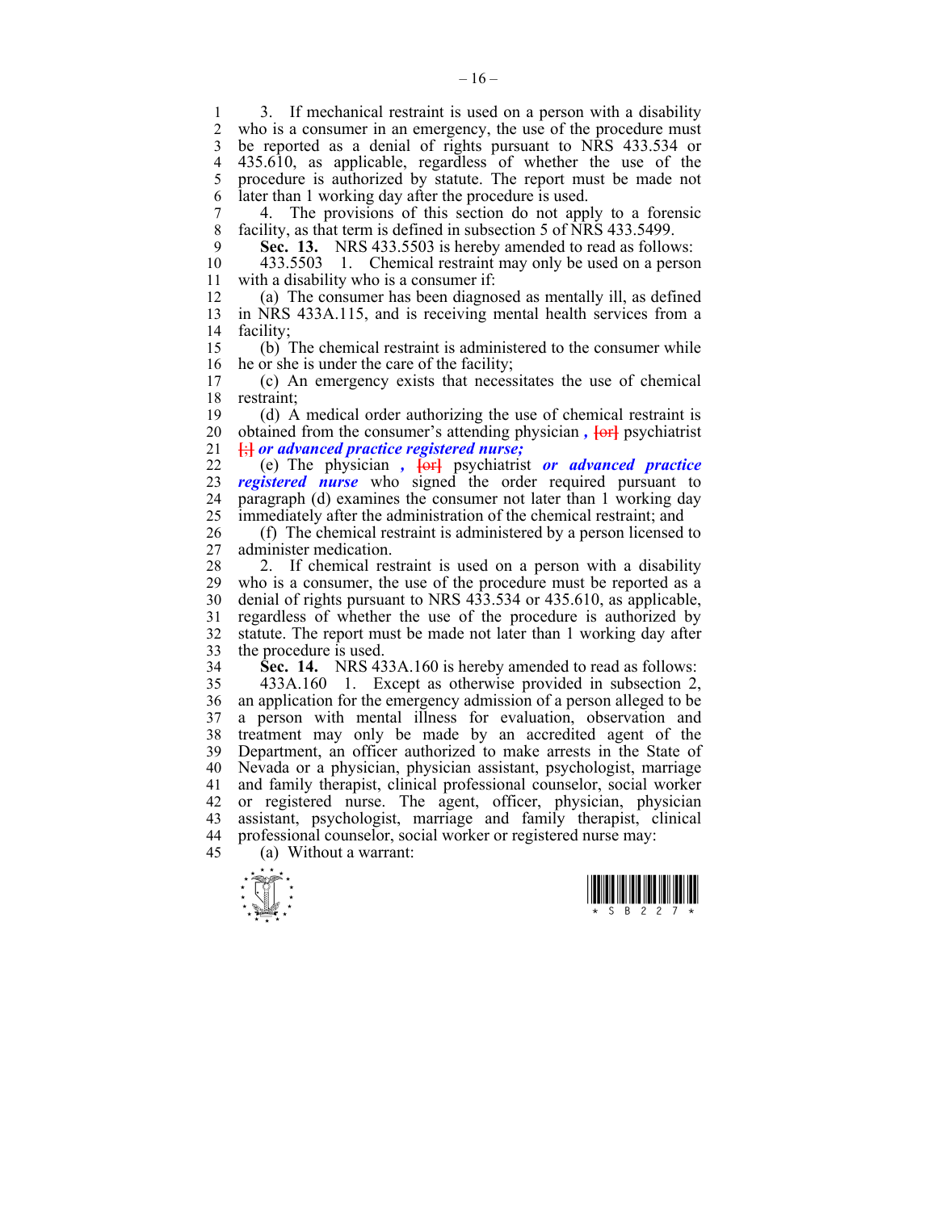3. If mechanical restraint is used on a person with a disability who is a consumer in an emergency, the use of the procedure must be reported as a denial of rights pursuant to NRS 433.534 or 435.610, as applicable, regardless of whether the use of the procedure is authorized by statute. The report must be made not later than 1 working day after the procedure is used.

4. The provisions of this section do not apply to a forensic facility, as that term is defined in subsection 5 of NRS 433.5499.

**Sec. 13.** NRS 433.5503 is hereby amended to read as follows:

433.5503 1. Chemical restraint may only be used on a person with a disability who is a consumer if:

(a) The consumer has been diagnosed as mentally ill, as defined in NRS 433A.115, and is receiving mental health services from a facility;

(b) The chemical restraint is administered to the consumer while he or she is under the care of the facility;

(c) An emergency exists that necessitates the use of chemical restraint;

(d) A medical order authorizing the use of chemical restraint is obtained from the consumer's attending physician ***,*** [or] psychiatrist [;] ***or advanced practice registered nurse;***

(e) The physician ***,*** [or] psychiatrist ***or advanced practice registered nurse*** who signed the order required pursuant to paragraph (d) examines the consumer not later than 1 working day immediately after the administration of the chemical restraint; and

(f) The chemical restraint is administered by a person licensed to administer medication.

2. If chemical restraint is used on a person with a disability who is a consumer, the use of the procedure must be reported as a denial of rights pursuant to NRS 433.534 or 435.610, as applicable, regardless of whether the use of the procedure is authorized by statute. The report must be made not later than 1 working day after the procedure is used.

**Sec. 14.** NRS 433A.160 is hereby amended to read as follows:

433A.160 1. Except as otherwise provided in subsection 2, an application for the emergency admission of a person alleged to be a person with mental illness for evaluation, observation and treatment may only be made by an accredited agent of the Department, an officer authorized to make arrests in the State of Nevada or a physician, physician assistant, psychologist, marriage and family therapist, clinical professional counselor, social worker or registered nurse. The agent, officer, physician, physician assistant, psychologist, marriage and family therapist, clinical professional counselor, social worker or registered nurse may:

(a) Without a warrant: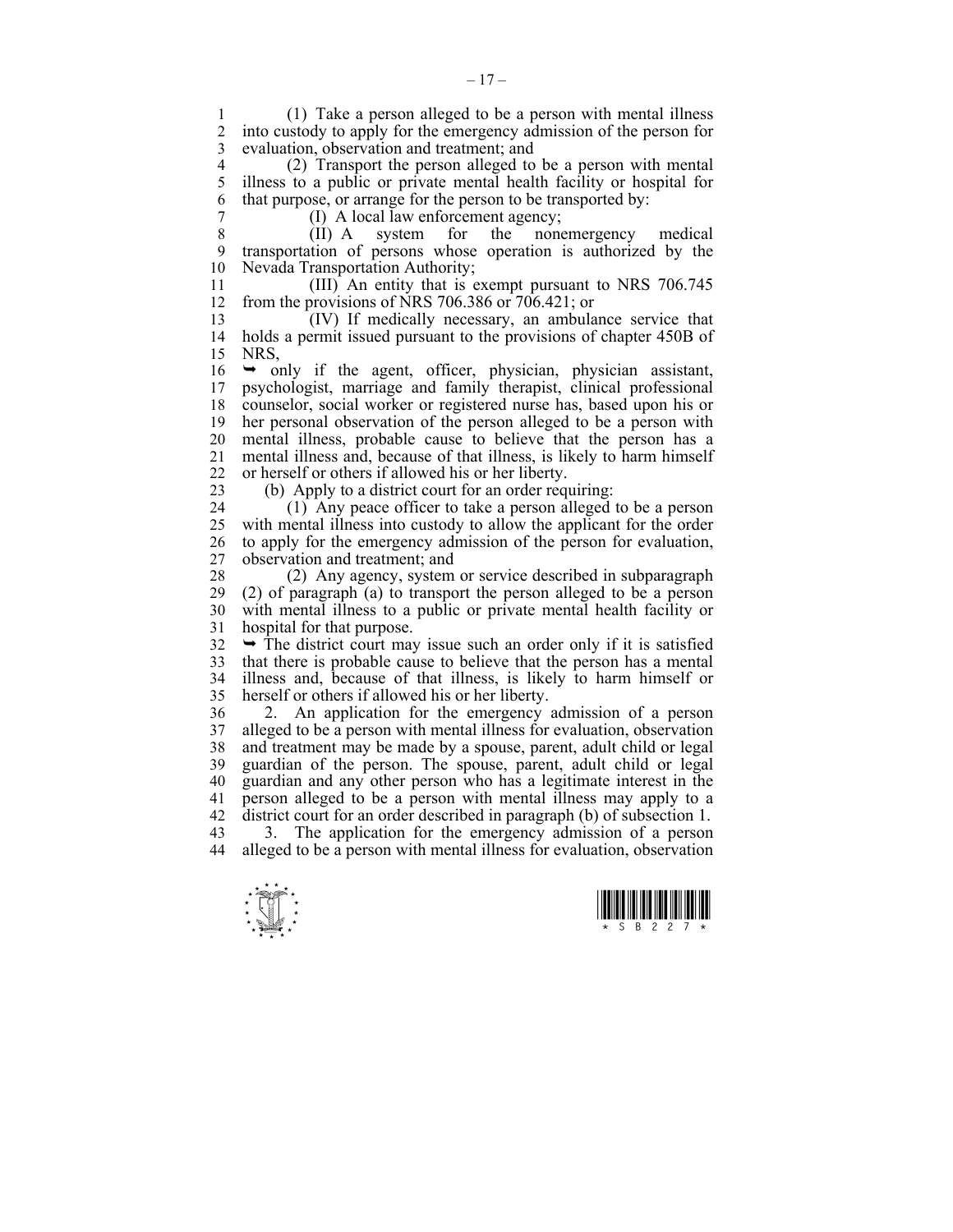(1) Take a person alleged to be a person with mental illness into custody to apply for the emergency admission of the person for evaluation, observation and treatment; and

(2) Transport the person alleged to be a person with mental illness to a public or private mental health facility or hospital for that purpose, or arrange for the person to be transported by:

(I) A local law enforcement agency;

(II) A system for the nonemergency medical transportation of persons whose operation is authorized by the Nevada Transportation Authority;

(III) An entity that is exempt pursuant to NRS 706.745 from the provisions of NRS 706.386 or 706.421; or

(IV) If medically necessary, an ambulance service that holds a permit issued pursuant to the provisions of chapter 450B of NRS,

➥ only if the agent, officer, physician, physician assistant, psychologist, marriage and family therapist, clinical professional counselor, social worker or registered nurse has, based upon his or her personal observation of the person alleged to be a person with mental illness, probable cause to believe that the person has a mental illness and, because of that illness, is likely to harm himself or herself or others if allowed his or her liberty.

(b) Apply to a district court for an order requiring:

(1) Any peace officer to take a person alleged to be a person with mental illness into custody to allow the applicant for the order to apply for the emergency admission of the person for evaluation, observation and treatment; and

(2) Any agency, system or service described in subparagraph (2) of paragraph (a) to transport the person alleged to be a person with mental illness to a public or private mental health facility or hospital for that purpose.

➥ The district court may issue such an order only if it is satisfied that there is probable cause to believe that the person has a mental illness and, because of that illness, is likely to harm himself or herself or others if allowed his or her liberty.

2. An application for the emergency admission of a person alleged to be a person with mental illness for evaluation, observation and treatment may be made by a spouse, parent, adult child or legal guardian of the person. The spouse, parent, adult child or legal guardian and any other person who has a legitimate interest in the person alleged to be a person with mental illness may apply to a district court for an order described in paragraph (b) of subsection 1.

3. The application for the emergency admission of a person alleged to be a person with mental illness for evaluation, observation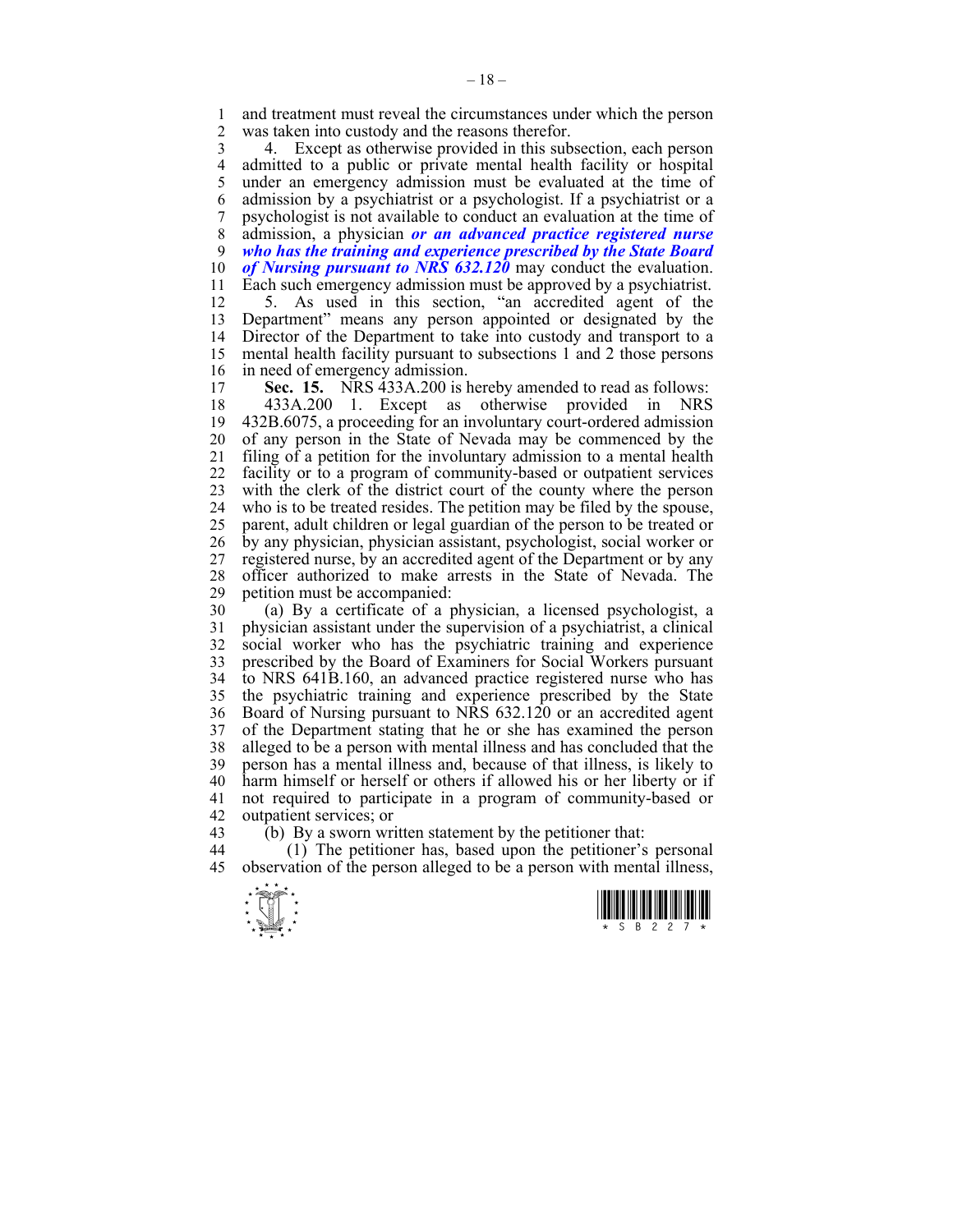and treatment must reveal the circumstances under which the person was taken into custody and the reasons therefor.

4. Except as otherwise provided in this subsection, each person admitted to a public or private mental health facility or hospital under an emergency admission must be evaluated at the time of admission by a psychiatrist or a psychologist. If a psychiatrist or a psychologist is not available to conduct an evaluation at the time of admission, a physician ***or an advanced practice registered nurse who has the training and experience prescribed by the State Board of Nursing pursuant to NRS 632.120*** may conduct the evaluation. Each such emergency admission must be approved by a psychiatrist.

5. As used in this section, "an accredited agent of the Department" means any person appointed or designated by the Director of the Department to take into custody and transport to a mental health facility pursuant to subsections 1 and 2 those persons in need of emergency admission.

**Sec. 15.** NRS 433A.200 is hereby amended to read as follows:

433A.200 1. Except as otherwise provided in NRS 432B.6075, a proceeding for an involuntary court-ordered admission of any person in the State of Nevada may be commenced by the filing of a petition for the involuntary admission to a mental health facility or to a program of community-based or outpatient services with the clerk of the district court of the county where the person who is to be treated resides. The petition may be filed by the spouse, parent, adult children or legal guardian of the person to be treated or by any physician, physician assistant, psychologist, social worker or registered nurse, by an accredited agent of the Department or by any officer authorized to make arrests in the State of Nevada. The petition must be accompanied:

(a) By a certificate of a physician, a licensed psychologist, a physician assistant under the supervision of a psychiatrist, a clinical social worker who has the psychiatric training and experience prescribed by the Board of Examiners for Social Workers pursuant to NRS 641B.160, an advanced practice registered nurse who has the psychiatric training and experience prescribed by the State Board of Nursing pursuant to NRS 632.120 or an accredited agent of the Department stating that he or she has examined the person alleged to be a person with mental illness and has concluded that the person has a mental illness and, because of that illness, is likely to harm himself or herself or others if allowed his or her liberty or if not required to participate in a program of community-based or outpatient services; or

(b) By a sworn written statement by the petitioner that:

(1) The petitioner has, based upon the petitioner's personal observation of the person alleged to be a person with mental illness,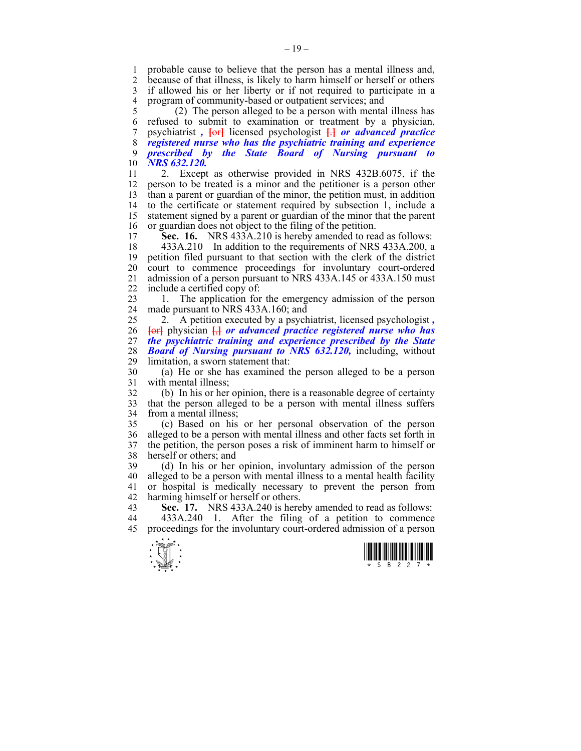probable cause to believe that the person has a mental illness and, because of that illness, is likely to harm himself or herself or others if allowed his or her liberty or if not required to participate in a program of community-based or outpatient services; and

(2) The person alleged to be a person with mental illness has refused to submit to examination or treatment by a physician, psychiatrist *,* [or] licensed psychologist [.] ***or advanced practice registered nurse who has the psychiatric training and experience prescribed by the State Board of Nursing pursuant to NRS 632.120.***

2. Except as otherwise provided in NRS 432B.6075, if the person to be treated is a minor and the petitioner is a person other than a parent or guardian of the minor, the petition must, in addition to the certificate or statement required by subsection 1, include a statement signed by a parent or guardian of the minor that the parent or guardian does not object to the filing of the petition.

**Sec. 16.** NRS 433A.210 is hereby amended to read as follows:

433A.210 In addition to the requirements of NRS 433A.200, a petition filed pursuant to that section with the clerk of the district court to commence proceedings for involuntary court-ordered admission of a person pursuant to NRS 433A.145 or 433A.150 must include a certified copy of:

1. The application for the emergency admission of the person made pursuant to NRS 433A.160; and

2. A petition executed by a psychiatrist, licensed psychologist *,* [or] physician [,] ***or advanced practice registered nurse who has the psychiatric training and experience prescribed by the State Board of Nursing pursuant to NRS 632.120,*** including, without limitation, a sworn statement that:

(a) He or she has examined the person alleged to be a person with mental illness;

(b) In his or her opinion, there is a reasonable degree of certainty that the person alleged to be a person with mental illness suffers from a mental illness;

(c) Based on his or her personal observation of the person alleged to be a person with mental illness and other facts set forth in the petition, the person poses a risk of imminent harm to himself or herself or others; and

(d) In his or her opinion, involuntary admission of the person alleged to be a person with mental illness to a mental health facility or hospital is medically necessary to prevent the person from harming himself or herself or others.

**Sec. 17.** NRS 433A.240 is hereby amended to read as follows:

433A.240 1. After the filing of a petition to commence proceedings for the involuntary court-ordered admission of a person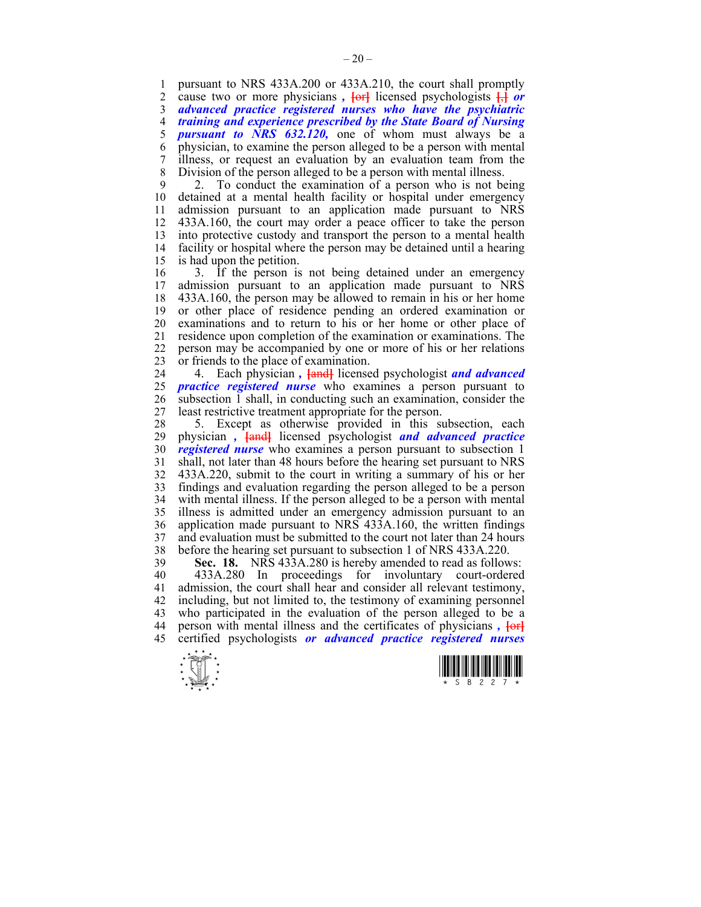pursuant to NRS 433A.200 or 433A.210, the court shall promptly cause two or more physicians *,* [or] licensed psychologists [,] ***or advanced practice registered nurses who have the psychiatric training and experience prescribed by the State Board of Nursing pursuant to NRS 632.120,*** one of whom must always be a physician, to examine the person alleged to be a person with mental illness, or request an evaluation by an evaluation team from the Division of the person alleged to be a person with mental illness.

2. To conduct the examination of a person who is not being detained at a mental health facility or hospital under emergency admission pursuant to an application made pursuant to NRS 433A.160, the court may order a peace officer to take the person into protective custody and transport the person to a mental health facility or hospital where the person may be detained until a hearing is had upon the petition.

3. If the person is not being detained under an emergency admission pursuant to an application made pursuant to NRS 433A.160, the person may be allowed to remain in his or her home or other place of residence pending an ordered examination or examinations and to return to his or her home or other place of residence upon completion of the examination or examinations. The person may be accompanied by one or more of his or her relations or friends to the place of examination.

4. Each physician *,* [and] licensed psychologist ***and advanced practice registered nurse*** who examines a person pursuant to subsection 1 shall, in conducting such an examination, consider the least restrictive treatment appropriate for the person.

5. Except as otherwise provided in this subsection, each physician *,* [and] licensed psychologist ***and advanced practice registered nurse*** who examines a person pursuant to subsection 1 shall, not later than 48 hours before the hearing set pursuant to NRS 433A.220, submit to the court in writing a summary of his or her findings and evaluation regarding the person alleged to be a person with mental illness. If the person alleged to be a person with mental illness is admitted under an emergency admission pursuant to an application made pursuant to NRS 433A.160, the written findings and evaluation must be submitted to the court not later than 24 hours before the hearing set pursuant to subsection 1 of NRS 433A.220.

**Sec. 18.** NRS 433A.280 is hereby amended to read as follows:

433A.280 In proceedings for involuntary court-ordered admission, the court shall hear and consider all relevant testimony, including, but not limited to, the testimony of examining personnel who participated in the evaluation of the person alleged to be a person with mental illness and the certificates of physicians *,* [or] certified psychologists ***or advanced practice registered nurses***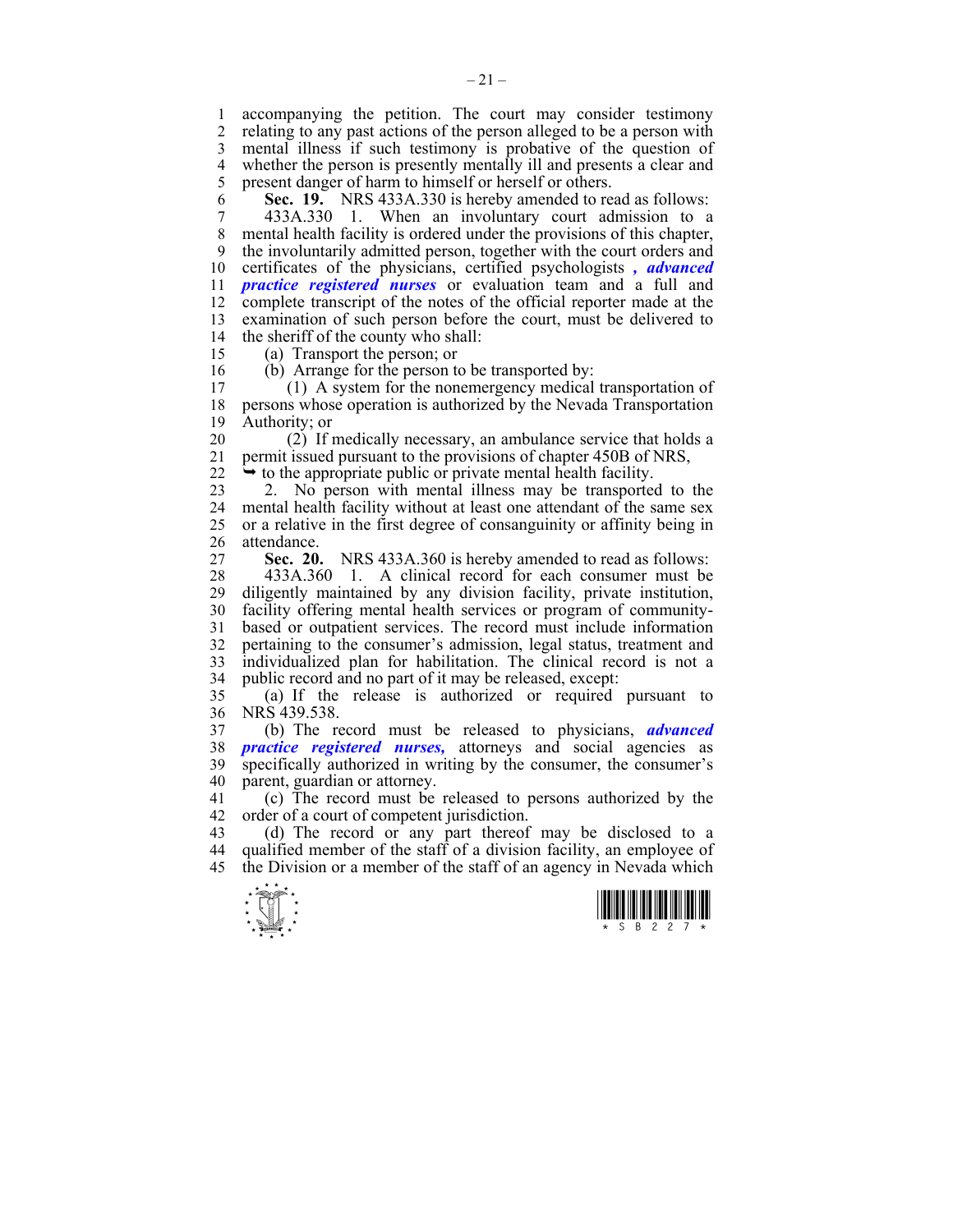accompanying the petition. The court may consider testimony relating to any past actions of the person alleged to be a person with mental illness if such testimony is probative of the question of whether the person is presently mentally ill and presents a clear and present danger of harm to himself or herself or others.

**Sec. 19.** NRS 433A.330 is hereby amended to read as follows:

433A.330 1. When an involuntary court admission to a mental health facility is ordered under the provisions of this chapter, the involuntarily admitted person, together with the court orders and certificates of the physicians, certified psychologists *, advanced practice registered nurses* or evaluation team and a full and complete transcript of the notes of the official reporter made at the examination of such person before the court, must be delivered to the sheriff of the county who shall:

(a) Transport the person; or

(b) Arrange for the person to be transported by:

(1) A system for the nonemergency medical transportation of persons whose operation is authorized by the Nevada Transportation Authority; or

(2) If medically necessary, an ambulance service that holds a permit issued pursuant to the provisions of chapter 450B of NRS,

➥ to the appropriate public or private mental health facility.

2. No person with mental illness may be transported to the mental health facility without at least one attendant of the same sex or a relative in the first degree of consanguinity or affinity being in attendance.

**Sec. 20.** NRS 433A.360 is hereby amended to read as follows:

433A.360 1. A clinical record for each consumer must be diligently maintained by any division facility, private institution, facility offering mental health services or program of community-based or outpatient services. The record must include information pertaining to the consumer's admission, legal status, treatment and individualized plan for habilitation. The clinical record is not a public record and no part of it may be released, except:

(a) If the release is authorized or required pursuant to NRS 439.538.

(b) The record must be released to physicians, *advanced practice registered nurses,* attorneys and social agencies as specifically authorized in writing by the consumer, the consumer's parent, guardian or attorney.

(c) The record must be released to persons authorized by the order of a court of competent jurisdiction.

(d) The record or any part thereof may be disclosed to a qualified member of the staff of a division facility, an employee of the Division or a member of the staff of an agency in Nevada which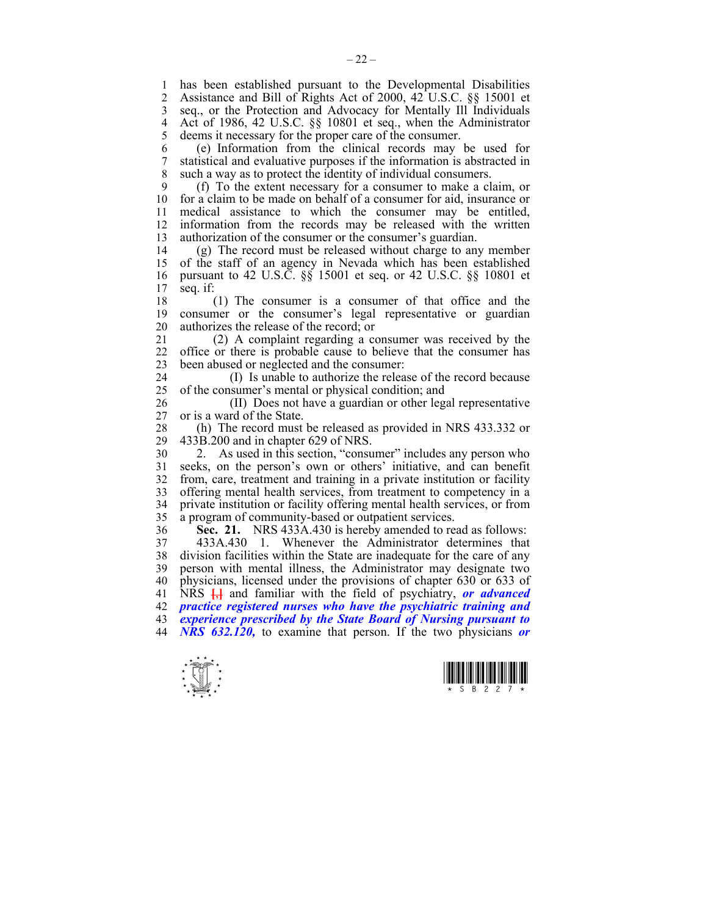has been established pursuant to the Developmental Disabilities Assistance and Bill of Rights Act of 2000, 42 U.S.C. §§ 15001 et seq., or the Protection and Advocacy for Mentally Ill Individuals Act of 1986, 42 U.S.C. §§ 10801 et seq., when the Administrator deems it necessary for the proper care of the consumer.

(e) Information from the clinical records may be used for statistical and evaluative purposes if the information is abstracted in such a way as to protect the identity of individual consumers.

(f) To the extent necessary for a consumer to make a claim, or for a claim to be made on behalf of a consumer for aid, insurance or medical assistance to which the consumer may be entitled, information from the records may be released with the written authorization of the consumer or the consumer's guardian.

(g) The record must be released without charge to any member of the staff of an agency in Nevada which has been established pursuant to 42 U.S.C. §§ 15001 et seq. or 42 U.S.C. §§ 10801 et seq. if:

(1) The consumer is a consumer of that office and the consumer or the consumer's legal representative or guardian authorizes the release of the record; or

(2) A complaint regarding a consumer was received by the office or there is probable cause to believe that the consumer has been abused or neglected and the consumer:

(I) Is unable to authorize the release of the record because of the consumer's mental or physical condition; and

(II) Does not have a guardian or other legal representative or is a ward of the State.

(h) The record must be released as provided in NRS 433.332 or 433B.200 and in chapter 629 of NRS.

2. As used in this section, "consumer" includes any person who seeks, on the person's own or others' initiative, and can benefit from, care, treatment and training in a private institution or facility offering mental health services, from treatment to competency in a private institution or facility offering mental health services, or from a program of community-based or outpatient services.

**Sec. 21.** NRS 433A.430 is hereby amended to read as follows:

433A.430 1. Whenever the Administrator determines that division facilities within the State are inadequate for the care of any person with mental illness, the Administrator may designate two physicians, licensed under the provisions of chapter 630 or 633 of NRS [,] and familiar with the field of psychiatry, ***or advanced practice registered nurses who have the psychiatric training and experience prescribed by the State Board of Nursing pursuant to NRS 632.120,*** to examine that person. If the two physicians ***or***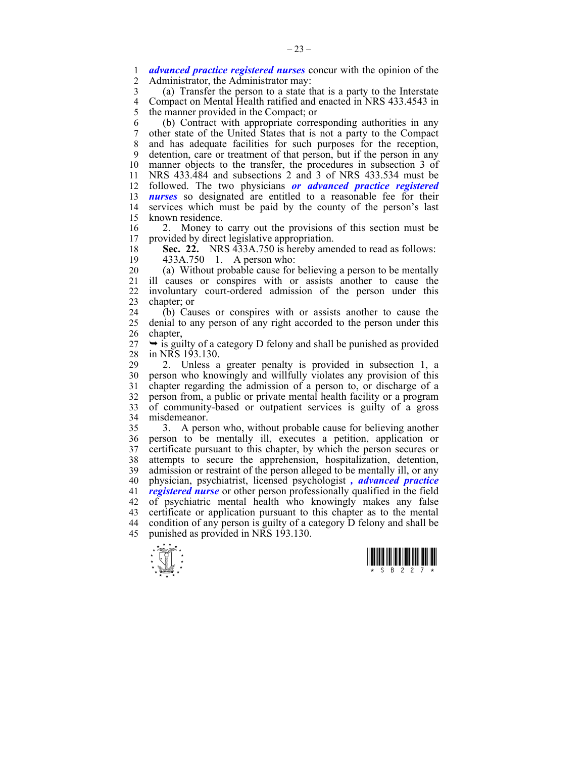***advanced practice registered nurses*** concur with the opinion of the Administrator, the Administrator may:

(a) Transfer the person to a state that is a party to the Interstate Compact on Mental Health ratified and enacted in NRS 433.4543 in the manner provided in the Compact; or

(b) Contract with appropriate corresponding authorities in any other state of the United States that is not a party to the Compact and has adequate facilities for such purposes for the reception, detention, care or treatment of that person, but if the person in any manner objects to the transfer, the procedures in subsection 3 of NRS 433.484 and subsections 2 and 3 of NRS 433.534 must be followed. The two physicians ***or advanced practice registered nurses*** so designated are entitled to a reasonable fee for their services which must be paid by the county of the person's last known residence.

2. Money to carry out the provisions of this section must be provided by direct legislative appropriation.

**Sec. 22.** NRS 433A.750 is hereby amended to read as follows:

433A.750 1. A person who:

(a) Without probable cause for believing a person to be mentally ill causes or conspires with or assists another to cause the involuntary court-ordered admission of the person under this chapter; or

(b) Causes or conspires with or assists another to cause the denial to any person of any right accorded to the person under this chapter,

➥ is guilty of a category D felony and shall be punished as provided in NRS 193.130.

2. Unless a greater penalty is provided in subsection 1, a person who knowingly and willfully violates any provision of this chapter regarding the admission of a person to, or discharge of a person from, a public or private mental health facility or a program of community-based or outpatient services is guilty of a gross misdemeanor.

3. A person who, without probable cause for believing another person to be mentally ill, executes a petition, application or certificate pursuant to this chapter, by which the person secures or attempts to secure the apprehension, hospitalization, detention, admission or restraint of the person alleged to be mentally ill, or any physician, psychiatrist, licensed psychologist ***, advanced practice registered nurse*** or other person professionally qualified in the field of psychiatric mental health who knowingly makes any false certificate or application pursuant to this chapter as to the mental condition of any person is guilty of a category D felony and shall be punished as provided in NRS 193.130.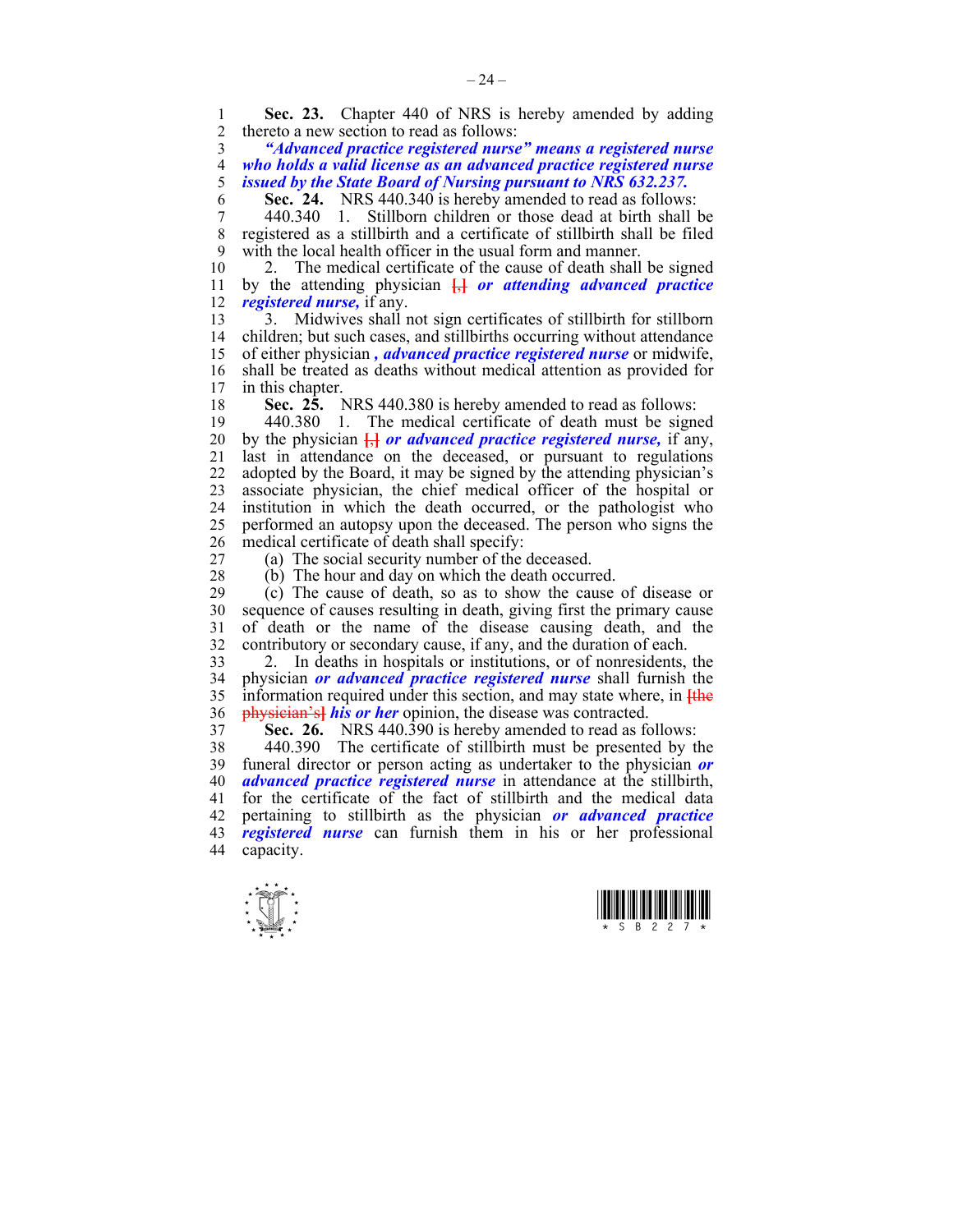**Sec. 23.** Chapter 440 of NRS is hereby amended by adding thereto a new section to read as follows:

***"Advanced practice registered nurse" means a registered nurse who holds a valid license as an advanced practice registered nurse issued by the State Board of Nursing pursuant to NRS 632.237.***

**Sec. 24.** NRS 440.340 is hereby amended to read as follows:

440.340 1. Stillborn children or those dead at birth shall be registered as a stillbirth and a certificate of stillbirth shall be filed with the local health officer in the usual form and manner.

2. The medical certificate of the cause of death shall be signed by the attending physician [,] ***or attending advanced practice registered nurse,*** if any.

3. Midwives shall not sign certificates of stillbirth for stillborn children; but such cases, and stillbirths occurring without attendance of either physician ***, advanced practice registered nurse*** or midwife, shall be treated as deaths without medical attention as provided for in this chapter.

**Sec. 25.** NRS 440.380 is hereby amended to read as follows:

440.380 1. The medical certificate of death must be signed by the physician [,] ***or advanced practice registered nurse,*** if any, last in attendance on the deceased, or pursuant to regulations adopted by the Board, it may be signed by the attending physician's associate physician, the chief medical officer of the hospital or institution in which the death occurred, or the pathologist who performed an autopsy upon the deceased. The person who signs the medical certificate of death shall specify:

(a) The social security number of the deceased.

(b) The hour and day on which the death occurred.

(c) The cause of death, so as to show the cause of disease or sequence of causes resulting in death, giving first the primary cause of death or the name of the disease causing death, and the contributory or secondary cause, if any, and the duration of each.

2. In deaths in hospitals or institutions, or of nonresidents, the physician ***or advanced practice registered nurse*** shall furnish the information required under this section, and may state where, in [the physician's] ***his or her*** opinion, the disease was contracted.

**Sec. 26.** NRS 440.390 is hereby amended to read as follows:

440.390 The certificate of stillbirth must be presented by the funeral director or person acting as undertaker to the physician ***or advanced practice registered nurse*** in attendance at the stillbirth, for the certificate of the fact of stillbirth and the medical data pertaining to stillbirth as the physician ***or advanced practice registered nurse*** can furnish them in his or her professional capacity.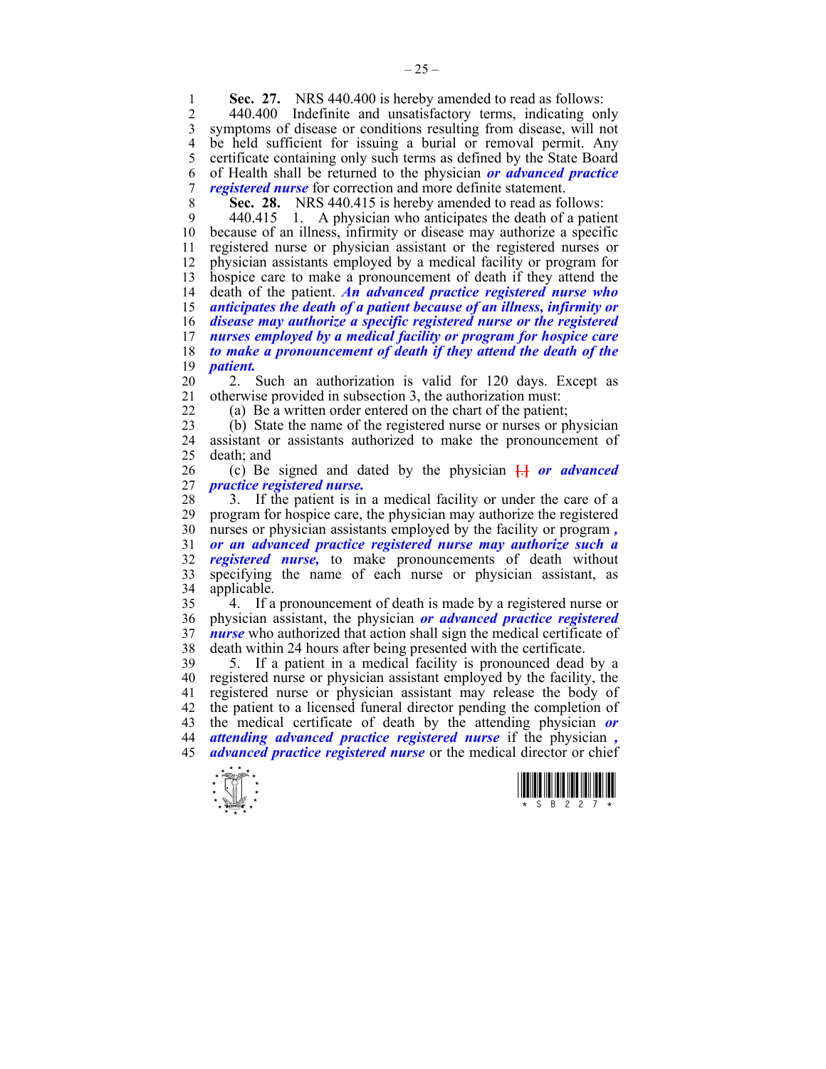**Sec. 27.** NRS 440.400 is hereby amended to read as follows:

440.400 Indefinite and unsatisfactory terms, indicating only symptoms of disease or conditions resulting from disease, will not be held sufficient for issuing a burial or removal permit. Any certificate containing only such terms as defined by the State Board of Health shall be returned to the physician ***or advanced practice registered nurse*** for correction and more definite statement.

**Sec. 28.** NRS 440.415 is hereby amended to read as follows:

440.415 1. A physician who anticipates the death of a patient because of an illness, infirmity or disease may authorize a specific registered nurse or physician assistant or the registered nurses or physician assistants employed by a medical facility or program for hospice care to make a pronouncement of death if they attend the death of the patient. ***An advanced practice registered nurse who anticipates the death of a patient because of an illness, infirmity or disease may authorize a specific registered nurse or the registered nurses employed by a medical facility or program for hospice care to make a pronouncement of death if they attend the death of the patient.***

2. Such an authorization is valid for 120 days. Except as otherwise provided in subsection 3, the authorization must:

(a) Be a written order entered on the chart of the patient;

(b) State the name of the registered nurse or nurses or physician assistant or assistants authorized to make the pronouncement of death; and

(c) Be signed and dated by the physician [.] ***or advanced practice registered nurse.***

3. If the patient is in a medical facility or under the care of a program for hospice care, the physician may authorize the registered nurses or physician assistants employed by the facility or program ***, or an advanced practice registered nurse may authorize such a registered nurse,*** to make pronouncements of death without specifying the name of each nurse or physician assistant, as applicable.

4. If a pronouncement of death is made by a registered nurse or physician assistant, the physician ***or advanced practice registered nurse*** who authorized that action shall sign the medical certificate of death within 24 hours after being presented with the certificate.

5. If a patient in a medical facility is pronounced dead by a registered nurse or physician assistant employed by the facility, the registered nurse or physician assistant may release the body of the patient to a licensed funeral director pending the completion of the medical certificate of death by the attending physician ***or attending advanced practice registered nurse*** if the physician ***, advanced practice registered nurse*** or the medical director or chief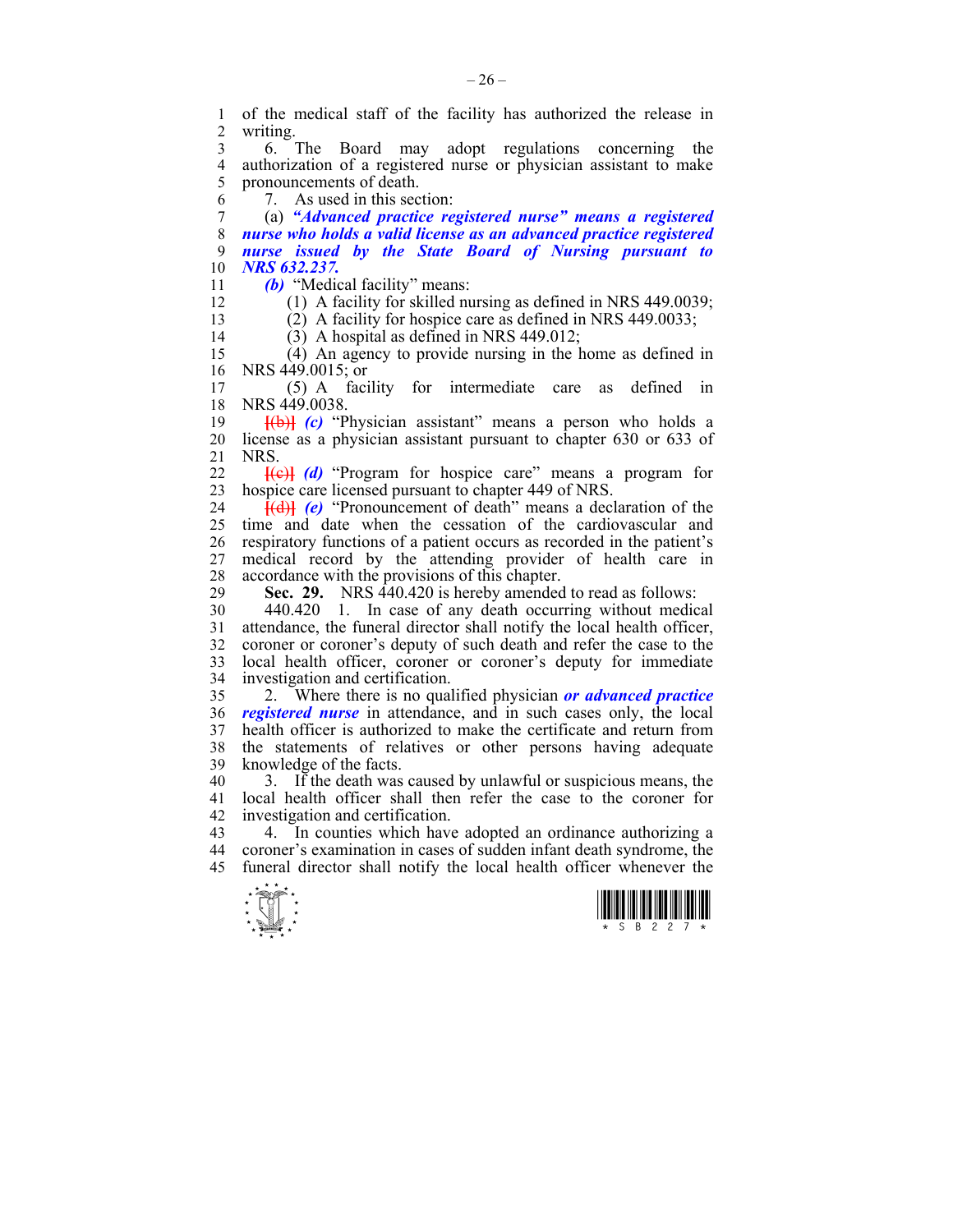of the medical staff of the facility has authorized the release in writing.

6. The Board may adopt regulations concerning the authorization of a registered nurse or physician assistant to make pronouncements of death.

7. As used in this section:

(a) ***"Advanced practice registered nurse" means a registered nurse who holds a valid license as an advanced practice registered nurse issued by the State Board of Nursing pursuant to NRS 632.237.***

***(b)*** "Medical facility" means:

(1) A facility for skilled nursing as defined in NRS 449.0039;

(2) A facility for hospice care as defined in NRS 449.0033;

(3) A hospital as defined in NRS 449.012;

(4) An agency to provide nursing in the home as defined in NRS 449.0015; or

(5) A facility for intermediate care as defined in NRS 449.0038.

~~[(b)]~~ ***(c)*** "Physician assistant" means a person who holds a license as a physician assistant pursuant to chapter 630 or 633 of NRS.

~~[(c)]~~ ***(d)*** "Program for hospice care" means a program for hospice care licensed pursuant to chapter 449 of NRS.

~~[(d)]~~ ***(e)*** "Pronouncement of death" means a declaration of the time and date when the cessation of the cardiovascular and respiratory functions of a patient occurs as recorded in the patient's medical record by the attending provider of health care in accordance with the provisions of this chapter.

**Sec. 29.** NRS 440.420 is hereby amended to read as follows:

440.420 1. In case of any death occurring without medical attendance, the funeral director shall notify the local health officer, coroner or coroner's deputy of such death and refer the case to the local health officer, coroner or coroner's deputy for immediate investigation and certification.

2. Where there is no qualified physician ***or advanced practice registered nurse*** in attendance, and in such cases only, the local health officer is authorized to make the certificate and return from the statements of relatives or other persons having adequate knowledge of the facts.

3. If the death was caused by unlawful or suspicious means, the local health officer shall then refer the case to the coroner for investigation and certification.

4. In counties which have adopted an ordinance authorizing a coroner's examination in cases of sudden infant death syndrome, the funeral director shall notify the local health officer whenever the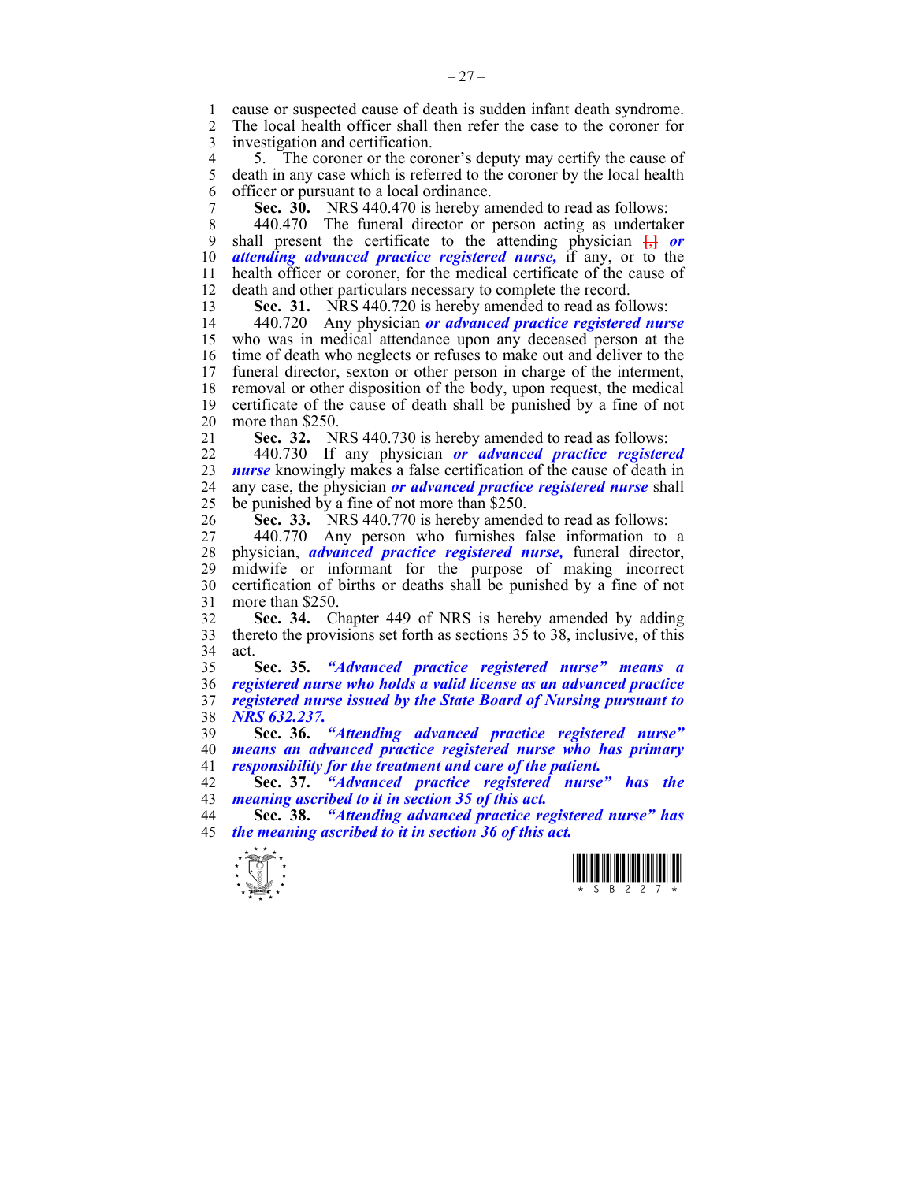cause or suspected cause of death is sudden infant death syndrome. The local health officer shall then refer the case to the coroner for investigation and certification.

5. The coroner or the coroner's deputy may certify the cause of death in any case which is referred to the coroner by the local health officer or pursuant to a local ordinance.

**Sec. 30.** NRS 440.470 is hereby amended to read as follows:

440.470 The funeral director or person acting as undertaker shall present the certificate to the attending physician [,] ***or attending advanced practice registered nurse,*** if any, or to the health officer or coroner, for the medical certificate of the cause of death and other particulars necessary to complete the record.

**Sec. 31.** NRS 440.720 is hereby amended to read as follows:

440.720 Any physician ***or an advanced practice registered nurse*** who was in medical attendance upon any deceased person at the time of death who neglects or refuses to make out and deliver to the funeral director, sexton or other person in charge of the interment, removal or other disposition of the body, upon request, the medical certificate of the cause of death shall be punished by a fine of not more than $250.

**Sec. 32.** NRS 440.730 is hereby amended to read as follows:

440.730 If any physician ***or advanced practice registered nurse*** knowingly makes a false certification of the cause of death in any case, the physician ***or advanced practice registered nurse*** shall be punished by a fine of not more than $250.

**Sec. 33.** NRS 440.770 is hereby amended to read as follows:

440.770 Any person who furnishes false information to a physician, ***advanced practice registered nurse,*** funeral director, midwife or informant for the purpose of making incorrect certification of births or deaths shall be punished by a fine of not more than $250.

**Sec. 34.** Chapter 449 of NRS is hereby amended by adding thereto the provisions set forth as sections 35 to 38, inclusive, of this act.

**Sec. 35.** ***"Advanced practice registered nurse" means a registered nurse who holds a valid license as an advanced practice registered nurse issued by the State Board of Nursing pursuant to NRS 632.237.***

**Sec. 36.** ***"Attending advanced practice registered nurse" means an advanced practice registered nurse who has primary responsibility for the treatment and care of the patient.***

**Sec. 37.** ***"Advanced practice registered nurse" has the meaning ascribed to it in section 35 of this act.***

**Sec. 38.** ***"Attending advanced practice registered nurse" has the meaning ascribed to it in section 36 of this act.***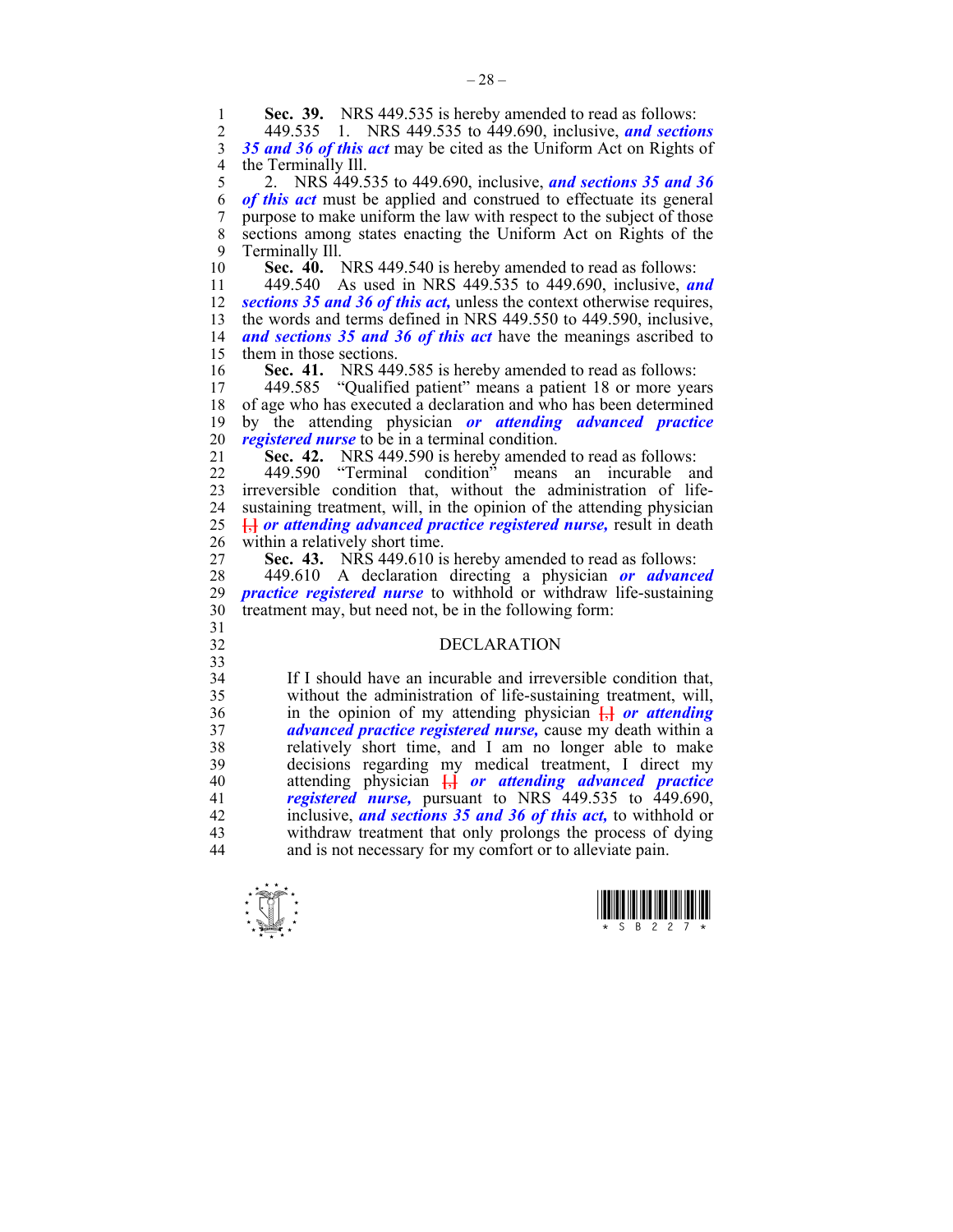**Sec. 39.** NRS 449.535 is hereby amended to read as follows:

449.535 1. NRS 449.535 to 449.690, inclusive, ***and sections 35 and 36 of this act*** may be cited as the Uniform Act on Rights of the Terminally Ill.

2. NRS 449.535 to 449.690, inclusive, ***and sections 35 and 36 of this act*** must be applied and construed to effectuate its general purpose to make uniform the law with respect to the subject of those sections among states enacting the Uniform Act on Rights of the Terminally Ill.

**Sec. 40.** NRS 449.540 is hereby amended to read as follows:

449.540 As used in NRS 449.535 to 449.690, inclusive, ***and sections 35 and 36 of this act,*** unless the context otherwise requires, the words and terms defined in NRS 449.550 to 449.590, inclusive, ***and sections 35 and 36 of this act*** have the meanings ascribed to them in those sections.

**Sec. 41.** NRS 449.585 is hereby amended to read as follows:

449.585 "Qualified patient" means a patient 18 or more years of age who has executed a declaration and who has been determined by the attending physician ***or attending advanced practice registered nurse*** to be in a terminal condition.

**Sec. 42.** NRS 449.590 is hereby amended to read as follows:

449.590 "Terminal condition" means an incurable and irreversible condition that, without the administration of life-sustaining treatment, will, in the opinion of the attending physician [,] ***or attending advanced practice registered nurse,*** result in death within a relatively short time.

**Sec. 43.** NRS 449.610 is hereby amended to read as follows:

449.610 A declaration directing a physician ***or advanced practice registered nurse*** to withhold or withdraw life-sustaining treatment may, but need not, be in the following form:

DECLARATION

If I should have an incurable and irreversible condition that, without the administration of life-sustaining treatment, will, in the opinion of my attending physician [,] ***or attending advanced practice registered nurse,*** cause my death within a relatively short time, and I am no longer able to make decisions regarding my medical treatment, I direct my attending physician [,] ***or attending advanced practice registered nurse,*** pursuant to NRS 449.535 to 449.690, inclusive, ***and sections 35 and 36 of this act,*** to withhold or withdraw treatment that only prolongs the process of dying and is not necessary for my comfort or to alleviate pain.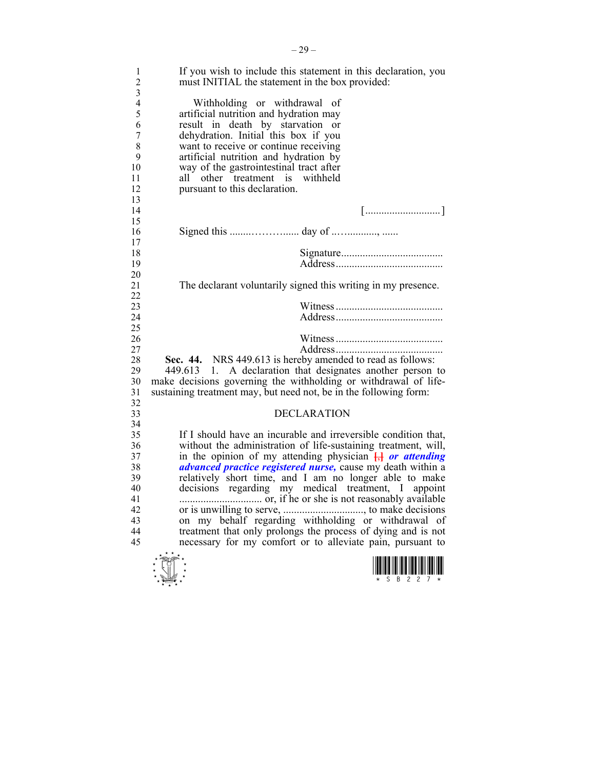If you wish to include this statement in this declaration, you must INITIAL the statement in the box provided:

Withholding or withdrawal of artificial nutrition and hydration may result in death by starvation or dehydration. Initial this box if you want to receive or continue receiving artificial nutrition and hydration by way of the gastrointestinal tract after all other treatment is withheld pursuant to this declaration.

[............................]

Signed this ........……….... day of ...…..........., ......

Signature......................................
Address........................................

The declarant voluntarily signed this writing in my presence.

Witness........................................
Address........................................

Witness........................................
Address........................................

**Sec. 44.** NRS 449.613 is hereby amended to read as follows:

449.613 1. A declaration that designates another person to make decisions governing the withholding or withdrawal of life-sustaining treatment may, but need not, be in the following form:

DECLARATION

If I should have an incurable and irreversible condition that, without the administration of life-sustaining treatment, will, in the opinion of my attending physician [,] ***or attending advanced practice registered nurse,*** cause my death within a relatively short time, and I am no longer able to make decisions regarding my medical treatment, I appoint .............................. or, if he or she is not reasonably available or is unwilling to serve, .............................., to make decisions on my behalf regarding withholding or withdrawal of treatment that only prolongs the process of dying and is not necessary for my comfort or to alleviate pain, pursuant to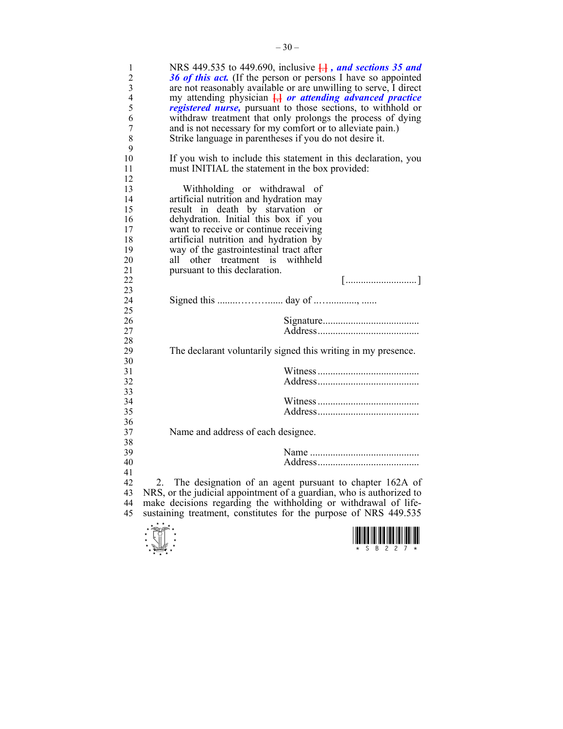NRS 449.535 to 449.690, inclusive [.] *, and sections 35 and 36 of this act.* (If the person or persons I have so appointed are not reasonably available or are unwilling to serve, I direct my attending physician [,] *or attending advanced practice registered nurse,* pursuant to those sections, to withhold or withdraw treatment that only prolongs the process of dying and is not necessary for my comfort or to alleviate pain.) Strike language in parentheses if you do not desire it.

If you wish to include this statement in this declaration, you must INITIAL the statement in the box provided:

Withholding or withdrawal of artificial nutrition and hydration may result in death by starvation or dehydration. Initial this box if you want to receive or continue receiving artificial nutrition and hydration by way of the gastrointestinal tract after all other treatment is withheld pursuant to this declaration.

[............................]

Signed this ........………....... day of ..…..........., ......

Signature......................................
Address........................................

The declarant voluntarily signed this writing in my presence.

Witness ........................................
Address........................................

Witness ........................................
Address........................................

Name and address of each designee.

Name ...........................................
Address........................................

2. The designation of an agent pursuant to chapter 162A of NRS, or the judicial appointment of a guardian, who is authorized to make decisions regarding the withholding or withdrawal of life-sustaining treatment, constitutes for the purpose of NRS 449.535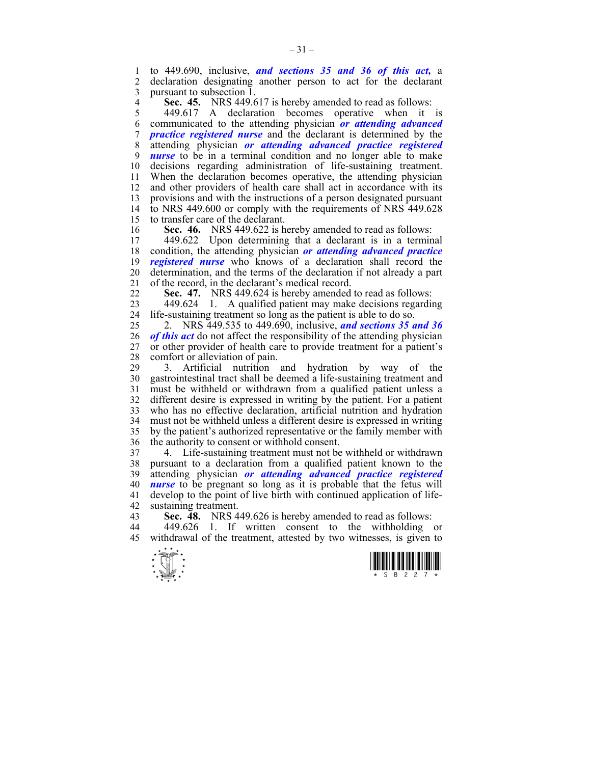to 449.690, inclusive, ***and sections 35 and 36 of this act,*** a declaration designating another person to act for the declarant pursuant to subsection 1.

**Sec. 45.** NRS 449.617 is hereby amended to read as follows:

449.617 A declaration becomes operative when it is communicated to the attending physician ***or attending advanced practice registered nurse*** and the declarant is determined by the attending physician ***or attending advanced practice registered nurse*** to be in a terminal condition and no longer able to make decisions regarding administration of life-sustaining treatment. When the declaration becomes operative, the attending physician and other providers of health care shall act in accordance with its provisions and with the instructions of a person designated pursuant to NRS 449.600 or comply with the requirements of NRS 449.628 to transfer care of the declarant.

**Sec. 46.** NRS 449.622 is hereby amended to read as follows:

449.622 Upon determining that a declarant is in a terminal condition, the attending physician ***or attending advanced practice registered nurse*** who knows of a declaration shall record the determination, and the terms of the declaration if not already a part of the record, in the declarant's medical record.

**Sec. 47.** NRS 449.624 is hereby amended to read as follows:

449.624 1. A qualified patient may make decisions regarding life-sustaining treatment so long as the patient is able to do so.

2. NRS 449.535 to 449.690, inclusive, ***and sections 35 and 36 of this act*** do not affect the responsibility of the attending physician or other provider of health care to provide treatment for a patient's comfort or alleviation of pain.

3. Artificial nutrition and hydration by way of the gastrointestinal tract shall be deemed a life-sustaining treatment and must be withheld or withdrawn from a qualified patient unless a different desire is expressed in writing by the patient. For a patient who has no effective declaration, artificial nutrition and hydration must not be withheld unless a different desire is expressed in writing by the patient's authorized representative or the family member with the authority to consent or withhold consent.

4. Life-sustaining treatment must not be withheld or withdrawn pursuant to a declaration from a qualified patient known to the attending physician ***or attending advanced practice registered nurse*** to be pregnant so long as it is probable that the fetus will develop to the point of live birth with continued application of life-sustaining treatment.

**Sec. 48.** NRS 449.626 is hereby amended to read as follows:

449.626 1. If written consent to the withholding or withdrawal of the treatment, attested by two witnesses, is given to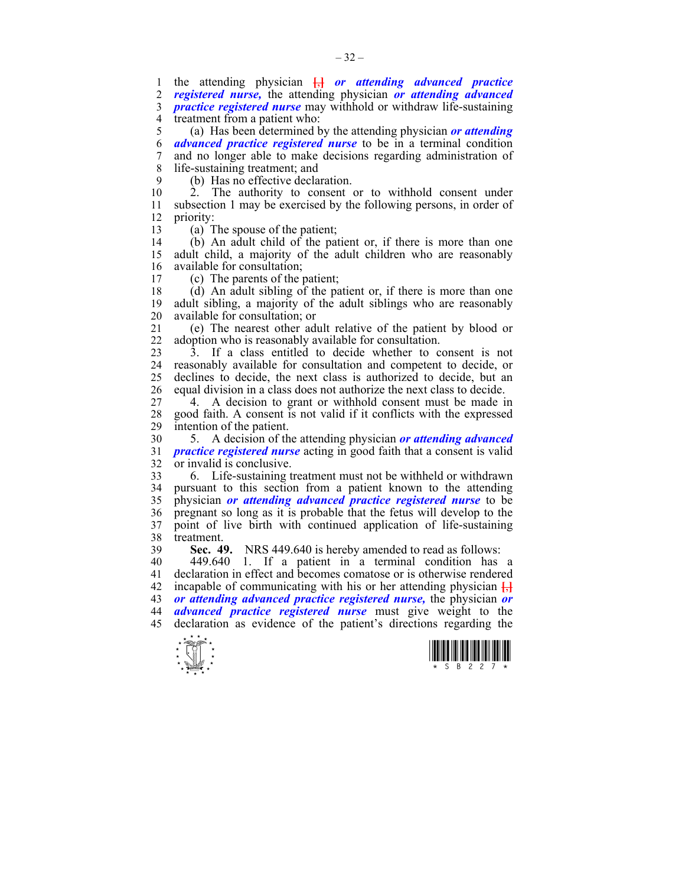the attending physician [,] ***or attending advanced practice registered nurse,*** the attending physician ***or attending advanced practice registered nurse*** may withhold or withdraw life-sustaining treatment from a patient who:

(a) Has been determined by the attending physician ***or attending advanced practice registered nurse*** to be in a terminal condition and no longer able to make decisions regarding administration of life-sustaining treatment; and

(b) Has no effective declaration.

2. The authority to consent or to withhold consent under subsection 1 may be exercised by the following persons, in order of priority:

(a) The spouse of the patient;

(b) An adult child of the patient or, if there is more than one adult child, a majority of the adult children who are reasonably available for consultation;

(c) The parents of the patient;

(d) An adult sibling of the patient or, if there is more than one adult sibling, a majority of the adult siblings who are reasonably available for consultation; or

(e) The nearest other adult relative of the patient by blood or adoption who is reasonably available for consultation.

3. If a class entitled to decide whether to consent is not reasonably available for consultation and competent to decide, or declines to decide, the next class is authorized to decide, but an equal division in a class does not authorize the next class to decide.

4. A decision to grant or withhold consent must be made in good faith. A consent is not valid if it conflicts with the expressed intention of the patient.

5. A decision of the attending physician ***or attending advanced practice registered nurse*** acting in good faith that a consent is valid or invalid is conclusive.

6. Life-sustaining treatment must not be withheld or withdrawn pursuant to this section from a patient known to the attending physician ***or attending advanced practice registered nurse*** to be pregnant so long as it is probable that the fetus will develop to the point of live birth with continued application of life-sustaining treatment.

**Sec. 49.** NRS 449.640 is hereby amended to read as follows:

449.640 1. If a patient in a terminal condition has a declaration in effect and becomes comatose or is otherwise rendered incapable of communicating with his or her attending physician [,] ***or attending advanced practice registered nurse,*** the physician ***or advanced practice registered nurse*** must give weight to the declaration as evidence of the patient's directions regarding the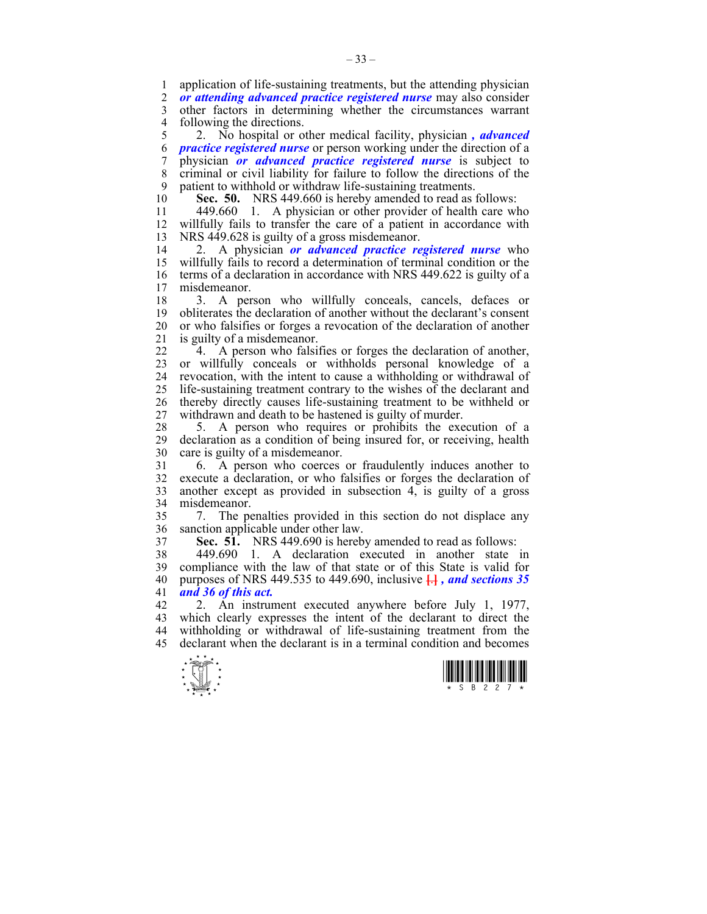application of life-sustaining treatments, but the attending physician ***or attending advanced practice registered nurse*** may also consider other factors in determining whether the circumstances warrant following the directions.

2. No hospital or other medical facility, physician ***, advanced practice registered nurse*** or person working under the direction of a physician ***or advanced practice registered nurse*** is subject to criminal or civil liability for failure to follow the directions of the patient to withhold or withdraw life-sustaining treatments.

**Sec. 50.** NRS 449.660 is hereby amended to read as follows:

449.660 1. A physician or other provider of health care who willfully fails to transfer the care of a patient in accordance with NRS 449.628 is guilty of a gross misdemeanor.

2. A physician ***or advanced practice registered nurse*** who willfully fails to record a determination of terminal condition or the terms of a declaration in accordance with NRS 449.622 is guilty of a misdemeanor.

3. A person who willfully conceals, cancels, defaces or obliterates the declaration of another without the declarant's consent or who falsifies or forges a revocation of the declaration of another is guilty of a misdemeanor.

4. A person who falsifies or forges the declaration of another, or willfully conceals or withholds personal knowledge of a revocation, with the intent to cause a withholding or withdrawal of life-sustaining treatment contrary to the wishes of the declarant and thereby directly causes life-sustaining treatment to be withheld or withdrawn and death to be hastened is guilty of murder.

5. A person who requires or prohibits the execution of a declaration as a condition of being insured for, or receiving, health care is guilty of a misdemeanor.

6. A person who coerces or fraudulently induces another to execute a declaration, or who falsifies or forges the declaration of another except as provided in subsection 4, is guilty of a gross misdemeanor.

7. The penalties provided in this section do not displace any sanction applicable under other law.

**Sec. 51.** NRS 449.690 is hereby amended to read as follows:

449.690 1. A declaration executed in another state in compliance with the law of that state or of this State is valid for purposes of NRS 449.535 to 449.690, inclusive [.] ***, and sections 35 and 36 of this act.***

2. An instrument executed anywhere before July 1, 1977, which clearly expresses the intent of the declarant to direct the withholding or withdrawal of life-sustaining treatment from the declarant when the declarant is in a terminal condition and becomes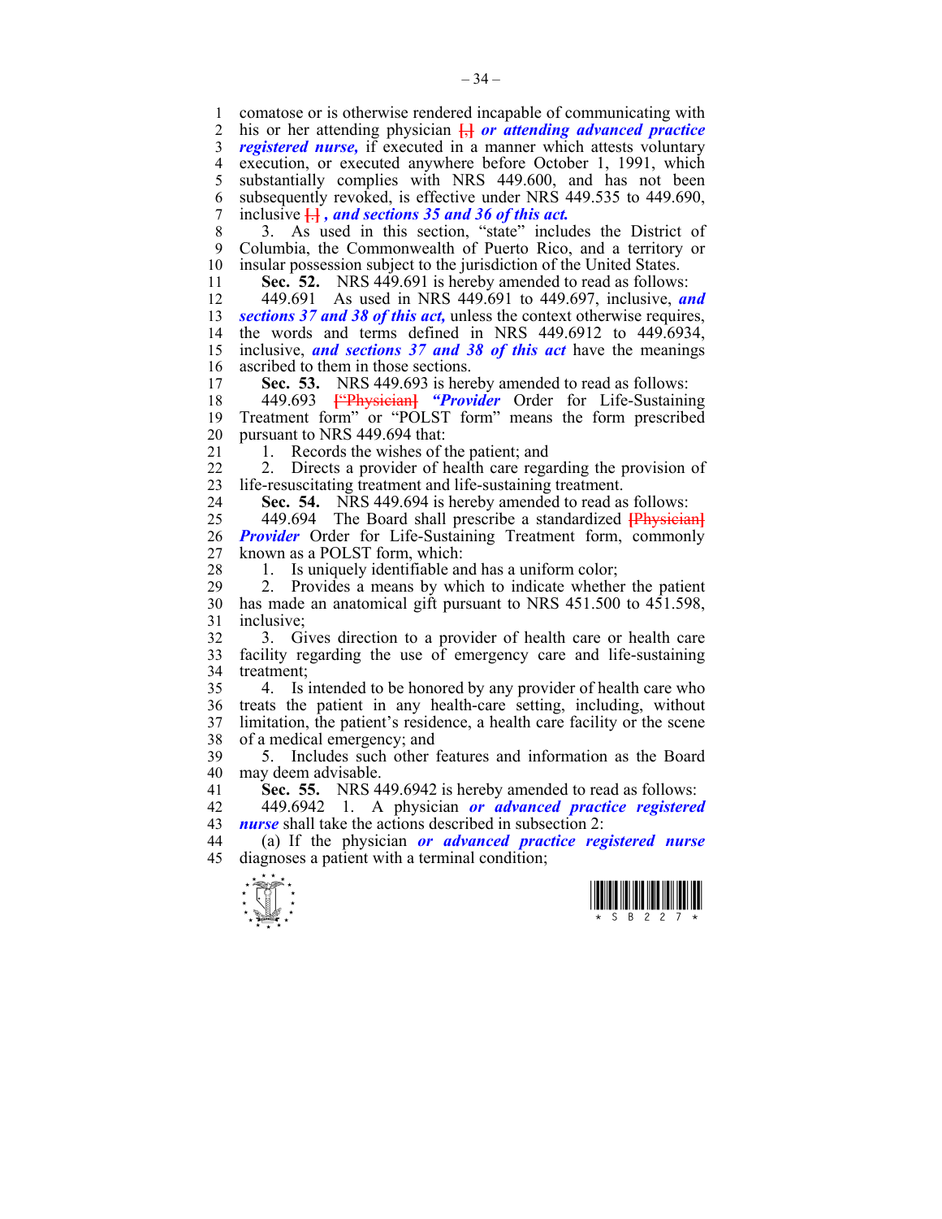comatose or is otherwise rendered incapable of communicating with his or her attending physician [.] ***or attending advanced practice registered nurse,*** if executed in a manner which attests voluntary execution, or executed anywhere before October 1, 1991, which substantially complies with NRS 449.600, and has not been subsequently revoked, is effective under NRS 449.535 to 449.690, inclusive [.] ***, and sections 35 and 36 of this act.***

3. As used in this section, "state" includes the District of Columbia, the Commonwealth of Puerto Rico, and a territory or insular possession subject to the jurisdiction of the United States.

**Sec. 52.** NRS 449.691 is hereby amended to read as follows:

449.691 As used in NRS 449.691 to 449.697, inclusive, ***and sections 37 and 38 of this act,*** unless the context otherwise requires, the words and terms defined in NRS 449.6912 to 449.6934, inclusive, ***and sections 37 and 38 of this act*** have the meanings ascribed to them in those sections.

**Sec. 53.** NRS 449.693 is hereby amended to read as follows:

449.693 ["Physician] ***"Provider*** Order for Life-Sustaining Treatment form" or "POLST form" means the form prescribed pursuant to NRS 449.694 that:

1. Records the wishes of the patient; and
2. Directs a provider of health care regarding the provision of life-resuscitating treatment and life-sustaining treatment.

**Sec. 54.** NRS 449.694 is hereby amended to read as follows:

449.694 The Board shall prescribe a standardized [Physician] ***Provider*** Order for Life-Sustaining Treatment form, commonly known as a POLST form, which:

1. Is uniquely identifiable and has a uniform color;
2. Provides a means by which to indicate whether the patient has made an anatomical gift pursuant to NRS 451.500 to 451.598, inclusive;
3. Gives direction to a provider of health care or health care facility regarding the use of emergency care and life-sustaining treatment;
4. Is intended to be honored by any provider of health care who treats the patient in any health-care setting, including, without limitation, the patient's residence, a health care facility or the scene of a medical emergency; and
5. Includes such other features and information as the Board may deem advisable.

**Sec. 55.** NRS 449.6942 is hereby amended to read as follows:

449.6942 1. A physician ***or advanced practice registered nurse*** shall take the actions described in subsection 2:

(a) If the physician ***or advanced practice registered nurse*** diagnoses a patient with a terminal condition;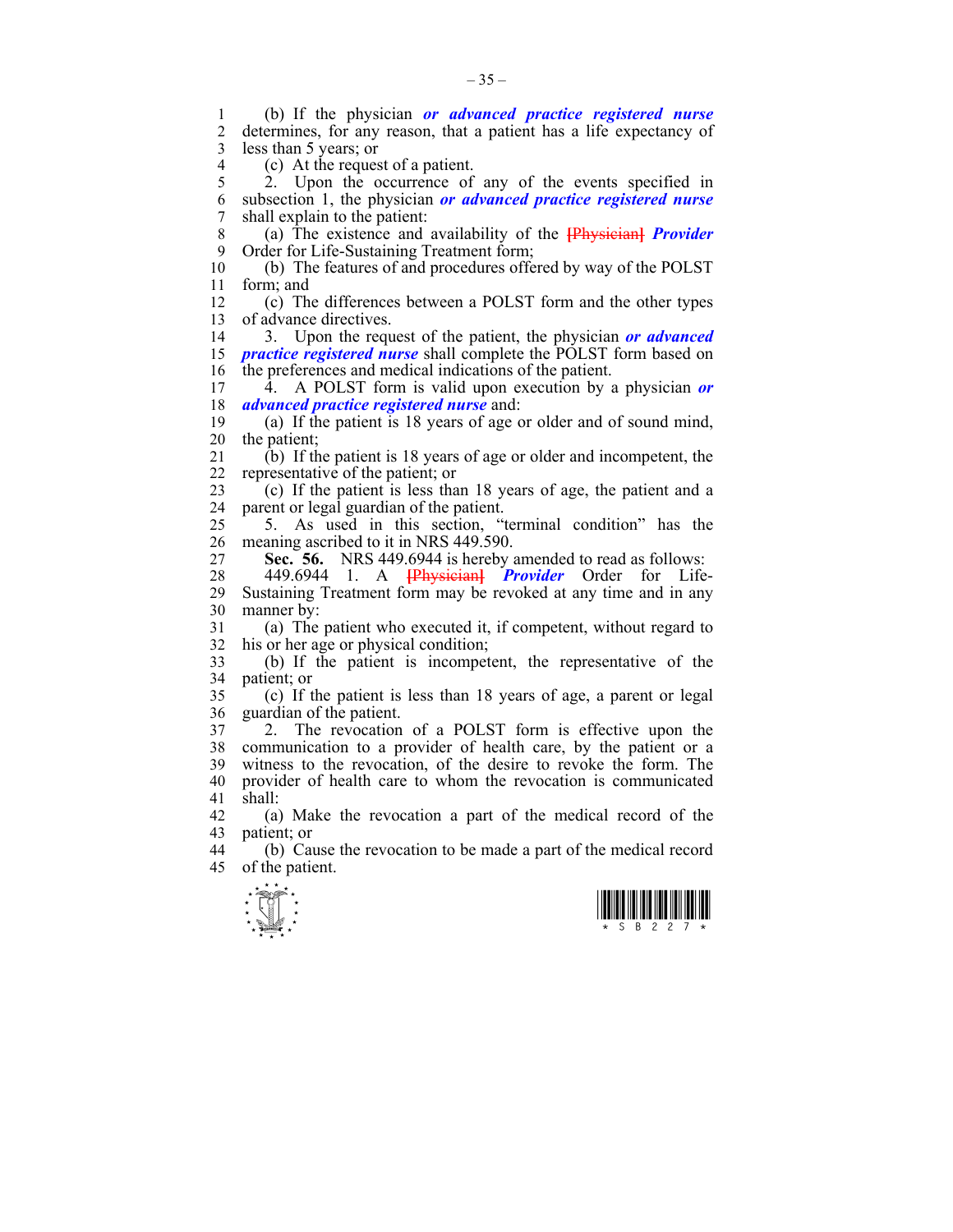(b) If the physician ***or advanced practice registered nurse*** determines, for any reason, that a patient has a life expectancy of less than 5 years; or

(c) At the request of a patient.

2. Upon the occurrence of any of the events specified in subsection 1, the physician ***or advanced practice registered nurse*** shall explain to the patient:

(a) The existence and availability of the ~~[Physician]~~ ***Provider*** Order for Life-Sustaining Treatment form;

(b) The features of and procedures offered by way of the POLST form; and

(c) The differences between a POLST form and the other types of advance directives.

3. Upon the request of the patient, the physician ***or advanced practice registered nurse*** shall complete the POLST form based on the preferences and medical indications of the patient.

4. A POLST form is valid upon execution by a physician ***or advanced practice registered nurse*** and:

(a) If the patient is 18 years of age or older and of sound mind, the patient;

(b) If the patient is 18 years of age or older and incompetent, the representative of the patient; or

(c) If the patient is less than 18 years of age, the patient and a parent or legal guardian of the patient.

5. As used in this section, "terminal condition" has the meaning ascribed to it in NRS 449.590.

**Sec. 56.** NRS 449.6944 is hereby amended to read as follows:

449.6944 1. A ~~[Physician]~~ ***Provider*** Order for Life-Sustaining Treatment form may be revoked at any time and in any manner by:

(a) The patient who executed it, if competent, without regard to his or her age or physical condition;

(b) If the patient is incompetent, the representative of the patient; or

(c) If the patient is less than 18 years of age, a parent or legal guardian of the patient.

2. The revocation of a POLST form is effective upon the communication to a provider of health care, by the patient or a witness to the revocation, of the desire to revoke the form. The provider of health care to whom the revocation is communicated shall:

(a) Make the revocation a part of the medical record of the patient; or

(b) Cause the revocation to be made a part of the medical record of the patient.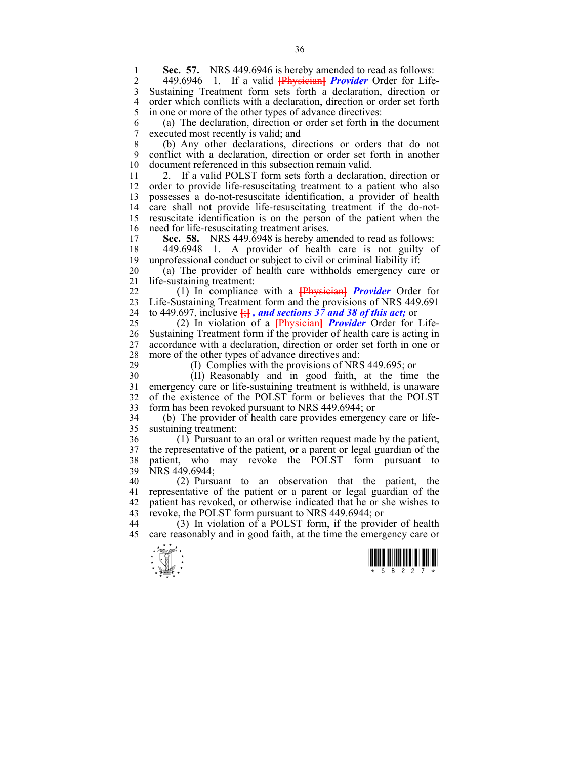**Sec. 57.** NRS 449.6946 is hereby amended to read as follows:

449.6946 1. If a valid ~~[Physician]~~ ***Provider*** Order for Life-Sustaining Treatment form sets forth a declaration, direction or order which conflicts with a declaration, direction or order set forth in one or more of the other types of advance directives:

(a) The declaration, direction or order set forth in the document executed most recently is valid; and

(b) Any other declarations, directions or orders that do not conflict with a declaration, direction or order set forth in another document referenced in this subsection remain valid.

2. If a valid POLST form sets forth a declaration, direction or order to provide life-resuscitating treatment to a patient who also possesses a do-not-resuscitate identification, a provider of health care shall not provide life-resuscitating treatment if the do-not-resuscitate identification is on the person of the patient when the need for life-resuscitating treatment arises.

**Sec. 58.** NRS 449.6948 is hereby amended to read as follows:

449.6948 1. A provider of health care is not guilty of unprofessional conduct or subject to civil or criminal liability if:

(a) The provider of health care withholds emergency care or life-sustaining treatment:

(1) In compliance with a ~~[Physician]~~ ***Provider*** Order for Life-Sustaining Treatment form and the provisions of NRS 449.691 to 449.697, inclusive ~~[;]~~ ***, and sections 37 and 38 of this act;*** or

(2) In violation of a ~~[Physician]~~ ***Provider*** Order for Life-Sustaining Treatment form if the provider of health care is acting in accordance with a declaration, direction or order set forth in one or more of the other types of advance directives and:

(I) Complies with the provisions of NRS 449.695; or

(II) Reasonably and in good faith, at the time the emergency care or life-sustaining treatment is withheld, is unaware of the existence of the POLST form or believes that the POLST form has been revoked pursuant to NRS 449.6944; or

(b) The provider of health care provides emergency care or life-sustaining treatment:

(1) Pursuant to an oral or written request made by the patient, the representative of the patient, or a parent or legal guardian of the patient, who may revoke the POLST form pursuant to NRS 449.6944;

(2) Pursuant to an observation that the patient, the representative of the patient or a parent or legal guardian of the patient has revoked, or otherwise indicated that he or she wishes to revoke, the POLST form pursuant to NRS 449.6944; or

(3) In violation of a POLST form, if the provider of health care reasonably and in good faith, at the time the emergency care or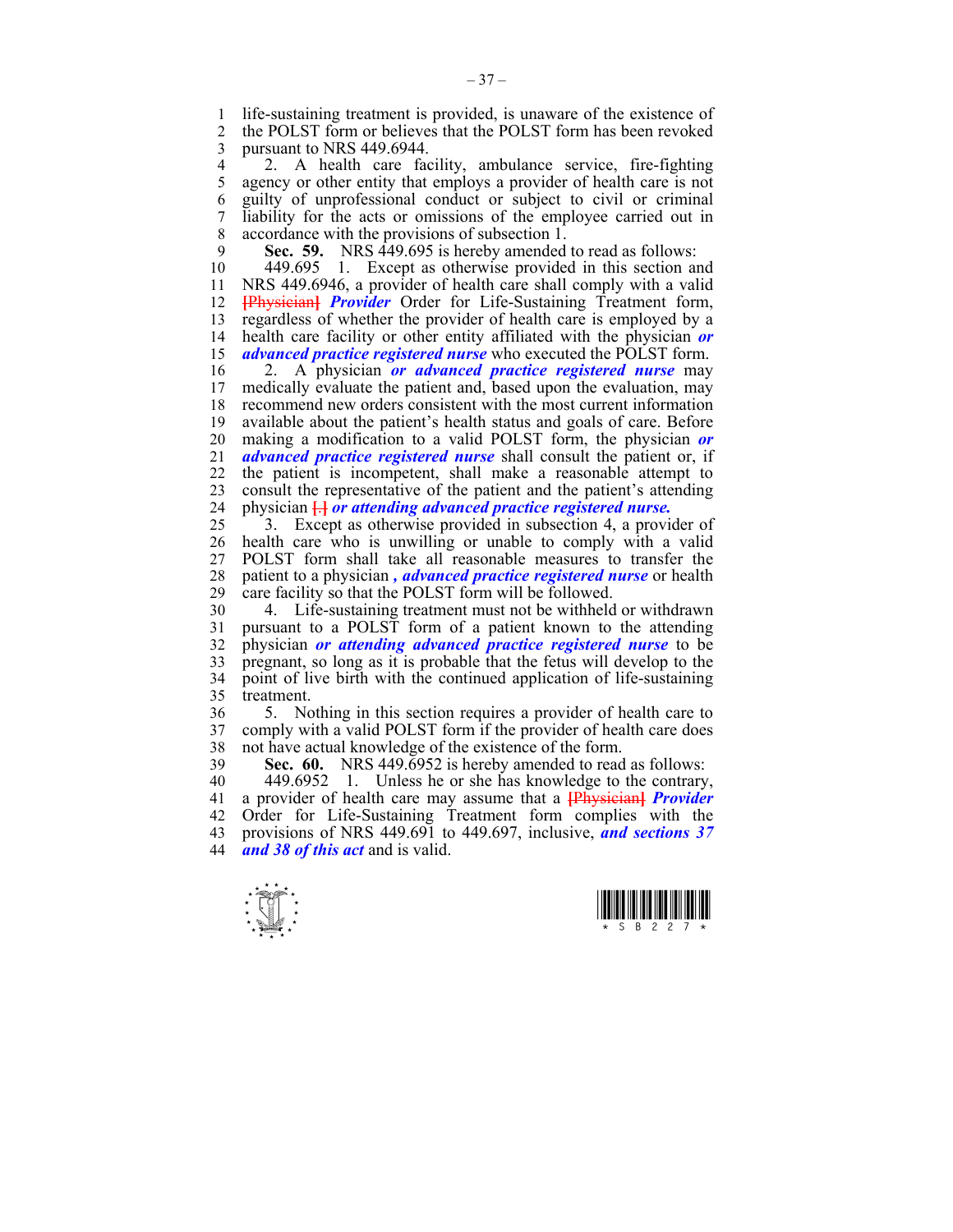life-sustaining treatment is provided, is unaware of the existence of the POLST form or believes that the POLST form has been revoked pursuant to NRS 449.6944.

2. A health care facility, ambulance service, fire-fighting agency or other entity that employs a provider of health care is not guilty of unprofessional conduct or subject to civil or criminal liability for the acts or omissions of the employee carried out in accordance with the provisions of subsection 1.

**Sec. 59.** NRS 449.695 is hereby amended to read as follows:

449.695 1. Except as otherwise provided in this section and NRS 449.6946, a provider of health care shall comply with a valid [Physician] ***Provider*** Order for Life-Sustaining Treatment form, regardless of whether the provider of health care is employed by a health care facility or other entity affiliated with the physician ***or advanced practice registered nurse*** who executed the POLST form.

2. A physician ***or advanced practice registered nurse*** may medically evaluate the patient and, based upon the evaluation, may recommend new orders consistent with the most current information available about the patient's health status and goals of care. Before making a modification to a valid POLST form, the physician ***or advanced practice registered nurse*** shall consult the patient or, if the patient is incompetent, shall make a reasonable attempt to consult the representative of the patient and the patient's attending physician [.] ***or attending advanced practice registered nurse.***

3. Except as otherwise provided in subsection 4, a provider of health care who is unwilling or unable to comply with a valid POLST form shall take all reasonable measures to transfer the patient to a physician ***, advanced practice registered nurse*** or health care facility so that the POLST form will be followed.

4. Life-sustaining treatment must not be withheld or withdrawn pursuant to a POLST form of a patient known to the attending physician ***or attending advanced practice registered nurse*** to be pregnant, so long as it is probable that the fetus will develop to the point of live birth with the continued application of life-sustaining treatment.

5. Nothing in this section requires a provider of health care to comply with a valid POLST form if the provider of health care does not have actual knowledge of the existence of the form.

**Sec. 60.** NRS 449.6952 is hereby amended to read as follows:

449.6952 1. Unless he or she has knowledge to the contrary, a provider of health care may assume that a [Physician] ***Provider*** Order for Life-Sustaining Treatment form complies with the provisions of NRS 449.691 to 449.697, inclusive, ***and sections 37 and 38 of this act*** and is valid.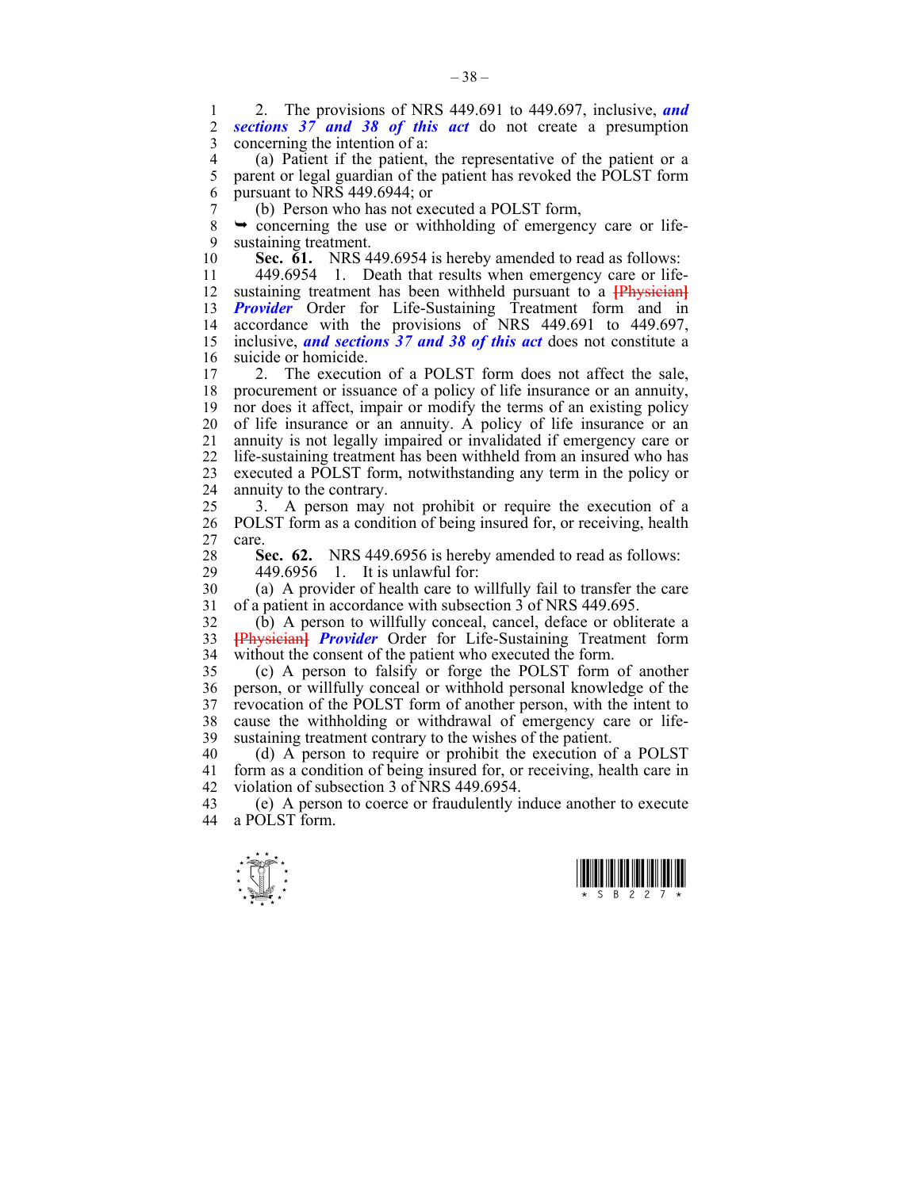2. The provisions of NRS 449.691 to 449.697, inclusive, ***and sections 37 and 38 of this act*** do not create a presumption concerning the intention of a:

(a) Patient if the patient, the representative of the patient or a parent or legal guardian of the patient has revoked the POLST form pursuant to NRS 449.6944; or

(b) Person who has not executed a POLST form,

➥ concerning the use or withholding of emergency care or life-sustaining treatment.

**Sec. 61.** NRS 449.6954 is hereby amended to read as follows:

449.6954 1. Death that results when emergency care or life-sustaining treatment has been withheld pursuant to a ~~[Physician]~~ ***Provider*** Order for Life-Sustaining Treatment form and in accordance with the provisions of NRS 449.691 to 449.697, inclusive, ***and sections 37 and 38 of this act*** does not constitute a suicide or homicide.

2. The execution of a POLST form does not affect the sale, procurement or issuance of a policy of life insurance or an annuity, nor does it affect, impair or modify the terms of an existing policy of life insurance or an annuity. A policy of life insurance or an annuity is not legally impaired or invalidated if emergency care or life-sustaining treatment has been withheld from an insured who has executed a POLST form, notwithstanding any term in the policy or annuity to the contrary.

3. A person may not prohibit or require the execution of a POLST form as a condition of being insured for, or receiving, health care.

**Sec. 62.** NRS 449.6956 is hereby amended to read as follows:

449.6956 1. It is unlawful for:

(a) A provider of health care to willfully fail to transfer the care of a patient in accordance with subsection 3 of NRS 449.695.

(b) A person to willfully conceal, cancel, deface or obliterate a ~~[Physician]~~ ***Provider*** Order for Life-Sustaining Treatment form without the consent of the patient who executed the form.

(c) A person to falsify or forge the POLST form of another person, or willfully conceal or withhold personal knowledge of the revocation of the POLST form of another person, with the intent to cause the withholding or withdrawal of emergency care or life-sustaining treatment contrary to the wishes of the patient.

(d) A person to require or prohibit the execution of a POLST form as a condition of being insured for, or receiving, health care in violation of subsection 3 of NRS 449.6954.

(e) A person to coerce or fraudulently induce another to execute a POLST form.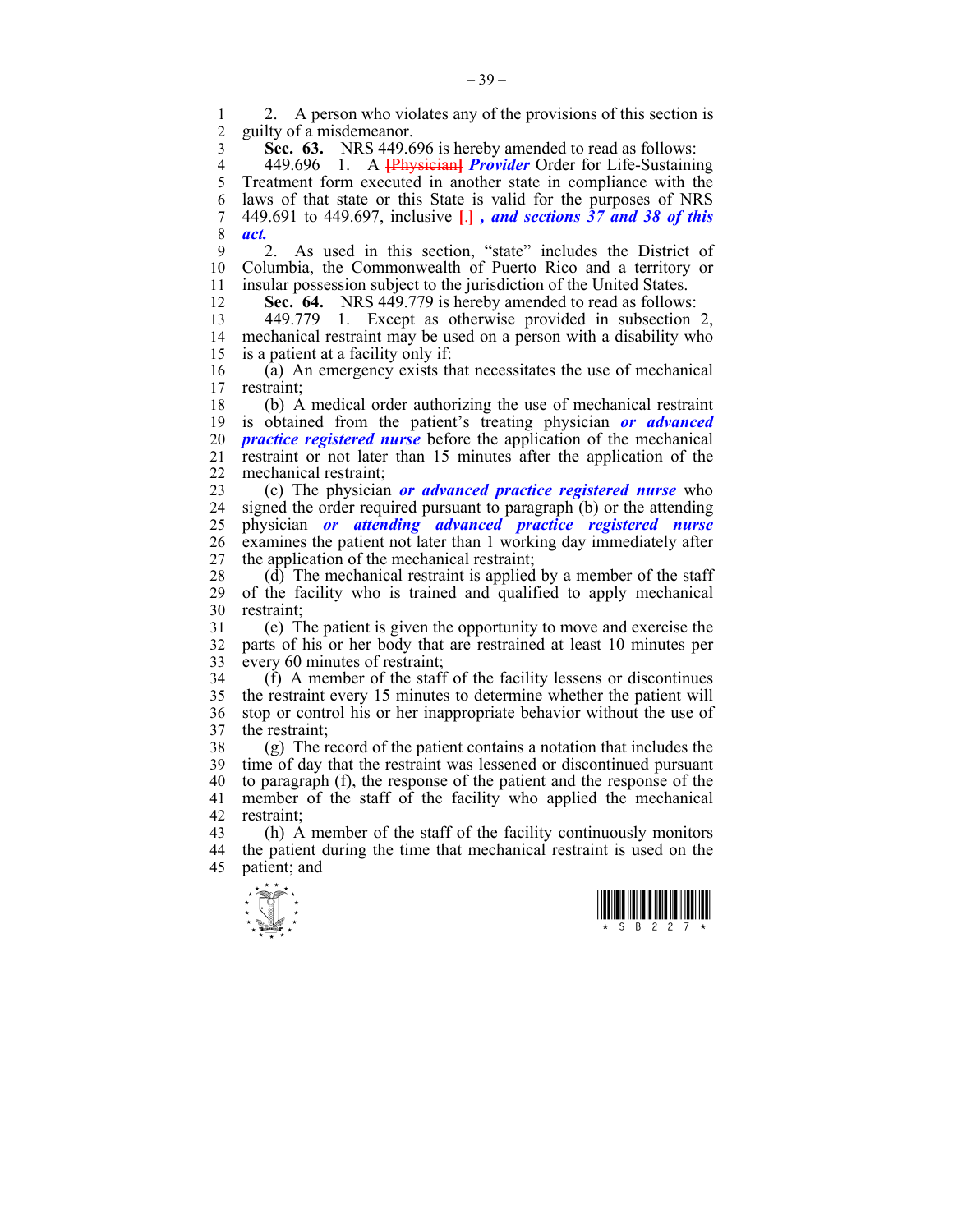2. A person who violates any of the provisions of this section is guilty of a misdemeanor.

**Sec. 63.** NRS 449.696 is hereby amended to read as follows:

449.696 1. A [Physician] ***Provider*** Order for Life-Sustaining Treatment form executed in another state in compliance with the laws of that state or this State is valid for the purposes of NRS 449.691 to 449.697, inclusive [.] ***, and sections 37 and 38 of this act.***

2. As used in this section, "state" includes the District of Columbia, the Commonwealth of Puerto Rico and a territory or insular possession subject to the jurisdiction of the United States.

**Sec. 64.** NRS 449.779 is hereby amended to read as follows:

449.779 1. Except as otherwise provided in subsection 2, mechanical restraint may be used on a person with a disability who is a patient at a facility only if:

(a) An emergency exists that necessitates the use of mechanical restraint;

(b) A medical order authorizing the use of mechanical restraint is obtained from the patient's treating physician ***or advanced practice registered nurse*** before the application of the mechanical restraint or not later than 15 minutes after the application of the mechanical restraint;

(c) The physician ***or advanced practice registered nurse*** who signed the order required pursuant to paragraph (b) or the attending physician ***or attending advanced practice registered nurse*** examines the patient not later than 1 working day immediately after the application of the mechanical restraint;

(d) The mechanical restraint is applied by a member of the staff of the facility who is trained and qualified to apply mechanical restraint;

(e) The patient is given the opportunity to move and exercise the parts of his or her body that are restrained at least 10 minutes per every 60 minutes of restraint;

(f) A member of the staff of the facility lessens or discontinues the restraint every 15 minutes to determine whether the patient will stop or control his or her inappropriate behavior without the use of the restraint;

(g) The record of the patient contains a notation that includes the time of day that the restraint was lessened or discontinued pursuant to paragraph (f), the response of the patient and the response of the member of the staff of the facility who applied the mechanical restraint;

(h) A member of the staff of the facility continuously monitors the patient during the time that mechanical restraint is used on the patient; and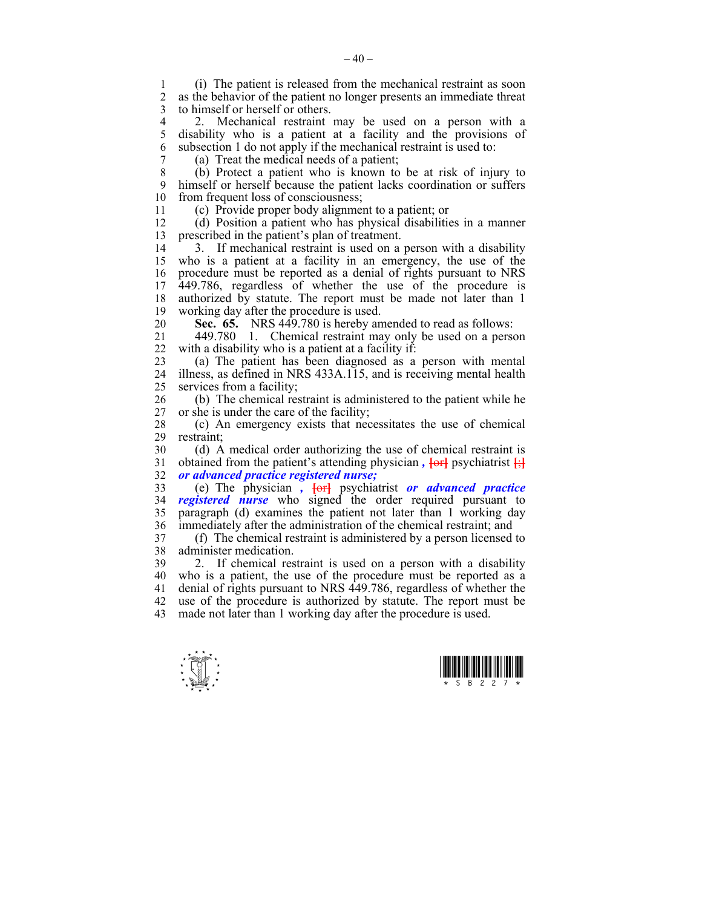(i) The patient is released from the mechanical restraint as soon as the behavior of the patient no longer presents an immediate threat to himself or herself or others.

2. Mechanical restraint may be used on a person with a disability who is a patient at a facility and the provisions of subsection 1 do not apply if the mechanical restraint is used to:

(a) Treat the medical needs of a patient;

(b) Protect a patient who is known to be at risk of injury to himself or herself because the patient lacks coordination or suffers from frequent loss of consciousness;

(c) Provide proper body alignment to a patient; or

(d) Position a patient who has physical disabilities in a manner prescribed in the patient's plan of treatment.

3. If mechanical restraint is used on a person with a disability who is a patient at a facility in an emergency, the use of the procedure must be reported as a denial of rights pursuant to NRS 449.786, regardless of whether the use of the procedure is authorized by statute. The report must be made not later than 1 working day after the procedure is used.

**Sec. 65.** NRS 449.780 is hereby amended to read as follows:

449.780 1. Chemical restraint may only be used on a person with a disability who is a patient at a facility if:

(a) The patient has been diagnosed as a person with mental illness, as defined in NRS 433A.115, and is receiving mental health services from a facility;

(b) The chemical restraint is administered to the patient while he or she is under the care of the facility;

(c) An emergency exists that necessitates the use of chemical restraint;

(d) A medical order authorizing the use of chemical restraint is obtained from the patient's attending physician ***,*** [or] psychiatrist [;] ***or advanced practice registered nurse;***

(e) The physician ***,*** [or] psychiatrist ***or advanced practice registered nurse*** who signed the order required pursuant to paragraph (d) examines the patient not later than 1 working day immediately after the administration of the chemical restraint; and

(f) The chemical restraint is administered by a person licensed to administer medication.

2. If chemical restraint is used on a person with a disability who is a patient, the use of the procedure must be reported as a denial of rights pursuant to NRS 449.786, regardless of whether the use of the procedure is authorized by statute. The report must be made not later than 1 working day after the procedure is used.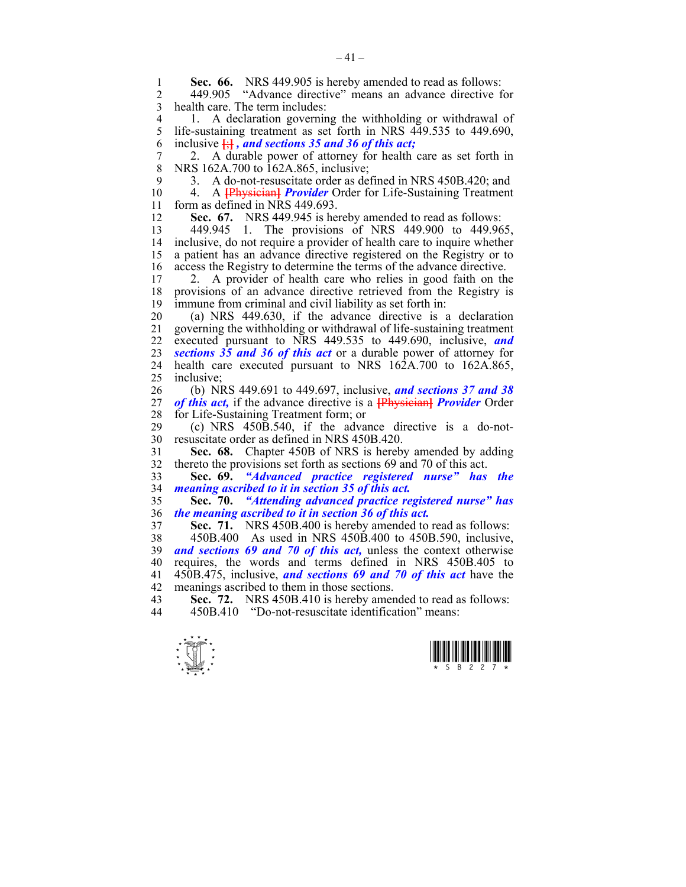**Sec. 66.** NRS 449.905 is hereby amended to read as follows:

449.905 "Advance directive" means an advance directive for health care. The term includes:

1. A declaration governing the withholding or withdrawal of life-sustaining treatment as set forth in NRS 449.535 to 449.690, inclusive [;] *, and sections 35 and 36 of this act;*

2. A durable power of attorney for health care as set forth in NRS 162A.700 to 162A.865, inclusive;

3. A do-not-resuscitate order as defined in NRS 450B.420; and

4. A [Physician] ***Provider*** Order for Life-Sustaining Treatment form as defined in NRS 449.693.

**Sec. 67.** NRS 449.945 is hereby amended to read as follows:

449.945 1. The provisions of NRS 449.900 to 449.965, inclusive, do not require a provider of health care to inquire whether a patient has an advance directive registered on the Registry or to access the Registry to determine the terms of the advance directive.

2. A provider of health care who relies in good faith on the provisions of an advance directive retrieved from the Registry is immune from criminal and civil liability as set forth in:

(a) NRS 449.630, if the advance directive is a declaration governing the withholding or withdrawal of life-sustaining treatment executed pursuant to NRS 449.535 to 449.690, inclusive, ***and sections 35 and 36 of this act*** or a durable power of attorney for health care executed pursuant to NRS 162A.700 to 162A.865, inclusive;

(b) NRS 449.691 to 449.697, inclusive, ***and sections 37 and 38 of this act,*** if the advance directive is a [Physician] ***Provider*** Order for Life-Sustaining Treatment form; or

(c) NRS 450B.540, if the advance directive is a do-not-resuscitate order as defined in NRS 450B.420.

**Sec. 68.** Chapter 450B of NRS is hereby amended by adding thereto the provisions set forth as sections 69 and 70 of this act.

**Sec. 69.** ***"Advanced practice registered nurse" has the meaning ascribed to it in section 35 of this act.***

**Sec. 70.** ***"Attending advanced practice registered nurse" has the meaning ascribed to it in section 36 of this act.***

**Sec. 71.** NRS 450B.400 is hereby amended to read as follows:

450B.400 As used in NRS 450B.400 to 450B.590, inclusive, ***and sections 69 and 70 of this act,*** unless the context otherwise requires, the words and terms defined in NRS 450B.405 to 450B.475, inclusive, ***and sections 69 and 70 of this act*** have the meanings ascribed to them in those sections.

**Sec. 72.** NRS 450B.410 is hereby amended to read as follows:

450B.410 "Do-not-resuscitate identification" means: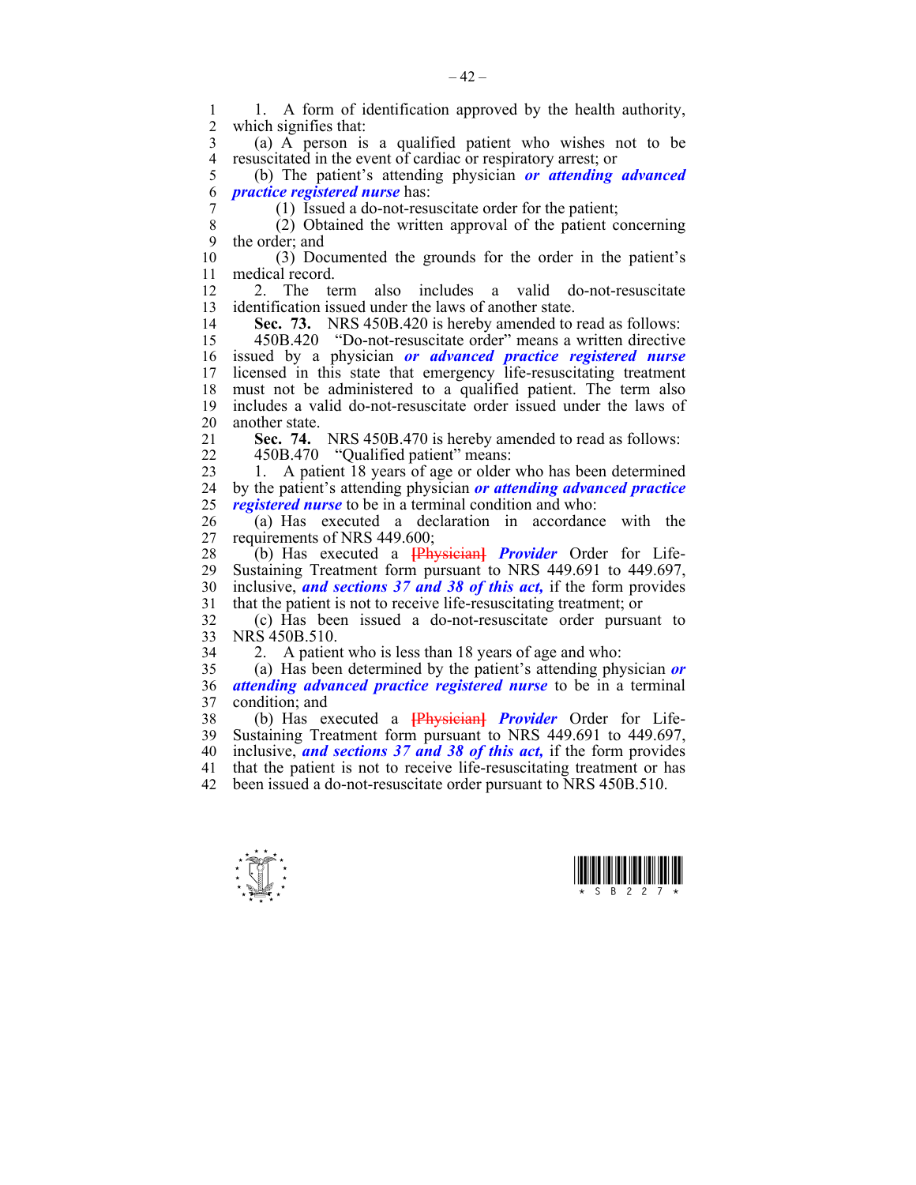1. A form of identification approved by the health authority, which signifies that:

(a) A person is a qualified patient who wishes not to be resuscitated in the event of cardiac or respiratory arrest; or

(b) The patient's attending physician ***or attending advanced practice registered nurse*** has:

(1) Issued a do-not-resuscitate order for the patient;

(2) Obtained the written approval of the patient concerning the order; and

(3) Documented the grounds for the order in the patient's medical record.

2. The term also includes a valid do-not-resuscitate identification issued under the laws of another state.

**Sec. 73.** NRS 450B.420 is hereby amended to read as follows:

450B.420 "Do-not-resuscitate order" means a written directive issued by a physician ***or advanced practice registered nurse*** licensed in this state that emergency life-resuscitating treatment must not be administered to a qualified patient. The term also includes a valid do-not-resuscitate order issued under the laws of another state.

**Sec. 74.** NRS 450B.470 is hereby amended to read as follows:

450B.470 "Qualified patient" means:

1. A patient 18 years of age or older who has been determined by the patient's attending physician ***or attending advanced practice registered nurse*** to be in a terminal condition and who:

(a) Has executed a declaration in accordance with the requirements of NRS 449.600;

(b) Has executed a [Physician] ***Provider*** Order for Life-Sustaining Treatment form pursuant to NRS 449.691 to 449.697, inclusive, ***and sections 37 and 38 of this act,*** if the form provides that the patient is not to receive life-resuscitating treatment; or

(c) Has been issued a do-not-resuscitate order pursuant to NRS 450B.510.

2. A patient who is less than 18 years of age and who:

(a) Has been determined by the patient's attending physician ***or attending advanced practice registered nurse*** to be in a terminal condition; and

(b) Has executed a [Physician] ***Provider*** Order for Life-Sustaining Treatment form pursuant to NRS 449.691 to 449.697, inclusive, ***and sections 37 and 38 of this act,*** if the form provides that the patient is not to receive life-resuscitating treatment or has been issued a do-not-resuscitate order pursuant to NRS 450B.510.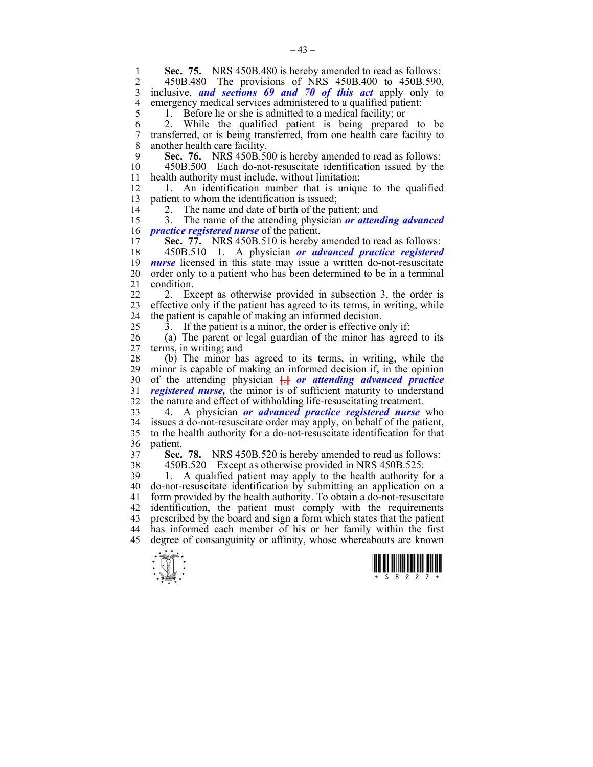**Sec. 75.** NRS 450B.480 is hereby amended to read as follows:

450B.480 The provisions of NRS 450B.400 to 450B.590, inclusive, ***and sections 69 and 70 of this act*** apply only to emergency medical services administered to a qualified patient:

1. Before he or she is admitted to a medical facility; or

2. While the qualified patient is being prepared to be transferred, or is being transferred, from one health care facility to another health care facility.

**Sec. 76.** NRS 450B.500 is hereby amended to read as follows:

450B.500 Each do-not-resuscitate identification issued by the health authority must include, without limitation:

1. An identification number that is unique to the qualified patient to whom the identification is issued;

2. The name and date of birth of the patient; and

3. The name of the attending physician ***or attending advanced practice registered nurse*** of the patient.

**Sec. 77.** NRS 450B.510 is hereby amended to read as follows:

450B.510 1. A physician ***or advanced practice registered nurse*** licensed in this state may issue a written do-not-resuscitate order only to a patient who has been determined to be in a terminal condition.

2. Except as otherwise provided in subsection 3, the order is effective only if the patient has agreed to its terms, in writing, while the patient is capable of making an informed decision.

3. If the patient is a minor, the order is effective only if:

(a) The parent or legal guardian of the minor has agreed to its terms, in writing; and

(b) The minor has agreed to its terms, in writing, while the minor is capable of making an informed decision if, in the opinion of the attending physician [,] ***or attending advanced practice registered nurse,*** the minor is of sufficient maturity to understand the nature and effect of withholding life-resuscitating treatment.

4. A physician ***or advanced practice registered nurse*** who issues a do-not-resuscitate order may apply, on behalf of the patient, to the health authority for a do-not-resuscitate identification for that patient.

**Sec. 78.** NRS 450B.520 is hereby amended to read as follows:

450B.520 Except as otherwise provided in NRS 450B.525:

1. A qualified patient may apply to the health authority for a do-not-resuscitate identification by submitting an application on a form provided by the health authority. To obtain a do-not-resuscitate identification, the patient must comply with the requirements prescribed by the board and sign a form which states that the patient has informed each member of his or her family within the first degree of consanguinity or affinity, whose whereabouts are known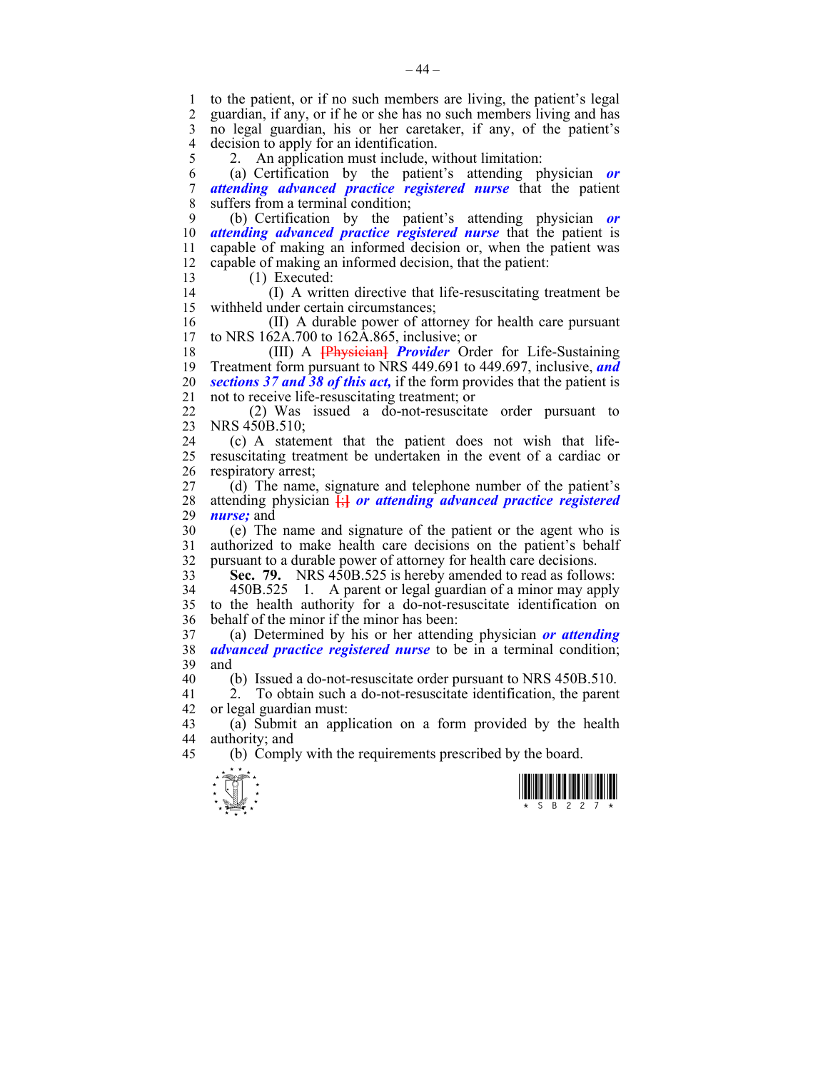to the patient, or if no such members are living, the patient's legal guardian, if any, or if he or she has no such members living and has no legal guardian, his or her caretaker, if any, of the patient's decision to apply for an identification.

2. An application must include, without limitation:

(a) Certification by the patient's attending physician ***or attending advanced practice registered nurse*** that the patient suffers from a terminal condition;

(b) Certification by the patient's attending physician ***or attending advanced practice registered nurse*** that the patient is capable of making an informed decision or, when the patient was capable of making an informed decision, that the patient:

(1) Executed:

(I) A written directive that life-resuscitating treatment be withheld under certain circumstances;

(II) A durable power of attorney for health care pursuant to NRS 162A.700 to 162A.865, inclusive; or

(III) A [Physician] ***Provider*** Order for Life-Sustaining Treatment form pursuant to NRS 449.691 to 449.697, inclusive, ***and sections 37 and 38 of this act,*** if the form provides that the patient is not to receive life-resuscitating treatment; or

(2) Was issued a do-not-resuscitate order pursuant to NRS 450B.510;

(c) A statement that the patient does not wish that life-resuscitating treatment be undertaken in the event of a cardiac or respiratory arrest;

(d) The name, signature and telephone number of the patient's attending physician [;] ***or attending advanced practice registered nurse;*** and

(e) The name and signature of the patient or the agent who is authorized to make health care decisions on the patient's behalf pursuant to a durable power of attorney for health care decisions.

**Sec. 79.** NRS 450B.525 is hereby amended to read as follows:

450B.525 1. A parent or legal guardian of a minor may apply to the health authority for a do-not-resuscitate identification on behalf of the minor if the minor has been:

(a) Determined by his or her attending physician ***or attending advanced practice registered nurse*** to be in a terminal condition; and

(b) Issued a do-not-resuscitate order pursuant to NRS 450B.510.

2. To obtain such a do-not-resuscitate identification, the parent or legal guardian must:

(a) Submit an application on a form provided by the health authority; and

(b) Comply with the requirements prescribed by the board.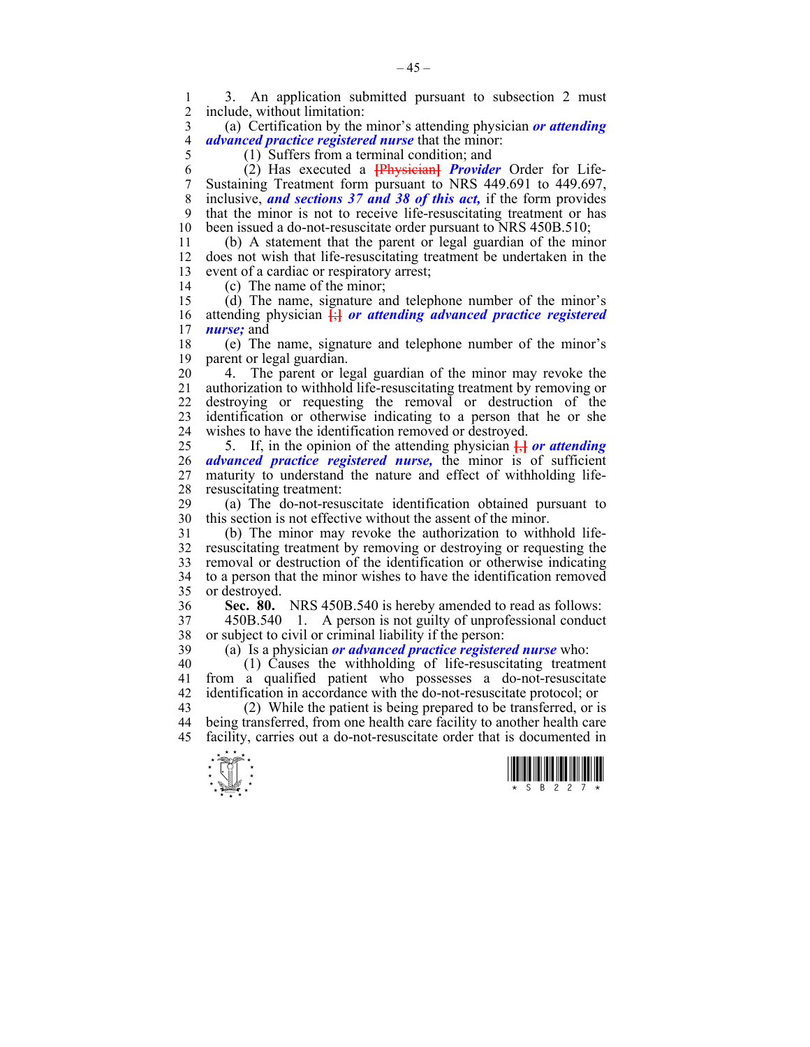3. An application submitted pursuant to subsection 2 must include, without limitation:

(a) Certification by the minor's attending physician ***or attending advanced practice registered nurse*** that the minor:

(1) Suffers from a terminal condition; and

(2) Has executed a ~~[Physician]~~ ***Provider*** Order for Life-Sustaining Treatment form pursuant to NRS 449.691 to 449.697, inclusive, ***and sections 37 and 38 of this act,*** if the form provides that the minor is not to receive life-resuscitating treatment or has been issued a do-not-resuscitate order pursuant to NRS 450B.510;

(b) A statement that the parent or legal guardian of the minor does not wish that life-resuscitating treatment be undertaken in the event of a cardiac or respiratory arrest;

(c) The name of the minor;

(d) The name, signature and telephone number of the minor's attending physician ~~[;]~~ ***or attending advanced practice registered nurse;*** and

(e) The name, signature and telephone number of the minor's parent or legal guardian.

4. The parent or legal guardian of the minor may revoke the authorization to withhold life-resuscitating treatment by removing or destroying or requesting the removal or destruction of the identification or otherwise indicating to a person that he or she wishes to have the identification removed or destroyed.

5. If, in the opinion of the attending physician ~~[,]~~ ***or attending advanced practice registered nurse,*** the minor is of sufficient maturity to understand the nature and effect of withholding life-resuscitating treatment:

(a) The do-not-resuscitate identification obtained pursuant to this section is not effective without the assent of the minor.

(b) The minor may revoke the authorization to withhold life-resuscitating treatment by removing or destroying or requesting the removal or destruction of the identification or otherwise indicating to a person that the minor wishes to have the identification removed or destroyed.

**Sec. 80.** NRS 450B.540 is hereby amended to read as follows:

450B.540 1. A person is not guilty of unprofessional conduct or subject to civil or criminal liability if the person:

(a) Is a physician ***or advanced practice registered nurse*** who:

(1) Causes the withholding of life-resuscitating treatment from a qualified patient who possesses a do-not-resuscitate identification in accordance with the do-not-resuscitate protocol; or

(2) While the patient is being prepared to be transferred, or is being transferred, from one health care facility to another health care facility, carries out a do-not-resuscitate order that is documented in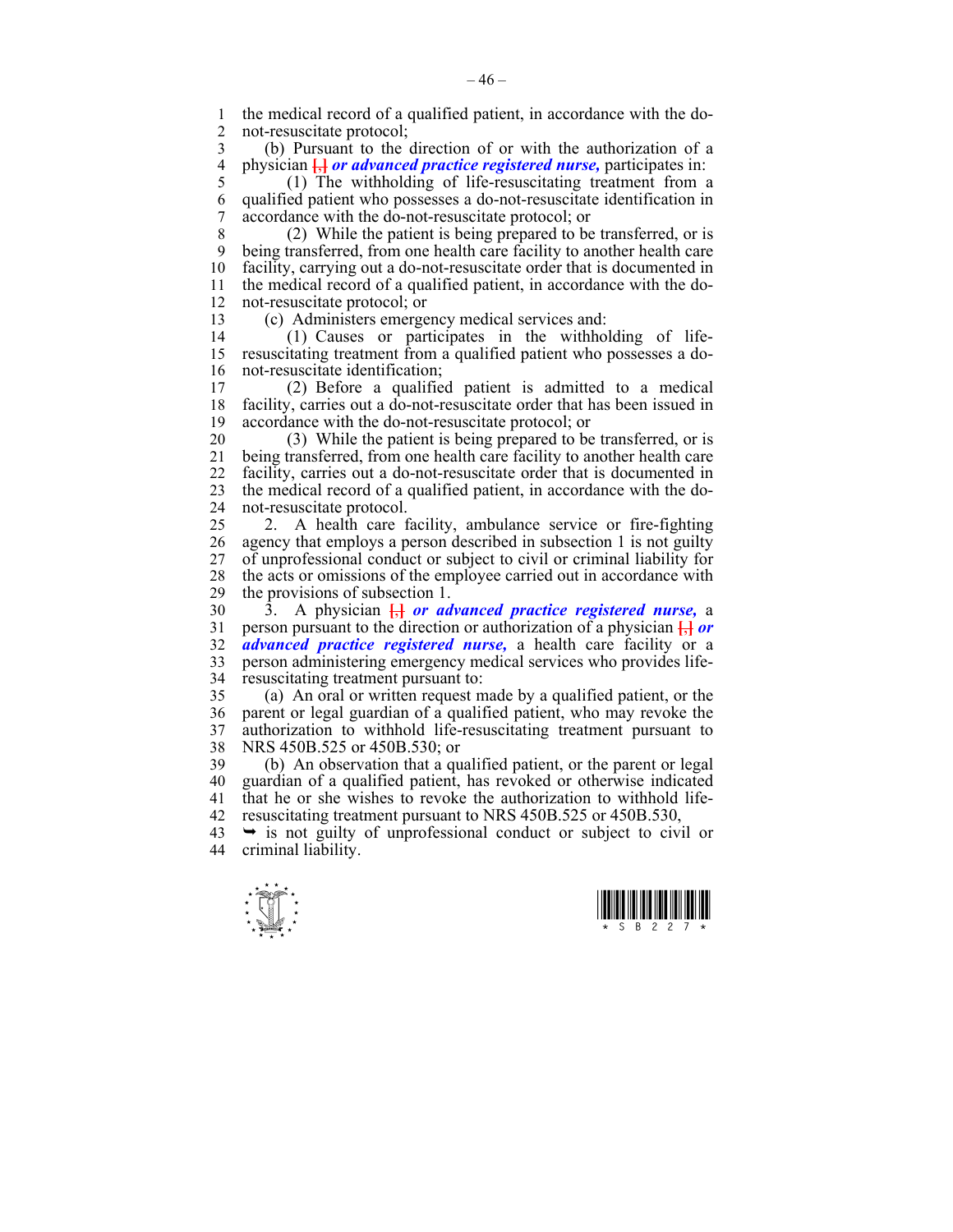the medical record of a qualified patient, in accordance with the do-not-resuscitate protocol;

(b) Pursuant to the direction of or with the authorization of a physician [,] ***or advanced practice registered nurse,*** participates in:

(1) The withholding of life-resuscitating treatment from a qualified patient who possesses a do-not-resuscitate identification in accordance with the do-not-resuscitate protocol; or

(2) While the patient is being prepared to be transferred, or is being transferred, from one health care facility to another health care facility, carrying out a do-not-resuscitate order that is documented in the medical record of a qualified patient, in accordance with the do-not-resuscitate protocol; or

(c) Administers emergency medical services and:

(1) Causes or participates in the withholding of life-resuscitating treatment from a qualified patient who possesses a do-not-resuscitate identification;

(2) Before a qualified patient is admitted to a medical facility, carries out a do-not-resuscitate order that has been issued in accordance with the do-not-resuscitate protocol; or

(3) While the patient is being prepared to be transferred, or is being transferred, from one health care facility to another health care facility, carries out a do-not-resuscitate order that is documented in the medical record of a qualified patient, in accordance with the do-not-resuscitate protocol.

2. A health care facility, ambulance service or fire-fighting agency that employs a person described in subsection 1 is not guilty of unprofessional conduct or subject to civil or criminal liability for the acts or omissions of the employee carried out in accordance with the provisions of subsection 1.

3. A physician [,] ***or advanced practice registered nurse,*** a person pursuant to the direction or authorization of a physician [,] ***or advanced practice registered nurse,*** a health care facility or a person administering emergency medical services who provides life-resuscitating treatment pursuant to:

(a) An oral or written request made by a qualified patient, or the parent or legal guardian of a qualified patient, who may revoke the authorization to withhold life-resuscitating treatment pursuant to NRS 450B.525 or 450B.530; or

(b) An observation that a qualified patient, or the parent or legal guardian of a qualified patient, has revoked or otherwise indicated that he or she wishes to revoke the authorization to withhold life-resuscitating treatment pursuant to NRS 450B.525 or 450B.530,

➥ is not guilty of unprofessional conduct or subject to civil or criminal liability.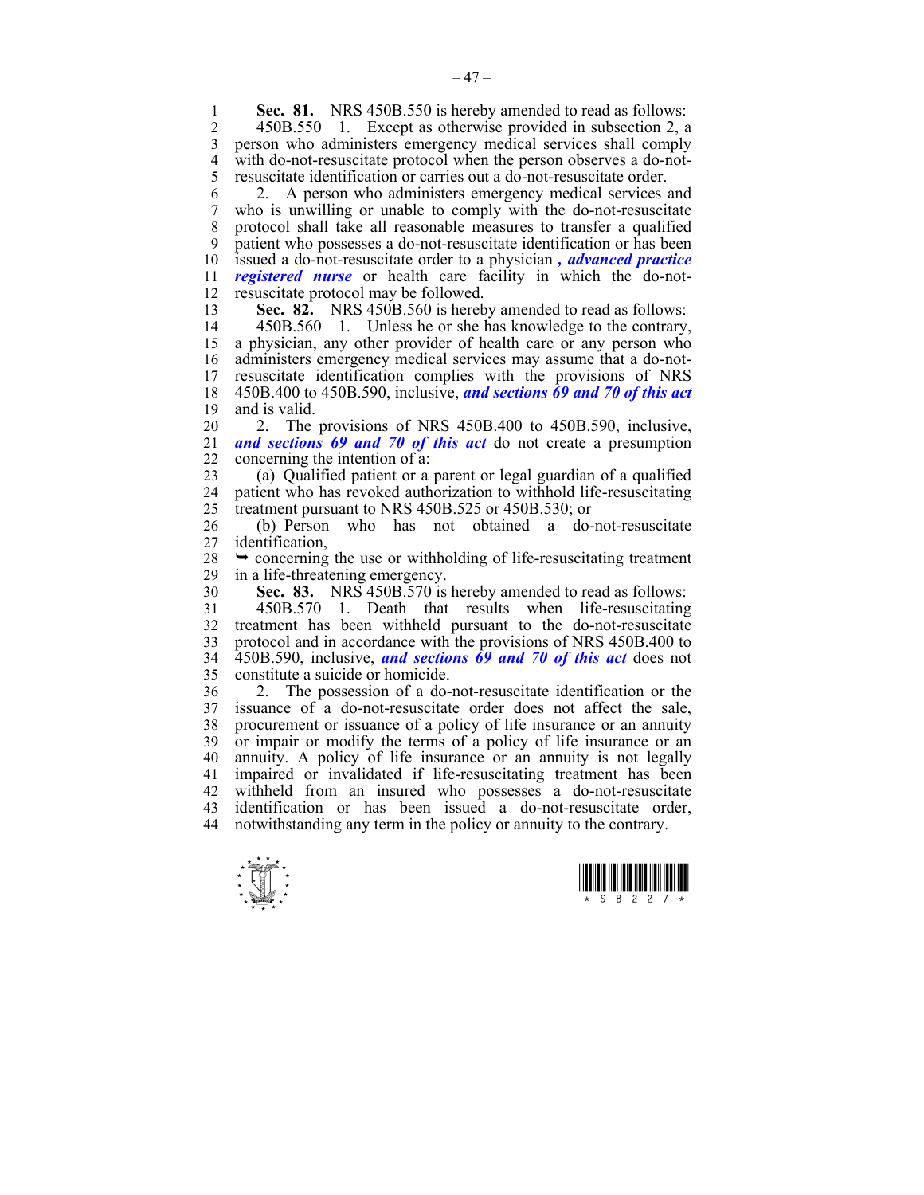**Sec. 81.** NRS 450B.550 is hereby amended to read as follows:

450B.550 1. Except as otherwise provided in subsection 2, a person who administers emergency medical services shall comply with do-not-resuscitate protocol when the person observes a do-not-resuscitate identification or carries out a do-not-resuscitate order.

2. A person who administers emergency medical services and who is unwilling or unable to comply with the do-not-resuscitate protocol shall take all reasonable measures to transfer a qualified patient who possesses a do-not-resuscitate identification or has been issued a do-not-resuscitate order to a physician *, advanced practice registered nurse* or health care facility in which the do-not-resuscitate protocol may be followed.

**Sec. 82.** NRS 450B.560 is hereby amended to read as follows:

450B.560 1. Unless he or she has knowledge to the contrary, a physician, any other provider of health care or any person who administers emergency medical services may assume that a do-not-resuscitate identification complies with the provisions of NRS 450B.400 to 450B.590, inclusive, ***and sections 69 and 70 of this act*** and is valid.

2. The provisions of NRS 450B.400 to 450B.590, inclusive, ***and sections 69 and 70 of this act*** do not create a presumption concerning the intention of a:

(a) Qualified patient or a parent or legal guardian of a qualified patient who has revoked authorization to withhold life-resuscitating treatment pursuant to NRS 450B.525 or 450B.530; or

(b) Person who has not obtained a do-not-resuscitate identification,

➥ concerning the use or withholding of life-resuscitating treatment in a life-threatening emergency.

**Sec. 83.** NRS 450B.570 is hereby amended to read as follows:

450B.570 1. Death that results when life-resuscitating treatment has been withheld pursuant to the do-not-resuscitate protocol and in accordance with the provisions of NRS 450B.400 to 450B.590, inclusive, ***and sections 69 and 70 of this act*** does not constitute a suicide or homicide.

2. The possession of a do-not-resuscitate identification or the issuance of a do-not-resuscitate order does not affect the sale, procurement or issuance of a policy of life insurance or an annuity or impair or modify the terms of a policy of life insurance or an annuity. A policy of life insurance or an annuity is not legally impaired or invalidated if life-resuscitating treatment has been withheld from an insured who possesses a do-not-resuscitate identification or has been issued a do-not-resuscitate order, notwithstanding any term in the policy or annuity to the contrary.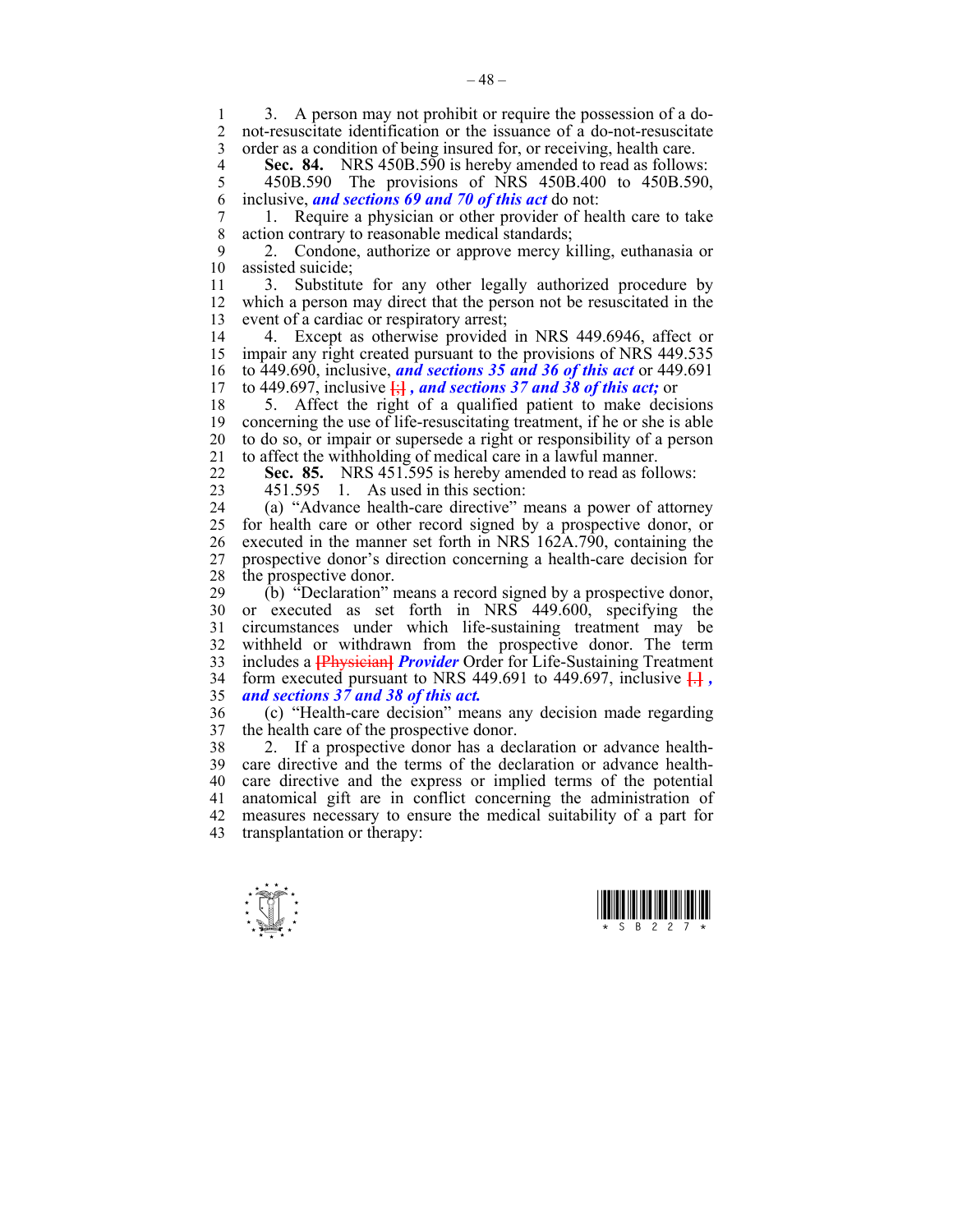3. A person may not prohibit or require the possession of a do-not-resuscitate identification or the issuance of a do-not-resuscitate order as a condition of being insured for, or receiving, health care.

**Sec. 84.** NRS 450B.590 is hereby amended to read as follows:

450B.590 The provisions of NRS 450B.400 to 450B.590, inclusive, ***and sections 69 and 70 of this act*** do not:

1. Require a physician or other provider of health care to take action contrary to reasonable medical standards;

2. Condone, authorize or approve mercy killing, euthanasia or assisted suicide;

3. Substitute for any other legally authorized procedure by which a person may direct that the person not be resuscitated in the event of a cardiac or respiratory arrest;

4. Except as otherwise provided in NRS 449.6946, affect or impair any right created pursuant to the provisions of NRS 449.535 to 449.690, inclusive, ***and sections 35 and 36 of this act*** or 449.691 to 449.697, inclusive [;] ***, and sections 37 and 38 of this act;*** or

5. Affect the right of a qualified patient to make decisions concerning the use of life-resuscitating treatment, if he or she is able to do so, or impair or supersede a right or responsibility of a person to affect the withholding of medical care in a lawful manner.

**Sec. 85.** NRS 451.595 is hereby amended to read as follows:

451.595 1. As used in this section:

(a) "Advance health-care directive" means a power of attorney for health care or other record signed by a prospective donor, or executed in the manner set forth in NRS 162A.790, containing the prospective donor's direction concerning a health-care decision for the prospective donor.

(b) "Declaration" means a record signed by a prospective donor, or executed as set forth in NRS 449.600, specifying the circumstances under which life-sustaining treatment may be withheld or withdrawn from the prospective donor. The term includes a [Physician] ***Provider*** Order for Life-Sustaining Treatment form executed pursuant to NRS 449.691 to 449.697, inclusive [.] ***, and sections 37 and 38 of this act.***

(c) "Health-care decision" means any decision made regarding the health care of the prospective donor.

2. If a prospective donor has a declaration or advance health-care directive and the terms of the declaration or advance health-care directive and the express or implied terms of the potential anatomical gift are in conflict concerning the administration of measures necessary to ensure the medical suitability of a part for transplantation or therapy: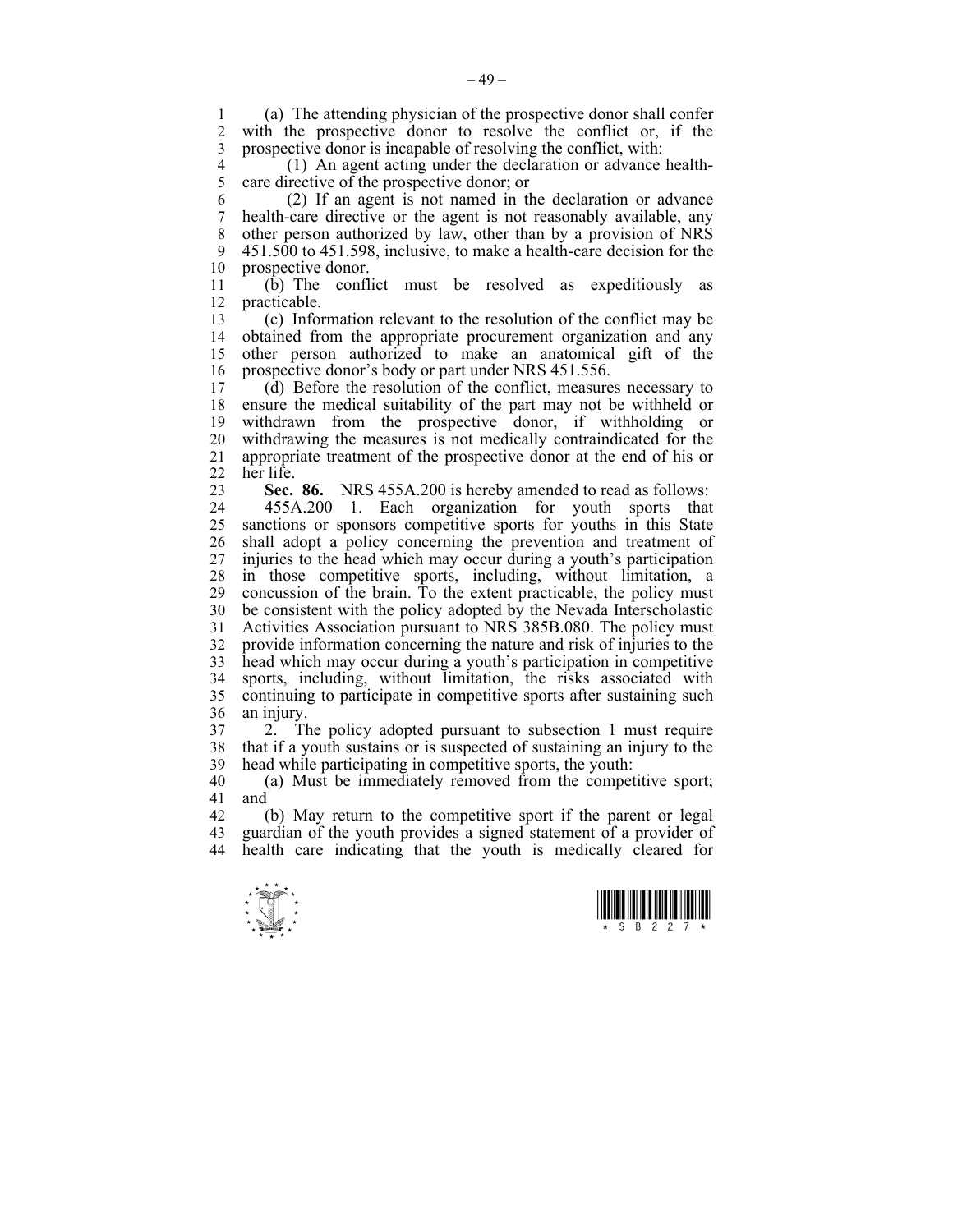(a) The attending physician of the prospective donor shall confer with the prospective donor to resolve the conflict or, if the prospective donor is incapable of resolving the conflict, with:

(1) An agent acting under the declaration or advance health-care directive of the prospective donor; or

(2) If an agent is not named in the declaration or advance health-care directive or the agent is not reasonably available, any other person authorized by law, other than by a provision of NRS 451.500 to 451.598, inclusive, to make a health-care decision for the prospective donor.

(b) The conflict must be resolved as expeditiously as practicable.

(c) Information relevant to the resolution of the conflict may be obtained from the appropriate procurement organization and any other person authorized to make an anatomical gift of the prospective donor's body or part under NRS 451.556.

(d) Before the resolution of the conflict, measures necessary to ensure the medical suitability of the part may not be withheld or withdrawn from the prospective donor, if withholding or withdrawing the measures is not medically contraindicated for the appropriate treatment of the prospective donor at the end of his or her life.

**Sec. 86.** NRS 455A.200 is hereby amended to read as follows:

455A.200 1. Each organization for youth sports that sanctions or sponsors competitive sports for youths in this State shall adopt a policy concerning the prevention and treatment of injuries to the head which may occur during a youth's participation in those competitive sports, including, without limitation, a concussion of the brain. To the extent practicable, the policy must be consistent with the policy adopted by the Nevada Interscholastic Activities Association pursuant to NRS 385B.080. The policy must provide information concerning the nature and risk of injuries to the head which may occur during a youth's participation in competitive sports, including, without limitation, the risks associated with continuing to participate in competitive sports after sustaining such an injury.

2. The policy adopted pursuant to subsection 1 must require that if a youth sustains or is suspected of sustaining an injury to the head while participating in competitive sports, the youth:

(a) Must be immediately removed from the competitive sport; and

(b) May return to the competitive sport if the parent or legal guardian of the youth provides a signed statement of a provider of health care indicating that the youth is medically cleared for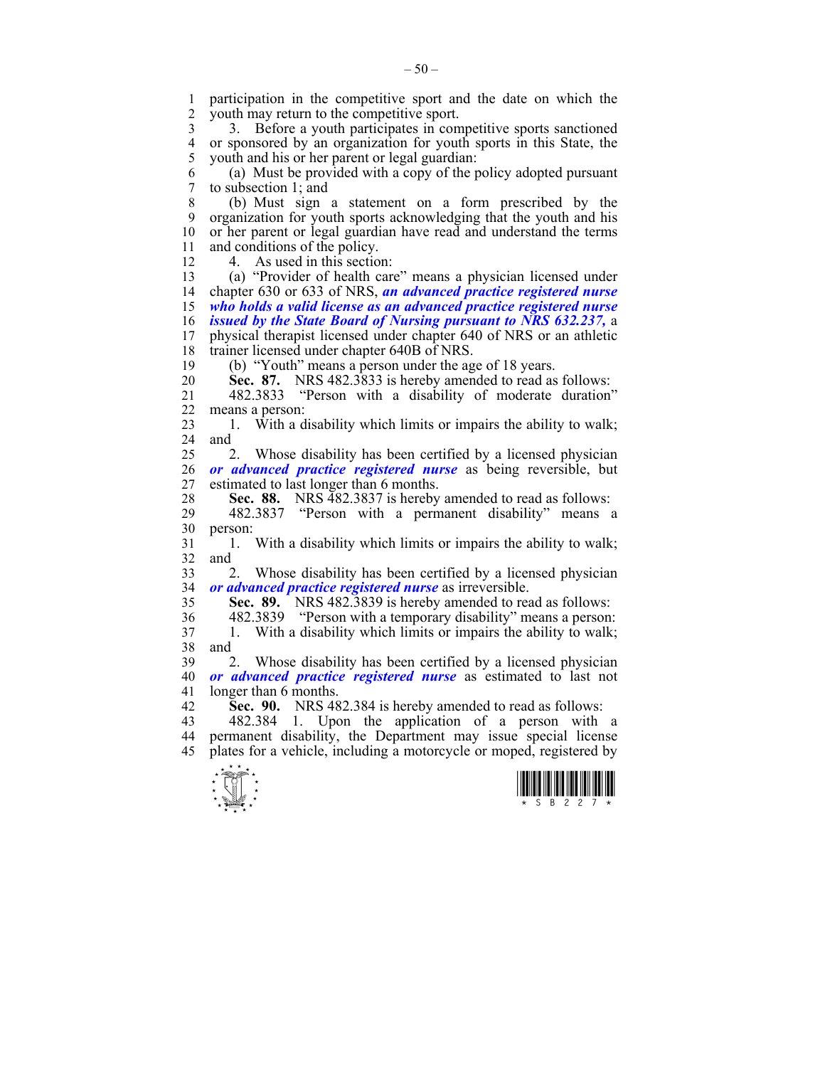participation in the competitive sport and the date on which the youth may return to the competitive sport.

3. Before a youth participates in competitive sports sanctioned or sponsored by an organization for youth sports in this State, the youth and his or her parent or legal guardian:

(a) Must be provided with a copy of the policy adopted pursuant to subsection 1; and

(b) Must sign a statement on a form prescribed by the organization for youth sports acknowledging that the youth and his or her parent or legal guardian have read and understand the terms and conditions of the policy.

4. As used in this section:

(a) "Provider of health care" means a physician licensed under chapter 630 or 633 of NRS, ***an advanced practice registered nurse who holds a valid license as an advanced practice registered nurse issued by the State Board of Nursing pursuant to NRS 632.237,*** a physical therapist licensed under chapter 640 of NRS or an athletic trainer licensed under chapter 640B of NRS.

(b) "Youth" means a person under the age of 18 years.

**Sec. 87.** NRS 482.3833 is hereby amended to read as follows:

482.3833 "Person with a disability of moderate duration" means a person:

1. With a disability which limits or impairs the ability to walk; and

2. Whose disability has been certified by a licensed physician ***or advanced practice registered nurse*** as being reversible, but estimated to last longer than 6 months.

**Sec. 88.** NRS 482.3837 is hereby amended to read as follows:

482.3837 "Person with a permanent disability" means a person:

1. With a disability which limits or impairs the ability to walk; and

2. Whose disability has been certified by a licensed physician ***or advanced practice registered nurse*** as irreversible.

**Sec. 89.** NRS 482.3839 is hereby amended to read as follows:

482.3839 "Person with a temporary disability" means a person:

1. With a disability which limits or impairs the ability to walk; and

2. Whose disability has been certified by a licensed physician ***or advanced practice registered nurse*** as estimated to last not longer than 6 months.

**Sec. 90.** NRS 482.384 is hereby amended to read as follows:

482.384 1. Upon the application of a person with a permanent disability, the Department may issue special license plates for a vehicle, including a motorcycle or moped, registered by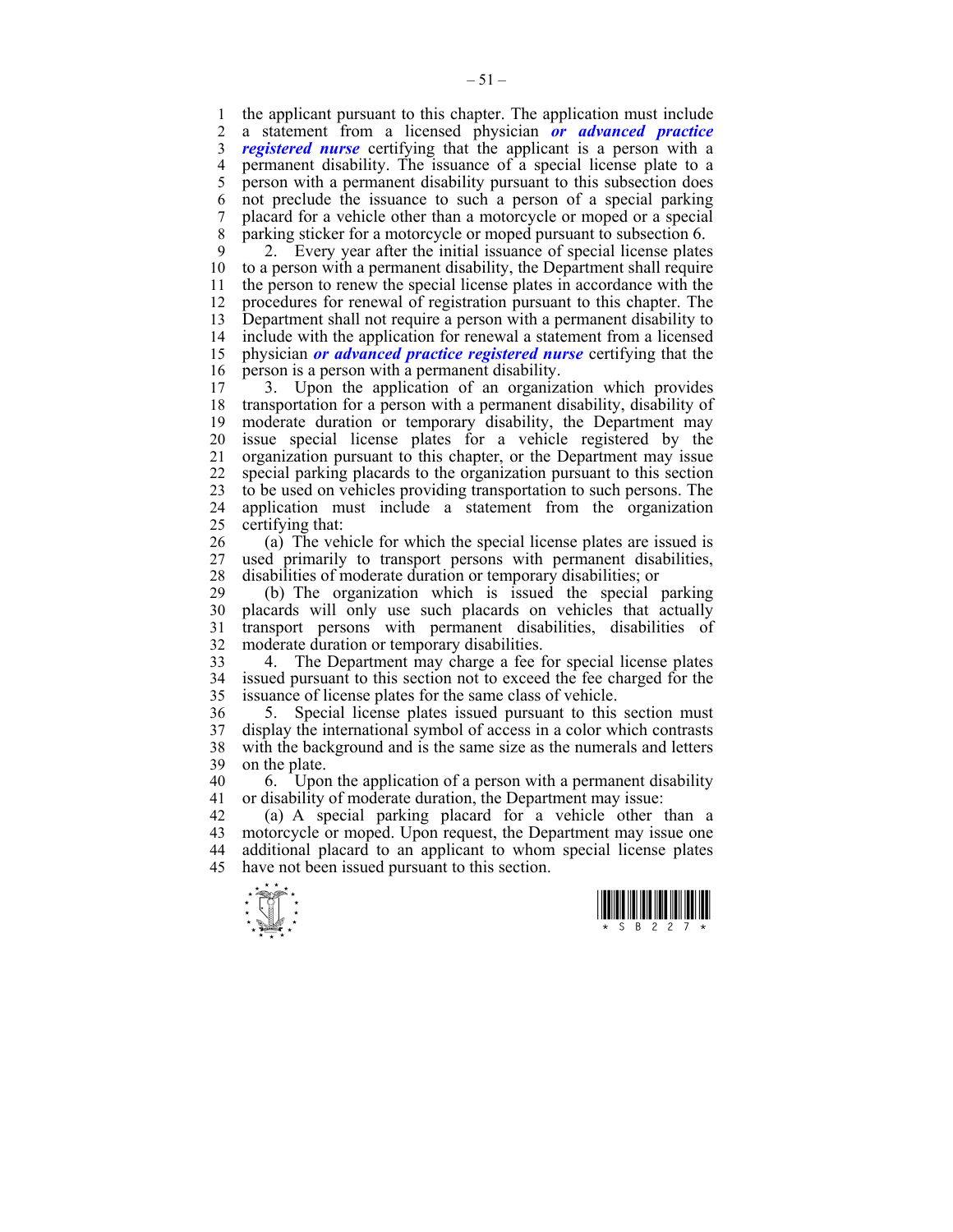the applicant pursuant to this chapter. The application must include a statement from a licensed physician ***or advanced practice registered nurse*** certifying that the applicant is a person with a permanent disability. The issuance of a special license plate to a person with a permanent disability pursuant to this subsection does not preclude the issuance to such a person of a special parking placard for a vehicle other than a motorcycle or moped or a special parking sticker for a motorcycle or moped pursuant to subsection 6.

2. Every year after the initial issuance of special license plates to a person with a permanent disability, the Department shall require the person to renew the special license plates in accordance with the procedures for renewal of registration pursuant to this chapter. The Department shall not require a person with a permanent disability to include with the application for renewal a statement from a licensed physician ***or advanced practice registered nurse*** certifying that the person is a person with a permanent disability.

3. Upon the application of an organization which provides transportation for a person with a permanent disability, disability of moderate duration or temporary disability, the Department may issue special license plates for a vehicle registered by the organization pursuant to this chapter, or the Department may issue special parking placards to the organization pursuant to this section to be used on vehicles providing transportation to such persons. The application must include a statement from the organization certifying that:

(a) The vehicle for which the special license plates are issued is used primarily to transport persons with permanent disabilities, disabilities of moderate duration or temporary disabilities; or

(b) The organization which is issued the special parking placards will only use such placards on vehicles that actually transport persons with permanent disabilities, disabilities of moderate duration or temporary disabilities.

4. The Department may charge a fee for special license plates issued pursuant to this section not to exceed the fee charged for the issuance of license plates for the same class of vehicle.

5. Special license plates issued pursuant to this section must display the international symbol of access in a color which contrasts with the background and is the same size as the numerals and letters on the plate.

6. Upon the application of a person with a permanent disability or disability of moderate duration, the Department may issue:

(a) A special parking placard for a vehicle other than a motorcycle or moped. Upon request, the Department may issue one additional placard to an applicant to whom special license plates have not been issued pursuant to this section.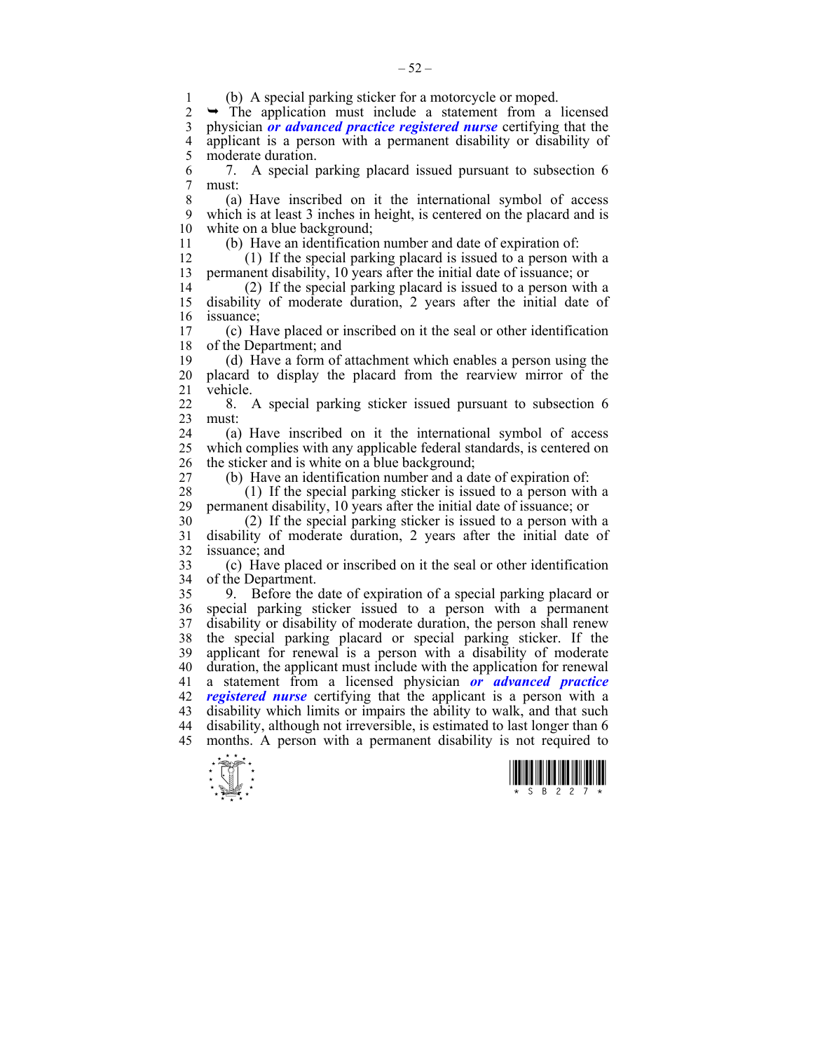(b) A special parking sticker for a motorcycle or moped.

➥ The application must include a statement from a licensed physician ***or advanced practice registered nurse*** certifying that the applicant is a person with a permanent disability or disability of moderate duration.

7. A special parking placard issued pursuant to subsection 6 must:

(a) Have inscribed on it the international symbol of access which is at least 3 inches in height, is centered on the placard and is white on a blue background;

(b) Have an identification number and date of expiration of:

(1) If the special parking placard is issued to a person with a permanent disability, 10 years after the initial date of issuance; or

(2) If the special parking placard is issued to a person with a disability of moderate duration, 2 years after the initial date of issuance;

(c) Have placed or inscribed on it the seal or other identification of the Department; and

(d) Have a form of attachment which enables a person using the placard to display the placard from the rearview mirror of the vehicle.

8. A special parking sticker issued pursuant to subsection 6 must:

(a) Have inscribed on it the international symbol of access which complies with any applicable federal standards, is centered on the sticker and is white on a blue background;

(b) Have an identification number and a date of expiration of:

(1) If the special parking sticker is issued to a person with a permanent disability, 10 years after the initial date of issuance; or

(2) If the special parking sticker is issued to a person with a disability of moderate duration, 2 years after the initial date of issuance; and

(c) Have placed or inscribed on it the seal or other identification of the Department.

9. Before the date of expiration of a special parking placard or special parking sticker issued to a person with a permanent disability or disability of moderate duration, the person shall renew the special parking placard or special parking sticker. If the applicant for renewal is a person with a disability of moderate duration, the applicant must include with the application for renewal a statement from a licensed physician ***or advanced practice registered nurse*** certifying that the applicant is a person with a disability which limits or impairs the ability to walk, and that such disability, although not irreversible, is estimated to last longer than 6 months. A person with a permanent disability is not required to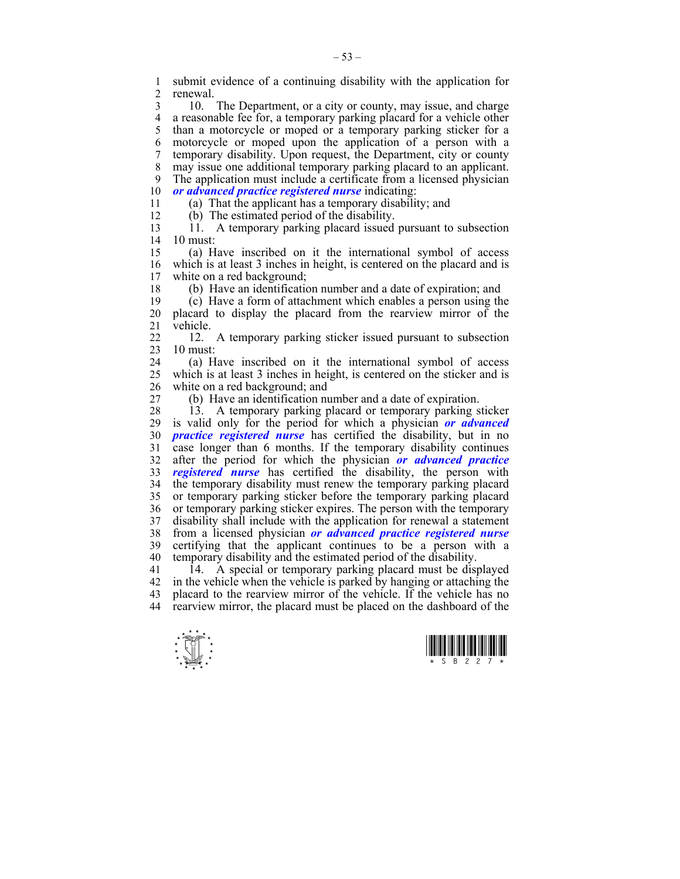submit evidence of a continuing disability with the application for renewal.

10. The Department, or a city or county, may issue, and charge a reasonable fee for, a temporary parking placard for a vehicle other than a motorcycle or moped or a temporary parking sticker for a motorcycle or moped upon the application of a person with a temporary disability. Upon request, the Department, city or county may issue one additional temporary parking placard to an applicant. The application must include a certificate from a licensed physician ***or advanced practice registered nurse*** indicating:

(a) That the applicant has a temporary disability; and

(b) The estimated period of the disability.

11. A temporary parking placard issued pursuant to subsection 10 must:

(a) Have inscribed on it the international symbol of access which is at least 3 inches in height, is centered on the placard and is white on a red background;

(b) Have an identification number and a date of expiration; and

(c) Have a form of attachment which enables a person using the placard to display the placard from the rearview mirror of the vehicle.

12. A temporary parking sticker issued pursuant to subsection 10 must:

(a) Have inscribed on it the international symbol of access which is at least 3 inches in height, is centered on the sticker and is white on a red background; and

(b) Have an identification number and a date of expiration.

13. A temporary parking placard or temporary parking sticker is valid only for the period for which a physician ***or advanced practice registered nurse*** has certified the disability, but in no case longer than 6 months. If the temporary disability continues after the period for which the physician ***or advanced practice registered nurse*** has certified the disability, the person with the temporary disability must renew the temporary parking placard or temporary parking sticker before the temporary parking placard or temporary parking sticker expires. The person with the temporary disability shall include with the application for renewal a statement from a licensed physician ***or advanced practice registered nurse*** certifying that the applicant continues to be a person with a temporary disability and the estimated period of the disability.

14. A special or temporary parking placard must be displayed in the vehicle when the vehicle is parked by hanging or attaching the placard to the rearview mirror of the vehicle. If the vehicle has no rearview mirror, the placard must be placed on the dashboard of the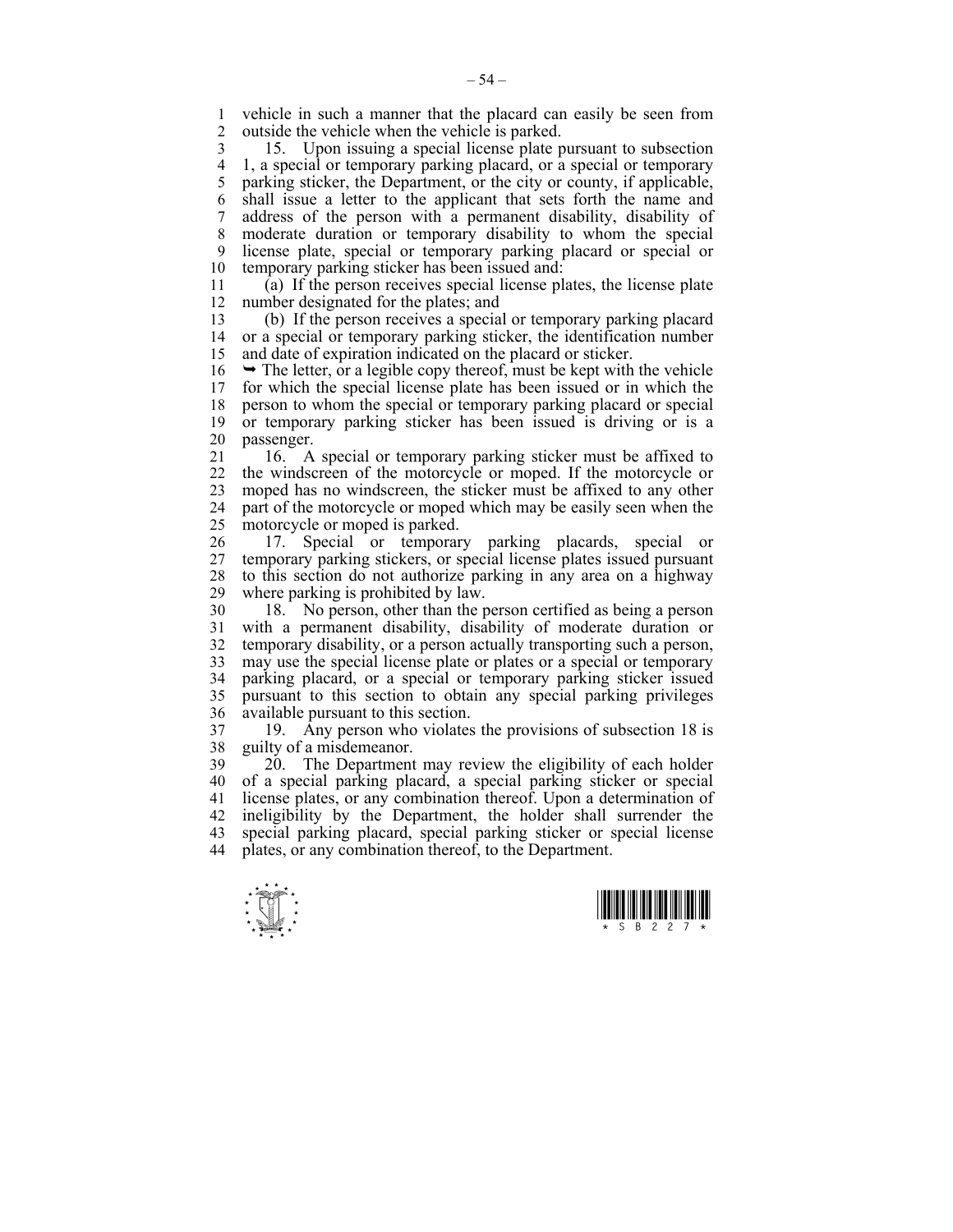vehicle in such a manner that the placard can easily be seen from outside the vehicle when the vehicle is parked.

15. Upon issuing a special license plate pursuant to subsection 1, a special or temporary parking placard, or a special or temporary parking sticker, the Department, or the city or county, if applicable, shall issue a letter to the applicant that sets forth the name and address of the person with a permanent disability, disability of moderate duration or temporary disability to whom the special license plate, special or temporary parking placard or special or temporary parking sticker has been issued and:

(a) If the person receives special license plates, the license plate number designated for the plates; and

(b) If the person receives a special or temporary parking placard or a special or temporary parking sticker, the identification number and date of expiration indicated on the placard or sticker.

➥ The letter, or a legible copy thereof, must be kept with the vehicle for which the special license plate has been issued or in which the person to whom the special or temporary parking placard or special or temporary parking sticker has been issued is driving or is a passenger.

16. A special or temporary parking sticker must be affixed to the windscreen of the motorcycle or moped. If the motorcycle or moped has no windscreen, the sticker must be affixed to any other part of the motorcycle or moped which may be easily seen when the motorcycle or moped is parked.

17. Special or temporary parking placards, special or temporary parking stickers, or special license plates issued pursuant to this section do not authorize parking in any area on a highway where parking is prohibited by law.

18. No person, other than the person certified as being a person with a permanent disability, disability of moderate duration or temporary disability, or a person actually transporting such a person, may use the special license plate or plates or a special or temporary parking placard, or a special or temporary parking sticker issued pursuant to this section to obtain any special parking privileges available pursuant to this section.

19. Any person who violates the provisions of subsection 18 is guilty of a misdemeanor.

20. The Department may review the eligibility of each holder of a special parking placard, a special parking sticker or special license plates, or any combination thereof. Upon a determination of ineligibility by the Department, the holder shall surrender the special parking placard, special parking sticker or special license plates, or any combination thereof, to the Department.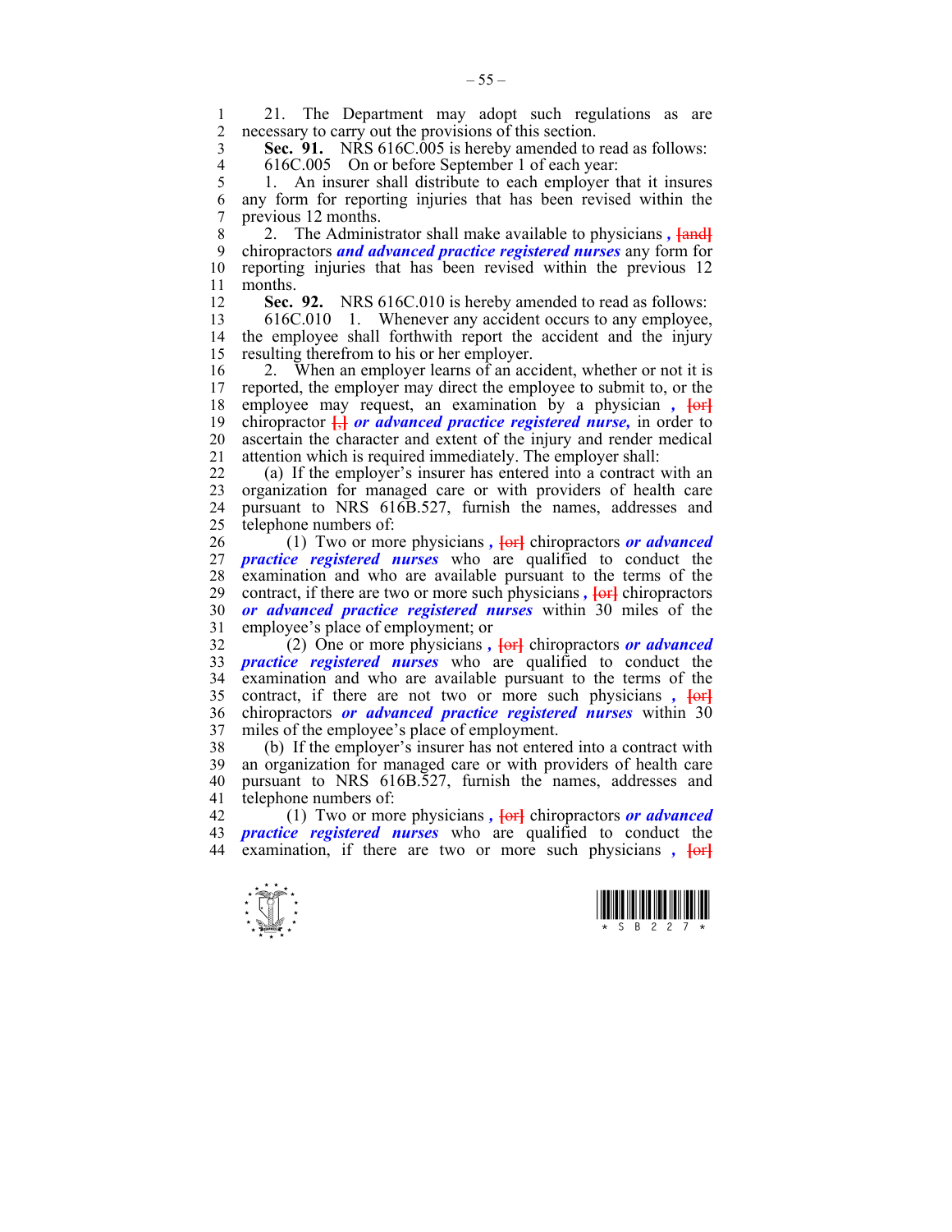21. The Department may adopt such regulations as are necessary to carry out the provisions of this section.

**Sec. 91.** NRS 616C.005 is hereby amended to read as follows:

616C.005 On or before September 1 of each year:

1. An insurer shall distribute to each employer that it insures any form for reporting injuries that has been revised within the previous 12 months.

2. The Administrator shall make available to physicians ***,*** [and] chiropractors ***and advanced practice registered nurses*** any form for reporting injuries that has been revised within the previous 12 months.

**Sec. 92.** NRS 616C.010 is hereby amended to read as follows:

616C.010 1. Whenever any accident occurs to any employee, the employee shall forthwith report the accident and the injury resulting therefrom to his or her employer.

2. When an employer learns of an accident, whether or not it is reported, the employer may direct the employee to submit to, or the employee may request, an examination by a physician ***,*** [or] chiropractor [,] ***or advanced practice registered nurse,*** in order to ascertain the character and extent of the injury and render medical attention which is required immediately. The employer shall:

(a) If the employer's insurer has entered into a contract with an organization for managed care or with providers of health care pursuant to NRS 616B.527, furnish the names, addresses and telephone numbers of:

(1) Two or more physicians ***,*** [or] chiropractors ***or advanced practice registered nurses*** who are qualified to conduct the examination and who are available pursuant to the terms of the contract, if there are two or more such physicians ***,*** [or] chiropractors ***or advanced practice registered nurses*** within 30 miles of the employee's place of employment; or

(2) One or more physicians ***,*** [or] chiropractors ***or advanced practice registered nurses*** who are qualified to conduct the examination and who are available pursuant to the terms of the contract, if there are not two or more such physicians ***,*** [or] chiropractors ***or advanced practice registered nurses*** within 30 miles of the employee's place of employment.

(b) If the employer's insurer has not entered into a contract with an organization for managed care or with providers of health care pursuant to NRS 616B.527, furnish the names, addresses and telephone numbers of:

(1) Two or more physicians ***,*** [or] chiropractors ***or advanced practice registered nurses*** who are qualified to conduct the examination, if there are two or more such physicians ***,*** [or]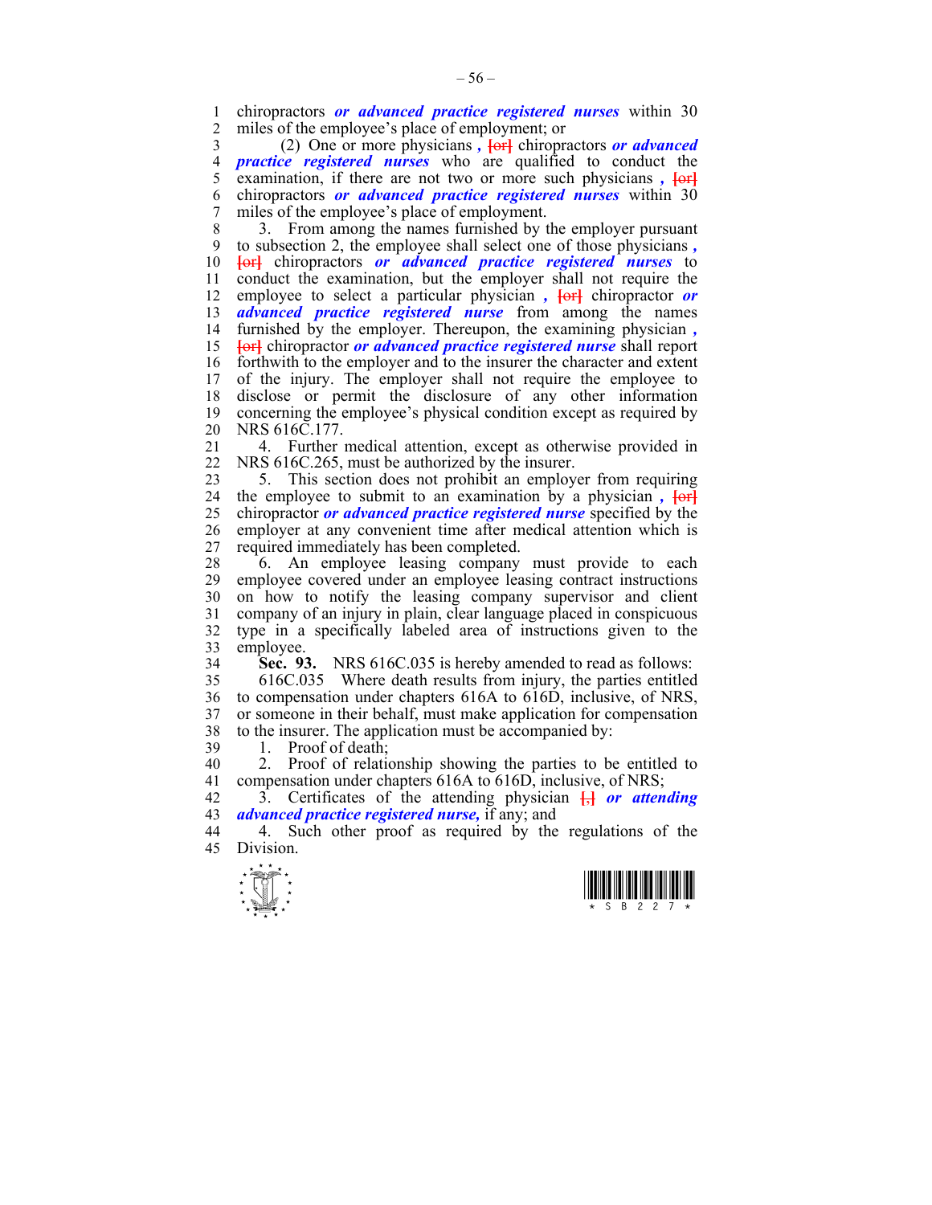chiropractors ***or advanced practice registered nurses*** within 30 miles of the employee's place of employment; or

(2) One or more physicians ***,*** ~~[or]~~ chiropractors ***or advanced practice registered nurses*** who are qualified to conduct the examination, if there are not two or more such physicians ***,*** ~~[or]~~ chiropractors ***or advanced practice registered nurses*** within 30 miles of the employee's place of employment.

3. From among the names furnished by the employer pursuant to subsection 2, the employee shall select one of those physicians ***,*** ~~[or]~~ chiropractors ***or advanced practice registered nurses*** to conduct the examination, but the employer shall not require the employee to select a particular physician ***,*** ~~[or]~~ chiropractor ***or advanced practice registered nurse*** from among the names furnished by the employer. Thereupon, the examining physician ***,*** ~~[or]~~ chiropractor ***or advanced practice registered nurse*** shall report forthwith to the employer and to the insurer the character and extent of the injury. The employer shall not require the employee to disclose or permit the disclosure of any other information concerning the employee's physical condition except as required by NRS 616C.177.

4. Further medical attention, except as otherwise provided in NRS 616C.265, must be authorized by the insurer.

5. This section does not prohibit an employer from requiring the employee to submit to an examination by a physician ***,*** ~~[or]~~ chiropractor ***or advanced practice registered nurse*** specified by the employer at any convenient time after medical attention which is required immediately has been completed.

6. An employee leasing company must provide to each employee covered under an employee leasing contract instructions on how to notify the leasing company supervisor and client company of an injury in plain, clear language placed in conspicuous type in a specifically labeled area of instructions given to the employee.

**Sec. 93.** NRS 616C.035 is hereby amended to read as follows:

616C.035 Where death results from injury, the parties entitled to compensation under chapters 616A to 616D, inclusive, of NRS, or someone in their behalf, must make application for compensation to the insurer. The application must be accompanied by:

1. Proof of death;

2. Proof of relationship showing the parties to be entitled to compensation under chapters 616A to 616D, inclusive, of NRS;

3. Certificates of the attending physician ~~[,]~~ ***or attending advanced practice registered nurse,*** if any; and

4. Such other proof as required by the regulations of the Division.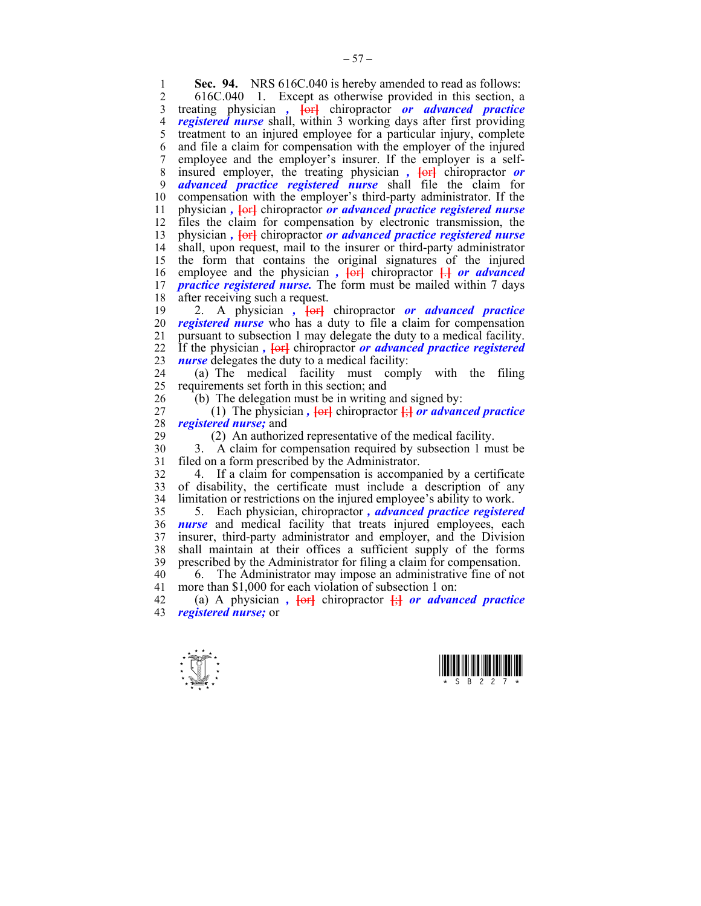**Sec. 94.** NRS 616C.040 is hereby amended to read as follows:

616C.040 1. Except as otherwise provided in this section, a treating physician *,* [or] chiropractor *or advanced practice registered nurse* shall, within 3 working days after first providing treatment to an injured employee for a particular injury, complete and file a claim for compensation with the employer of the injured employee and the employer's insurer. If the employer is a self-insured employer, the treating physician *,* [or] chiropractor *or advanced practice registered nurse* shall file the claim for compensation with the employer's third-party administrator. If the physician *,* [or] chiropractor *or advanced practice registered nurse* files the claim for compensation by electronic transmission, the physician *,* [or] chiropractor *or advanced practice registered nurse* shall, upon request, mail to the insurer or third-party administrator the form that contains the original signatures of the injured employee and the physician *,* [or] chiropractor [.] *or advanced practice registered nurse.* The form must be mailed within 7 days after receiving such a request.

2. A physician *,* [or] chiropractor *or advanced practice registered nurse* who has a duty to file a claim for compensation pursuant to subsection 1 may delegate the duty to a medical facility. If the physician *,* [or] chiropractor *or advanced practice registered nurse* delegates the duty to a medical facility:

(a) The medical facility must comply with the filing requirements set forth in this section; and

(b) The delegation must be in writing and signed by:

(1) The physician *,* [or] chiropractor [;] *or advanced practice registered nurse;* and

(2) An authorized representative of the medical facility.

3. A claim for compensation required by subsection 1 must be filed on a form prescribed by the Administrator.

4. If a claim for compensation is accompanied by a certificate of disability, the certificate must include a description of any limitation or restrictions on the injured employee's ability to work.

5. Each physician, chiropractor *, advanced practice registered nurse* and medical facility that treats injured employees, each insurer, third-party administrator and employer, and the Division shall maintain at their offices a sufficient supply of the forms prescribed by the Administrator for filing a claim for compensation.

6. The Administrator may impose an administrative fine of not more than $1,000 for each violation of subsection 1 on:

(a) A physician *,* [or] chiropractor [;] *or advanced practice registered nurse;* or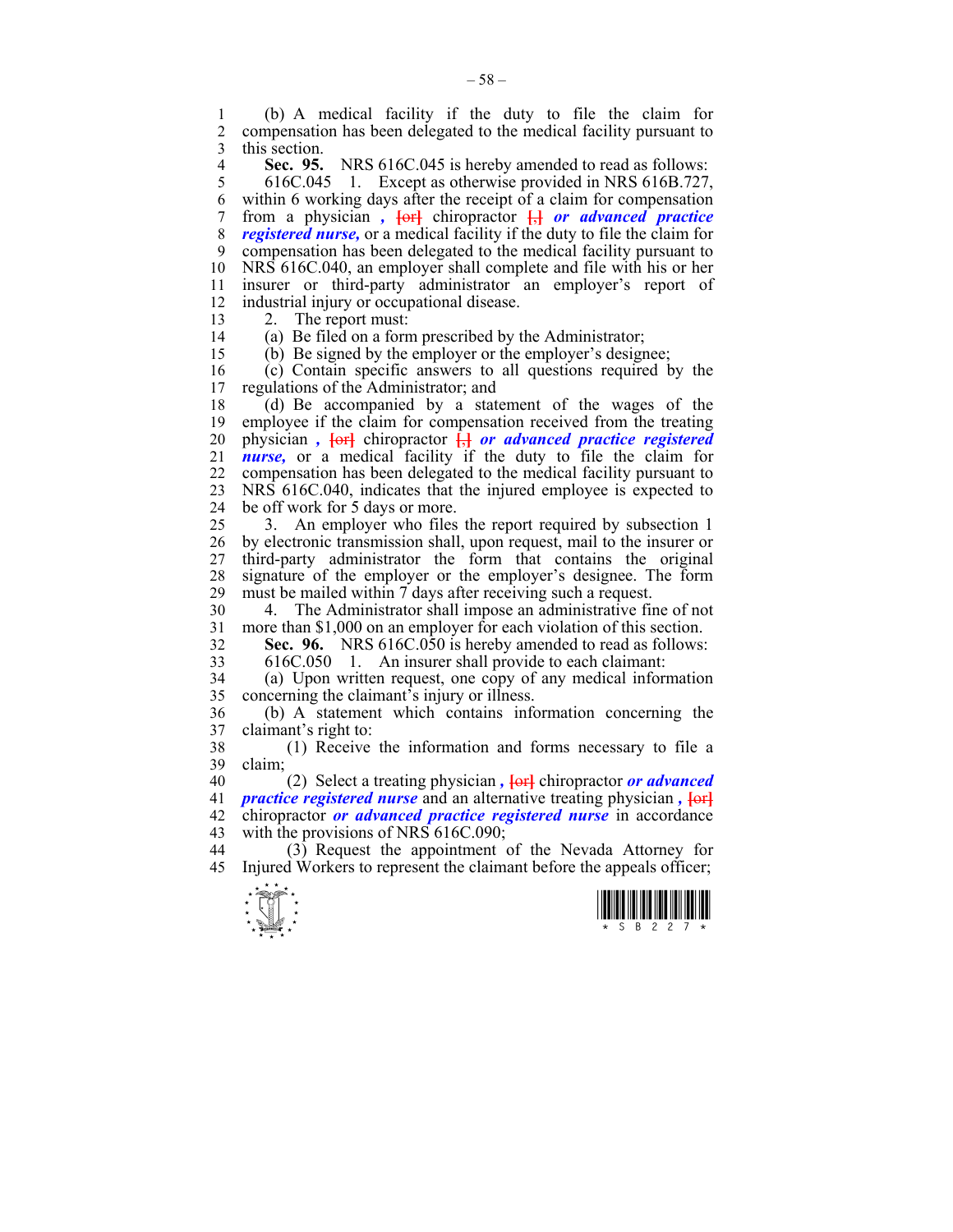(b) A medical facility if the duty to file the claim for compensation has been delegated to the medical facility pursuant to this section.

**Sec. 95.** NRS 616C.045 is hereby amended to read as follows:

616C.045 1. Except as otherwise provided in NRS 616B.727, within 6 working days after the receipt of a claim for compensation from a physician *,* [or] chiropractor [,] ***or advanced practice registered nurse,*** or a medical facility if the duty to file the claim for compensation has been delegated to the medical facility pursuant to NRS 616C.040, an employer shall complete and file with his or her insurer or third-party administrator an employer's report of industrial injury or occupational disease.

2. The report must:

(a) Be filed on a form prescribed by the Administrator;

(b) Be signed by the employer or the employer's designee;

(c) Contain specific answers to all questions required by the regulations of the Administrator; and

(d) Be accompanied by a statement of the wages of the employee if the claim for compensation received from the treating physician *,* [or] chiropractor [,] ***or advanced practice registered nurse,*** or a medical facility if the duty to file the claim for compensation has been delegated to the medical facility pursuant to NRS 616C.040, indicates that the injured employee is expected to be off work for 5 days or more.

3. An employer who files the report required by subsection 1 by electronic transmission shall, upon request, mail to the insurer or third-party administrator the form that contains the original signature of the employer or the employer's designee. The form must be mailed within 7 days after receiving such a request.

4. The Administrator shall impose an administrative fine of not more than $1,000 on an employer for each violation of this section.

**Sec. 96.** NRS 616C.050 is hereby amended to read as follows:

616C.050 1. An insurer shall provide to each claimant:

(a) Upon written request, one copy of any medical information concerning the claimant's injury or illness.

(b) A statement which contains information concerning the claimant's right to:

(1) Receive the information and forms necessary to file a claim;

(2) Select a treating physician *,* [or] chiropractor ***or advanced practice registered nurse*** and an alternative treating physician *,* [or] chiropractor ***or advanced practice registered nurse*** in accordance with the provisions of NRS 616C.090;

(3) Request the appointment of the Nevada Attorney for Injured Workers to represent the claimant before the appeals officer;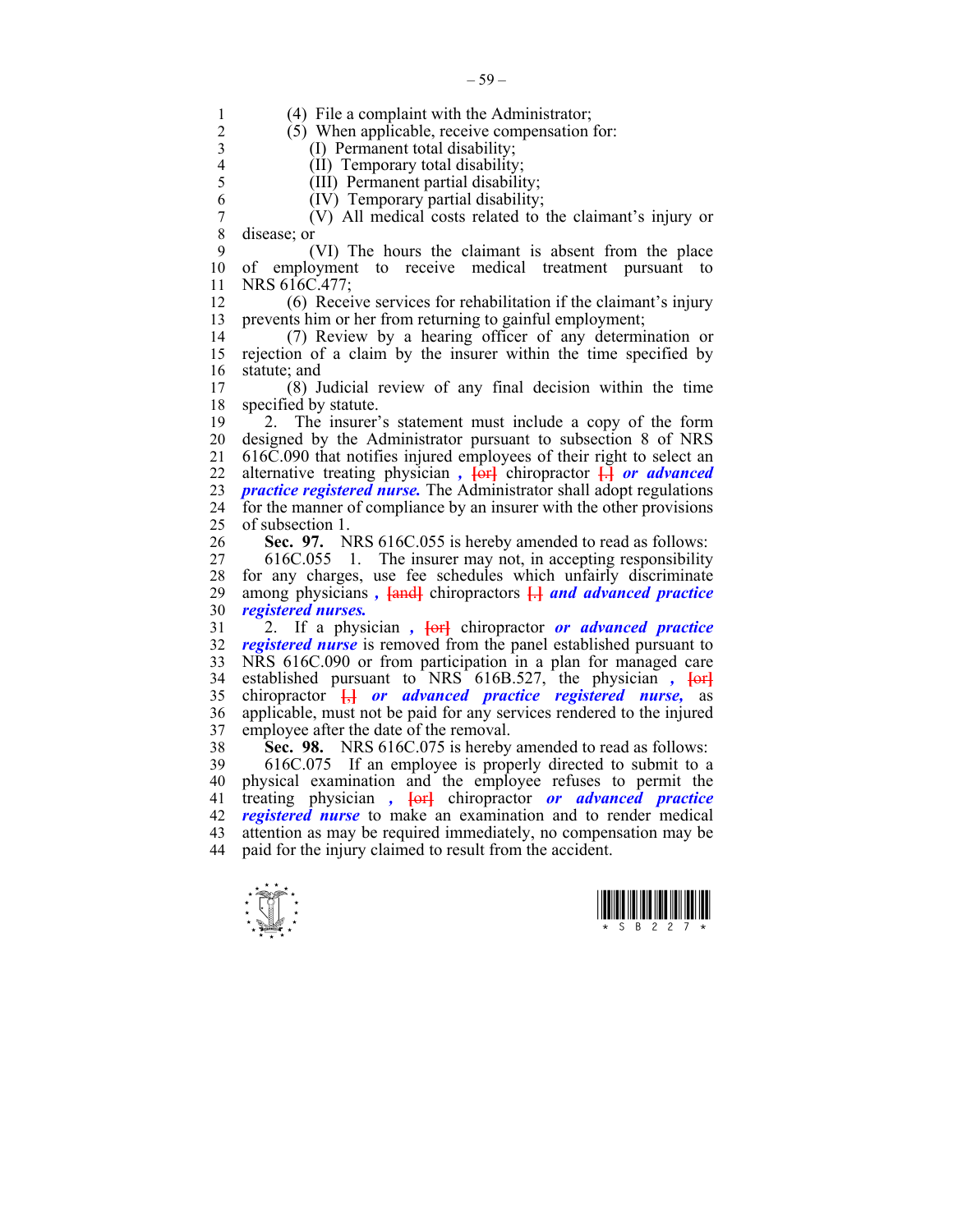(4) File a complaint with the Administrator;

(5) When applicable, receive compensation for:

(I) Permanent total disability;

(II) Temporary total disability;

(III) Permanent partial disability;

(IV) Temporary partial disability;

(V) All medical costs related to the claimant's injury or disease; or

(VI) The hours the claimant is absent from the place of employment to receive medical treatment pursuant to NRS 616C.477;

(6) Receive services for rehabilitation if the claimant's injury prevents him or her from returning to gainful employment;

(7) Review by a hearing officer of any determination or rejection of a claim by the insurer within the time specified by statute; and

(8) Judicial review of any final decision within the time specified by statute.

2. The insurer's statement must include a copy of the form designed by the Administrator pursuant to subsection 8 of NRS 616C.090 that notifies injured employees of their right to select an alternative treating physician ***,*** ~~[or]~~ chiropractor ~~[.]~~ ***or advanced practice registered nurse.*** The Administrator shall adopt regulations for the manner of compliance by an insurer with the other provisions of subsection 1.

**Sec. 97.** NRS 616C.055 is hereby amended to read as follows:

616C.055 1. The insurer may not, in accepting responsibility for any charges, use fee schedules which unfairly discriminate among physicians ***,*** ~~[and]~~ chiropractors ~~[.]~~ ***and advanced practice registered nurses.***

2. If a physician ***,*** ~~[or]~~ chiropractor ***or advanced practice registered nurse*** is removed from the panel established pursuant to NRS 616C.090 or from participation in a plan for managed care established pursuant to NRS 616B.527, the physician ***,*** ~~[or]~~ chiropractor ~~[,]~~ ***or advanced practice registered nurse,*** as applicable, must not be paid for any services rendered to the injured employee after the date of the removal.

**Sec. 98.** NRS 616C.075 is hereby amended to read as follows:

616C.075 If an employee is properly directed to submit to a physical examination and the employee refuses to permit the treating physician ***,*** ~~[or]~~ chiropractor ***or advanced practice registered nurse*** to make an examination and to render medical attention as may be required immediately, no compensation may be paid for the injury claimed to result from the accident.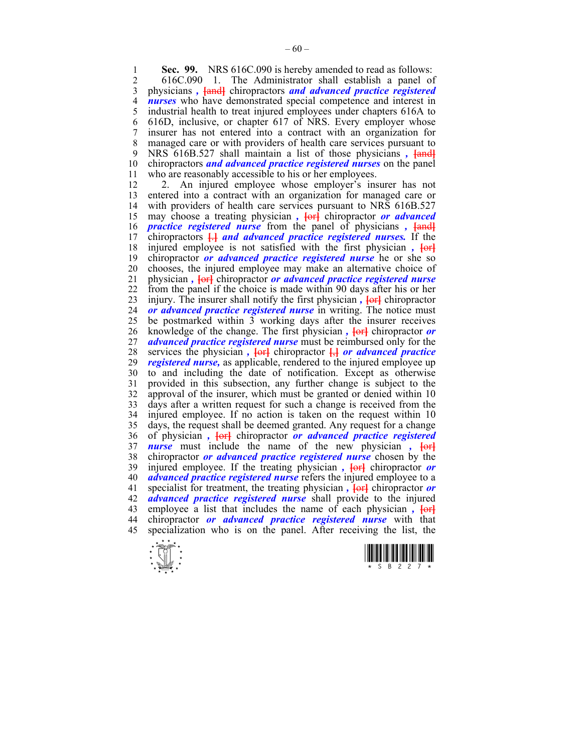**Sec. 99.** NRS 616C.090 is hereby amended to read as follows:

616C.090 1. The Administrator shall establish a panel of physicians *,* [and] chiropractors ***and advanced practice registered nurses*** who have demonstrated special competence and interest in industrial health to treat injured employees under chapters 616A to 616D, inclusive, or chapter 617 of NRS. Every employer whose insurer has not entered into a contract with an organization for managed care or with providers of health care services pursuant to NRS 616B.527 shall maintain a list of those physicians *,* [and] chiropractors ***and advanced practice registered nurses*** on the panel who are reasonably accessible to his or her employees.

2. An injured employee whose employer's insurer has not entered into a contract with an organization for managed care or with providers of health care services pursuant to NRS 616B.527 may choose a treating physician *,* [or] chiropractor ***or advanced practice registered nurse*** from the panel of physicians *,* [and] chiropractors [.] ***and advanced practice registered nurses.*** If the injured employee is not satisfied with the first physician *,* [or] chiropractor ***or advanced practice registered nurse*** he or she so chooses, the injured employee may make an alternative choice of physician *,* [or] chiropractor ***or advanced practice registered nurse*** from the panel if the choice is made within 90 days after his or her injury. The insurer shall notify the first physician *,* [or] chiropractor ***or advanced practice registered nurse*** in writing. The notice must be postmarked within 3 working days after the insurer receives knowledge of the change. The first physician *,* [or] chiropractor ***or advanced practice registered nurse*** must be reimbursed only for the services the physician *,* [or] chiropractor [,] ***or advanced practice registered nurse,*** as applicable, rendered to the injured employee up to and including the date of notification. Except as otherwise provided in this subsection, any further change is subject to the approval of the insurer, which must be granted or denied within 10 days after a written request for such a change is received from the injured employee. If no action is taken on the request within 10 days, the request shall be deemed granted. Any request for a change of physician *,* [or] chiropractor ***or advanced practice registered nurse*** must include the name of the new physician *,* [or] chiropractor ***or advanced practice registered nurse*** chosen by the injured employee. If the treating physician *,* [or] chiropractor ***or advanced practice registered nurse*** refers the injured employee to a specialist for treatment, the treating physician *,* [or] chiropractor ***or advanced practice registered nurse*** shall provide to the injured employee a list that includes the name of each physician *,* [or] chiropractor ***or advanced practice registered nurse*** with that specialization who is on the panel. After receiving the list, the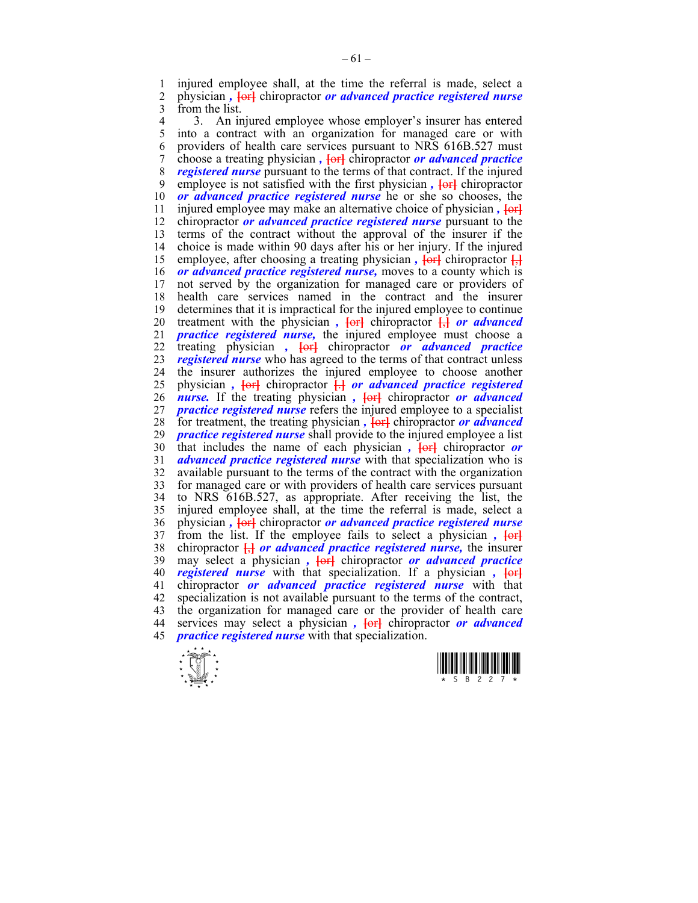injured employee shall, at the time the referral is made, select a physician *,* [or] chiropractor ***or advanced practice registered nurse*** from the list.

3. An injured employee whose employer's insurer has entered into a contract with an organization for managed care or with providers of health care services pursuant to NRS 616B.527 must choose a treating physician *,* [or] chiropractor ***or advanced practice registered nurse*** pursuant to the terms of that contract. If the injured employee is not satisfied with the first physician *,* [or] chiropractor ***or advanced practice registered nurse*** he or she so chooses, the injured employee may make an alternative choice of physician *,* [or] chiropractor ***or advanced practice registered nurse*** pursuant to the terms of the contract without the approval of the insurer if the choice is made within 90 days after his or her injury. If the injured employee, after choosing a treating physician *,* [or] chiropractor [,] ***or advanced practice registered nurse,*** moves to a county which is not served by the organization for managed care or providers of health care services named in the contract and the insurer determines that it is impractical for the injured employee to continue treatment with the physician *,* [or] chiropractor [,] ***or advanced practice registered nurse,*** the injured employee must choose a treating physician *,* [or] chiropractor ***or advanced practice registered nurse*** who has agreed to the terms of that contract unless the insurer authorizes the injured employee to choose another physician *,* [or] chiropractor [.] ***or advanced practice registered nurse.*** If the treating physician *,* [or] chiropractor ***or advanced practice registered nurse*** refers the injured employee to a specialist for treatment, the treating physician *,* [or] chiropractor ***or advanced practice registered nurse*** shall provide to the injured employee a list that includes the name of each physician *,* [or] chiropractor ***or advanced practice registered nurse*** with that specialization who is available pursuant to the terms of the contract with the organization for managed care or with providers of health care services pursuant to NRS 616B.527, as appropriate. After receiving the list, the injured employee shall, at the time the referral is made, select a physician *,* [or] chiropractor ***or advanced practice registered nurse*** from the list. If the employee fails to select a physician *,* [or] chiropractor [,] ***or advanced practice registered nurse,*** the insurer may select a physician *,* [or] chiropractor ***or advanced practice registered nurse*** with that specialization. If a physician *,* [or] chiropractor ***or advanced practice registered nurse*** with that specialization is not available pursuant to the terms of the contract, the organization for managed care or the provider of health care services may select a physician *,* [or] chiropractor ***or advanced practice registered nurse*** with that specialization.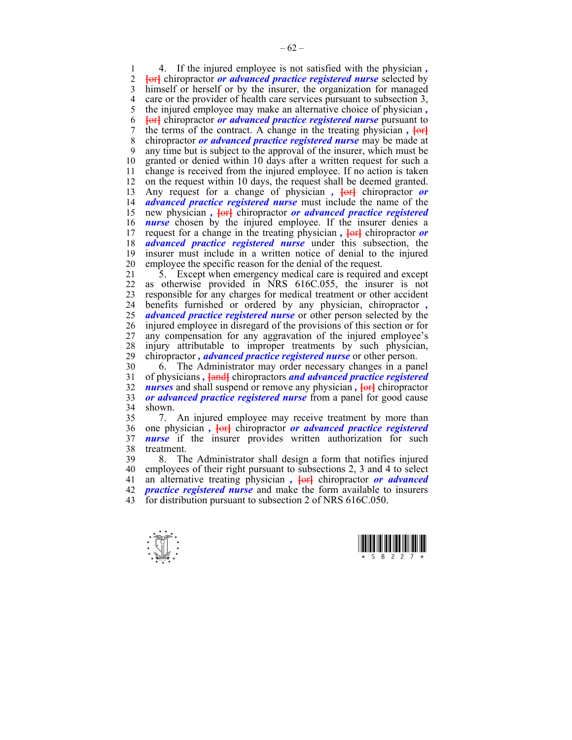4. If the injured employee is not satisfied with the physician ***,*** [or] chiropractor ***or advanced practice registered nurse*** selected by himself or herself or by the insurer, the organization for managed care or the provider of health care services pursuant to subsection 3, the injured employee may make an alternative choice of physician ***,*** [or] chiropractor ***or advanced practice registered nurse*** pursuant to the terms of the contract. A change in the treating physician ***,*** [or] chiropractor ***or advanced practice registered nurse*** may be made at any time but is subject to the approval of the insurer, which must be granted or denied within 10 days after a written request for such a change is received from the injured employee. If no action is taken on the request within 10 days, the request shall be deemed granted. Any request for a change of physician ***,*** [or] chiropractor ***or advanced practice registered nurse*** must include the name of the new physician ***,*** [or] chiropractor ***or advanced practice registered nurse*** chosen by the injured employee. If the insurer denies a request for a change in the treating physician ***,*** [or] chiropractor ***or advanced practice registered nurse*** under this subsection, the insurer must include in a written notice of denial to the injured employee the specific reason for the denial of the request.

5. Except when emergency medical care is required and except as otherwise provided in NRS 616C.055, the insurer is not responsible for any charges for medical treatment or other accident benefits furnished or ordered by any physician, chiropractor ***, advanced practice registered nurse*** or other person selected by the injured employee in disregard of the provisions of this section or for any compensation for any aggravation of the injured employee's injury attributable to improper treatments by such physician, chiropractor ***, advanced practice registered nurse*** or other person.

6. The Administrator may order necessary changes in a panel of physicians ***,*** [and] chiropractors ***and advanced practice registered nurses*** and shall suspend or remove any physician ***,*** [or] chiropractor ***or advanced practice registered nurse*** from a panel for good cause shown.

7. An injured employee may receive treatment by more than one physician ***,*** [or] chiropractor ***or advanced practice registered nurse*** if the insurer provides written authorization for such treatment.

8. The Administrator shall design a form that notifies injured employees of their right pursuant to subsections 2, 3 and 4 to select an alternative treating physician ***,*** [or] chiropractor ***or advanced practice registered nurse*** and make the form available to insurers for distribution pursuant to subsection 2 of NRS 616C.050.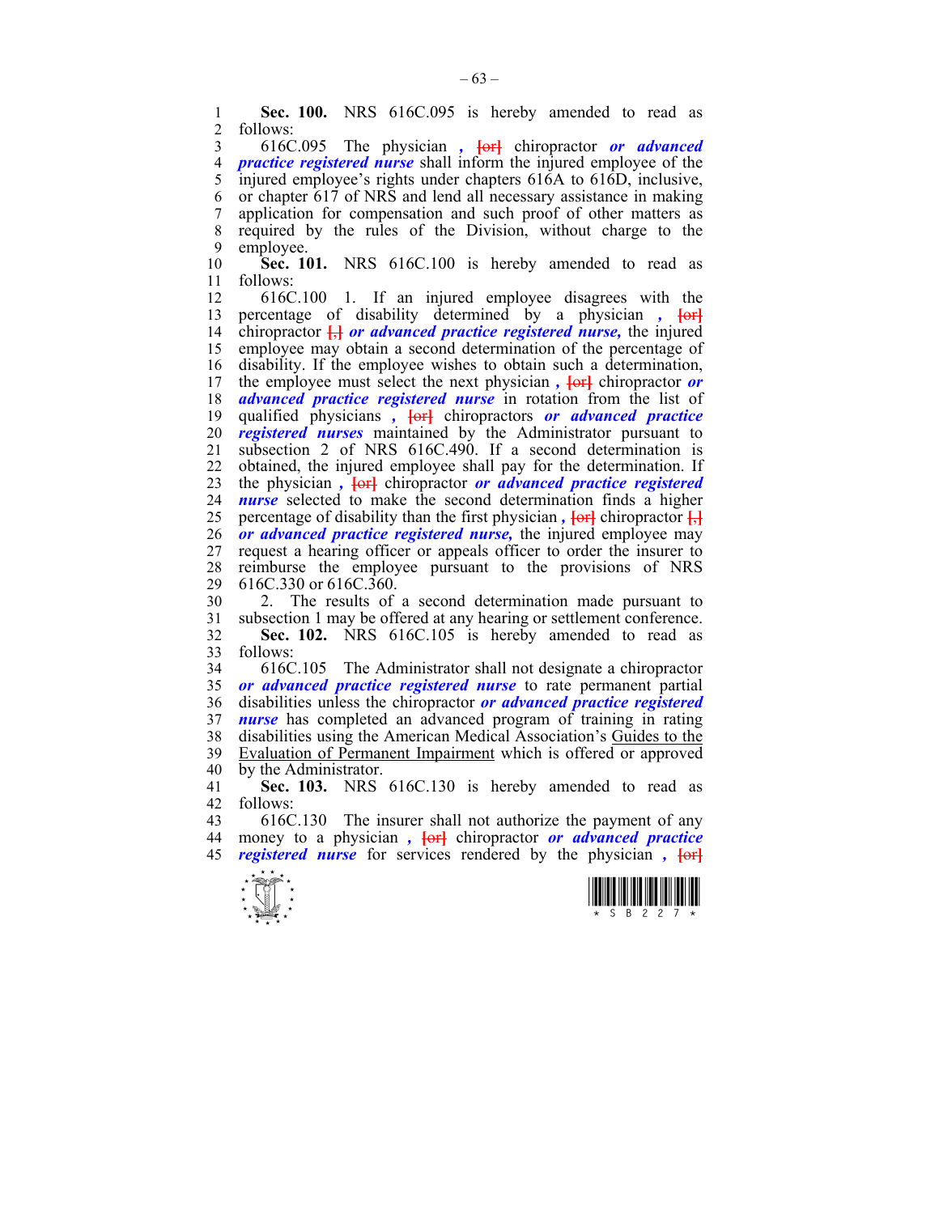**Sec. 100.** NRS 616C.095 is hereby amended to read as follows:

616C.095 The physician *,* [or] chiropractor ***or advanced practice registered nurse*** shall inform the injured employee of the injured employee's rights under chapters 616A to 616D, inclusive, or chapter 617 of NRS and lend all necessary assistance in making application for compensation and such proof of other matters as required by the rules of the Division, without charge to the employee.

**Sec. 101.** NRS 616C.100 is hereby amended to read as follows:

616C.100 1. If an injured employee disagrees with the percentage of disability determined by a physician *,* [or] chiropractor [,] ***or advanced practice registered nurse,*** the injured employee may obtain a second determination of the percentage of disability. If the employee wishes to obtain such a determination, the employee must select the next physician *,* [or] chiropractor ***or advanced practice registered nurse*** in rotation from the list of qualified physicians *,* [or] chiropractors ***or advanced practice registered nurses*** maintained by the Administrator pursuant to subsection 2 of NRS 616C.490. If a second determination is obtained, the injured employee shall pay for the determination. If the physician *,* [or] chiropractor ***or advanced practice registered nurse*** selected to make the second determination finds a higher percentage of disability than the first physician *,* [or] chiropractor [,] ***or advanced practice registered nurse,*** the injured employee may request a hearing officer or appeals officer to order the insurer to reimburse the employee pursuant to the provisions of NRS 616C.330 or 616C.360.

2. The results of a second determination made pursuant to subsection 1 may be offered at any hearing or settlement conference.

**Sec. 102.** NRS 616C.105 is hereby amended to read as follows:

616C.105 The Administrator shall not designate a chiropractor ***or advanced practice registered nurse*** to rate permanent partial disabilities unless the chiropractor ***or advanced practice registered nurse*** has completed an advanced program of training in rating disabilities using the American Medical Association's Guides to the Evaluation of Permanent Impairment which is offered or approved by the Administrator.

**Sec. 103.** NRS 616C.130 is hereby amended to read as follows:

616C.130 The insurer shall not authorize the payment of any money to a physician *,* [or] chiropractor ***or advanced practice registered nurse*** for services rendered by the physician *,* [or]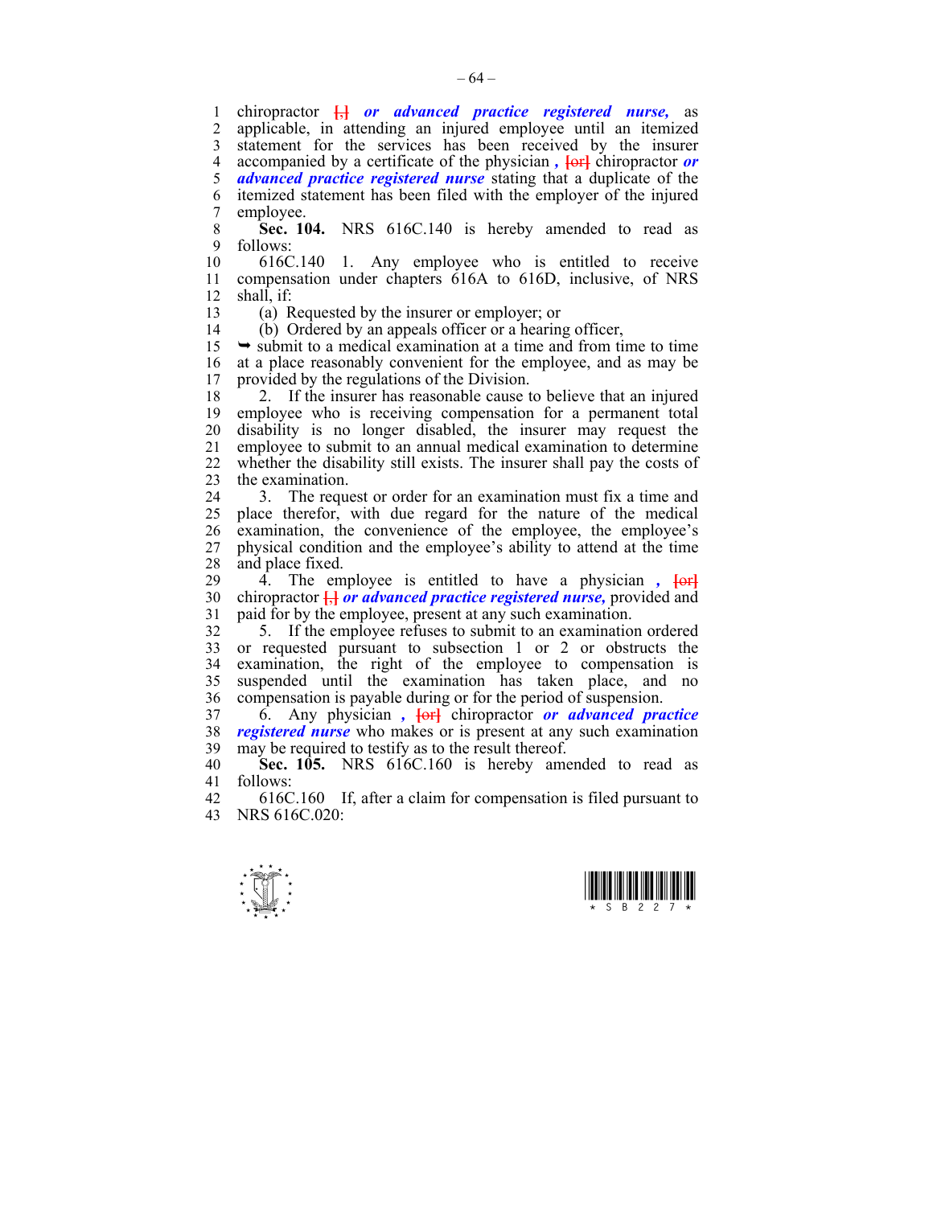chiropractor [,] ***or advanced practice registered nurse,*** as applicable, in attending an injured employee until an itemized statement for the services has been received by the insurer accompanied by a certificate of the physician ***,*** [or] chiropractor ***or advanced practice registered nurse*** stating that a duplicate of the itemized statement has been filed with the employer of the injured employee.

**Sec. 104.** NRS 616C.140 is hereby amended to read as follows:

616C.140 1. Any employee who is entitled to receive compensation under chapters 616A to 616D, inclusive, of NRS shall, if:

(a) Requested by the insurer or employer; or

(b) Ordered by an appeals officer or a hearing officer,

➥ submit to a medical examination at a time and from time to time at a place reasonably convenient for the employee, and as may be provided by the regulations of the Division.

2. If the insurer has reasonable cause to believe that an injured employee who is receiving compensation for a permanent total disability is no longer disabled, the insurer may request the employee to submit to an annual medical examination to determine whether the disability still exists. The insurer shall pay the costs of the examination.

3. The request or order for an examination must fix a time and place therefor, with due regard for the nature of the medical examination, the convenience of the employee, the employee's physical condition and the employee's ability to attend at the time and place fixed.

4. The employee is entitled to have a physician ***,*** [or] chiropractor [,] ***or advanced practice registered nurse,*** provided and paid for by the employee, present at any such examination.

5. If the employee refuses to submit to an examination ordered or requested pursuant to subsection 1 or 2 or obstructs the examination, the right of the employee to compensation is suspended until the examination has taken place, and no compensation is payable during or for the period of suspension.

6. Any physician ***,*** [or] chiropractor ***or advanced practice registered nurse*** who makes or is present at any such examination may be required to testify as to the result thereof.

**Sec. 105.** NRS 616C.160 is hereby amended to read as follows:

616C.160 If, after a claim for compensation is filed pursuant to NRS 616C.020: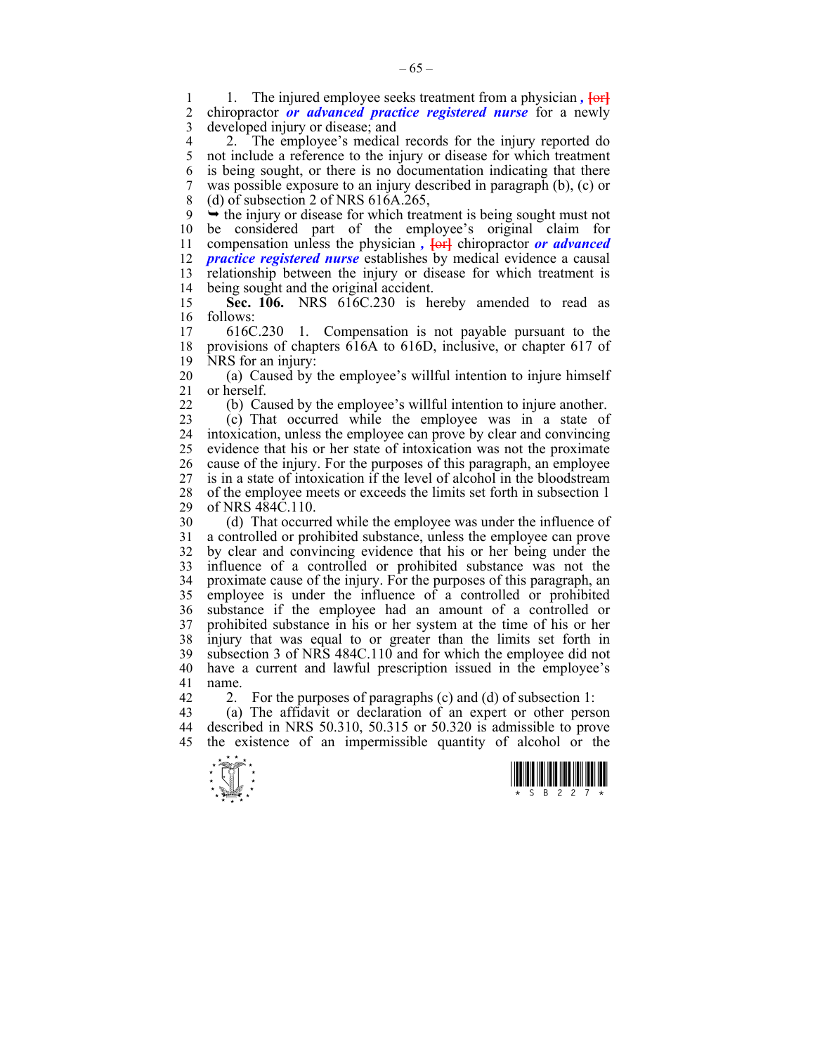1. The injured employee seeks treatment from a physician *,* ~~[or]~~ chiropractor ***or advanced practice registered nurse*** for a newly developed injury or disease; and

2. The employee's medical records for the injury reported do not include a reference to the injury or disease for which treatment is being sought, or there is no documentation indicating that there was possible exposure to an injury described in paragraph (b), (c) or (d) of subsection 2 of NRS 616A.265,

➥ the injury or disease for which treatment is being sought must not be considered part of the employee's original claim for compensation unless the physician *,* ~~[or]~~ chiropractor ***or advanced practice registered nurse*** establishes by medical evidence a causal relationship between the injury or disease for which treatment is being sought and the original accident.

**Sec. 106.** NRS 616C.230 is hereby amended to read as follows:

616C.230 1. Compensation is not payable pursuant to the provisions of chapters 616A to 616D, inclusive, or chapter 617 of NRS for an injury:

(a) Caused by the employee's willful intention to injure himself or herself.

(b) Caused by the employee's willful intention to injure another.

(c) That occurred while the employee was in a state of intoxication, unless the employee can prove by clear and convincing evidence that his or her state of intoxication was not the proximate cause of the injury. For the purposes of this paragraph, an employee is in a state of intoxication if the level of alcohol in the bloodstream of the employee meets or exceeds the limits set forth in subsection 1 of NRS 484C.110.

(d) That occurred while the employee was under the influence of a controlled or prohibited substance, unless the employee can prove by clear and convincing evidence that his or her being under the influence of a controlled or prohibited substance was not the proximate cause of the injury. For the purposes of this paragraph, an employee is under the influence of a controlled or prohibited substance if the employee had an amount of a controlled or prohibited substance in his or her system at the time of his or her injury that was equal to or greater than the limits set forth in subsection 3 of NRS 484C.110 and for which the employee did not have a current and lawful prescription issued in the employee's name.

2. For the purposes of paragraphs (c) and (d) of subsection 1:

(a) The affidavit or declaration of an expert or other person described in NRS 50.310, 50.315 or 50.320 is admissible to prove the existence of an impermissible quantity of alcohol or the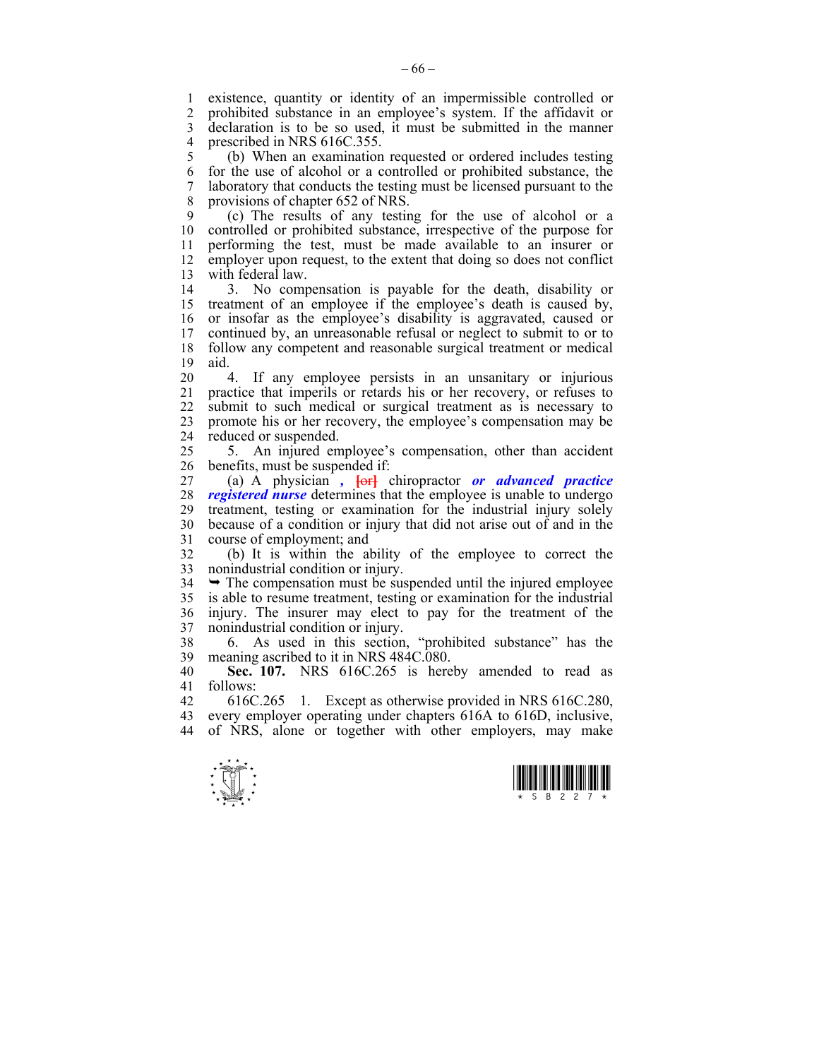existence, quantity or identity of an impermissible controlled or prohibited substance in an employee's system. If the affidavit or declaration is to be so used, it must be submitted in the manner prescribed in NRS 616C.355.

(b) When an examination requested or ordered includes testing for the use of alcohol or a controlled or prohibited substance, the laboratory that conducts the testing must be licensed pursuant to the provisions of chapter 652 of NRS.

(c) The results of any testing for the use of alcohol or a controlled or prohibited substance, irrespective of the purpose for performing the test, must be made available to an insurer or employer upon request, to the extent that doing so does not conflict with federal law.

3. No compensation is payable for the death, disability or treatment of an employee if the employee's death is caused by, or insofar as the employee's disability is aggravated, caused or continued by, an unreasonable refusal or neglect to submit to or to follow any competent and reasonable surgical treatment or medical aid.

4. If any employee persists in an unsanitary or injurious practice that imperils or retards his or her recovery, or refuses to submit to such medical or surgical treatment as is necessary to promote his or her recovery, the employee's compensation may be reduced or suspended.

5. An injured employee's compensation, other than accident benefits, must be suspended if:

(a) A physician *,* [or] chiropractor *or advanced practice registered nurse* determines that the employee is unable to undergo treatment, testing or examination for the industrial injury solely because of a condition or injury that did not arise out of and in the course of employment; and

(b) It is within the ability of the employee to correct the nonindustrial condition or injury.

➥ The compensation must be suspended until the injured employee is able to resume treatment, testing or examination for the industrial injury. The insurer may elect to pay for the treatment of the nonindustrial condition or injury.

6. As used in this section, "prohibited substance" has the meaning ascribed to it in NRS 484C.080.

**Sec. 107.** NRS 616C.265 is hereby amended to read as follows:

616C.265 1. Except as otherwise provided in NRS 616C.280, every employer operating under chapters 616A to 616D, inclusive, of NRS, alone or together with other employers, may make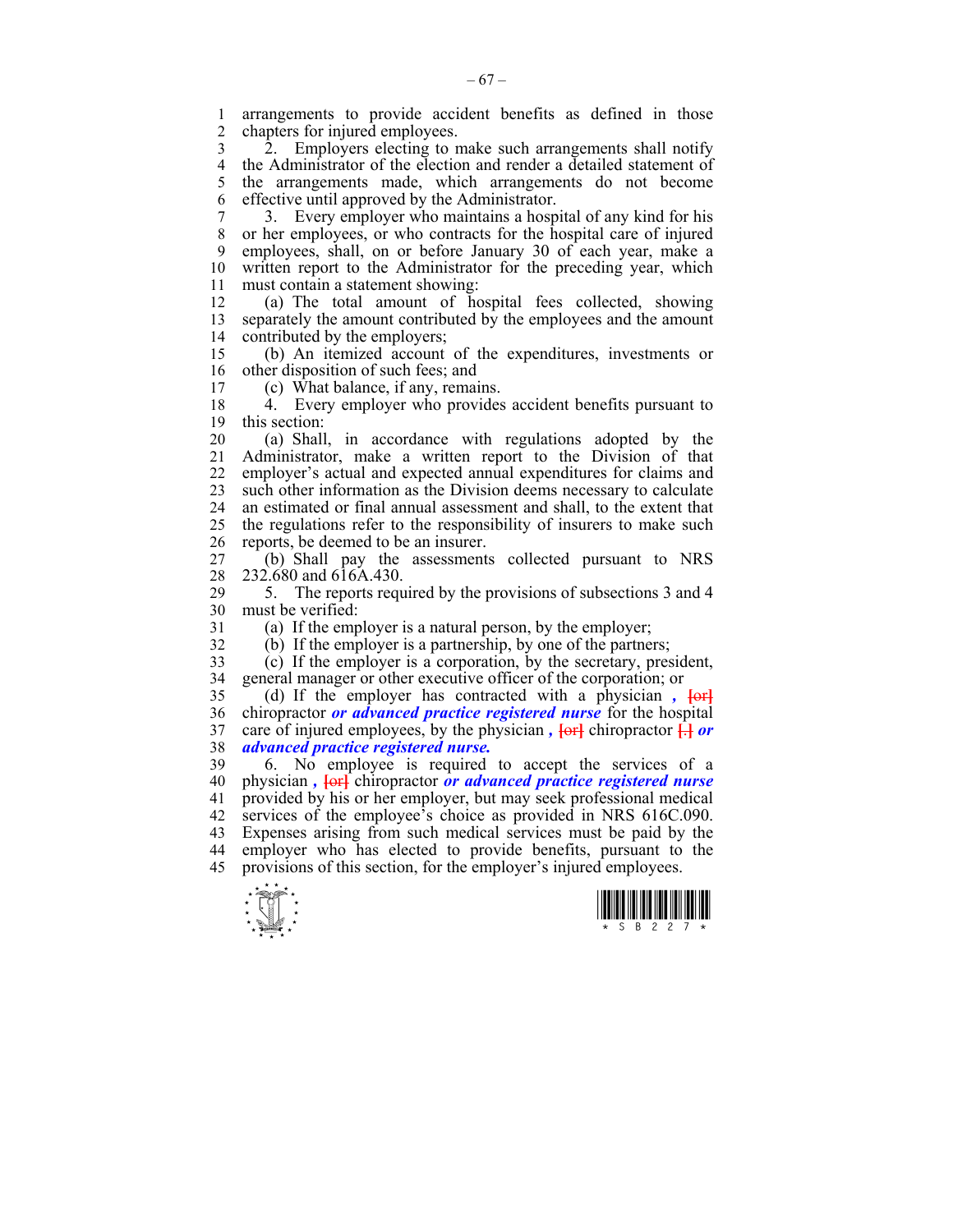arrangements to provide accident benefits as defined in those chapters for injured employees.

2. Employers electing to make such arrangements shall notify the Administrator of the election and render a detailed statement of the arrangements made, which arrangements do not become effective until approved by the Administrator.

3. Every employer who maintains a hospital of any kind for his or her employees, or who contracts for the hospital care of injured employees, shall, on or before January 30 of each year, make a written report to the Administrator for the preceding year, which must contain a statement showing:

(a) The total amount of hospital fees collected, showing separately the amount contributed by the employees and the amount contributed by the employers;

(b) An itemized account of the expenditures, investments or other disposition of such fees; and

(c) What balance, if any, remains.

4. Every employer who provides accident benefits pursuant to this section:

(a) Shall, in accordance with regulations adopted by the Administrator, make a written report to the Division of that employer's actual and expected annual expenditures for claims and such other information as the Division deems necessary to calculate an estimated or final annual assessment and shall, to the extent that the regulations refer to the responsibility of insurers to make such reports, be deemed to be an insurer.

(b) Shall pay the assessments collected pursuant to NRS 232.680 and 616A.430.

5. The reports required by the provisions of subsections 3 and 4 must be verified:

(a) If the employer is a natural person, by the employer;

(b) If the employer is a partnership, by one of the partners;

(c) If the employer is a corporation, by the secretary, president, general manager or other executive officer of the corporation; or

(d) If the employer has contracted with a physician ***,*** [or] chiropractor ***or advanced practice registered nurse*** for the hospital care of injured employees, by the physician ***,*** [or] chiropractor [.] ***or advanced practice registered nurse.***

6. No employee is required to accept the services of a physician ***,*** [or] chiropractor ***or advanced practice registered nurse*** provided by his or her employer, but may seek professional medical services of the employee's choice as provided in NRS 616C.090. Expenses arising from such medical services must be paid by the employer who has elected to provide benefits, pursuant to the provisions of this section, for the employer's injured employees.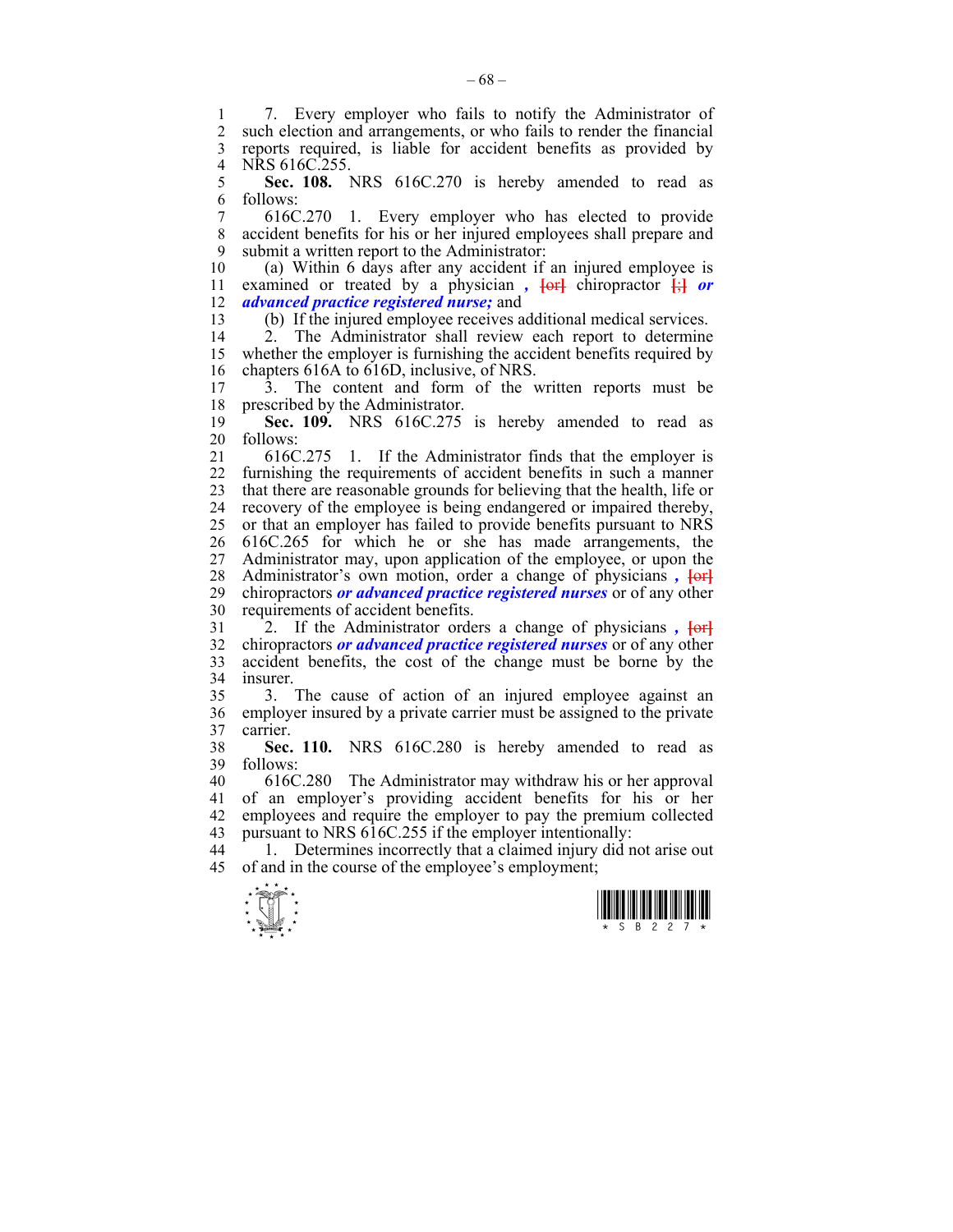7. Every employer who fails to notify the Administrator of such election and arrangements, or who fails to render the financial reports required, is liable for accident benefits as provided by NRS 616C.255.

**Sec. 108.** NRS 616C.270 is hereby amended to read as follows:

616C.270 1. Every employer who has elected to provide accident benefits for his or her injured employees shall prepare and submit a written report to the Administrator:

(a) Within 6 days after any accident if an injured employee is examined or treated by a physician ***,*** [or] chiropractor [;] ***or advanced practice registered nurse;*** and

(b) If the injured employee receives additional medical services.

2. The Administrator shall review each report to determine whether the employer is furnishing the accident benefits required by chapters 616A to 616D, inclusive, of NRS.

3. The content and form of the written reports must be prescribed by the Administrator.

**Sec. 109.** NRS 616C.275 is hereby amended to read as follows:

616C.275 1. If the Administrator finds that the employer is furnishing the requirements of accident benefits in such a manner that there are reasonable grounds for believing that the health, life or recovery of the employee is being endangered or impaired thereby, or that an employer has failed to provide benefits pursuant to NRS 616C.265 for which he or she has made arrangements, the Administrator may, upon application of the employee, or upon the Administrator's own motion, order a change of physicians ***,*** [or] chiropractors ***or advanced practice registered nurses*** or of any other requirements of accident benefits.

2. If the Administrator orders a change of physicians ***,*** [or] chiropractors ***or advanced practice registered nurses*** or of any other accident benefits, the cost of the change must be borne by the insurer.

3. The cause of action of an injured employee against an employer insured by a private carrier must be assigned to the private carrier.

**Sec. 110.** NRS 616C.280 is hereby amended to read as follows:

616C.280 The Administrator may withdraw his or her approval of an employer's providing accident benefits for his or her employees and require the employer to pay the premium collected pursuant to NRS 616C.255 if the employer intentionally:

1. Determines incorrectly that a claimed injury did not arise out of and in the course of the employee's employment;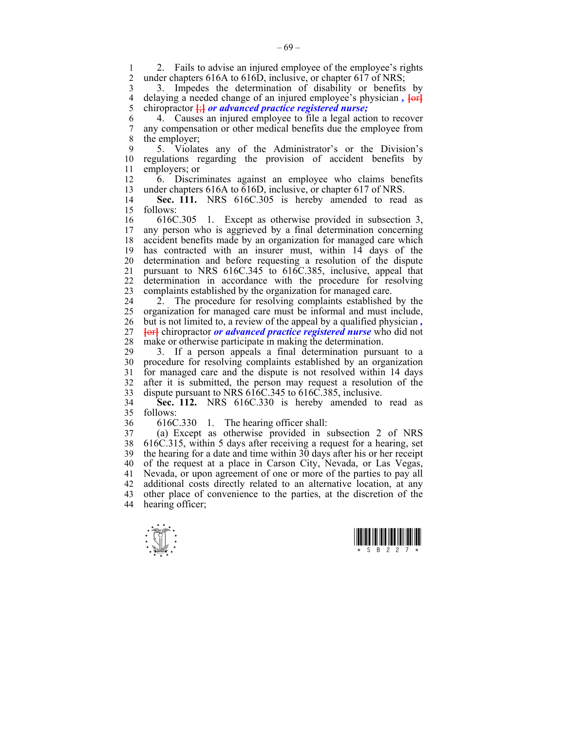2. Fails to advise an injured employee of the employee's rights under chapters 616A to 616D, inclusive, or chapter 617 of NRS;

3. Impedes the determination of disability or benefits by delaying a needed change of an injured employee's physician *,* [or] chiropractor [;] ***or advanced practice registered nurse;***

4. Causes an injured employee to file a legal action to recover any compensation or other medical benefits due the employee from the employer;

5. Violates any of the Administrator's or the Division's regulations regarding the provision of accident benefits by employers; or

6. Discriminates against an employee who claims benefits under chapters 616A to 616D, inclusive, or chapter 617 of NRS.

**Sec. 111.** NRS 616C.305 is hereby amended to read as follows:

616C.305 1. Except as otherwise provided in subsection 3, any person who is aggrieved by a final determination concerning accident benefits made by an organization for managed care which has contracted with an insurer must, within 14 days of the determination and before requesting a resolution of the dispute pursuant to NRS 616C.345 to 616C.385, inclusive, appeal that determination in accordance with the procedure for resolving complaints established by the organization for managed care.

2. The procedure for resolving complaints established by the organization for managed care must be informal and must include, but is not limited to, a review of the appeal by a qualified physician *,* [or] chiropractor ***or advanced practice registered nurse*** who did not make or otherwise participate in making the determination.

3. If a person appeals a final determination pursuant to a procedure for resolving complaints established by an organization for managed care and the dispute is not resolved within 14 days after it is submitted, the person may request a resolution of the dispute pursuant to NRS 616C.345 to 616C.385, inclusive.

**Sec. 112.** NRS 616C.330 is hereby amended to read as follows:

616C.330 1. The hearing officer shall:

(a) Except as otherwise provided in subsection 2 of NRS 616C.315, within 5 days after receiving a request for a hearing, set the hearing for a date and time within 30 days after his or her receipt of the request at a place in Carson City, Nevada, or Las Vegas, Nevada, or upon agreement of one or more of the parties to pay all additional costs directly related to an alternative location, at any other place of convenience to the parties, at the discretion of the hearing officer;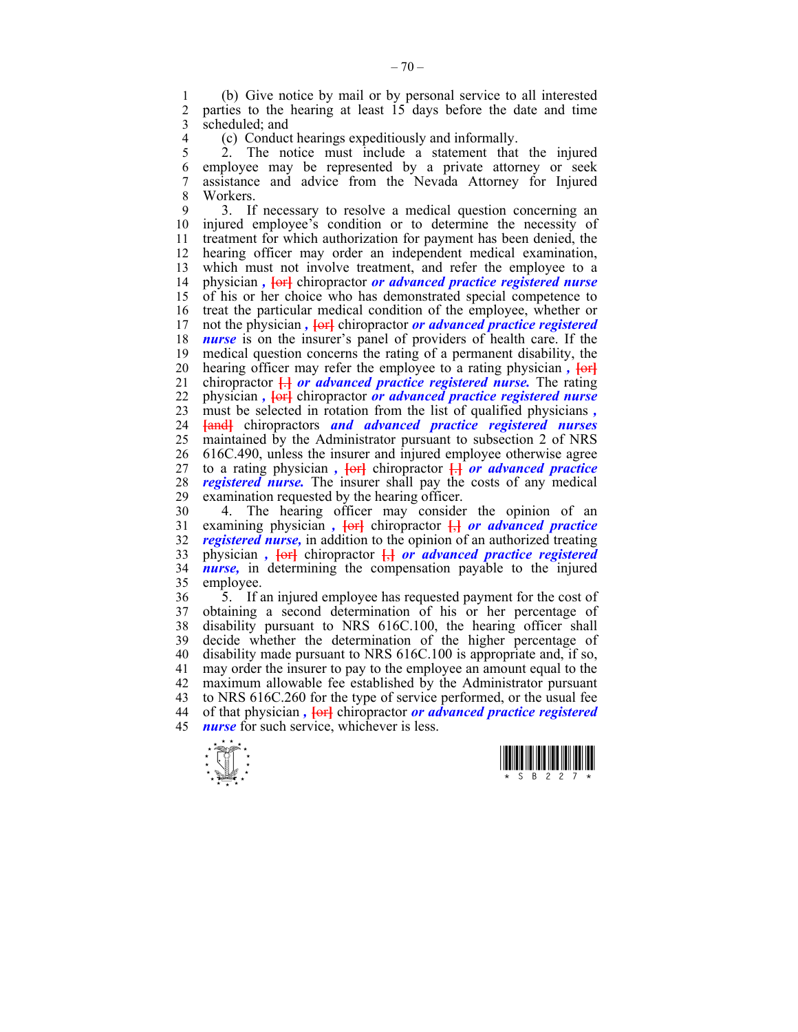(b) Give notice by mail or by personal service to all interested parties to the hearing at least 15 days before the date and time scheduled; and

(c) Conduct hearings expeditiously and informally.

2. The notice must include a statement that the injured employee may be represented by a private attorney or seek assistance and advice from the Nevada Attorney for Injured Workers.

3. If necessary to resolve a medical question concerning an injured employee's condition or to determine the necessity of treatment for which authorization for payment has been denied, the hearing officer may order an independent medical examination, which must not involve treatment, and refer the employee to a physician *,* ~~[or]~~ chiropractor ***or advanced practice registered nurse*** of his or her choice who has demonstrated special competence to treat the particular medical condition of the employee, whether or not the physician *,* ~~[or]~~ chiropractor ***or advanced practice registered nurse*** is on the insurer's panel of providers of health care. If the medical question concerns the rating of a permanent disability, the hearing officer may refer the employee to a rating physician *,* ~~[or]~~ chiropractor ~~[.]~~ ***or advanced practice registered nurse.*** The rating physician *,* ~~[or]~~ chiropractor ***or advanced practice registered nurse*** must be selected in rotation from the list of qualified physicians *,* ~~[and]~~ chiropractors ***and advanced practice registered nurses*** maintained by the Administrator pursuant to subsection 2 of NRS 616C.490, unless the insurer and injured employee otherwise agree to a rating physician *,* ~~[or]~~ chiropractor ~~[.]~~ ***or advanced practice registered nurse.*** The insurer shall pay the costs of any medical examination requested by the hearing officer.

4. The hearing officer may consider the opinion of an examining physician *,* ~~[or]~~ chiropractor ~~[,]~~ ***or advanced practice registered nurse,*** in addition to the opinion of an authorized treating physician *,* ~~[or]~~ chiropractor ~~[,]~~ ***or advanced practice registered nurse,*** in determining the compensation payable to the injured employee.

5. If an injured employee has requested payment for the cost of obtaining a second determination of his or her percentage of disability pursuant to NRS 616C.100, the hearing officer shall decide whether the determination of the higher percentage of disability made pursuant to NRS 616C.100 is appropriate and, if so, may order the insurer to pay to the employee an amount equal to the maximum allowable fee established by the Administrator pursuant to NRS 616C.260 for the type of service performed, or the usual fee of that physician *,* ~~[or]~~ chiropractor ***or advanced practice registered nurse*** for such service, whichever is less.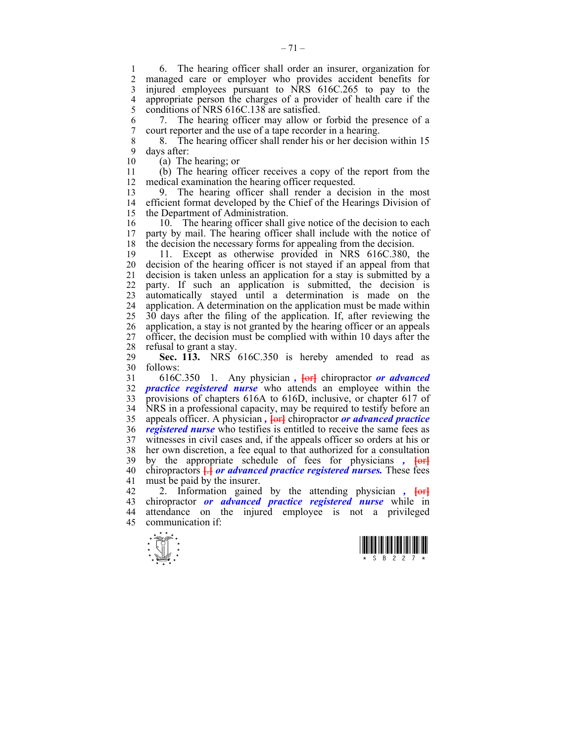6. The hearing officer shall order an insurer, organization for managed care or employer who provides accident benefits for injured employees pursuant to NRS 616C.265 to pay to the appropriate person the charges of a provider of health care if the conditions of NRS 616C.138 are satisfied.

7. The hearing officer may allow or forbid the presence of a court reporter and the use of a tape recorder in a hearing.

8. The hearing officer shall render his or her decision within 15 days after:

(a) The hearing; or

(b) The hearing officer receives a copy of the report from the medical examination the hearing officer requested.

9. The hearing officer shall render a decision in the most efficient format developed by the Chief of the Hearings Division of the Department of Administration.

10. The hearing officer shall give notice of the decision to each party by mail. The hearing officer shall include with the notice of the decision the necessary forms for appealing from the decision.

11. Except as otherwise provided in NRS 616C.380, the decision of the hearing officer is not stayed if an appeal from that decision is taken unless an application for a stay is submitted by a party. If such an application is submitted, the decision is automatically stayed until a determination is made on the application. A determination on the application must be made within 30 days after the filing of the application. If, after reviewing the application, a stay is not granted by the hearing officer or an appeals officer, the decision must be complied with within 10 days after the refusal to grant a stay.

**Sec. 113.** NRS 616C.350 is hereby amended to read as follows:

616C.350 1. Any physician *,* [or] chiropractor ***or advanced practice registered nurse*** who attends an employee within the provisions of chapters 616A to 616D, inclusive, or chapter 617 of NRS in a professional capacity, may be required to testify before an appeals officer. A physician *,* [or] chiropractor ***or advanced practice registered nurse*** who testifies is entitled to receive the same fees as witnesses in civil cases and, if the appeals officer so orders at his or her own discretion, a fee equal to that authorized for a consultation by the appropriate schedule of fees for physicians *,* [or] chiropractors [.] ***or advanced practice registered nurses.*** These fees must be paid by the insurer.

2. Information gained by the attending physician *,* [or] chiropractor ***or advanced practice registered nurse*** while in attendance on the injured employee is not a privileged communication if: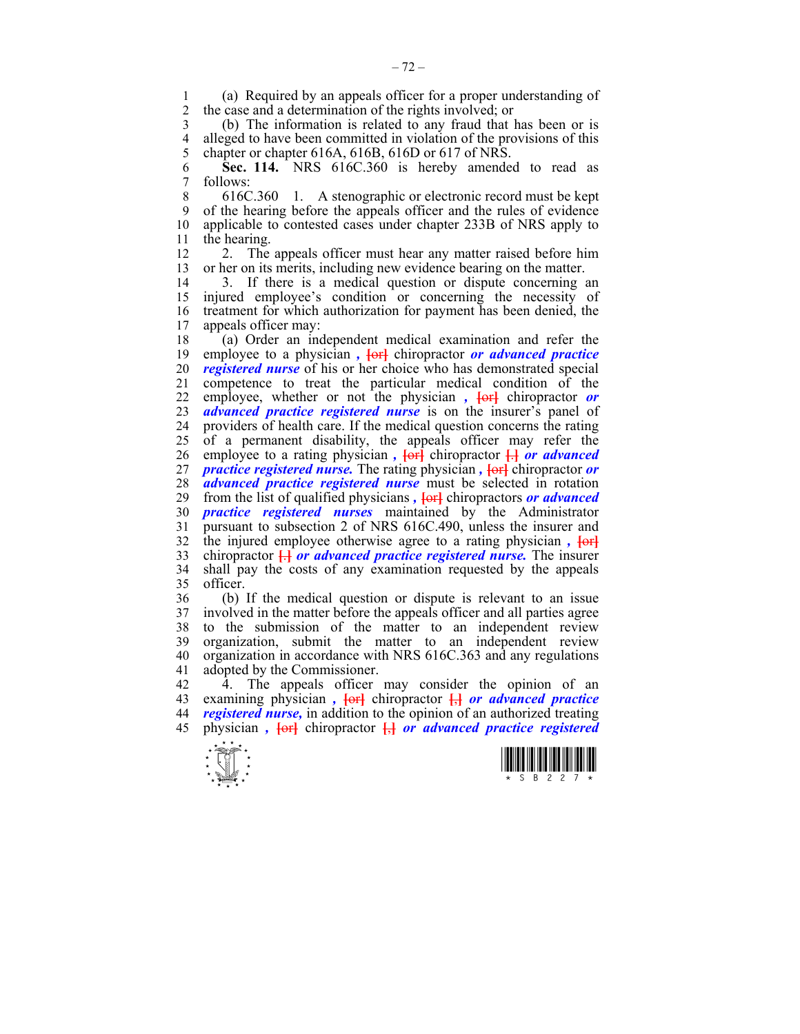(a) Required by an appeals officer for a proper understanding of the case and a determination of the rights involved; or

(b) The information is related to any fraud that has been or is alleged to have been committed in violation of the provisions of this chapter or chapter 616A, 616B, 616D or 617 of NRS.

**Sec. 114.** NRS 616C.360 is hereby amended to read as follows:

616C.360 1. A stenographic or electronic record must be kept of the hearing before the appeals officer and the rules of evidence applicable to contested cases under chapter 233B of NRS apply to the hearing.

2. The appeals officer must hear any matter raised before him or her on its merits, including new evidence bearing on the matter.

3. If there is a medical question or dispute concerning an injured employee's condition or concerning the necessity of treatment for which authorization for payment has been denied, the appeals officer may:

(a) Order an independent medical examination and refer the employee to a physician *,* ~~[or]~~ chiropractor ***or advanced practice registered nurse*** of his or her choice who has demonstrated special competence to treat the particular medical condition of the employee, whether or not the physician *,* ~~[or]~~ chiropractor ***or advanced practice registered nurse*** is on the insurer's panel of providers of health care. If the medical question concerns the rating of a permanent disability, the appeals officer may refer the employee to a rating physician *,* ~~[or]~~ chiropractor ~~[.]~~ ***or advanced practice registered nurse.*** The rating physician *,* ~~[or]~~ chiropractor ***or advanced practice registered nurse*** must be selected in rotation from the list of qualified physicians *,* ~~[or]~~ chiropractors ***or advanced practice registered nurses*** maintained by the Administrator pursuant to subsection 2 of NRS 616C.490, unless the insurer and the injured employee otherwise agree to a rating physician *,* ~~[or]~~ chiropractor ~~[.]~~ ***or advanced practice registered nurse.*** The insurer shall pay the costs of any examination requested by the appeals officer.

(b) If the medical question or dispute is relevant to an issue involved in the matter before the appeals officer and all parties agree to the submission of the matter to an independent review organization, submit the matter to an independent review organization in accordance with NRS 616C.363 and any regulations adopted by the Commissioner.

4. The appeals officer may consider the opinion of an examining physician *,* ~~[or]~~ chiropractor ~~[,]~~ ***or advanced practice registered nurse,*** in addition to the opinion of an authorized treating physician *,* ~~[or]~~ chiropractor ~~[,]~~ ***or advanced practice registered***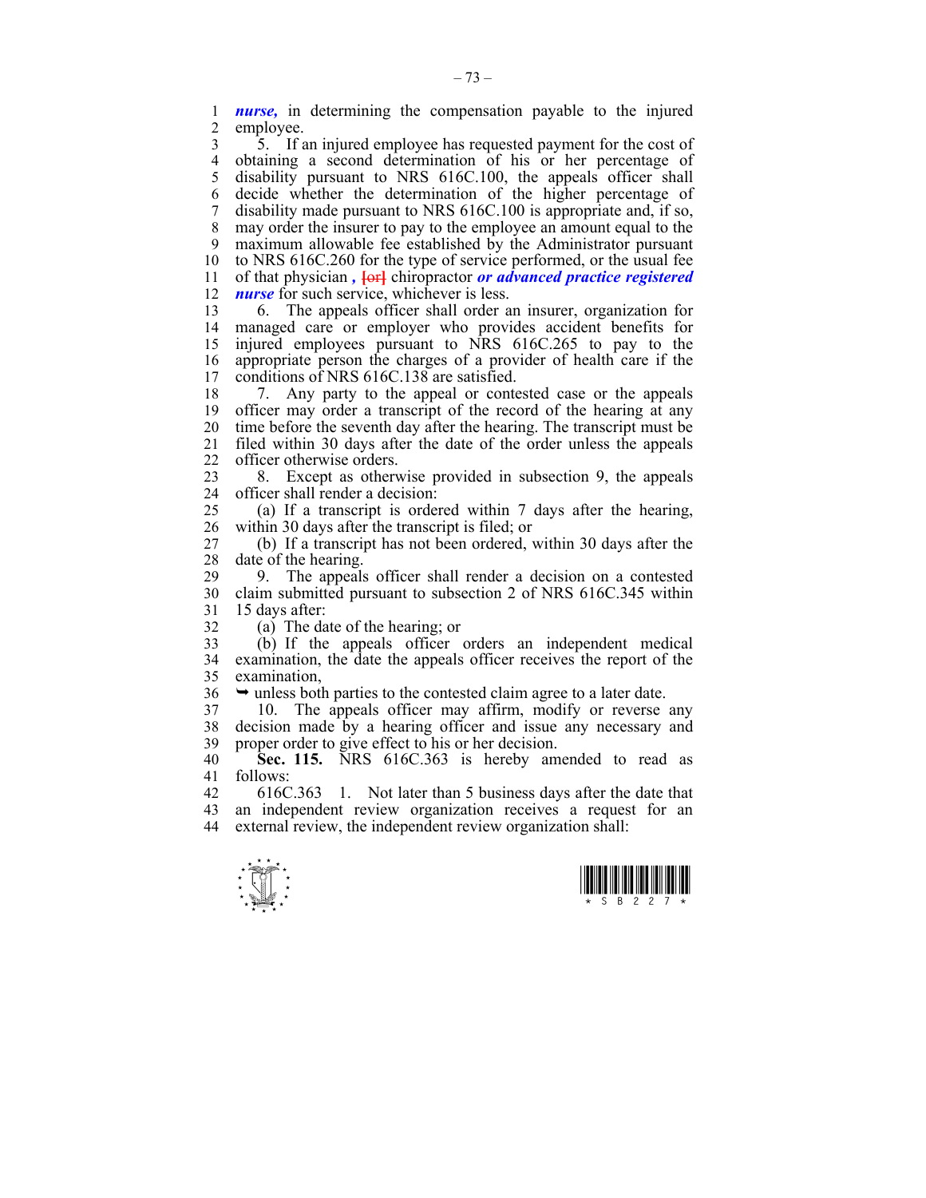***nurse,*** in determining the compensation payable to the injured employee.

5. If an injured employee has requested payment for the cost of obtaining a second determination of his or her percentage of disability pursuant to NRS 616C.100, the appeals officer shall decide whether the determination of the higher percentage of disability made pursuant to NRS 616C.100 is appropriate and, if so, may order the insurer to pay to the employee an amount equal to the maximum allowable fee established by the Administrator pursuant to NRS 616C.260 for the type of service performed, or the usual fee of that physician ***,*** ~~[or]~~ chiropractor ***or advanced practice registered nurse*** for such service, whichever is less.

6. The appeals officer shall order an insurer, organization for managed care or employer who provides accident benefits for injured employees pursuant to NRS 616C.265 to pay to the appropriate person the charges of a provider of health care if the conditions of NRS 616C.138 are satisfied.

7. Any party to the appeal or contested case or the appeals officer may order a transcript of the record of the hearing at any time before the seventh day after the hearing. The transcript must be filed within 30 days after the date of the order unless the appeals officer otherwise orders.

8. Except as otherwise provided in subsection 9, the appeals officer shall render a decision:

(a) If a transcript is ordered within 7 days after the hearing, within 30 days after the transcript is filed; or

(b) If a transcript has not been ordered, within 30 days after the date of the hearing.

9. The appeals officer shall render a decision on a contested claim submitted pursuant to subsection 2 of NRS 616C.345 within 15 days after:

(a) The date of the hearing; or

(b) If the appeals officer orders an independent medical examination, the date the appeals officer receives the report of the examination,

➥ unless both parties to the contested claim agree to a later date.

10. The appeals officer may affirm, modify or reverse any decision made by a hearing officer and issue any necessary and proper order to give effect to his or her decision.

**Sec. 115.** NRS 616C.363 is hereby amended to read as follows:

616C.363 1. Not later than 5 business days after the date that an independent review organization receives a request for an external review, the independent review organization shall: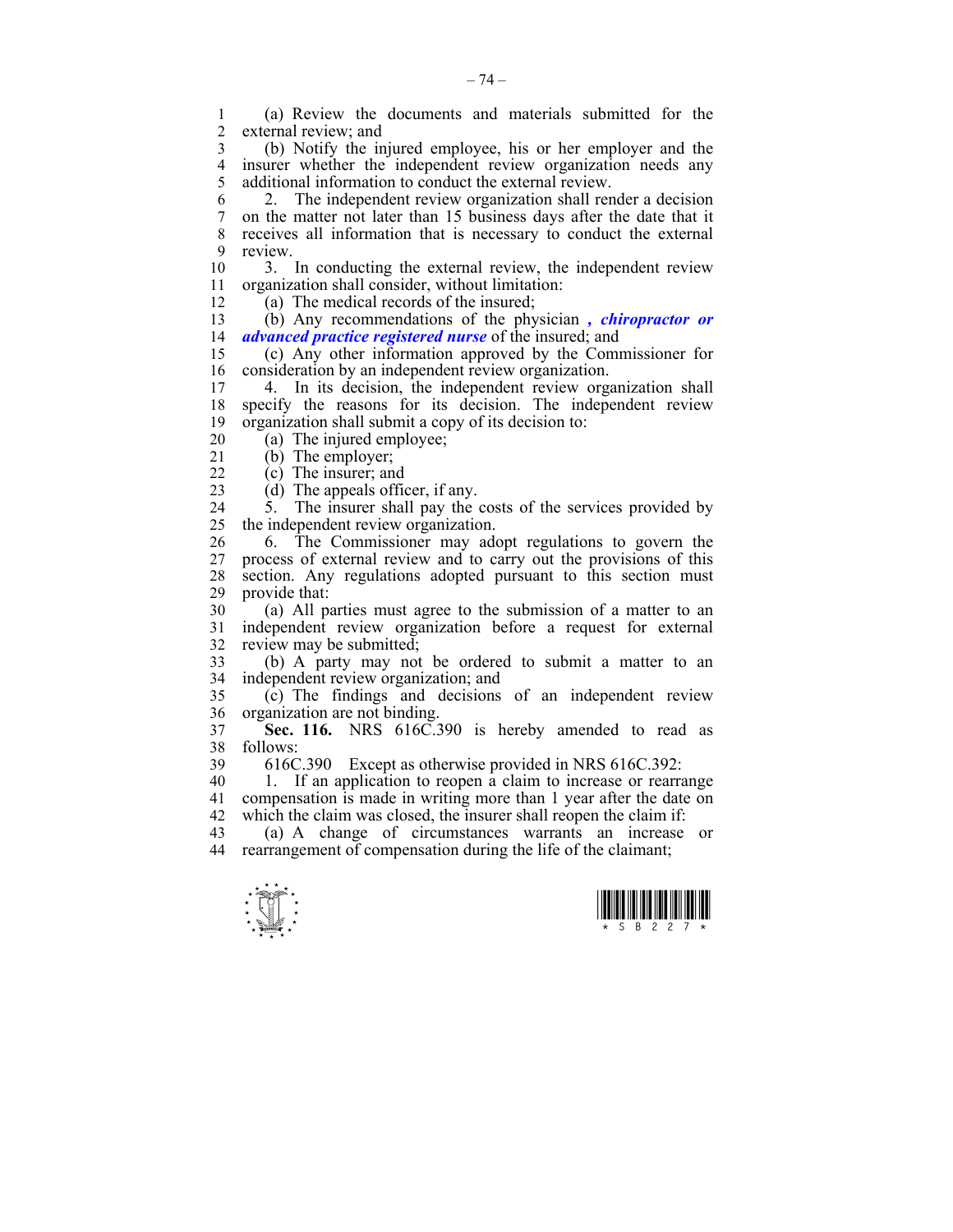(a) Review the documents and materials submitted for the external review; and

(b) Notify the injured employee, his or her employer and the insurer whether the independent review organization needs any additional information to conduct the external review.

2. The independent review organization shall render a decision on the matter not later than 15 business days after the date that it receives all information that is necessary to conduct the external review.

3. In conducting the external review, the independent review organization shall consider, without limitation:

(a) The medical records of the insured;

(b) Any recommendations of the physician ***, chiropractor or advanced practice registered nurse*** of the insured; and

(c) Any other information approved by the Commissioner for consideration by an independent review organization.

4. In its decision, the independent review organization shall specify the reasons for its decision. The independent review organization shall submit a copy of its decision to:

(a) The injured employee;

(b) The employer;

(c) The insurer; and

(d) The appeals officer, if any.

5. The insurer shall pay the costs of the services provided by the independent review organization.

6. The Commissioner may adopt regulations to govern the process of external review and to carry out the provisions of this section. Any regulations adopted pursuant to this section must provide that:

(a) All parties must agree to the submission of a matter to an independent review organization before a request for external review may be submitted;

(b) A party may not be ordered to submit a matter to an independent review organization; and

(c) The findings and decisions of an independent review organization are not binding.

**Sec. 116.** NRS 616C.390 is hereby amended to read as follows:

616C.390 Except as otherwise provided in NRS 616C.392:

1. If an application to reopen a claim to increase or rearrange compensation is made in writing more than 1 year after the date on which the claim was closed, the insurer shall reopen the claim if:

(a) A change of circumstances warrants an increase or rearrangement of compensation during the life of the claimant;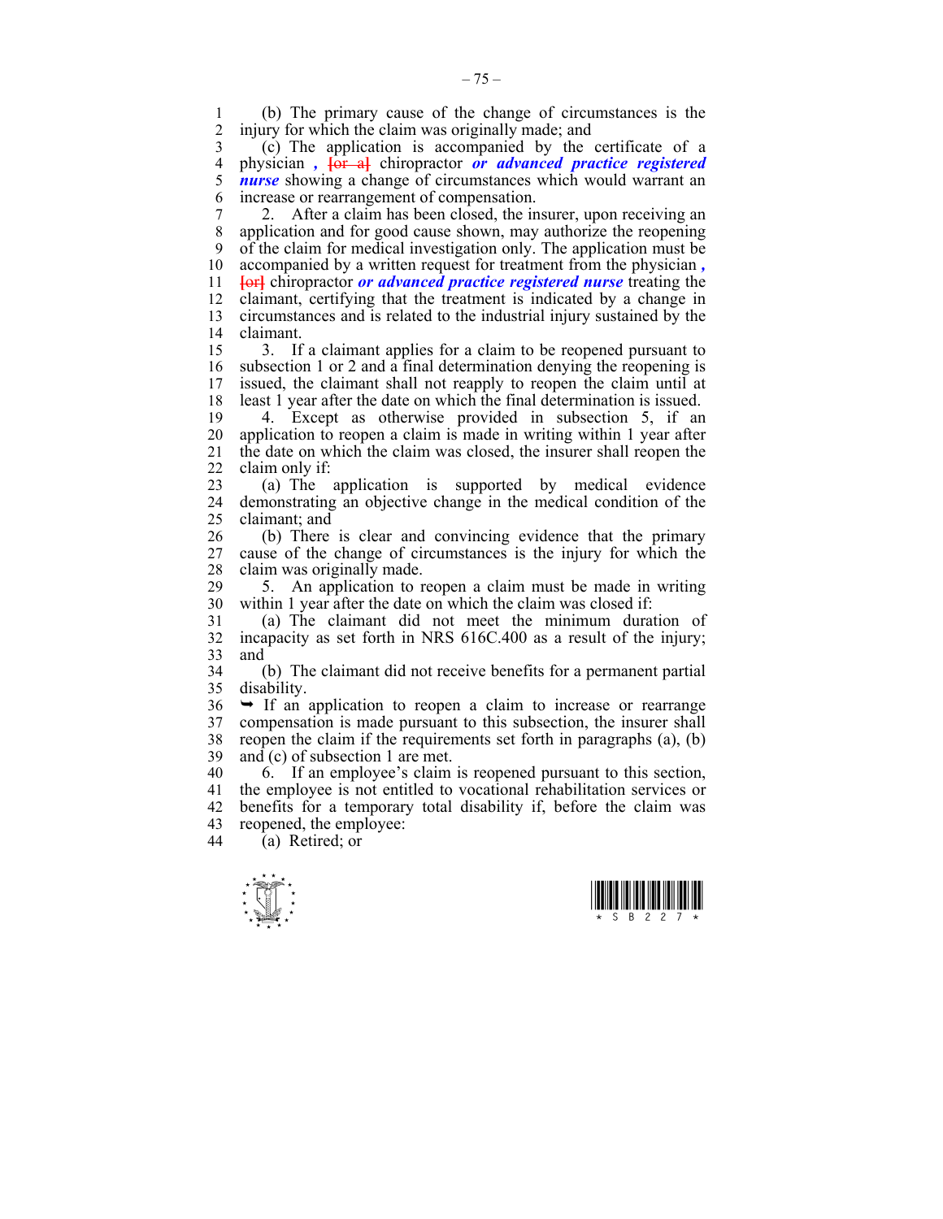(b) The primary cause of the change of circumstances is the injury for which the claim was originally made; and

(c) The application is accompanied by the certificate of a physician *,* [or a] chiropractor ***or advanced practice registered nurse*** showing a change of circumstances which would warrant an increase or rearrangement of compensation.

2. After a claim has been closed, the insurer, upon receiving an application and for good cause shown, may authorize the reopening of the claim for medical investigation only. The application must be accompanied by a written request for treatment from the physician *,* [or] chiropractor ***or advanced practice registered nurse*** treating the claimant, certifying that the treatment is indicated by a change in circumstances and is related to the industrial injury sustained by the claimant.

3. If a claimant applies for a claim to be reopened pursuant to subsection 1 or 2 and a final determination denying the reopening is issued, the claimant shall not reapply to reopen the claim until at least 1 year after the date on which the final determination is issued.

4. Except as otherwise provided in subsection 5, if an application to reopen a claim is made in writing within 1 year after the date on which the claim was closed, the insurer shall reopen the claim only if:

(a) The application is supported by medical evidence demonstrating an objective change in the medical condition of the claimant; and

(b) There is clear and convincing evidence that the primary cause of the change of circumstances is the injury for which the claim was originally made.

5. An application to reopen a claim must be made in writing within 1 year after the date on which the claim was closed if:

(a) The claimant did not meet the minimum duration of incapacity as set forth in NRS 616C.400 as a result of the injury; and

(b) The claimant did not receive benefits for a permanent partial disability.

➥ If an application to reopen a claim to increase or rearrange compensation is made pursuant to this subsection, the insurer shall reopen the claim if the requirements set forth in paragraphs (a), (b) and (c) of subsection 1 are met.

6. If an employee's claim is reopened pursuant to this section, the employee is not entitled to vocational rehabilitation services or benefits for a temporary total disability if, before the claim was reopened, the employee:

(a) Retired; or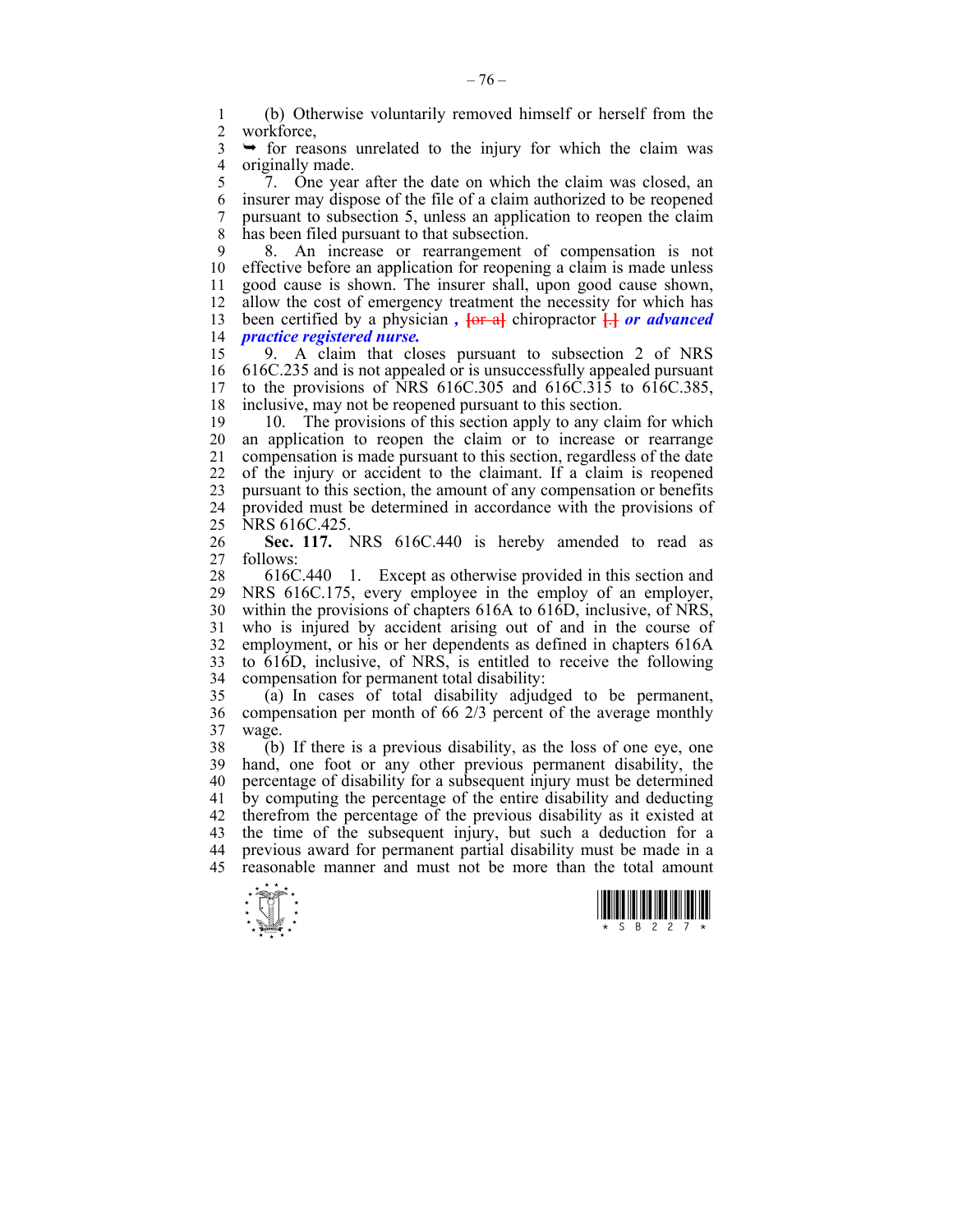(b) Otherwise voluntarily removed himself or herself from the workforce,

➥ for reasons unrelated to the injury for which the claim was originally made.

7. One year after the date on which the claim was closed, an insurer may dispose of the file of a claim authorized to be reopened pursuant to subsection 5, unless an application to reopen the claim has been filed pursuant to that subsection.

8. An increase or rearrangement of compensation is not effective before an application for reopening a claim is made unless good cause is shown. The insurer shall, upon good cause shown, allow the cost of emergency treatment the necessity for which has been certified by a physician **, ~~[or a]~~** chiropractor ~~[.]~~ ***or advanced practice registered nurse.***

9. A claim that closes pursuant to subsection 2 of NRS 616C.235 and is not appealed or is unsuccessfully appealed pursuant to the provisions of NRS 616C.305 and 616C.315 to 616C.385, inclusive, may not be reopened pursuant to this section.

10. The provisions of this section apply to any claim for which an application to reopen the claim or to increase or rearrange compensation is made pursuant to this section, regardless of the date of the injury or accident to the claimant. If a claim is reopened pursuant to this section, the amount of any compensation or benefits provided must be determined in accordance with the provisions of NRS 616C.425.

**Sec. 117.** NRS 616C.440 is hereby amended to read as follows:

616C.440 1. Except as otherwise provided in this section and NRS 616C.175, every employee in the employ of an employer, within the provisions of chapters 616A to 616D, inclusive, of NRS, who is injured by accident arising out of and in the course of employment, or his or her dependents as defined in chapters 616A to 616D, inclusive, of NRS, is entitled to receive the following compensation for permanent total disability:

(a) In cases of total disability adjudged to be permanent, compensation per month of 66 2/3 percent of the average monthly wage.

(b) If there is a previous disability, as the loss of one eye, one hand, one foot or any other previous permanent disability, the percentage of disability for a subsequent injury must be determined by computing the percentage of the entire disability and deducting therefrom the percentage of the previous disability as it existed at the time of the subsequent injury, but such a deduction for a previous award for permanent partial disability must be made in a reasonable manner and must not be more than the total amount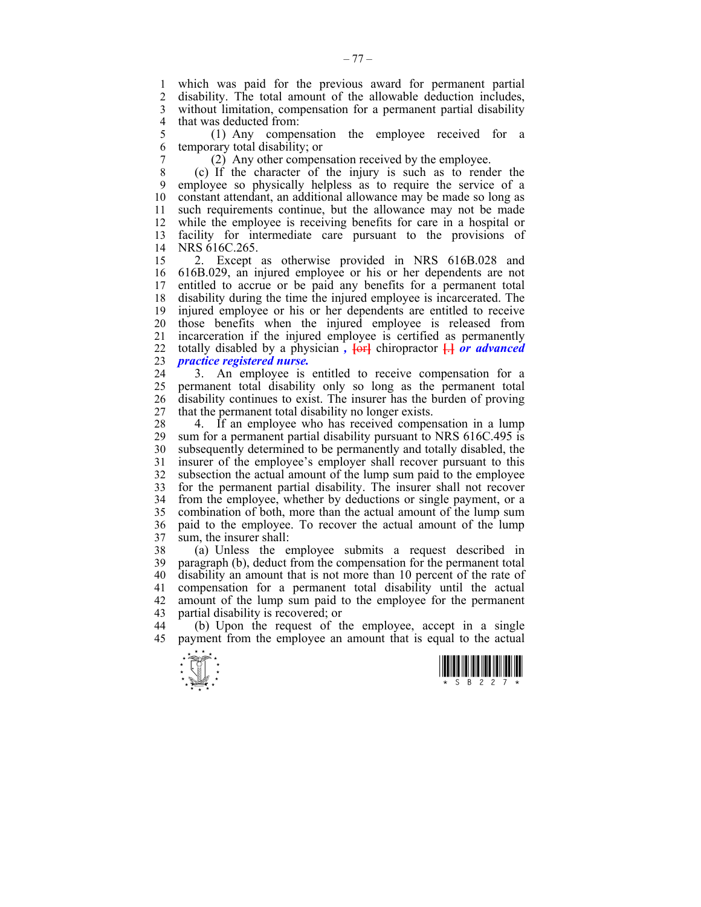which was paid for the previous award for permanent partial disability. The total amount of the allowable deduction includes, without limitation, compensation for a permanent partial disability that was deducted from:

(1) Any compensation the employee received for a temporary total disability; or

(2) Any other compensation received by the employee.

(c) If the character of the injury is such as to render the employee so physically helpless as to require the service of a constant attendant, an additional allowance may be made so long as such requirements continue, but the allowance may not be made while the employee is receiving benefits for care in a hospital or facility for intermediate care pursuant to the provisions of NRS 616C.265.

2. Except as otherwise provided in NRS 616B.028 and 616B.029, an injured employee or his or her dependents are not entitled to accrue or be paid any benefits for a permanent total disability during the time the injured employee is incarcerated. The injured employee or his or her dependents are entitled to receive those benefits when the injured employee is released from incarceration if the injured employee is certified as permanently totally disabled by a physician ***,*** [or] chiropractor [.] ***or advanced practice registered nurse.***

3. An employee is entitled to receive compensation for a permanent total disability only so long as the permanent total disability continues to exist. The insurer has the burden of proving that the permanent total disability no longer exists.

4. If an employee who has received compensation in a lump sum for a permanent partial disability pursuant to NRS 616C.495 is subsequently determined to be permanently and totally disabled, the insurer of the employee's employer shall recover pursuant to this subsection the actual amount of the lump sum paid to the employee for the permanent partial disability. The insurer shall not recover from the employee, whether by deductions or single payment, or a combination of both, more than the actual amount of the lump sum paid to the employee. To recover the actual amount of the lump sum, the insurer shall:

(a) Unless the employee submits a request described in paragraph (b), deduct from the compensation for the permanent total disability an amount that is not more than 10 percent of the rate of compensation for a permanent total disability until the actual amount of the lump sum paid to the employee for the permanent partial disability is recovered; or

(b) Upon the request of the employee, accept in a single payment from the employee an amount that is equal to the actual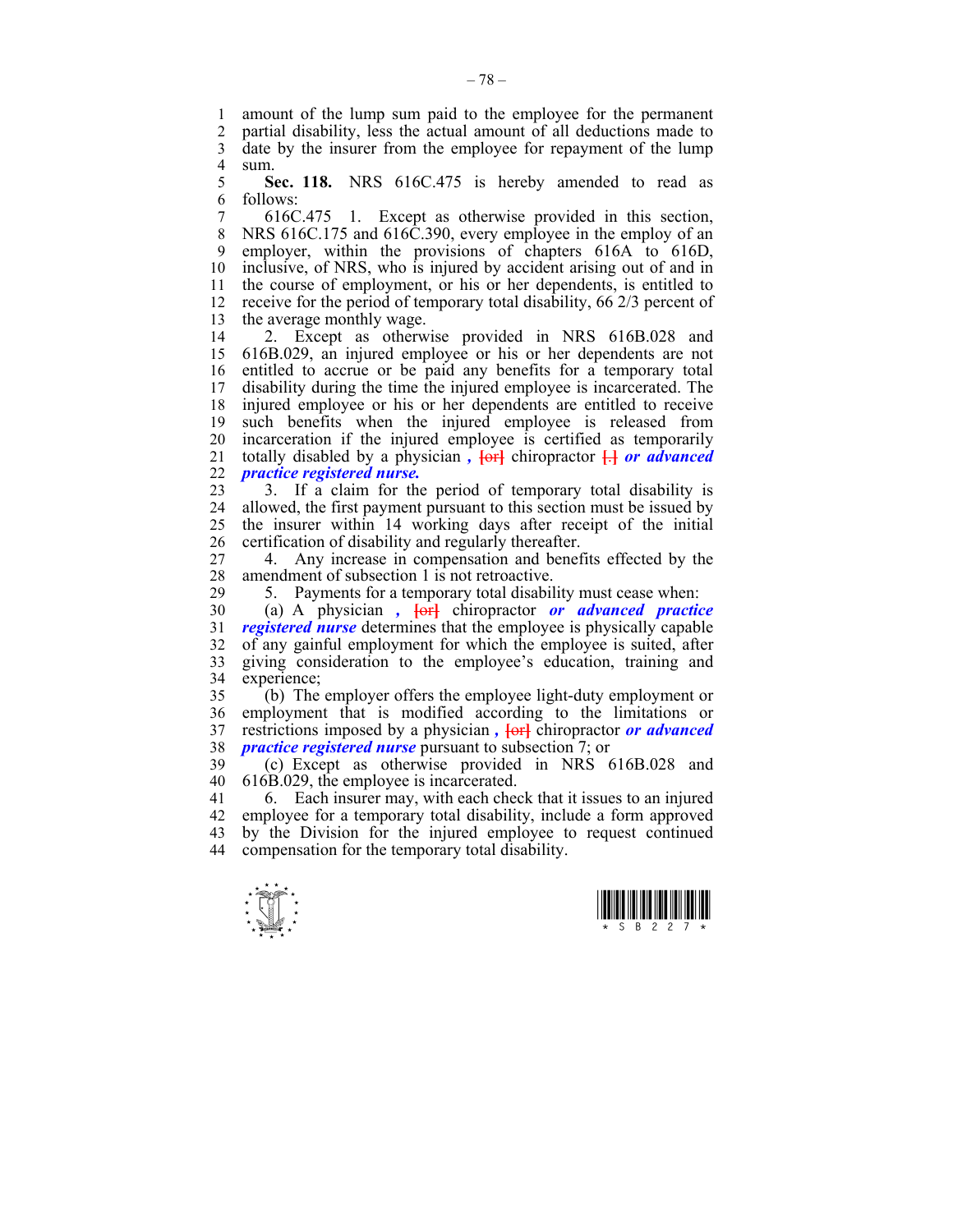amount of the lump sum paid to the employee for the permanent partial disability, less the actual amount of all deductions made to date by the insurer from the employee for repayment of the lump sum.

**Sec. 118.** NRS 616C.475 is hereby amended to read as follows:

616C.475 1. Except as otherwise provided in this section, NRS 616C.175 and 616C.390, every employee in the employ of an employer, within the provisions of chapters 616A to 616D, inclusive, of NRS, who is injured by accident arising out of and in the course of employment, or his or her dependents, is entitled to receive for the period of temporary total disability, 66 2/3 percent of the average monthly wage.

2. Except as otherwise provided in NRS 616B.028 and 616B.029, an injured employee or his or her dependents are not entitled to accrue or be paid any benefits for a temporary total disability during the time the injured employee is incarcerated. The injured employee or his or her dependents are entitled to receive such benefits when the injured employee is released from incarceration if the injured employee is certified as temporarily totally disabled by a physician ***,*** [or] chiropractor [.] ***or advanced practice registered nurse.***

3. If a claim for the period of temporary total disability is allowed, the first payment pursuant to this section must be issued by the insurer within 14 working days after receipt of the initial certification of disability and regularly thereafter.

4. Any increase in compensation and benefits effected by the amendment of subsection 1 is not retroactive.

5. Payments for a temporary total disability must cease when:

(a) A physician ***,*** [or] chiropractor ***or advanced practice registered nurse*** determines that the employee is physically capable of any gainful employment for which the employee is suited, after giving consideration to the employee's education, training and experience;

(b) The employer offers the employee light-duty employment or employment that is modified according to the limitations or restrictions imposed by a physician ***,*** [or] chiropractor ***or advanced practice registered nurse*** pursuant to subsection 7; or

(c) Except as otherwise provided in NRS 616B.028 and 616B.029, the employee is incarcerated.

6. Each insurer may, with each check that it issues to an injured employee for a temporary total disability, include a form approved by the Division for the injured employee to request continued compensation for the temporary total disability.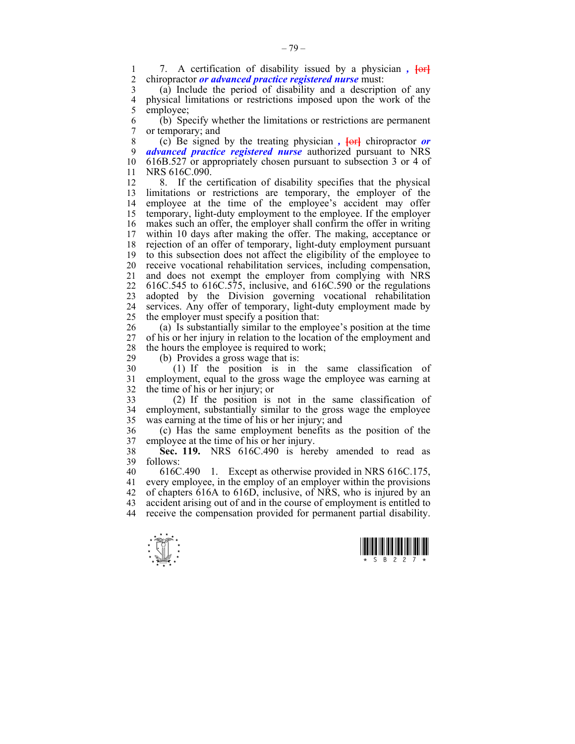7. A certification of disability issued by a physician *,* [or] chiropractor ***or advanced practice registered nurse*** must:

(a) Include the period of disability and a description of any physical limitations or restrictions imposed upon the work of the employee;

(b) Specify whether the limitations or restrictions are permanent or temporary; and

(c) Be signed by the treating physician *,* [or] chiropractor ***or advanced practice registered nurse*** authorized pursuant to NRS 616B.527 or appropriately chosen pursuant to subsection 3 or 4 of NRS 616C.090.

8. If the certification of disability specifies that the physical limitations or restrictions are temporary, the employer of the employee at the time of the employee's accident may offer temporary, light-duty employment to the employee. If the employer makes such an offer, the employer shall confirm the offer in writing within 10 days after making the offer. The making, acceptance or rejection of an offer of temporary, light-duty employment pursuant to this subsection does not affect the eligibility of the employee to receive vocational rehabilitation services, including compensation, and does not exempt the employer from complying with NRS 616C.545 to 616C.575, inclusive, and 616C.590 or the regulations adopted by the Division governing vocational rehabilitation services. Any offer of temporary, light-duty employment made by the employer must specify a position that:

(a) Is substantially similar to the employee's position at the time of his or her injury in relation to the location of the employment and the hours the employee is required to work;

(b) Provides a gross wage that is:

(1) If the position is in the same classification of employment, equal to the gross wage the employee was earning at the time of his or her injury; or

(2) If the position is not in the same classification of employment, substantially similar to the gross wage the employee was earning at the time of his or her injury; and

(c) Has the same employment benefits as the position of the employee at the time of his or her injury.

**Sec. 119.** NRS 616C.490 is hereby amended to read as follows:

616C.490 1. Except as otherwise provided in NRS 616C.175, every employee, in the employ of an employer within the provisions of chapters 616A to 616D, inclusive, of NRS, who is injured by an accident arising out of and in the course of employment is entitled to receive the compensation provided for permanent partial disability.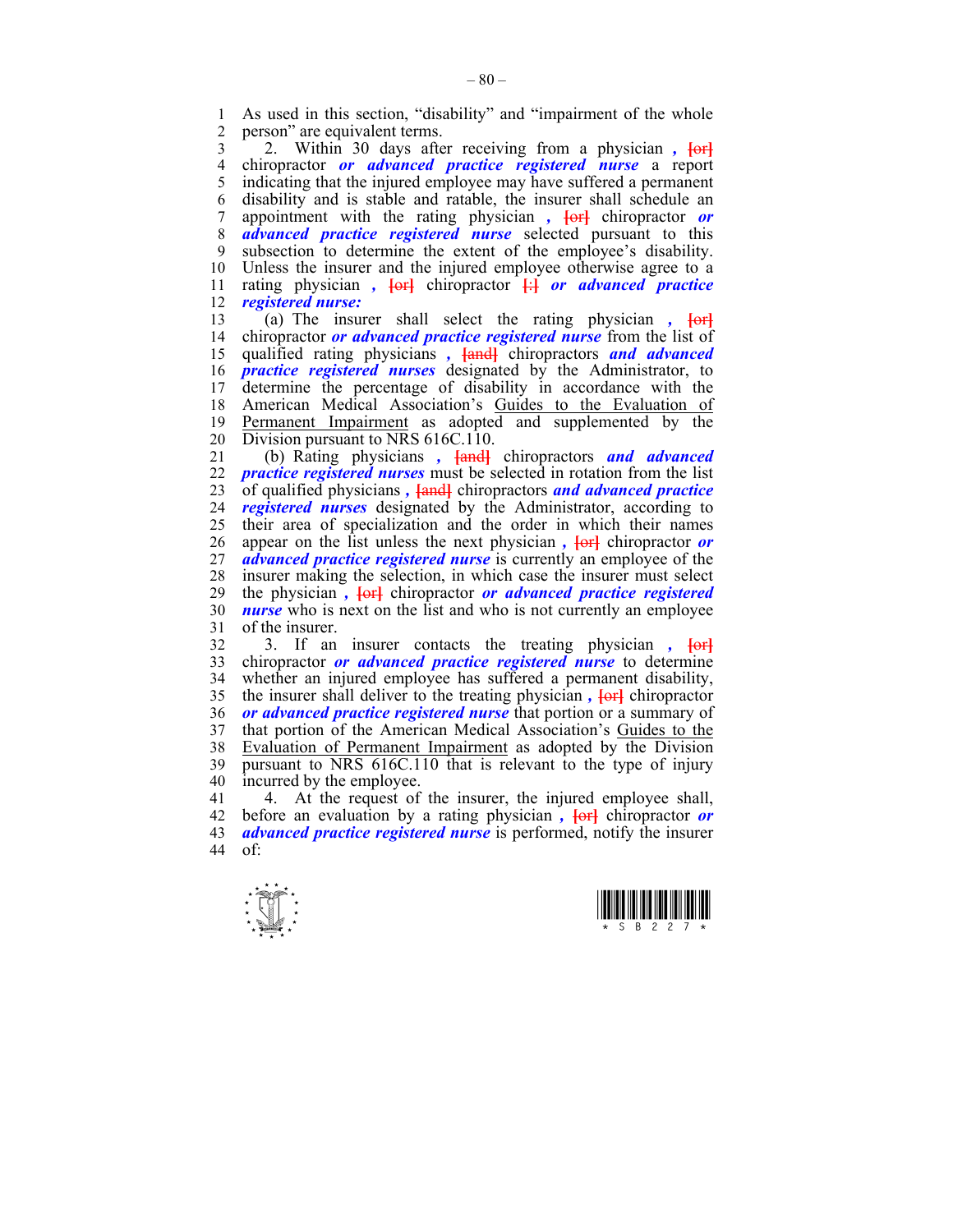As used in this section, "disability" and "impairment of the whole person" are equivalent terms.

2. Within 30 days after receiving from a physician *,* [or] chiropractor ***or advanced practice registered nurse*** a report indicating that the injured employee may have suffered a permanent disability and is stable and ratable, the insurer shall schedule an appointment with the rating physician *,* [or] chiropractor ***or advanced practice registered nurse*** selected pursuant to this subsection to determine the extent of the employee's disability. Unless the insurer and the injured employee otherwise agree to a rating physician *,* [or] chiropractor [:] ***or advanced practice registered nurse:***

(a) The insurer shall select the rating physician *,* [or] chiropractor ***or advanced practice registered nurse*** from the list of qualified rating physicians *,* [and] chiropractors ***and advanced practice registered nurses*** designated by the Administrator, to determine the percentage of disability in accordance with the American Medical Association's Guides to the Evaluation of Permanent Impairment as adopted and supplemented by the Division pursuant to NRS 616C.110.

(b) Rating physicians *,* [and] chiropractors ***and advanced practice registered nurses*** must be selected in rotation from the list of qualified physicians *,* [and] chiropractors ***and advanced practice registered nurses*** designated by the Administrator, according to their area of specialization and the order in which their names appear on the list unless the next physician *,* [or] chiropractor ***or advanced practice registered nurse*** is currently an employee of the insurer making the selection, in which case the insurer must select the physician *,* [or] chiropractor ***or advanced practice registered nurse*** who is next on the list and who is not currently an employee of the insurer.

3. If an insurer contacts the treating physician *,* [or] chiropractor ***or advanced practice registered nurse*** to determine whether an injured employee has suffered a permanent disability, the insurer shall deliver to the treating physician *,* [or] chiropractor ***or advanced practice registered nurse*** that portion or a summary of that portion of the American Medical Association's Guides to the Evaluation of Permanent Impairment as adopted by the Division pursuant to NRS 616C.110 that is relevant to the type of injury incurred by the employee.

4. At the request of the insurer, the injured employee shall, before an evaluation by a rating physician *,* [or] chiropractor ***or advanced practice registered nurse*** is performed, notify the insurer of: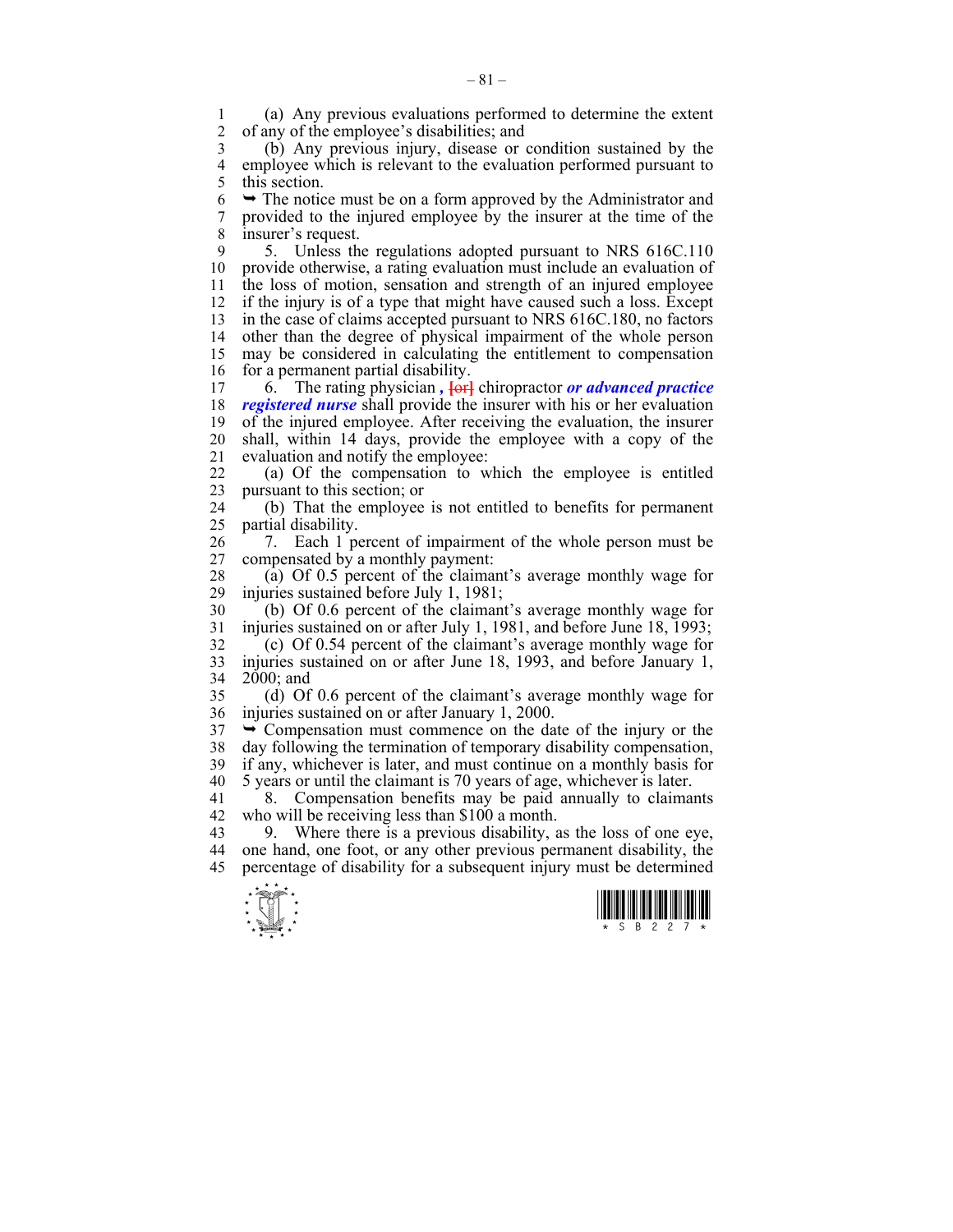(a) Any previous evaluations performed to determine the extent of any of the employee's disabilities; and

(b) Any previous injury, disease or condition sustained by the employee which is relevant to the evaluation performed pursuant to this section.

➥ The notice must be on a form approved by the Administrator and provided to the injured employee by the insurer at the time of the insurer's request.

5. Unless the regulations adopted pursuant to NRS 616C.110 provide otherwise, a rating evaluation must include an evaluation of the loss of motion, sensation and strength of an injured employee if the injury is of a type that might have caused such a loss. Except in the case of claims accepted pursuant to NRS 616C.180, no factors other than the degree of physical impairment of the whole person may be considered in calculating the entitlement to compensation for a permanent partial disability.

6. The rating physician *,* ~~[or]~~ chiropractor ***or advanced practice registered nurse*** shall provide the insurer with his or her evaluation of the injured employee. After receiving the evaluation, the insurer shall, within 14 days, provide the employee with a copy of the evaluation and notify the employee:

(a) Of the compensation to which the employee is entitled pursuant to this section; or

(b) That the employee is not entitled to benefits for permanent partial disability.

7. Each 1 percent of impairment of the whole person must be compensated by a monthly payment:

(a) Of 0.5 percent of the claimant's average monthly wage for injuries sustained before July 1, 1981;

(b) Of 0.6 percent of the claimant's average monthly wage for injuries sustained on or after July 1, 1981, and before June 18, 1993;

(c) Of 0.54 percent of the claimant's average monthly wage for injuries sustained on or after June 18, 1993, and before January 1, 2000; and

(d) Of 0.6 percent of the claimant's average monthly wage for injuries sustained on or after January 1, 2000.

➥ Compensation must commence on the date of the injury or the day following the termination of temporary disability compensation, if any, whichever is later, and must continue on a monthly basis for 5 years or until the claimant is 70 years of age, whichever is later.

8. Compensation benefits may be paid annually to claimants who will be receiving less than $100 a month.

9. Where there is a previous disability, as the loss of one eye, one hand, one foot, or any other previous permanent disability, the percentage of disability for a subsequent injury must be determined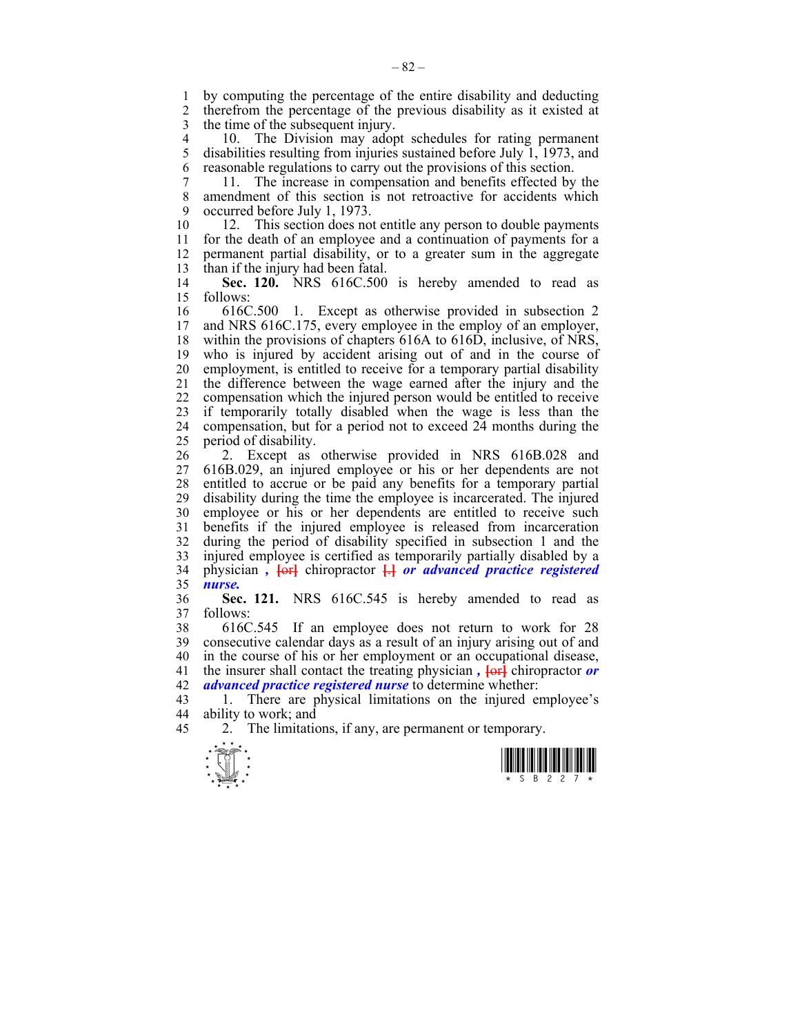by computing the percentage of the entire disability and deducting therefrom the percentage of the previous disability as it existed at the time of the subsequent injury.

10. The Division may adopt schedules for rating permanent disabilities resulting from injuries sustained before July 1, 1973, and reasonable regulations to carry out the provisions of this section.

11. The increase in compensation and benefits effected by the amendment of this section is not retroactive for accidents which occurred before July 1, 1973.

12. This section does not entitle any person to double payments for the death of an employee and a continuation of payments for a permanent partial disability, or to a greater sum in the aggregate than if the injury had been fatal.

**Sec. 120.** NRS 616C.500 is hereby amended to read as follows:

616C.500 1. Except as otherwise provided in subsection 2 and NRS 616C.175, every employee in the employ of an employer, within the provisions of chapters 616A to 616D, inclusive, of NRS, who is injured by accident arising out of and in the course of employment, is entitled to receive for a temporary partial disability the difference between the wage earned after the injury and the compensation which the injured person would be entitled to receive if temporarily totally disabled when the wage is less than the compensation, but for a period not to exceed 24 months during the period of disability.

2. Except as otherwise provided in NRS 616B.028 and 616B.029, an injured employee or his or her dependents are not entitled to accrue or be paid any benefits for a temporary partial disability during the time the employee is incarcerated. The injured employee or his or her dependents are entitled to receive such benefits if the injured employee is released from incarceration during the period of disability specified in subsection 1 and the injured employee is certified as temporarily partially disabled by a physician ***,*** [or] chiropractor [.] ***or advanced practice registered nurse.***

**Sec. 121.** NRS 616C.545 is hereby amended to read as follows:

616C.545 If an employee does not return to work for 28 consecutive calendar days as a result of an injury arising out of and in the course of his or her employment or an occupational disease, the insurer shall contact the treating physician ***,*** [or] chiropractor ***or advanced practice registered nurse*** to determine whether:

1. There are physical limitations on the injured employee's ability to work; and

2. The limitations, if any, are permanent or temporary.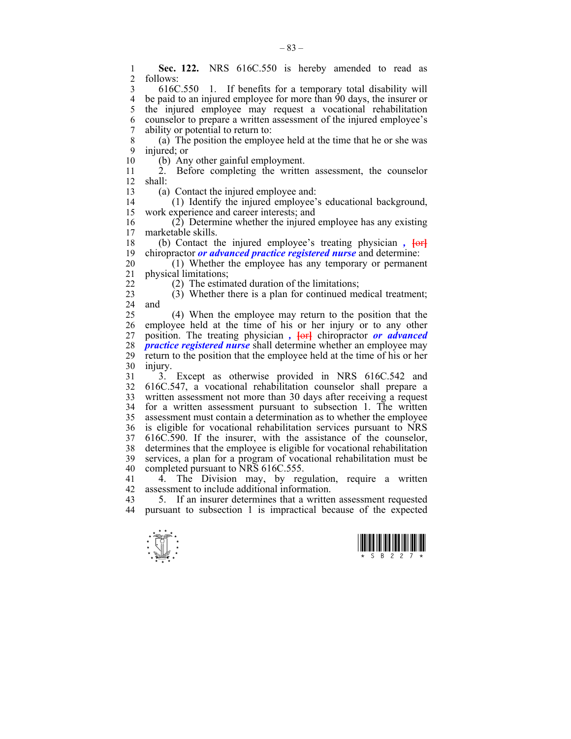**Sec. 122.** NRS 616C.550 is hereby amended to read as follows:

616C.550 1. If benefits for a temporary total disability will be paid to an injured employee for more than 90 days, the insurer or the injured employee may request a vocational rehabilitation counselor to prepare a written assessment of the injured employee's ability or potential to return to:

(a) The position the employee held at the time that he or she was injured; or

(b) Any other gainful employment.

2. Before completing the written assessment, the counselor shall:

(a) Contact the injured employee and:

(1) Identify the injured employee's educational background, work experience and career interests; and

(2) Determine whether the injured employee has any existing marketable skills.

(b) Contact the injured employee's treating physician ***,*** ~~[or]~~ chiropractor ***or advanced practice registered nurse*** and determine:

(1) Whether the employee has any temporary or permanent physical limitations;

(2) The estimated duration of the limitations;

(3) Whether there is a plan for continued medical treatment; and

(4) When the employee may return to the position that the employee held at the time of his or her injury or to any other position. The treating physician ***,*** ~~[or]~~ chiropractor ***or advanced practice registered nurse*** shall determine whether an employee may return to the position that the employee held at the time of his or her injury.

3. Except as otherwise provided in NRS 616C.542 and 616C.547, a vocational rehabilitation counselor shall prepare a written assessment not more than 30 days after receiving a request for a written assessment pursuant to subsection 1. The written assessment must contain a determination as to whether the employee is eligible for vocational rehabilitation services pursuant to NRS 616C.590. If the insurer, with the assistance of the counselor, determines that the employee is eligible for vocational rehabilitation services, a plan for a program of vocational rehabilitation must be completed pursuant to NRS 616C.555.

4. The Division may, by regulation, require a written assessment to include additional information.

5. If an insurer determines that a written assessment requested pursuant to subsection 1 is impractical because of the expected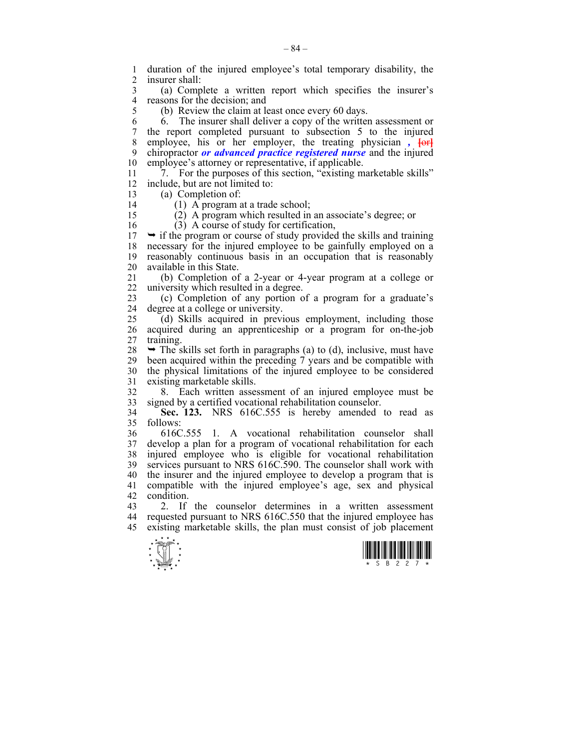duration of the injured employee's total temporary disability, the insurer shall:

(a) Complete a written report which specifies the insurer's reasons for the decision; and

(b) Review the claim at least once every 60 days.

6. The insurer shall deliver a copy of the written assessment or the report completed pursuant to subsection 5 to the injured employee, his or her employer, the treating physician ***,*** ~~[or]~~ chiropractor ***or advanced practice registered nurse*** and the injured employee's attorney or representative, if applicable.

7. For the purposes of this section, "existing marketable skills" include, but are not limited to:

(a) Completion of:

(1) A program at a trade school;

(2) A program which resulted in an associate's degree; or

(3) A course of study for certification,

➥ if the program or course of study provided the skills and training necessary for the injured employee to be gainfully employed on a reasonably continuous basis in an occupation that is reasonably available in this State.

(b) Completion of a 2-year or 4-year program at a college or university which resulted in a degree.

(c) Completion of any portion of a program for a graduate's degree at a college or university.

(d) Skills acquired in previous employment, including those acquired during an apprenticeship or a program for on-the-job training.

➥ The skills set forth in paragraphs (a) to (d), inclusive, must have been acquired within the preceding 7 years and be compatible with the physical limitations of the injured employee to be considered existing marketable skills.

8. Each written assessment of an injured employee must be signed by a certified vocational rehabilitation counselor.

**Sec. 123.** NRS 616C.555 is hereby amended to read as follows:

616C.555 1. A vocational rehabilitation counselor shall develop a plan for a program of vocational rehabilitation for each injured employee who is eligible for vocational rehabilitation services pursuant to NRS 616C.590. The counselor shall work with the insurer and the injured employee to develop a program that is compatible with the injured employee's age, sex and physical condition.

2. If the counselor determines in a written assessment requested pursuant to NRS 616C.550 that the injured employee has existing marketable skills, the plan must consist of job placement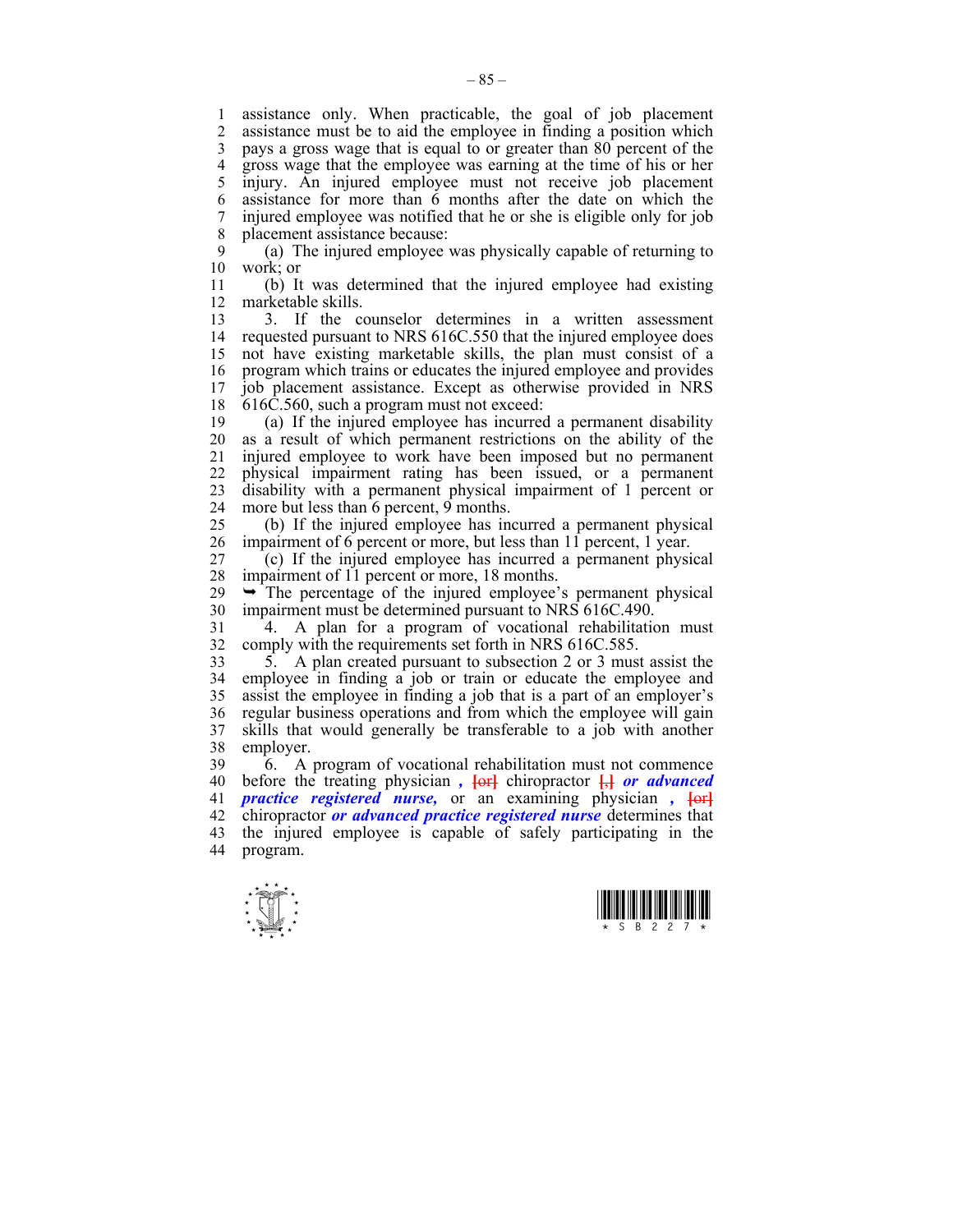assistance only. When practicable, the goal of job placement assistance must be to aid the employee in finding a position which pays a gross wage that is equal to or greater than 80 percent of the gross wage that the employee was earning at the time of his or her injury. An injured employee must not receive job placement assistance for more than 6 months after the date on which the injured employee was notified that he or she is eligible only for job placement assistance because:

(a) The injured employee was physically capable of returning to work; or

(b) It was determined that the injured employee had existing marketable skills.

3. If the counselor determines in a written assessment requested pursuant to NRS 616C.550 that the injured employee does not have existing marketable skills, the plan must consist of a program which trains or educates the injured employee and provides job placement assistance. Except as otherwise provided in NRS 616C.560, such a program must not exceed:

(a) If the injured employee has incurred a permanent disability as a result of which permanent restrictions on the ability of the injured employee to work have been imposed but no permanent physical impairment rating has been issued, or a permanent disability with a permanent physical impairment of 1 percent or more but less than 6 percent, 9 months.

(b) If the injured employee has incurred a permanent physical impairment of 6 percent or more, but less than 11 percent, 1 year.

(c) If the injured employee has incurred a permanent physical impairment of 11 percent or more, 18 months.

➥ The percentage of the injured employee's permanent physical impairment must be determined pursuant to NRS 616C.490.

4. A plan for a program of vocational rehabilitation must comply with the requirements set forth in NRS 616C.585.

5. A plan created pursuant to subsection 2 or 3 must assist the employee in finding a job or train or educate the employee and assist the employee in finding a job that is a part of an employer's regular business operations and from which the employee will gain skills that would generally be transferable to a job with another employer.

6. A program of vocational rehabilitation must not commence before the treating physician ***,*** [or] chiropractor [,] ***or advanced practice registered nurse,*** or an examining physician ***,*** [or] chiropractor ***or advanced practice registered nurse*** determines that the injured employee is capable of safely participating in the program.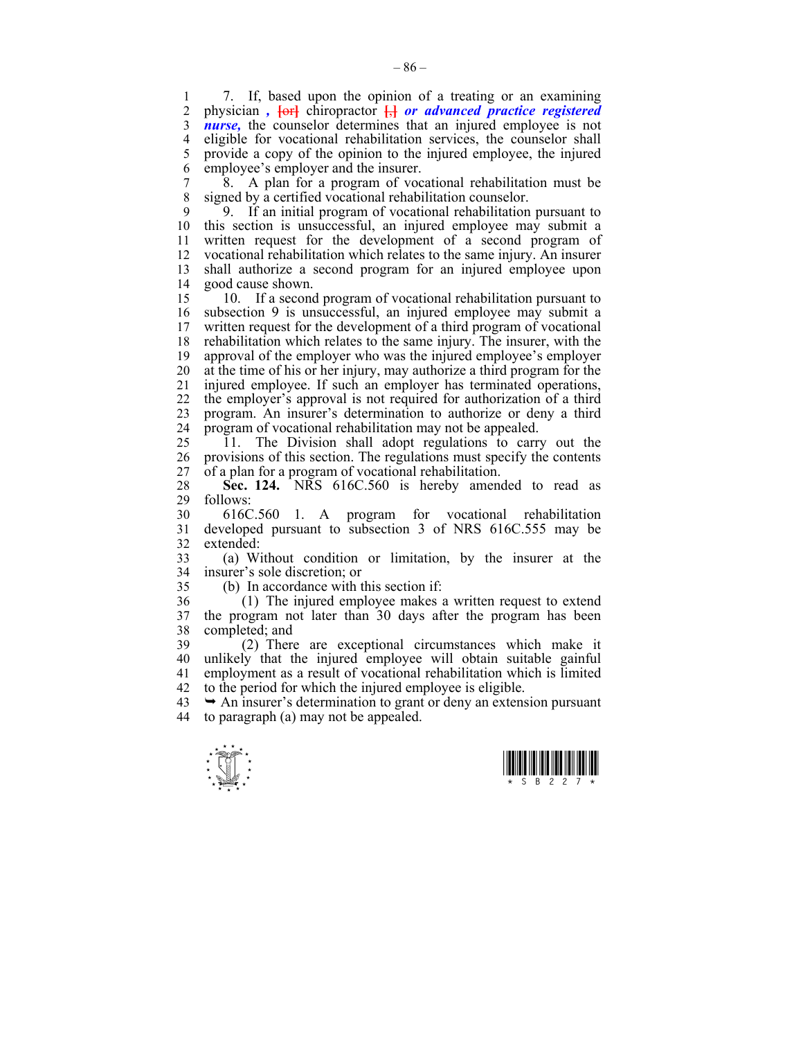7. If, based upon the opinion of a treating or an examining physician *, ~~[or]~~* chiropractor ~~[,]~~ ***or advanced practice registered nurse,*** the counselor determines that an injured employee is not eligible for vocational rehabilitation services, the counselor shall provide a copy of the opinion to the injured employee, the injured employee's employer and the insurer.

8. A plan for a program of vocational rehabilitation must be signed by a certified vocational rehabilitation counselor.

9. If an initial program of vocational rehabilitation pursuant to this section is unsuccessful, an injured employee may submit a written request for the development of a second program of vocational rehabilitation which relates to the same injury. An insurer shall authorize a second program for an injured employee upon good cause shown.

10. If a second program of vocational rehabilitation pursuant to subsection 9 is unsuccessful, an injured employee may submit a written request for the development of a third program of vocational rehabilitation which relates to the same injury. The insurer, with the approval of the employer who was the injured employee's employer at the time of his or her injury, may authorize a third program for the injured employee. If such an employer has terminated operations, the employer's approval is not required for authorization of a third program. An insurer's determination to authorize or deny a third program of vocational rehabilitation may not be appealed.

11. The Division shall adopt regulations to carry out the provisions of this section. The regulations must specify the contents of a plan for a program of vocational rehabilitation.

**Sec. 124.** NRS 616C.560 is hereby amended to read as follows:

616C.560 1. A program for vocational rehabilitation developed pursuant to subsection 3 of NRS 616C.555 may be extended:

(a) Without condition or limitation, by the insurer at the insurer's sole discretion; or

(b) In accordance with this section if:

(1) The injured employee makes a written request to extend the program not later than 30 days after the program has been completed; and

(2) There are exceptional circumstances which make it unlikely that the injured employee will obtain suitable gainful employment as a result of vocational rehabilitation which is limited to the period for which the injured employee is eligible.

➥ An insurer's determination to grant or deny an extension pursuant to paragraph (a) may not be appealed.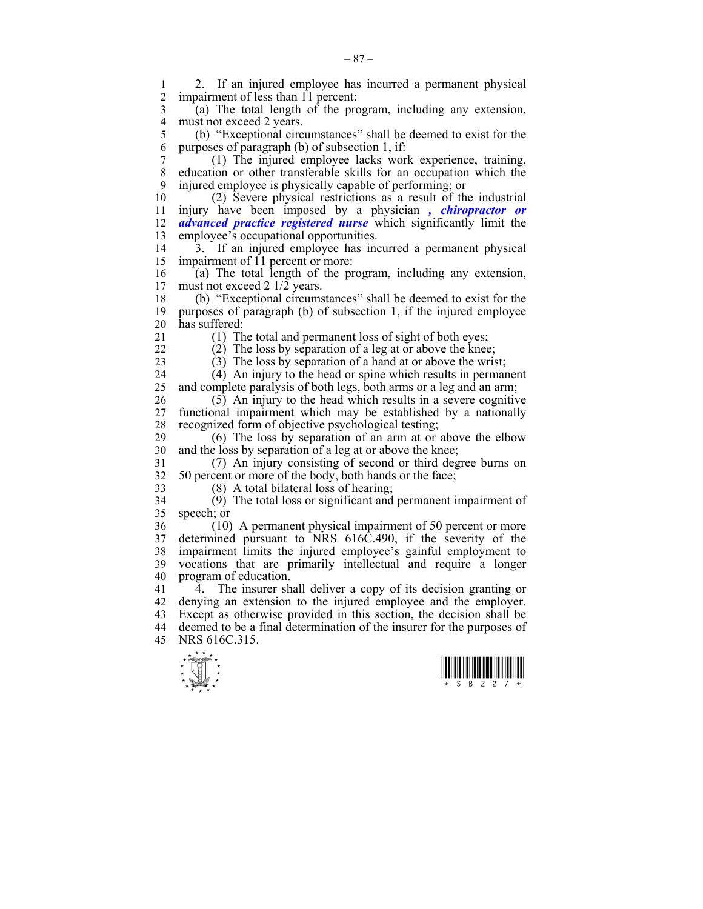2. If an injured employee has incurred a permanent physical impairment of less than 11 percent:

(a) The total length of the program, including any extension, must not exceed 2 years.

(b) "Exceptional circumstances" shall be deemed to exist for the purposes of paragraph (b) of subsection 1, if:

(1) The injured employee lacks work experience, training, education or other transferable skills for an occupation which the injured employee is physically capable of performing; or

(2) Severe physical restrictions as a result of the industrial injury have been imposed by a physician ***, chiropractor or advanced practice registered nurse*** which significantly limit the employee's occupational opportunities.

3. If an injured employee has incurred a permanent physical impairment of 11 percent or more:

(a) The total length of the program, including any extension, must not exceed 2 1/2 years.

(b) "Exceptional circumstances" shall be deemed to exist for the purposes of paragraph (b) of subsection 1, if the injured employee has suffered:

(1) The total and permanent loss of sight of both eyes;

(2) The loss by separation of a leg at or above the knee;

(3) The loss by separation of a hand at or above the wrist;

(4) An injury to the head or spine which results in permanent and complete paralysis of both legs, both arms or a leg and an arm;

(5) An injury to the head which results in a severe cognitive functional impairment which may be established by a nationally recognized form of objective psychological testing;

(6) The loss by separation of an arm at or above the elbow and the loss by separation of a leg at or above the knee;

(7) An injury consisting of second or third degree burns on 50 percent or more of the body, both hands or the face;

(8) A total bilateral loss of hearing;

(9) The total loss or significant and permanent impairment of speech; or

(10) A permanent physical impairment of 50 percent or more determined pursuant to NRS 616C.490, if the severity of the impairment limits the injured employee's gainful employment to vocations that are primarily intellectual and require a longer program of education.

4. The insurer shall deliver a copy of its decision granting or denying an extension to the injured employee and the employer. Except as otherwise provided in this section, the decision shall be deemed to be a final determination of the insurer for the purposes of NRS 616C.315.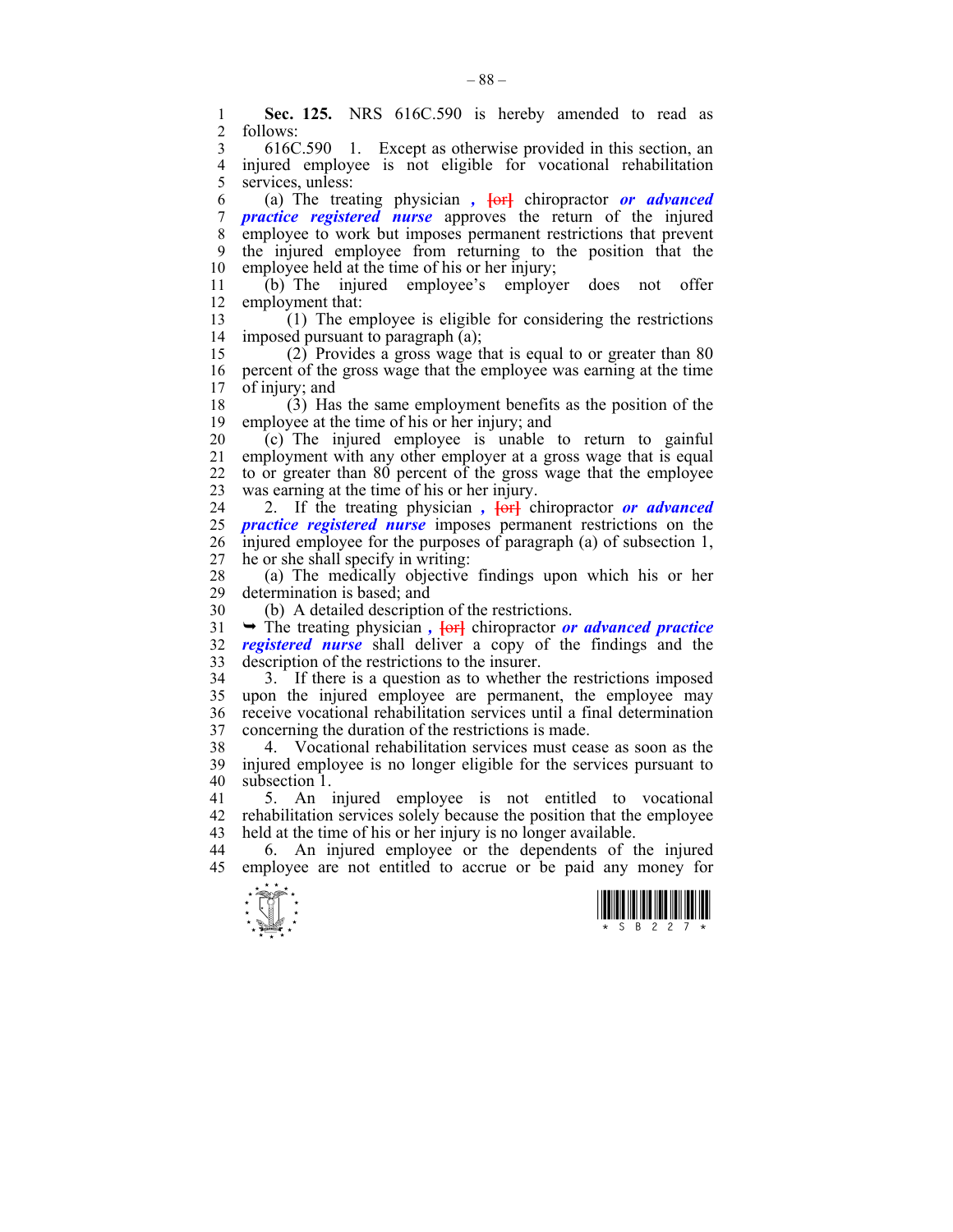**Sec. 125.** NRS 616C.590 is hereby amended to read as follows:

616C.590 1. Except as otherwise provided in this section, an injured employee is not eligible for vocational rehabilitation services, unless:

(a) The treating physician ***,*** [or] chiropractor ***or advanced practice registered nurse*** approves the return of the injured employee to work but imposes permanent restrictions that prevent the injured employee from returning to the position that the employee held at the time of his or her injury;

(b) The injured employee's employer does not offer employment that:

(1) The employee is eligible for considering the restrictions imposed pursuant to paragraph (a);

(2) Provides a gross wage that is equal to or greater than 80 percent of the gross wage that the employee was earning at the time of injury; and

(3) Has the same employment benefits as the position of the employee at the time of his or her injury; and

(c) The injured employee is unable to return to gainful employment with any other employer at a gross wage that is equal to or greater than 80 percent of the gross wage that the employee was earning at the time of his or her injury.

2. If the treating physician ***,*** [or] chiropractor ***or advanced practice registered nurse*** imposes permanent restrictions on the injured employee for the purposes of paragraph (a) of subsection 1, he or she shall specify in writing:

(a) The medically objective findings upon which his or her determination is based; and

(b) A detailed description of the restrictions.

➥ The treating physician ***,*** [or] chiropractor ***or advanced practice registered nurse*** shall deliver a copy of the findings and the description of the restrictions to the insurer.

3. If there is a question as to whether the restrictions imposed upon the injured employee are permanent, the employee may receive vocational rehabilitation services until a final determination concerning the duration of the restrictions is made.

4. Vocational rehabilitation services must cease as soon as the injured employee is no longer eligible for the services pursuant to subsection 1.

5. An injured employee is not entitled to vocational rehabilitation services solely because the position that the employee held at the time of his or her injury is no longer available.

6. An injured employee or the dependents of the injured employee are not entitled to accrue or be paid any money for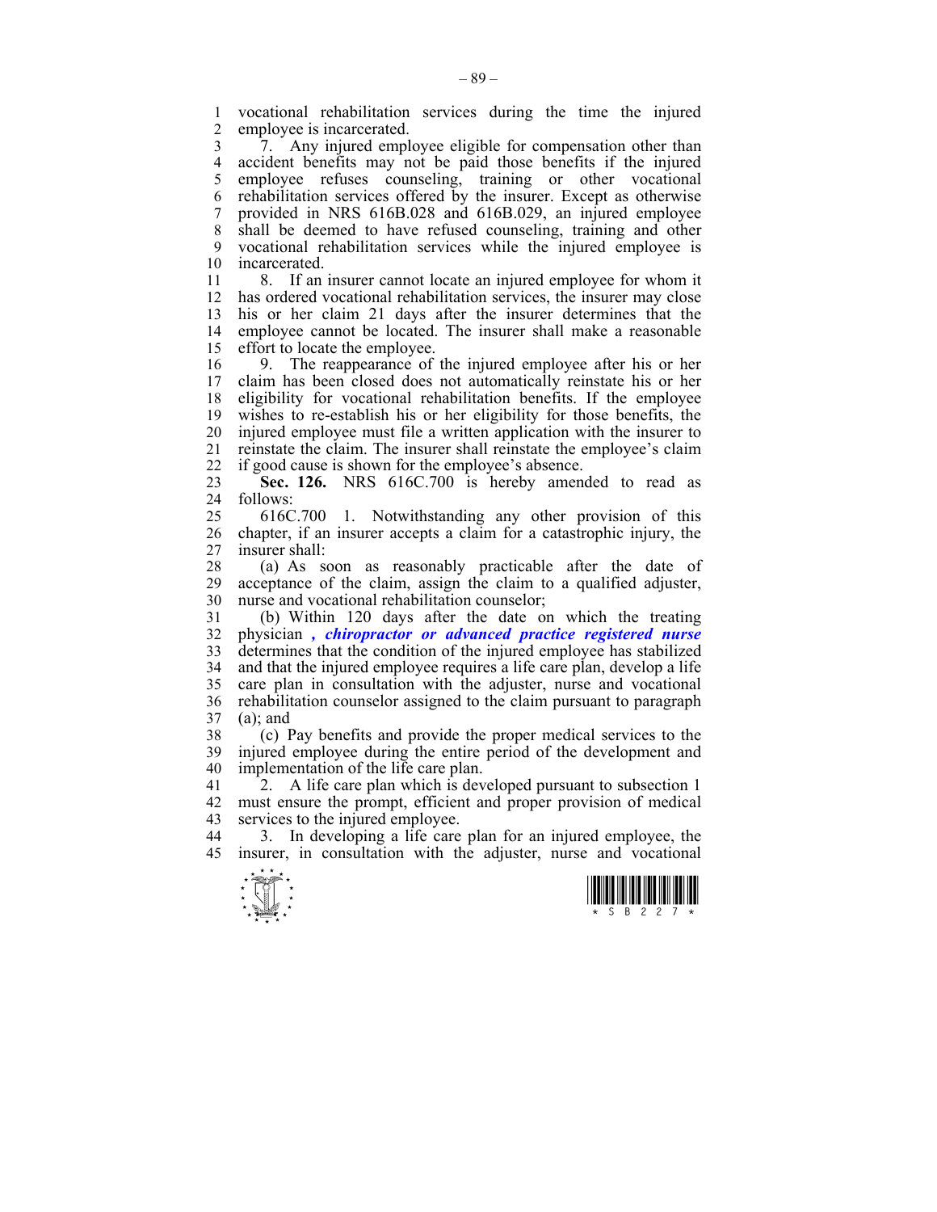vocational rehabilitation services during the time the injured employee is incarcerated.

7. Any injured employee eligible for compensation other than accident benefits may not be paid those benefits if the injured employee refuses counseling, training or other vocational rehabilitation services offered by the insurer. Except as otherwise provided in NRS 616B.028 and 616B.029, an injured employee shall be deemed to have refused counseling, training and other vocational rehabilitation services while the injured employee is incarcerated.

8. If an insurer cannot locate an injured employee for whom it has ordered vocational rehabilitation services, the insurer may close his or her claim 21 days after the insurer determines that the employee cannot be located. The insurer shall make a reasonable effort to locate the employee.

9. The reappearance of the injured employee after his or her claim has been closed does not automatically reinstate his or her eligibility for vocational rehabilitation benefits. If the employee wishes to re-establish his or her eligibility for those benefits, the injured employee must file a written application with the insurer to reinstate the claim. The insurer shall reinstate the employee's claim if good cause is shown for the employee's absence.

**Sec. 126.** NRS 616C.700 is hereby amended to read as follows:

616C.700 1. Notwithstanding any other provision of this chapter, if an insurer accepts a claim for a catastrophic injury, the insurer shall:

(a) As soon as reasonably practicable after the date of acceptance of the claim, assign the claim to a qualified adjuster, nurse and vocational rehabilitation counselor;

(b) Within 120 days after the date on which the treating physician ***, chiropractor or advanced practice registered nurse*** determines that the condition of the injured employee has stabilized and that the injured employee requires a life care plan, develop a life care plan in consultation with the adjuster, nurse and vocational rehabilitation counselor assigned to the claim pursuant to paragraph (a); and

(c) Pay benefits and provide the proper medical services to the injured employee during the entire period of the development and implementation of the life care plan.

2. A life care plan which is developed pursuant to subsection 1 must ensure the prompt, efficient and proper provision of medical services to the injured employee.

3. In developing a life care plan for an injured employee, the insurer, in consultation with the adjuster, nurse and vocational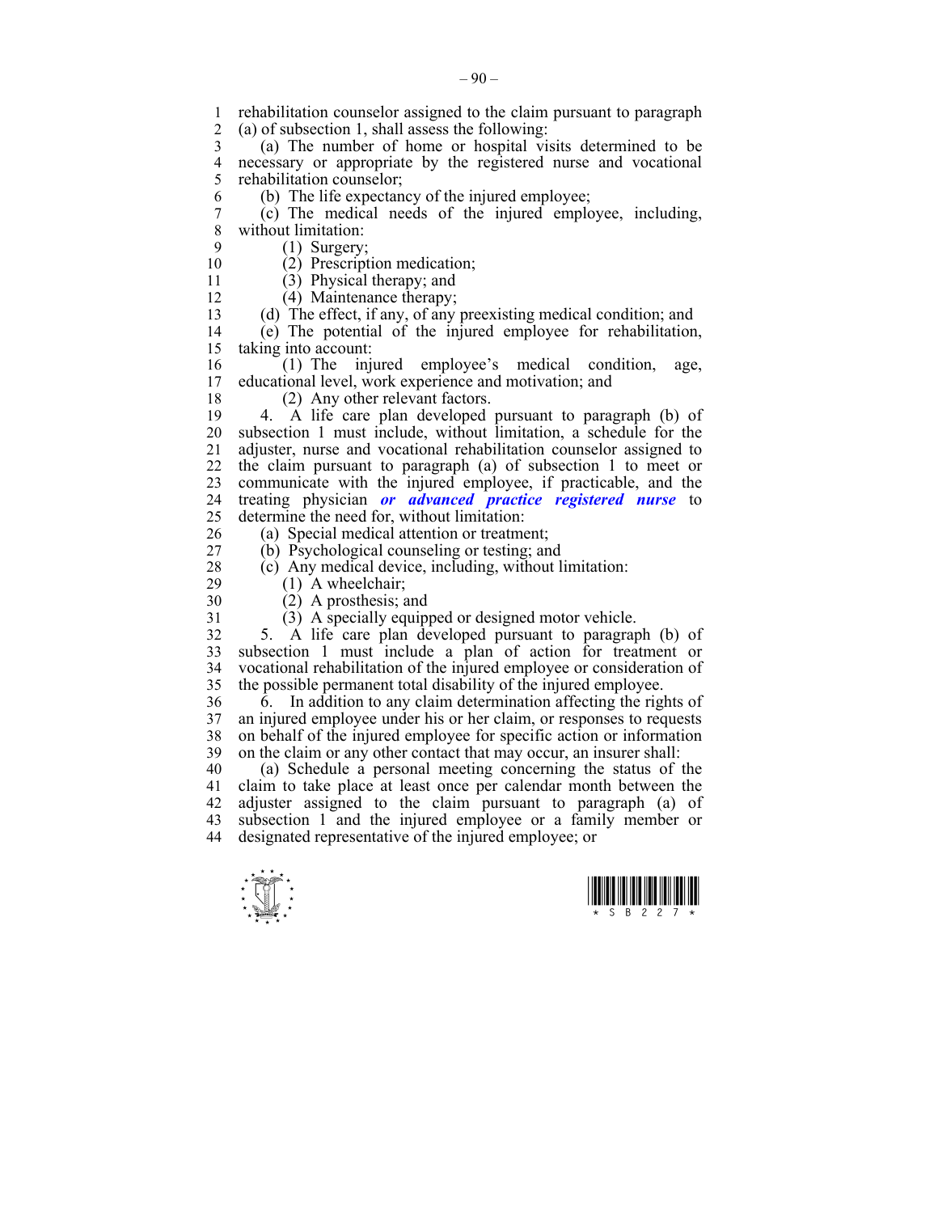rehabilitation counselor assigned to the claim pursuant to paragraph (a) of subsection 1, shall assess the following:

(a) The number of home or hospital visits determined to be necessary or appropriate by the registered nurse and vocational rehabilitation counselor;

(b) The life expectancy of the injured employee;

(c) The medical needs of the injured employee, including, without limitation:

(1) Surgery;

(2) Prescription medication;

(3) Physical therapy; and

(4) Maintenance therapy;

(d) The effect, if any, of any preexisting medical condition; and

(e) The potential of the injured employee for rehabilitation, taking into account:

(1) The injured employee's medical condition, age, educational level, work experience and motivation; and

(2) Any other relevant factors.

4. A life care plan developed pursuant to paragraph (b) of subsection 1 must include, without limitation, a schedule for the adjuster, nurse and vocational rehabilitation counselor assigned to the claim pursuant to paragraph (a) of subsection 1 to meet or communicate with the injured employee, if practicable, and the treating physician ***or advanced practice registered nurse*** to determine the need for, without limitation:

(a) Special medical attention or treatment;

(b) Psychological counseling or testing; and

(c) Any medical device, including, without limitation:

(1) A wheelchair;

(2) A prosthesis; and

(3) A specially equipped or designed motor vehicle.

5. A life care plan developed pursuant to paragraph (b) of subsection 1 must include a plan of action for treatment or vocational rehabilitation of the injured employee or consideration of the possible permanent total disability of the injured employee.

6. In addition to any claim determination affecting the rights of an injured employee under his or her claim, or responses to requests on behalf of the injured employee for specific action or information on the claim or any other contact that may occur, an insurer shall:

(a) Schedule a personal meeting concerning the status of the claim to take place at least once per calendar month between the adjuster assigned to the claim pursuant to paragraph (a) of subsection 1 and the injured employee or a family member or designated representative of the injured employee; or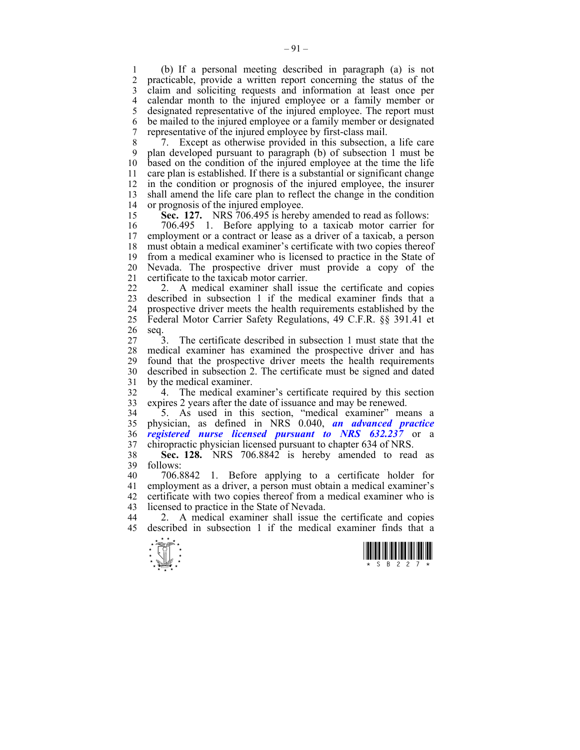(b) If a personal meeting described in paragraph (a) is not practicable, provide a written report concerning the status of the claim and soliciting requests and information at least once per calendar month to the injured employee or a family member or designated representative of the injured employee. The report must be mailed to the injured employee or a family member or designated representative of the injured employee by first-class mail.

7. Except as otherwise provided in this subsection, a life care plan developed pursuant to paragraph (b) of subsection 1 must be based on the condition of the injured employee at the time the life care plan is established. If there is a substantial or significant change in the condition or prognosis of the injured employee, the insurer shall amend the life care plan to reflect the change in the condition or prognosis of the injured employee.

**Sec. 127.** NRS 706.495 is hereby amended to read as follows:

706.495 1. Before applying to a taxicab motor carrier for employment or a contract or lease as a driver of a taxicab, a person must obtain a medical examiner's certificate with two copies thereof from a medical examiner who is licensed to practice in the State of Nevada. The prospective driver must provide a copy of the certificate to the taxicab motor carrier.

2. A medical examiner shall issue the certificate and copies described in subsection 1 if the medical examiner finds that a prospective driver meets the health requirements established by the Federal Motor Carrier Safety Regulations, 49 C.F.R. §§ 391.41 et seq.

3. The certificate described in subsection 1 must state that the medical examiner has examined the prospective driver and has found that the prospective driver meets the health requirements described in subsection 2. The certificate must be signed and dated by the medical examiner.

4. The medical examiner's certificate required by this section expires 2 years after the date of issuance and may be renewed.

5. As used in this section, "medical examiner" means a physician, as defined in NRS 0.040, ***an advanced practice registered nurse licensed pursuant to NRS 632.237*** or a chiropractic physician licensed pursuant to chapter 634 of NRS.

**Sec. 128.** NRS 706.8842 is hereby amended to read as follows:

706.8842 1. Before applying to a certificate holder for employment as a driver, a person must obtain a medical examiner's certificate with two copies thereof from a medical examiner who is licensed to practice in the State of Nevada.

2. A medical examiner shall issue the certificate and copies described in subsection 1 if the medical examiner finds that a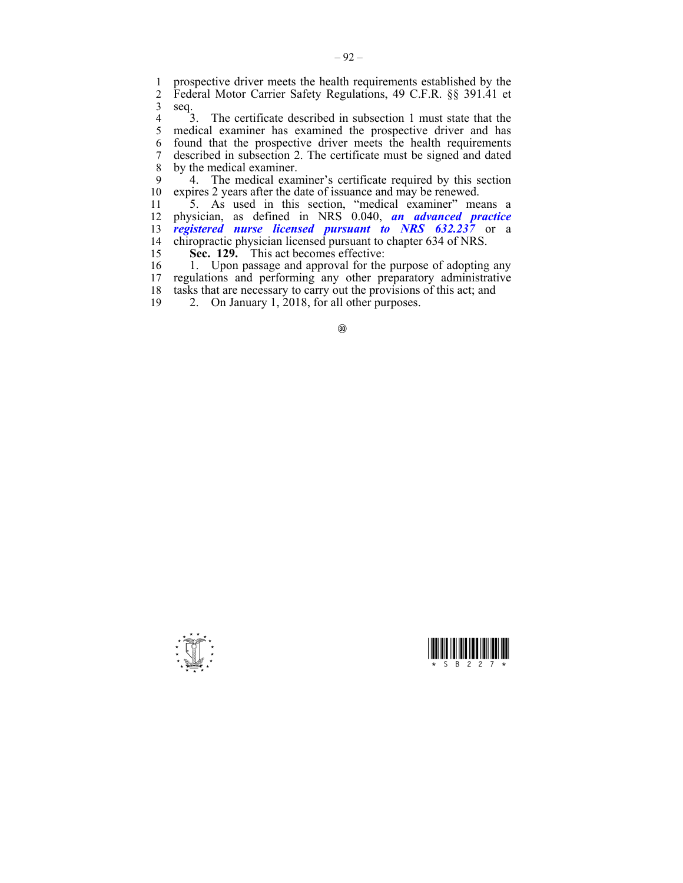prospective driver meets the health requirements established by the Federal Motor Carrier Safety Regulations, 49 C.F.R. §§ 391.41 et seq.

3. The certificate described in subsection 1 must state that the medical examiner has examined the prospective driver and has found that the prospective driver meets the health requirements described in subsection 2. The certificate must be signed and dated by the medical examiner.

4. The medical examiner's certificate required by this section expires 2 years after the date of issuance and may be renewed.

5. As used in this section, "medical examiner" means a physician, as defined in NRS 0.040, ***an advanced practice registered nurse licensed pursuant to NRS 632.237*** or a chiropractic physician licensed pursuant to chapter 634 of NRS.

**Sec. 129.** This act becomes effective:

1. Upon passage and approval for the purpose of adopting any regulations and performing any other preparatory administrative tasks that are necessary to carry out the provisions of this act; and

2. On January 1, 2018, for all other purposes.

⑳